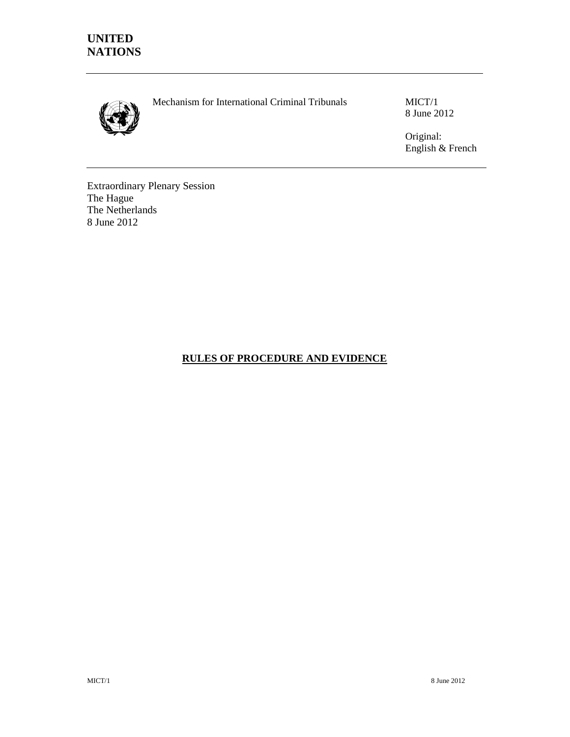**UNITED NATIONS**

Mechanism for International Criminal Tribunals

MICT/1
8 June 2012

Original:
English & French

Extraordinary Plenary Session
The Hague
The Netherlands
8 June 2012

# RULES OF PROCEDURE AND EVIDENCE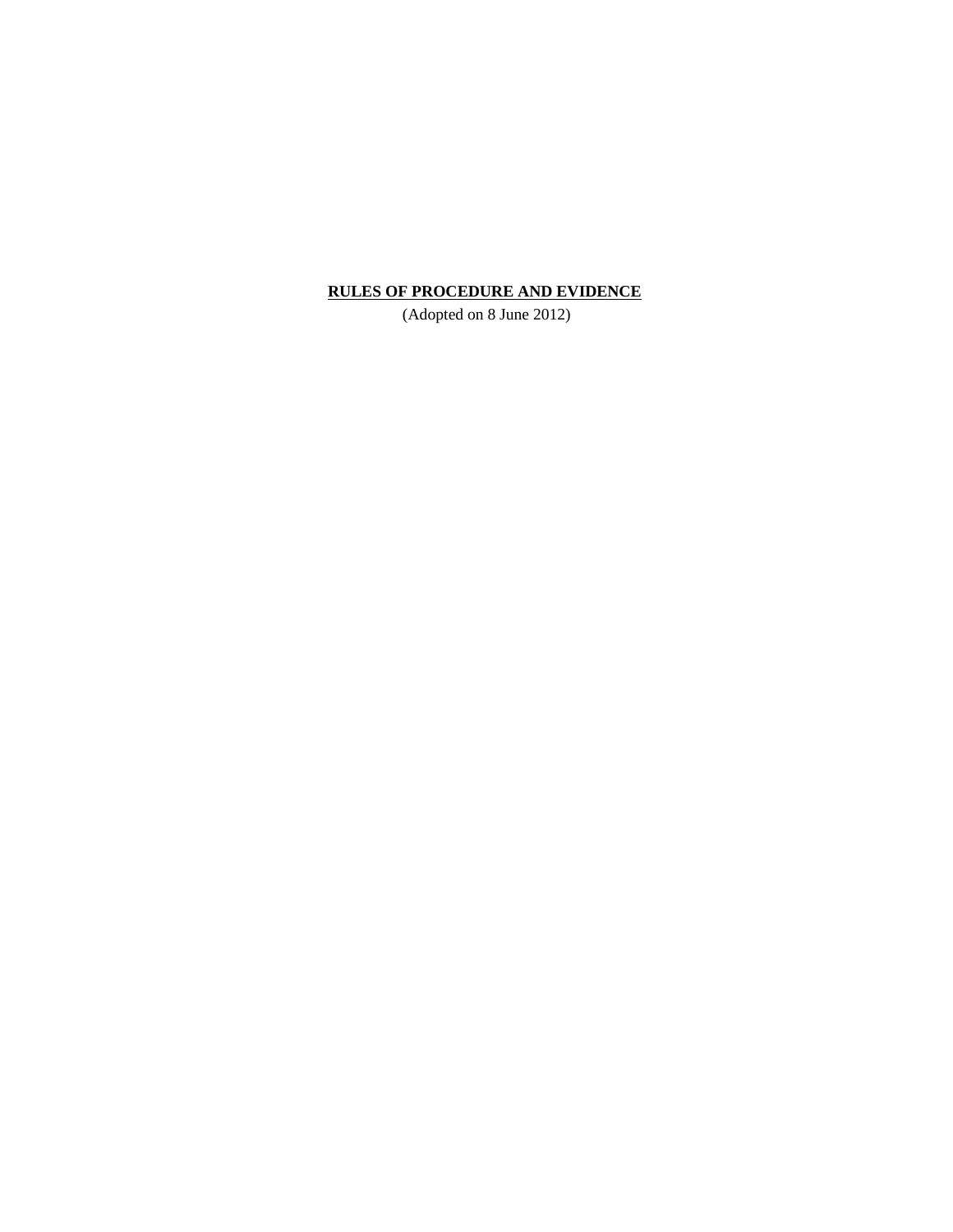# **RULES OF PROCEDURE AND EVIDENCE**

(Adopted on 8 June 2012)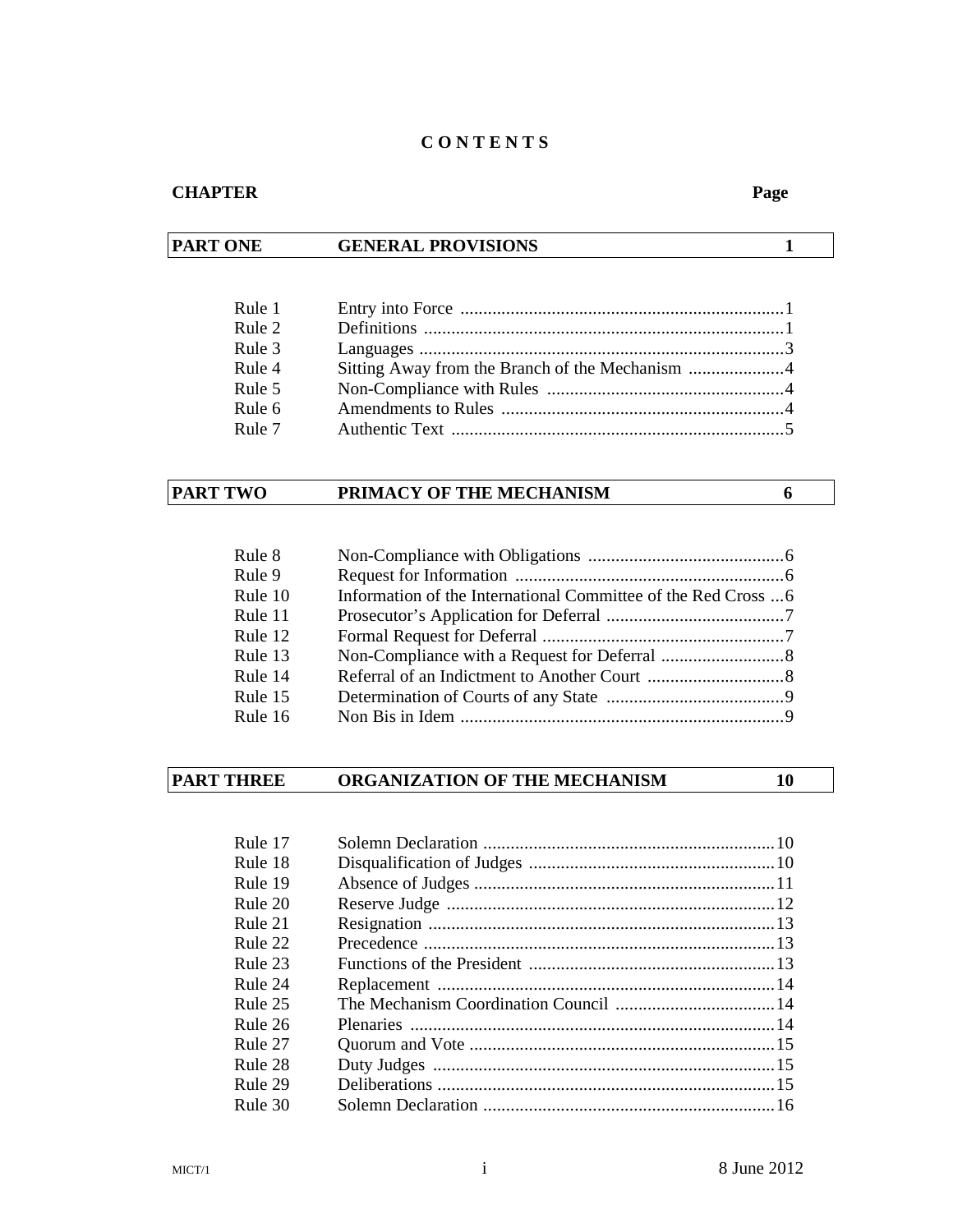# CONTENTS

| CHAPTER | | Page |
|---|---|---|
| **PART ONE** | **GENERAL PROVISIONS** | **1** |
| Rule 1 | Entry into Force | 1 |
| Rule 2 | Definitions | 1 |
| Rule 3 | Languages | 3 |
| Rule 4 | Sitting Away from the Branch of the Mechanism | 4 |
| Rule 5 | Non-Compliance with Rules | 4 |
| Rule 6 | Amendments to Rules | 4 |
| Rule 7 | Authentic Text | 5 |
| **PART TWO** | **PRIMACY OF THE MECHANISM** | **6** |
| Rule 8 | Non-Compliance with Obligations | 6 |
| Rule 9 | Request for Information | 6 |
| Rule 10 | Information of the International Committee of the Red Cross | 6 |
| Rule 11 | Prosecutor's Application for Deferral | 7 |
| Rule 12 | Formal Request for Deferral | 7 |
| Rule 13 | Non-Compliance with a Request for Deferral | 8 |
| Rule 14 | Referral of an Indictment to Another Court | 8 |
| Rule 15 | Determination of Courts of any State | 9 |
| Rule 16 | Non Bis in Idem | 9 |
| **PART THREE** | **ORGANIZATION OF THE MECHANISM** | **10** |
| Rule 17 | Solemn Declaration | 10 |
| Rule 18 | Disqualification of Judges | 10 |
| Rule 19 | Absence of Judges | 11 |
| Rule 20 | Reserve Judge | 12 |
| Rule 21 | Resignation | 13 |
| Rule 22 | Precedence | 13 |
| Rule 23 | Functions of the President | 13 |
| Rule 24 | Replacement | 14 |
| Rule 25 | The Mechanism Coordination Council | 14 |
| Rule 26 | Plenaries | 14 |
| Rule 27 | Quorum and Vote | 15 |
| Rule 28 | Duty Judges | 15 |
| Rule 29 | Deliberations | 15 |
| Rule 30 | Solemn Declaration | 16 |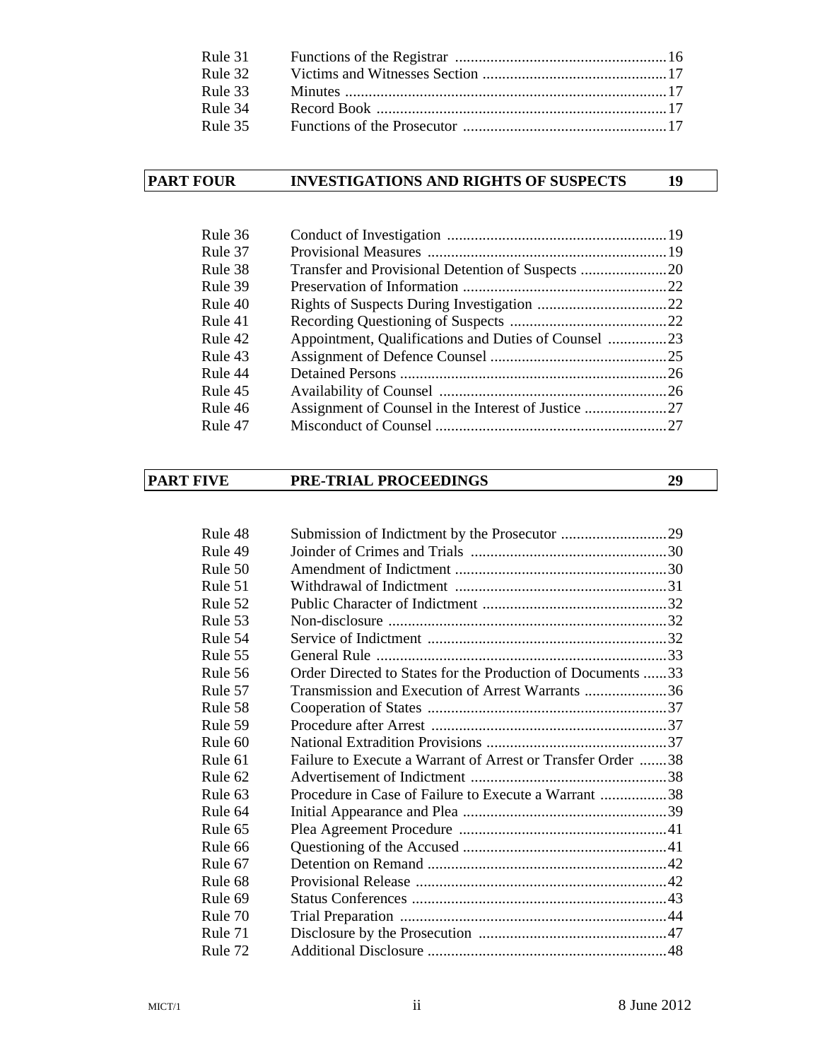| | | |
|---|---|---|
| Rule 31 | Functions of the Registrar | 16 |
| Rule 32 | Victims and Witnesses Section | 17 |
| Rule 33 | Minutes | 17 |
| Rule 34 | Record Book | 17 |
| Rule 35 | Functions of the Prosecutor | 17 |

| **PART FOUR** | **INVESTIGATIONS AND RIGHTS OF SUSPECTS** | **19** |
|---|---|---|

| | | |
|---|---|---|
| Rule 36 | Conduct of Investigation | 19 |
| Rule 37 | Provisional Measures | 19 |
| Rule 38 | Transfer and Provisional Detention of Suspects | 20 |
| Rule 39 | Preservation of Information | 22 |
| Rule 40 | Rights of Suspects During Investigation | 22 |
| Rule 41 | Recording Questioning of Suspects | 22 |
| Rule 42 | Appointment, Qualifications and Duties of Counsel | 23 |
| Rule 43 | Assignment of Defence Counsel | 25 |
| Rule 44 | Detained Persons | 26 |
| Rule 45 | Availability of Counsel | 26 |
| Rule 46 | Assignment of Counsel in the Interest of Justice | 27 |
| Rule 47 | Misconduct of Counsel | 27 |

| **PART FIVE** | **PRE-TRIAL PROCEEDINGS** | **29** |
|---|---|---|

| | | |
|---|---|---|
| Rule 48 | Submission of Indictment by the Prosecutor | 29 |
| Rule 49 | Joinder of Crimes and Trials | 30 |
| Rule 50 | Amendment of Indictment | 30 |
| Rule 51 | Withdrawal of Indictment | 31 |
| Rule 52 | Public Character of Indictment | 32 |
| Rule 53 | Non-disclosure | 32 |
| Rule 54 | Service of Indictment | 32 |
| Rule 55 | General Rule | 33 |
| Rule 56 | Order Directed to States for the Production of Documents | 33 |
| Rule 57 | Transmission and Execution of Arrest Warrants | 36 |
| Rule 58 | Cooperation of States | 37 |
| Rule 59 | Procedure after Arrest | 37 |
| Rule 60 | National Extradition Provisions | 37 |
| Rule 61 | Failure to Execute a Warrant of Arrest or Transfer Order | 38 |
| Rule 62 | Advertisement of Indictment | 38 |
| Rule 63 | Procedure in Case of Failure to Execute a Warrant | 38 |
| Rule 64 | Initial Appearance and Plea | 39 |
| Rule 65 | Plea Agreement Procedure | 41 |
| Rule 66 | Questioning of the Accused | 41 |
| Rule 67 | Detention on Remand | 42 |
| Rule 68 | Provisional Release | 42 |
| Rule 69 | Status Conferences | 43 |
| Rule 70 | Trial Preparation | 44 |
| Rule 71 | Disclosure by the Prosecution | 47 |
| Rule 72 | Additional Disclosure | 48 |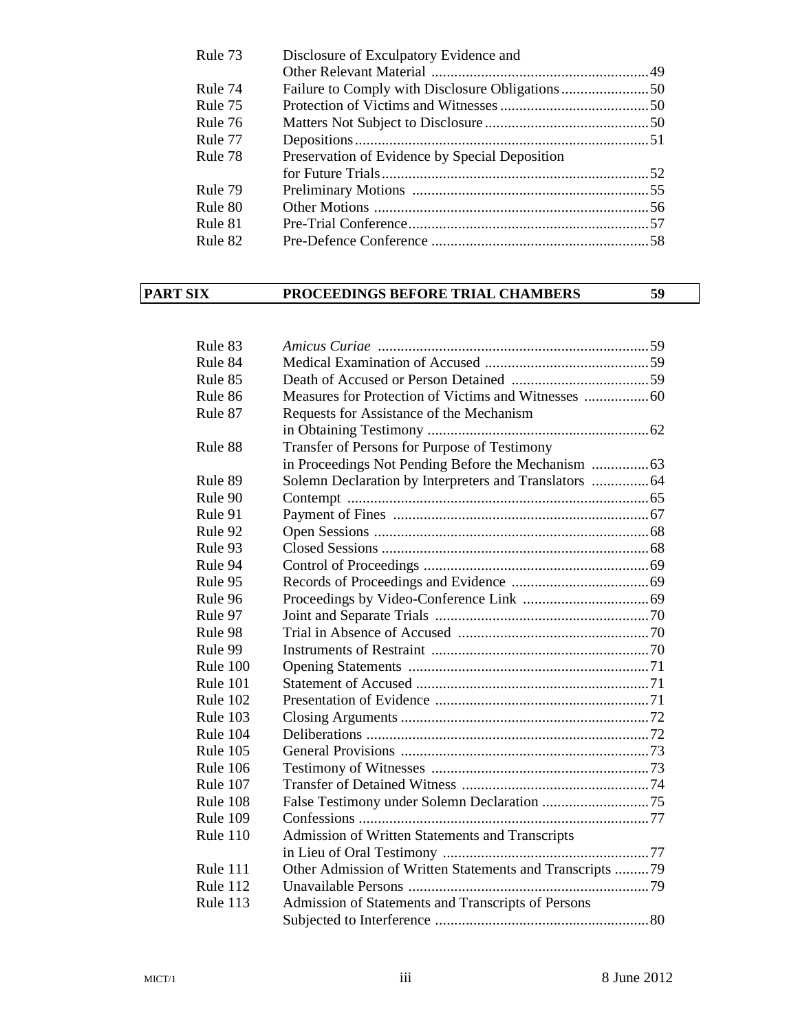| | | |
|---|---|---|
| Rule 73 | Disclosure of Exculpatory Evidence and Other Relevant Material | 49 |
| Rule 74 | Failure to Comply with Disclosure Obligations | 50 |
| Rule 75 | Protection of Victims and Witnesses | 50 |
| Rule 76 | Matters Not Subject to Disclosure | 50 |
| Rule 77 | Depositions | 51 |
| Rule 78 | Preservation of Evidence by Special Deposition for Future Trials | 52 |
| Rule 79 | Preliminary Motions | 55 |
| Rule 80 | Other Motions | 56 |
| Rule 81 | Pre-Trial Conference | 57 |
| Rule 82 | Pre-Defence Conference | 58 |

**PART SIX — PROCEEDINGS BEFORE TRIAL CHAMBERS — 59**

| | | |
|---|---|---|
| Rule 83 | *Amicus Curiae* | 59 |
| Rule 84 | Medical Examination of Accused | 59 |
| Rule 85 | Death of Accused or Person Detained | 59 |
| Rule 86 | Measures for Protection of Victims and Witnesses | 60 |
| Rule 87 | Requests for Assistance of the Mechanism in Obtaining Testimony | 62 |
| Rule 88 | Transfer of Persons for Purpose of Testimony in Proceedings Not Pending Before the Mechanism | 63 |
| Rule 89 | Solemn Declaration by Interpreters and Translators | 64 |
| Rule 90 | Contempt | 65 |
| Rule 91 | Payment of Fines | 67 |
| Rule 92 | Open Sessions | 68 |
| Rule 93 | Closed Sessions | 68 |
| Rule 94 | Control of Proceedings | 69 |
| Rule 95 | Records of Proceedings and Evidence | 69 |
| Rule 96 | Proceedings by Video-Conference Link | 69 |
| Rule 97 | Joint and Separate Trials | 70 |
| Rule 98 | Trial in Absence of Accused | 70 |
| Rule 99 | Instruments of Restraint | 70 |
| Rule 100 | Opening Statements | 71 |
| Rule 101 | Statement of Accused | 71 |
| Rule 102 | Presentation of Evidence | 71 |
| Rule 103 | Closing Arguments | 72 |
| Rule 104 | Deliberations | 72 |
| Rule 105 | General Provisions | 73 |
| Rule 106 | Testimony of Witnesses | 73 |
| Rule 107 | Transfer of Detained Witness | 74 |
| Rule 108 | False Testimony under Solemn Declaration | 75 |
| Rule 109 | Confessions | 77 |
| Rule 110 | Admission of Written Statements and Transcripts in Lieu of Oral Testimony | 77 |
| Rule 111 | Other Admission of Written Statements and Transcripts | 79 |
| Rule 112 | Unavailable Persons | 79 |
| Rule 113 | Admission of Statements and Transcripts of Persons Subjected to Interference | 80 |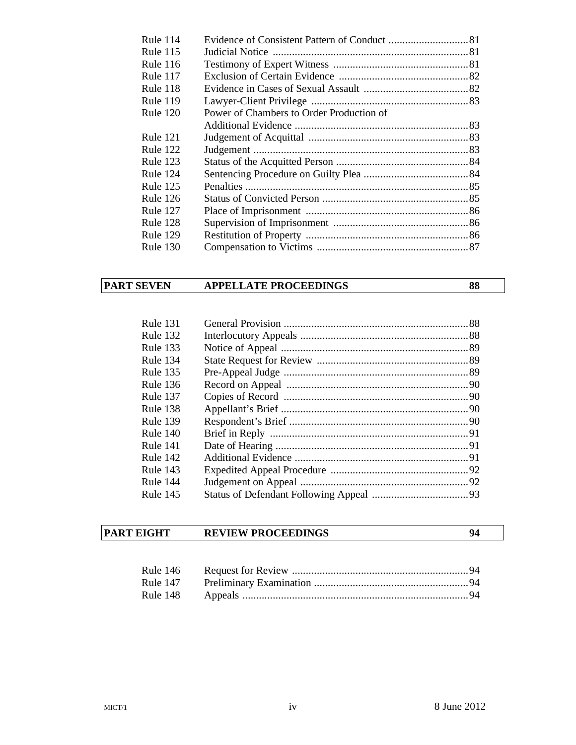| | | |
|---|---|---|
| Rule 114 | Evidence of Consistent Pattern of Conduct | 81 |
| Rule 115 | Judicial Notice | 81 |
| Rule 116 | Testimony of Expert Witness | 81 |
| Rule 117 | Exclusion of Certain Evidence | 82 |
| Rule 118 | Evidence in Cases of Sexual Assault | 82 |
| Rule 119 | Lawyer-Client Privilege | 83 |
| Rule 120 | Power of Chambers to Order Production of Additional Evidence | 83 |
| Rule 121 | Judgement of Acquittal | 83 |
| Rule 122 | Judgement | 83 |
| Rule 123 | Status of the Acquitted Person | 84 |
| Rule 124 | Sentencing Procedure on Guilty Plea | 84 |
| Rule 125 | Penalties | 85 |
| Rule 126 | Status of Convicted Person | 85 |
| Rule 127 | Place of Imprisonment | 86 |
| Rule 128 | Supervision of Imprisonment | 86 |
| Rule 129 | Restitution of Property | 86 |
| Rule 130 | Compensation to Victims | 87 |

| **PART SEVEN** | **APPELLATE PROCEEDINGS** | **88** |
|---|---|---|

| | | |
|---|---|---|
| Rule 131 | General Provision | 88 |
| Rule 132 | Interlocutory Appeals | 88 |
| Rule 133 | Notice of Appeal | 89 |
| Rule 134 | State Request for Review | 89 |
| Rule 135 | Pre-Appeal Judge | 89 |
| Rule 136 | Record on Appeal | 90 |
| Rule 137 | Copies of Record | 90 |
| Rule 138 | Appellant's Brief | 90 |
| Rule 139 | Respondent's Brief | 90 |
| Rule 140 | Brief in Reply | 91 |
| Rule 141 | Date of Hearing | 91 |
| Rule 142 | Additional Evidence | 91 |
| Rule 143 | Expedited Appeal Procedure | 92 |
| Rule 144 | Judgement on Appeal | 92 |
| Rule 145 | Status of Defendant Following Appeal | 93 |

| **PART EIGHT** | **REVIEW PROCEEDINGS** | **94** |
|---|---|---|

| | | |
|---|---|---|
| Rule 146 | Request for Review | 94 |
| Rule 147 | Preliminary Examination | 94 |
| Rule 148 | Appeals | 94 |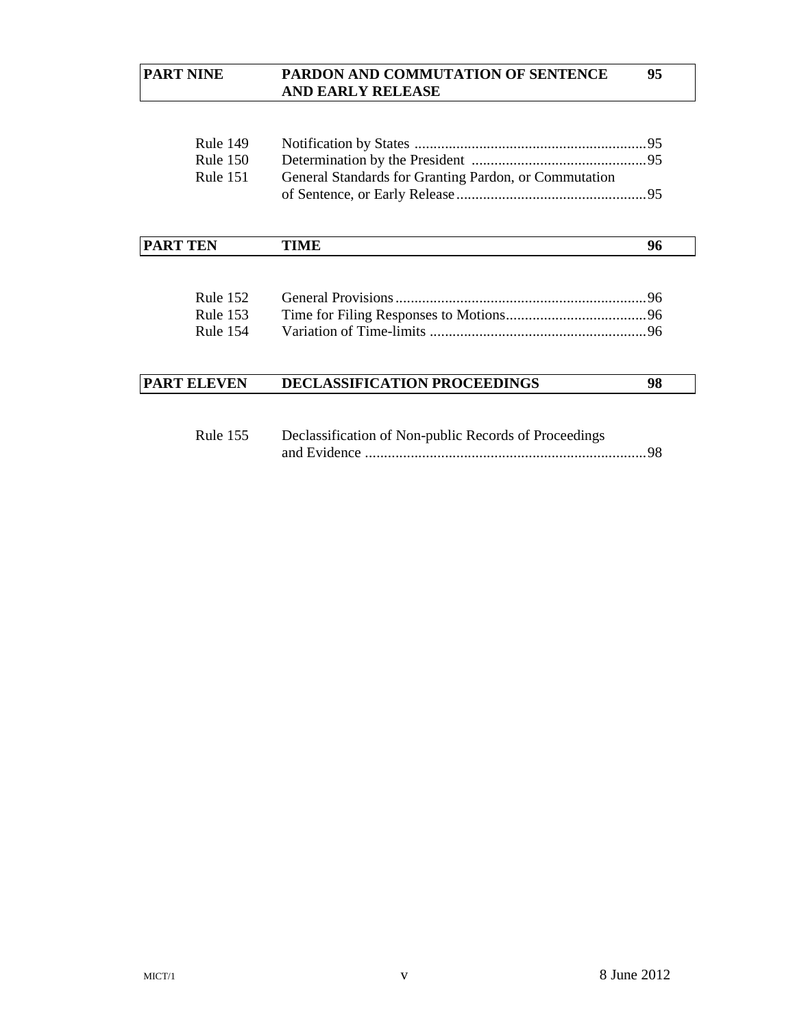| PART NINE | PARDON AND COMMUTATION OF SENTENCE AND EARLY RELEASE | 95 |
|---|---|---|
| Rule 149 | Notification by States | 95 |
| Rule 150 | Determination by the President | 95 |
| Rule 151 | General Standards for Granting Pardon, or Commutation of Sentence, or Early Release | 95 |

| PART TEN | TIME | 96 |
|---|---|---|
| Rule 152 | General Provisions | 96 |
| Rule 153 | Time for Filing Responses to Motions | 96 |
| Rule 154 | Variation of Time-limits | 96 |

| PART ELEVEN | DECLASSIFICATION PROCEEDINGS | 98 |
|---|---|---|
| Rule 155 | Declassification of Non-public Records of Proceedings and Evidence | 98 |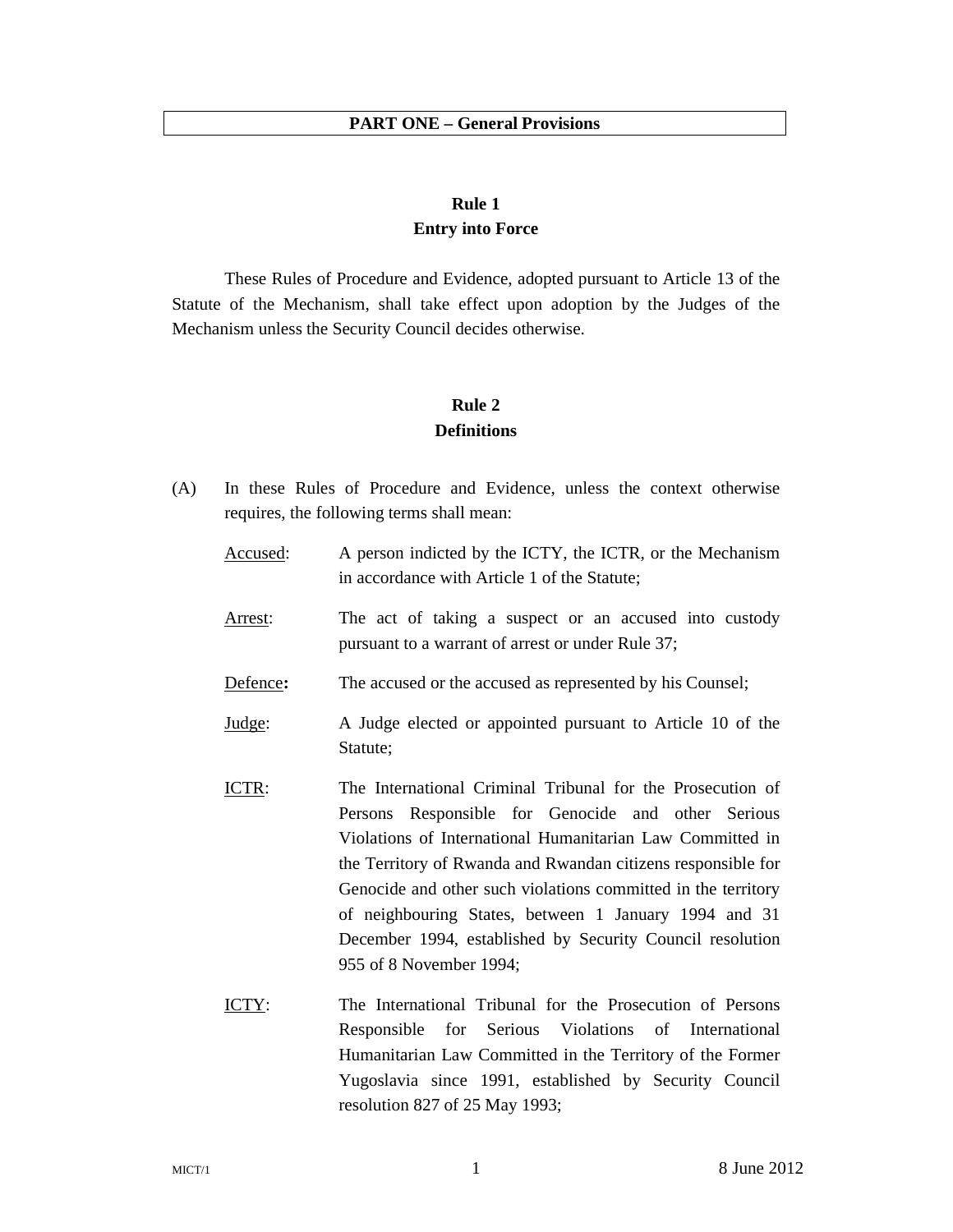# PART ONE – General Provisions

## Rule 1
## Entry into Force

These Rules of Procedure and Evidence, adopted pursuant to Article 13 of the Statute of the Mechanism, shall take effect upon adoption by the Judges of the Mechanism unless the Security Council decides otherwise.

## Rule 2
## Definitions

(A) In these Rules of Procedure and Evidence, unless the context otherwise requires, the following terms shall mean:

Accused: A person indicted by the ICTY, the ICTR, or the Mechanism in accordance with Article 1 of the Statute;

Arrest: The act of taking a suspect or an accused into custody pursuant to a warrant of arrest or under Rule 37;

Defence**:** The accused or the accused as represented by his Counsel;

Judge: A Judge elected or appointed pursuant to Article 10 of the Statute;

ICTR: The International Criminal Tribunal for the Prosecution of Persons Responsible for Genocide and other Serious Violations of International Humanitarian Law Committed in the Territory of Rwanda and Rwandan citizens responsible for Genocide and other such violations committed in the territory of neighbouring States, between 1 January 1994 and 31 December 1994, established by Security Council resolution 955 of 8 November 1994;

ICTY: The International Tribunal for the Prosecution of Persons Responsible for Serious Violations of International Humanitarian Law Committed in the Territory of the Former Yugoslavia since 1991, established by Security Council resolution 827 of 25 May 1993;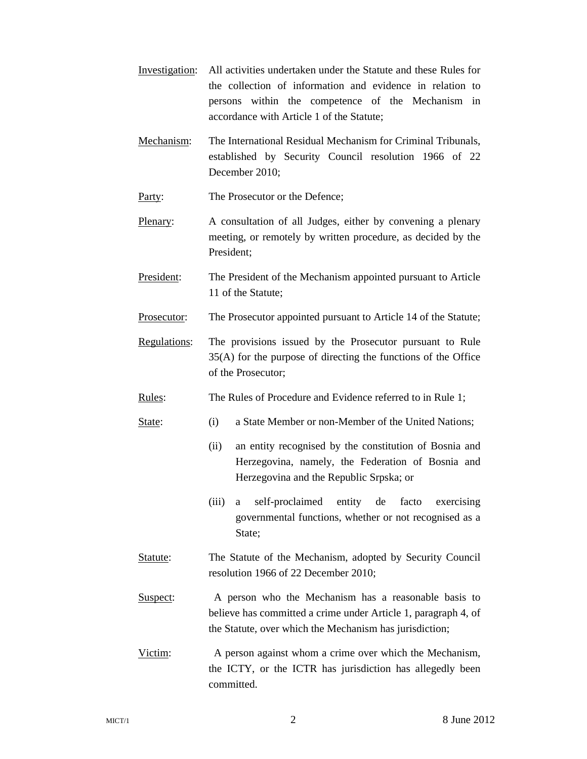<u>Investigation</u>: All activities undertaken under the Statute and these Rules for the collection of information and evidence in relation to persons within the competence of the Mechanism in accordance with Article 1 of the Statute;

<u>Mechanism</u>: The International Residual Mechanism for Criminal Tribunals, established by Security Council resolution 1966 of 22 December 2010;

<u>Party</u>: The Prosecutor or the Defence;

<u>Plenary</u>: A consultation of all Judges, either by convening a plenary meeting, or remotely by written procedure, as decided by the President;

<u>President</u>: The President of the Mechanism appointed pursuant to Article 11 of the Statute;

<u>Prosecutor</u>: The Prosecutor appointed pursuant to Article 14 of the Statute;

<u>Regulations</u>: The provisions issued by the Prosecutor pursuant to Rule 35(A) for the purpose of directing the functions of the Office of the Prosecutor;

<u>Rules</u>: The Rules of Procedure and Evidence referred to in Rule 1;

<u>State</u>:

(i) a State Member or non-Member of the United Nations;

(ii) an entity recognised by the constitution of Bosnia and Herzegovina, namely, the Federation of Bosnia and Herzegovina and the Republic Srpska; or

(iii) a self-proclaimed entity de facto exercising governmental functions, whether or not recognised as a State;

<u>Statute</u>: The Statute of the Mechanism, adopted by Security Council resolution 1966 of 22 December 2010;

<u>Suspect</u>: A person who the Mechanism has a reasonable basis to believe has committed a crime under Article 1, paragraph 4, of the Statute, over which the Mechanism has jurisdiction;

<u>Victim</u>: A person against whom a crime over which the Mechanism, the ICTY, or the ICTR has jurisdiction has allegedly been committed.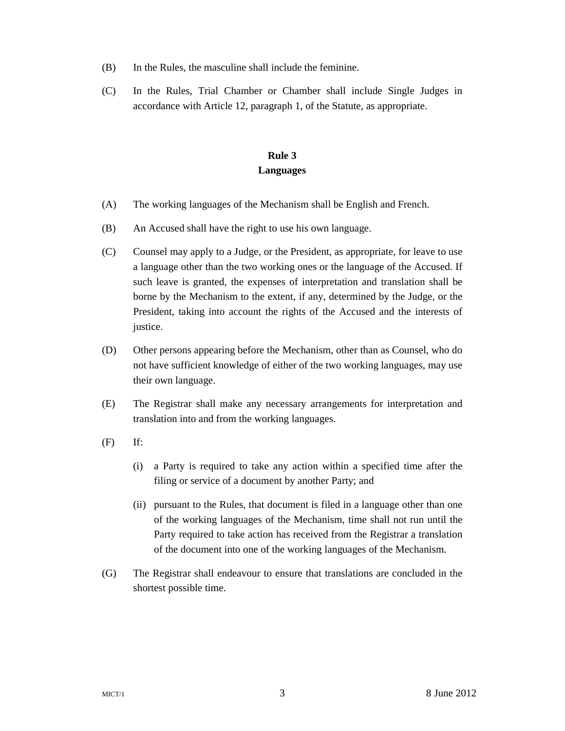(B) In the Rules, the masculine shall include the feminine.

(C) In the Rules, Trial Chamber or Chamber shall include Single Judges in accordance with Article 12, paragraph 1, of the Statute, as appropriate.

**Rule 3**
**Languages**

(A) The working languages of the Mechanism shall be English and French.

(B) An Accused shall have the right to use his own language.

(C) Counsel may apply to a Judge, or the President, as appropriate, for leave to use a language other than the two working ones or the language of the Accused. If such leave is granted, the expenses of interpretation and translation shall be borne by the Mechanism to the extent, if any, determined by the Judge, or the President, taking into account the rights of the Accused and the interests of justice.

(D) Other persons appearing before the Mechanism, other than as Counsel, who do not have sufficient knowledge of either of the two working languages, may use their own language.

(E) The Registrar shall make any necessary arrangements for interpretation and translation into and from the working languages.

(F) If:

(i) a Party is required to take any action within a specified time after the filing or service of a document by another Party; and

(ii) pursuant to the Rules, that document is filed in a language other than one of the working languages of the Mechanism, time shall not run until the Party required to take action has received from the Registrar a translation of the document into one of the working languages of the Mechanism.

(G) The Registrar shall endeavour to ensure that translations are concluded in the shortest possible time.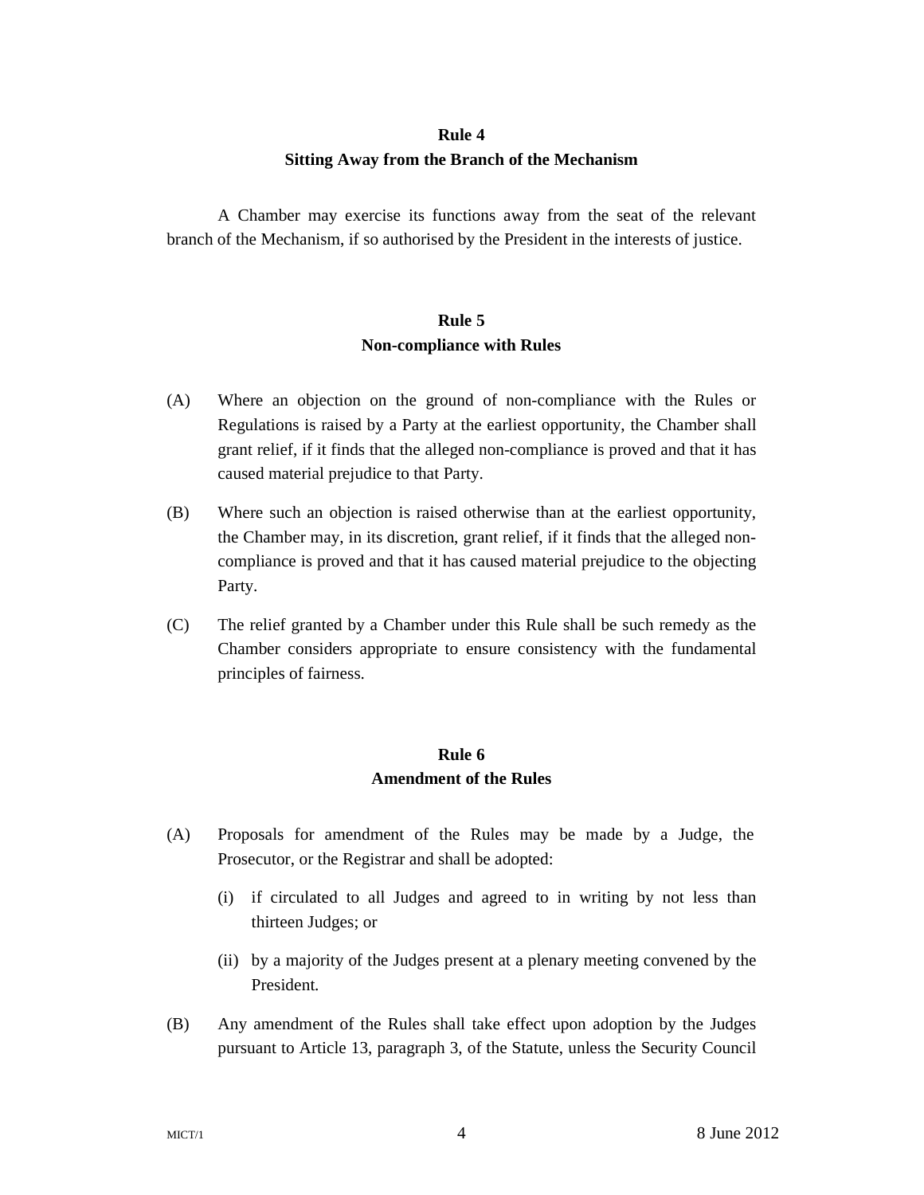## Rule 4
## Sitting Away from the Branch of the Mechanism

A Chamber may exercise its functions away from the seat of the relevant branch of the Mechanism, if so authorised by the President in the interests of justice.

## Rule 5
## Non-compliance with Rules

(A) Where an objection on the ground of non-compliance with the Rules or Regulations is raised by a Party at the earliest opportunity, the Chamber shall grant relief, if it finds that the alleged non-compliance is proved and that it has caused material prejudice to that Party.

(B) Where such an objection is raised otherwise than at the earliest opportunity, the Chamber may, in its discretion, grant relief, if it finds that the alleged non-compliance is proved and that it has caused material prejudice to the objecting Party.

(C) The relief granted by a Chamber under this Rule shall be such remedy as the Chamber considers appropriate to ensure consistency with the fundamental principles of fairness.

## Rule 6
## Amendment of the Rules

(A) Proposals for amendment of the Rules may be made by a Judge, the Prosecutor, or the Registrar and shall be adopted:

(i) if circulated to all Judges and agreed to in writing by not less than thirteen Judges; or

(ii) by a majority of the Judges present at a plenary meeting convened by the President.

(B) Any amendment of the Rules shall take effect upon adoption by the Judges pursuant to Article 13, paragraph 3, of the Statute, unless the Security Council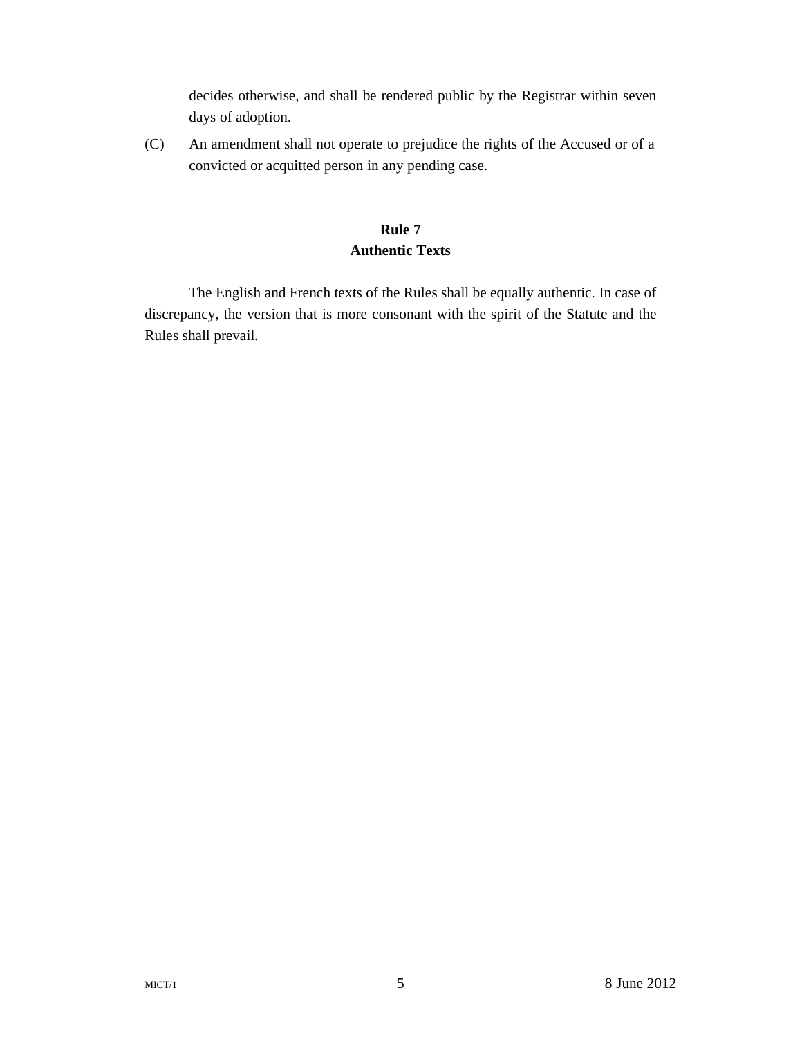decides otherwise, and shall be rendered public by the Registrar within seven days of adoption.

(C) An amendment shall not operate to prejudice the rights of the Accused or of a convicted or acquitted person in any pending case.

**Rule 7**
**Authentic Texts**

The English and French texts of the Rules shall be equally authentic. In case of discrepancy, the version that is more consonant with the spirit of the Statute and the Rules shall prevail.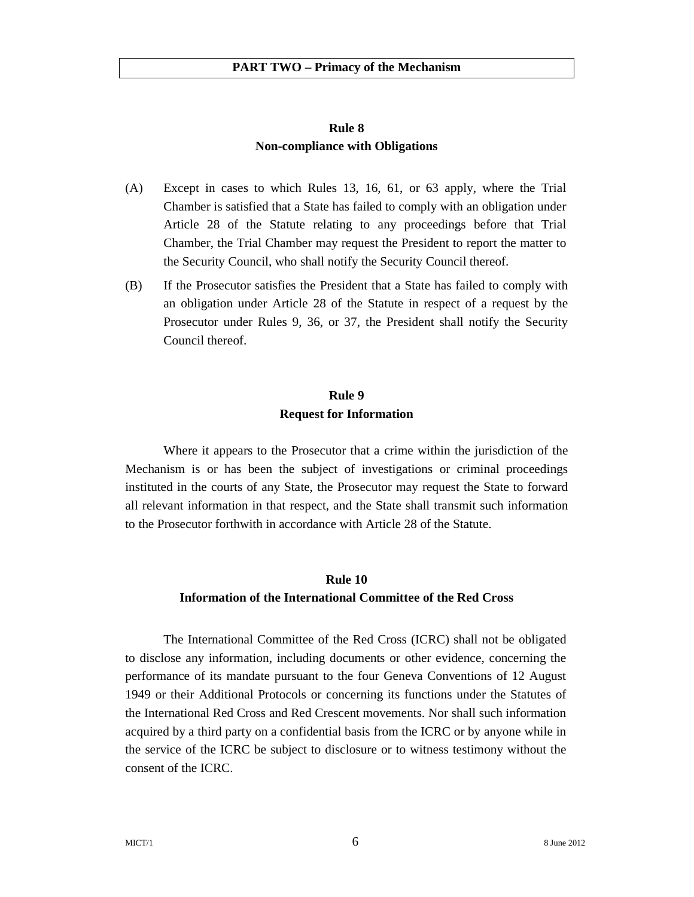## PART TWO – Primacy of the Mechanism

### Rule 8
### Non-compliance with Obligations

(A) Except in cases to which Rules 13, 16, 61, or 63 apply, where the Trial Chamber is satisfied that a State has failed to comply with an obligation under Article 28 of the Statute relating to any proceedings before that Trial Chamber, the Trial Chamber may request the President to report the matter to the Security Council, who shall notify the Security Council thereof.

(B) If the Prosecutor satisfies the President that a State has failed to comply with an obligation under Article 28 of the Statute in respect of a request by the Prosecutor under Rules 9, 36, or 37, the President shall notify the Security Council thereof.

### Rule 9
### Request for Information

Where it appears to the Prosecutor that a crime within the jurisdiction of the Mechanism is or has been the subject of investigations or criminal proceedings instituted in the courts of any State, the Prosecutor may request the State to forward all relevant information in that respect, and the State shall transmit such information to the Prosecutor forthwith in accordance with Article 28 of the Statute.

### Rule 10
### Information of the International Committee of the Red Cross

The International Committee of the Red Cross (ICRC) shall not be obligated to disclose any information, including documents or other evidence, concerning the performance of its mandate pursuant to the four Geneva Conventions of 12 August 1949 or their Additional Protocols or concerning its functions under the Statutes of the International Red Cross and Red Crescent movements. Nor shall such information acquired by a third party on a confidential basis from the ICRC or by anyone while in the service of the ICRC be subject to disclosure or to witness testimony without the consent of the ICRC.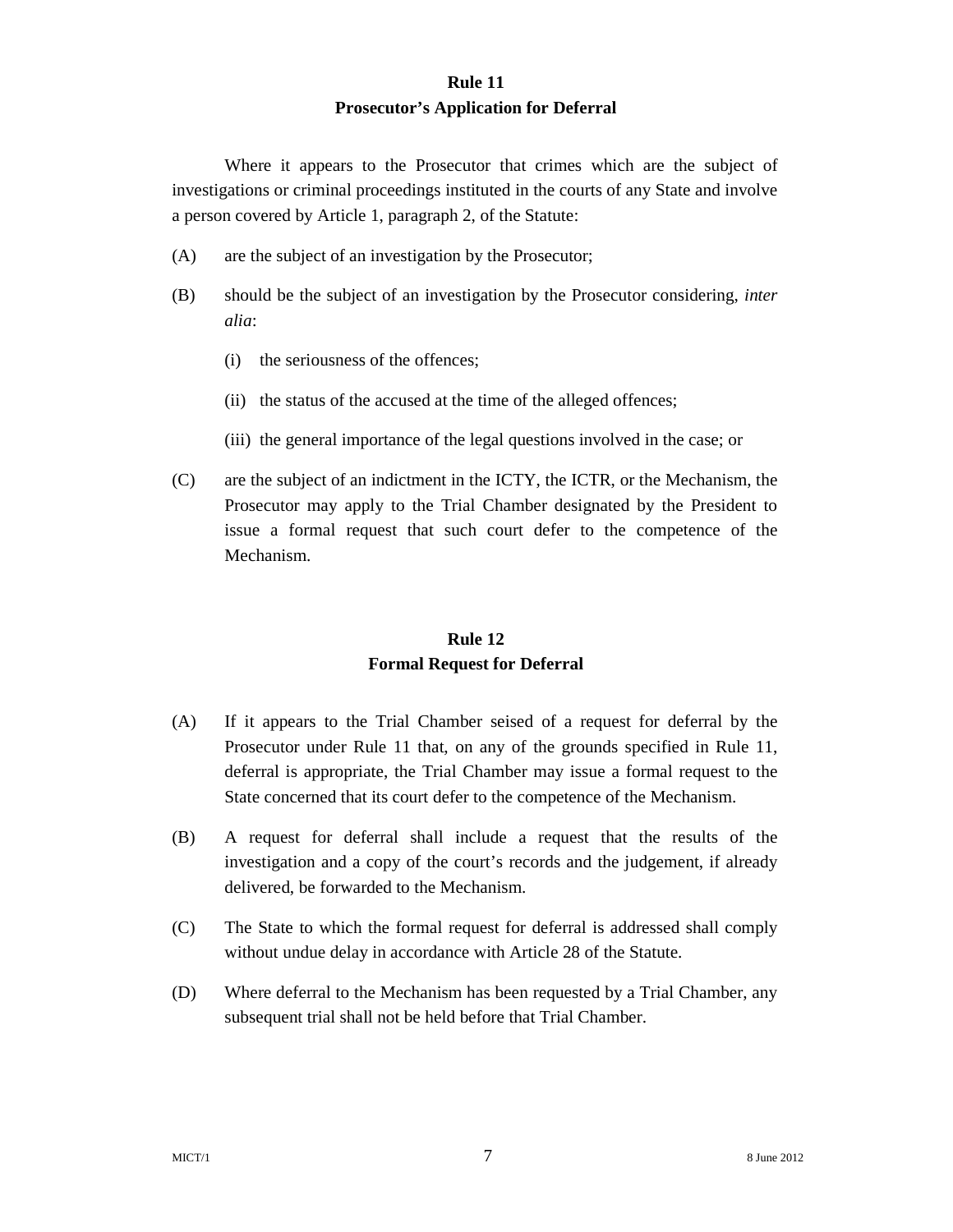## Rule 11
## Prosecutor's Application for Deferral

Where it appears to the Prosecutor that crimes which are the subject of investigations or criminal proceedings instituted in the courts of any State and involve a person covered by Article 1, paragraph 2, of the Statute:

(A) are the subject of an investigation by the Prosecutor;

(B) should be the subject of an investigation by the Prosecutor considering, *inter alia*:

(i) the seriousness of the offences;

(ii) the status of the accused at the time of the alleged offences;

(iii) the general importance of the legal questions involved in the case; or

(C) are the subject of an indictment in the ICTY, the ICTR, or the Mechanism, the Prosecutor may apply to the Trial Chamber designated by the President to issue a formal request that such court defer to the competence of the Mechanism.

## Rule 12
## Formal Request for Deferral

(A) If it appears to the Trial Chamber seised of a request for deferral by the Prosecutor under Rule 11 that, on any of the grounds specified in Rule 11, deferral is appropriate, the Trial Chamber may issue a formal request to the State concerned that its court defer to the competence of the Mechanism.

(B) A request for deferral shall include a request that the results of the investigation and a copy of the court's records and the judgement, if already delivered, be forwarded to the Mechanism.

(C) The State to which the formal request for deferral is addressed shall comply without undue delay in accordance with Article 28 of the Statute.

(D) Where deferral to the Mechanism has been requested by a Trial Chamber, any subsequent trial shall not be held before that Trial Chamber.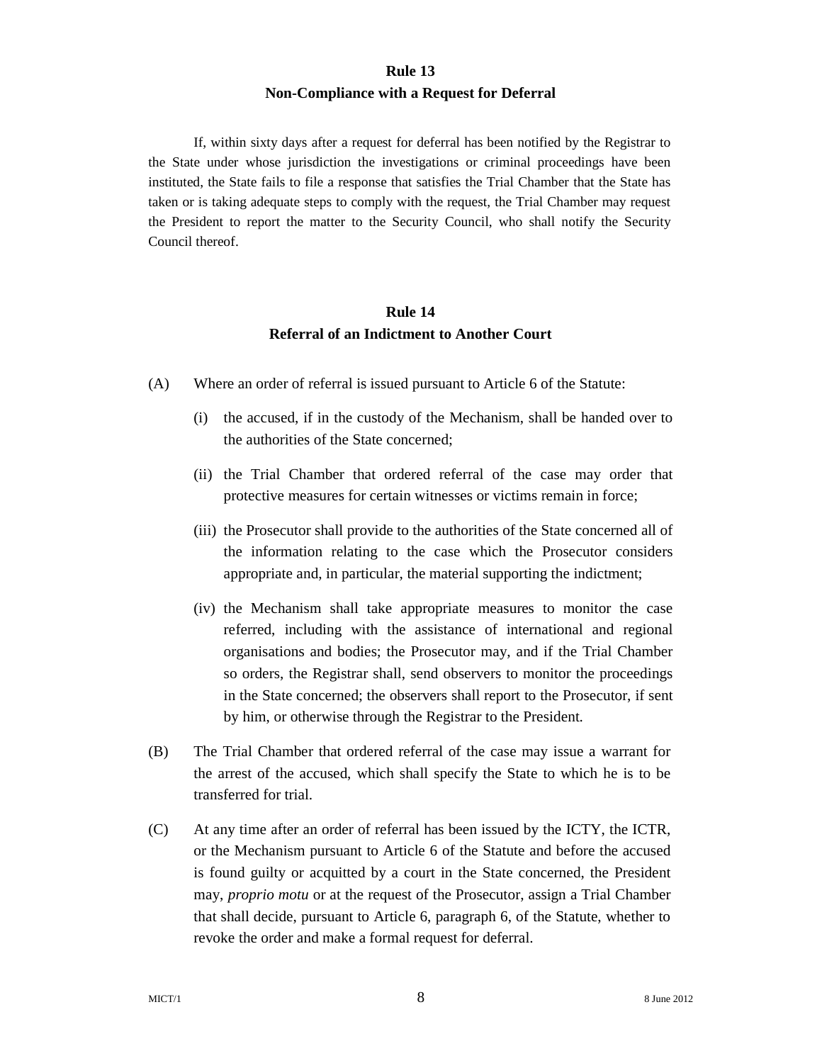### Rule 13
### Non-Compliance with a Request for Deferral

If, within sixty days after a request for deferral has been notified by the Registrar to the State under whose jurisdiction the investigations or criminal proceedings have been instituted, the State fails to file a response that satisfies the Trial Chamber that the State has taken or is taking adequate steps to comply with the request, the Trial Chamber may request the President to report the matter to the Security Council, who shall notify the Security Council thereof.

### Rule 14
### Referral of an Indictment to Another Court

(A) Where an order of referral is issued pursuant to Article 6 of the Statute:

(i) the accused, if in the custody of the Mechanism, shall be handed over to the authorities of the State concerned;

(ii) the Trial Chamber that ordered referral of the case may order that protective measures for certain witnesses or victims remain in force;

(iii) the Prosecutor shall provide to the authorities of the State concerned all of the information relating to the case which the Prosecutor considers appropriate and, in particular, the material supporting the indictment;

(iv) the Mechanism shall take appropriate measures to monitor the case referred, including with the assistance of international and regional organisations and bodies; the Prosecutor may, and if the Trial Chamber so orders, the Registrar shall, send observers to monitor the proceedings in the State concerned; the observers shall report to the Prosecutor, if sent by him, or otherwise through the Registrar to the President.

(B) The Trial Chamber that ordered referral of the case may issue a warrant for the arrest of the accused, which shall specify the State to which he is to be transferred for trial.

(C) At any time after an order of referral has been issued by the ICTY, the ICTR, or the Mechanism pursuant to Article 6 of the Statute and before the accused is found guilty or acquitted by a court in the State concerned, the President may, *proprio motu* or at the request of the Prosecutor, assign a Trial Chamber that shall decide, pursuant to Article 6, paragraph 6, of the Statute, whether to revoke the order and make a formal request for deferral.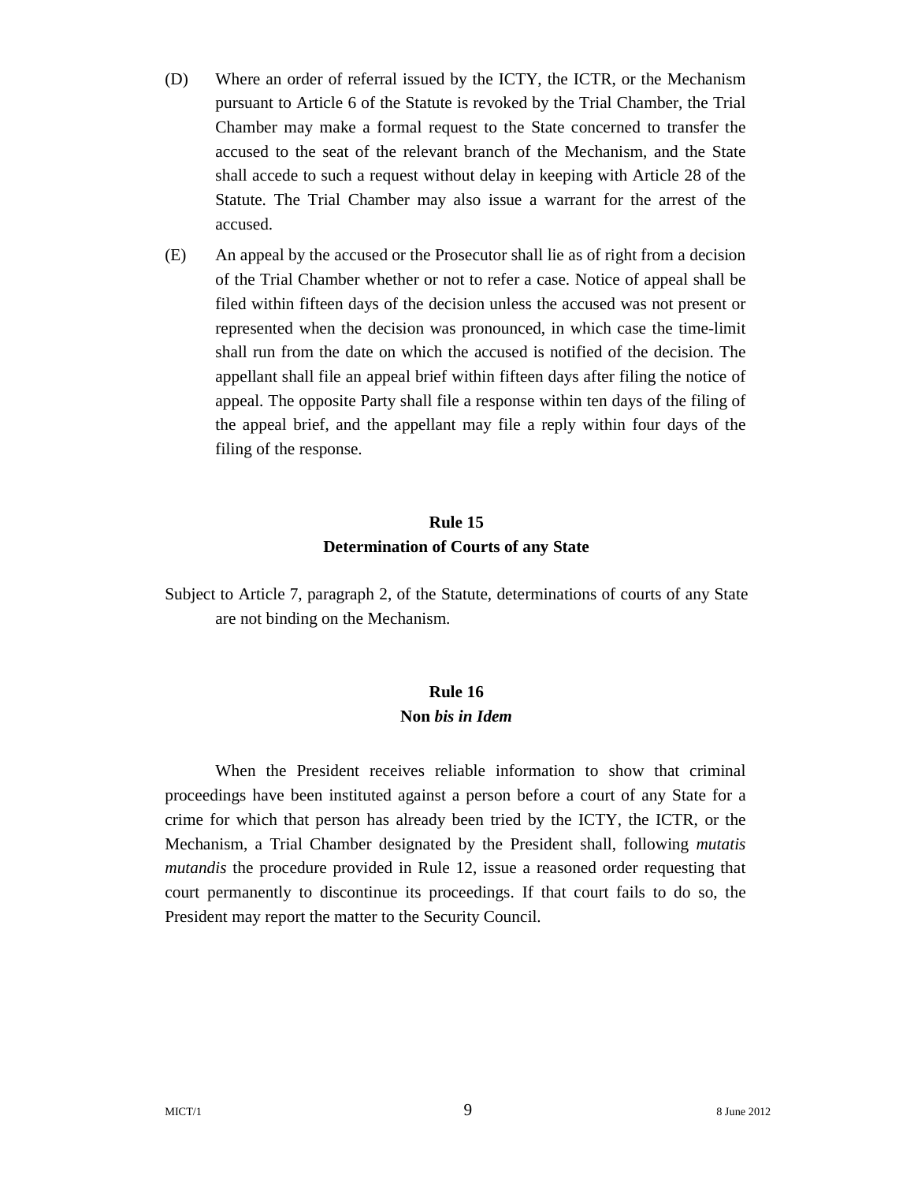(D) Where an order of referral issued by the ICTY, the ICTR, or the Mechanism pursuant to Article 6 of the Statute is revoked by the Trial Chamber, the Trial Chamber may make a formal request to the State concerned to transfer the accused to the seat of the relevant branch of the Mechanism, and the State shall accede to such a request without delay in keeping with Article 28 of the Statute. The Trial Chamber may also issue a warrant for the arrest of the accused.

(E) An appeal by the accused or the Prosecutor shall lie as of right from a decision of the Trial Chamber whether or not to refer a case. Notice of appeal shall be filed within fifteen days of the decision unless the accused was not present or represented when the decision was pronounced, in which case the time-limit shall run from the date on which the accused is notified of the decision. The appellant shall file an appeal brief within fifteen days after filing the notice of appeal. The opposite Party shall file a response within ten days of the filing of the appeal brief, and the appellant may file a reply within four days of the filing of the response.

### Rule 15
### Determination of Courts of any State

Subject to Article 7, paragraph 2, of the Statute, determinations of courts of any State are not binding on the Mechanism.

### Rule 16
### Non *bis in Idem*

When the President receives reliable information to show that criminal proceedings have been instituted against a person before a court of any State for a crime for which that person has already been tried by the ICTY, the ICTR, or the Mechanism, a Trial Chamber designated by the President shall, following *mutatis mutandis* the procedure provided in Rule 12, issue a reasoned order requesting that court permanently to discontinue its proceedings. If that court fails to do so, the President may report the matter to the Security Council.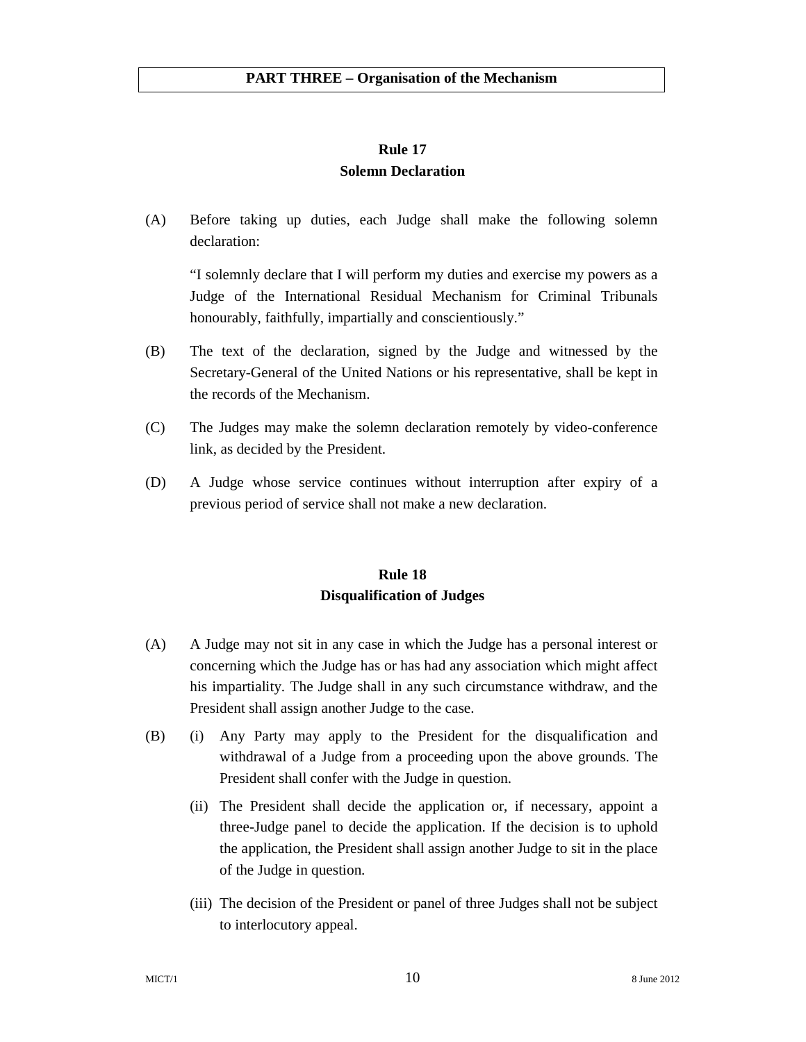# PART THREE – Organisation of the Mechanism

## Rule 17
## Solemn Declaration

(A) Before taking up duties, each Judge shall make the following solemn declaration:

"I solemnly declare that I will perform my duties and exercise my powers as a Judge of the International Residual Mechanism for Criminal Tribunals honourably, faithfully, impartially and conscientiously."

(B) The text of the declaration, signed by the Judge and witnessed by the Secretary-General of the United Nations or his representative, shall be kept in the records of the Mechanism.

(C) The Judges may make the solemn declaration remotely by video-conference link, as decided by the President.

(D) A Judge whose service continues without interruption after expiry of a previous period of service shall not make a new declaration.

## Rule 18
## Disqualification of Judges

(A) A Judge may not sit in any case in which the Judge has a personal interest or concerning which the Judge has or has had any association which might affect his impartiality. The Judge shall in any such circumstance withdraw, and the President shall assign another Judge to the case.

(B) (i) Any Party may apply to the President for the disqualification and withdrawal of a Judge from a proceeding upon the above grounds. The President shall confer with the Judge in question.

(ii) The President shall decide the application or, if necessary, appoint a three-Judge panel to decide the application. If the decision is to uphold the application, the President shall assign another Judge to sit in the place of the Judge in question.

(iii) The decision of the President or panel of three Judges shall not be subject to interlocutory appeal.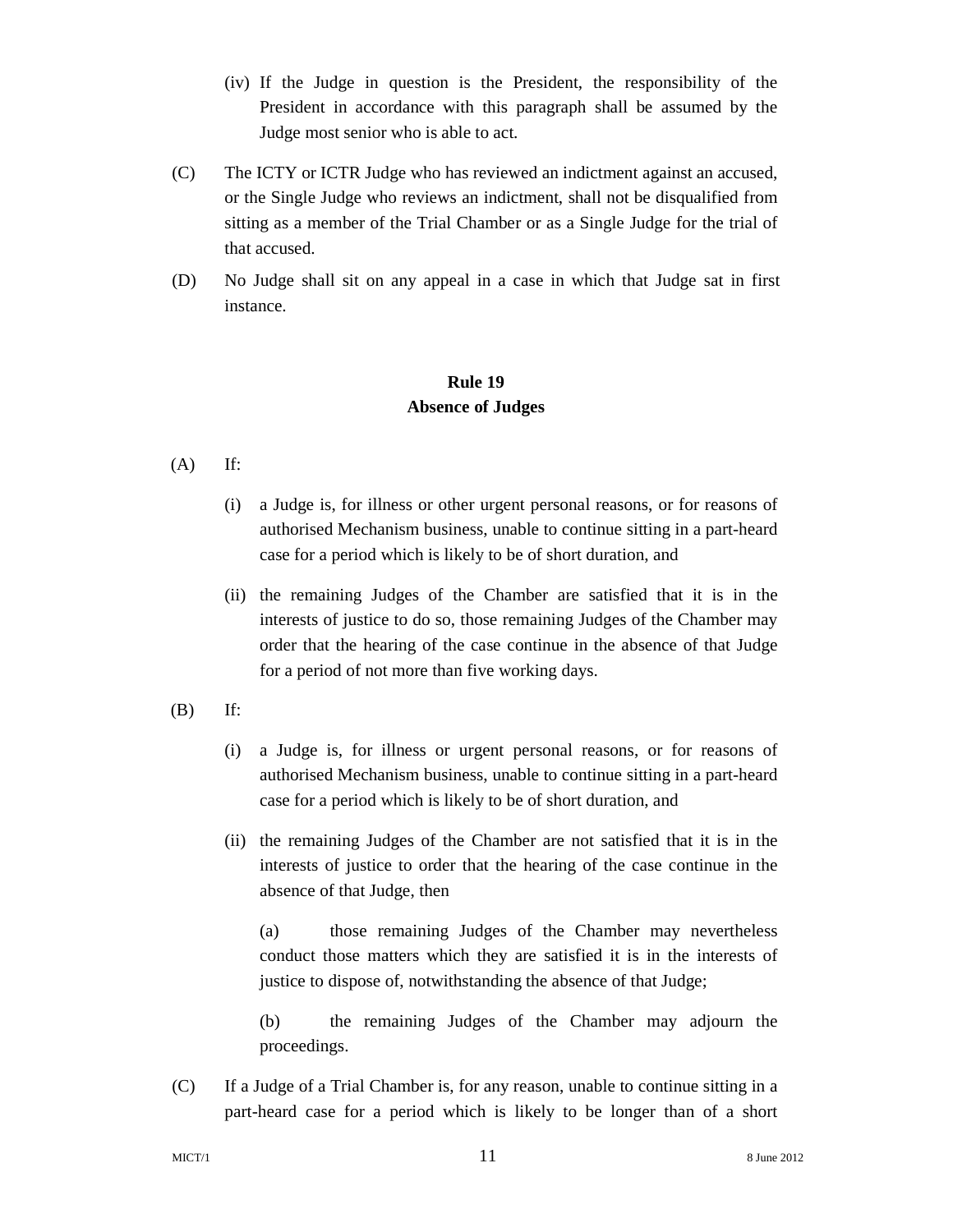(iv) If the Judge in question is the President, the responsibility of the President in accordance with this paragraph shall be assumed by the Judge most senior who is able to act.

(C) The ICTY or ICTR Judge who has reviewed an indictment against an accused, or the Single Judge who reviews an indictment, shall not be disqualified from sitting as a member of the Trial Chamber or as a Single Judge for the trial of that accused.

(D) No Judge shall sit on any appeal in a case in which that Judge sat in first instance.

## Rule 19
## Absence of Judges

(A) If:

(i) a Judge is, for illness or other urgent personal reasons, or for reasons of authorised Mechanism business, unable to continue sitting in a part-heard case for a period which is likely to be of short duration, and

(ii) the remaining Judges of the Chamber are satisfied that it is in the interests of justice to do so, those remaining Judges of the Chamber may order that the hearing of the case continue in the absence of that Judge for a period of not more than five working days.

(B) If:

(i) a Judge is, for illness or urgent personal reasons, or for reasons of authorised Mechanism business, unable to continue sitting in a part-heard case for a period which is likely to be of short duration, and

(ii) the remaining Judges of the Chamber are not satisfied that it is in the interests of justice to order that the hearing of the case continue in the absence of that Judge, then

(a) those remaining Judges of the Chamber may nevertheless conduct those matters which they are satisfied it is in the interests of justice to dispose of, notwithstanding the absence of that Judge;

(b) the remaining Judges of the Chamber may adjourn the proceedings.

(C) If a Judge of a Trial Chamber is, for any reason, unable to continue sitting in a part-heard case for a period which is likely to be longer than of a short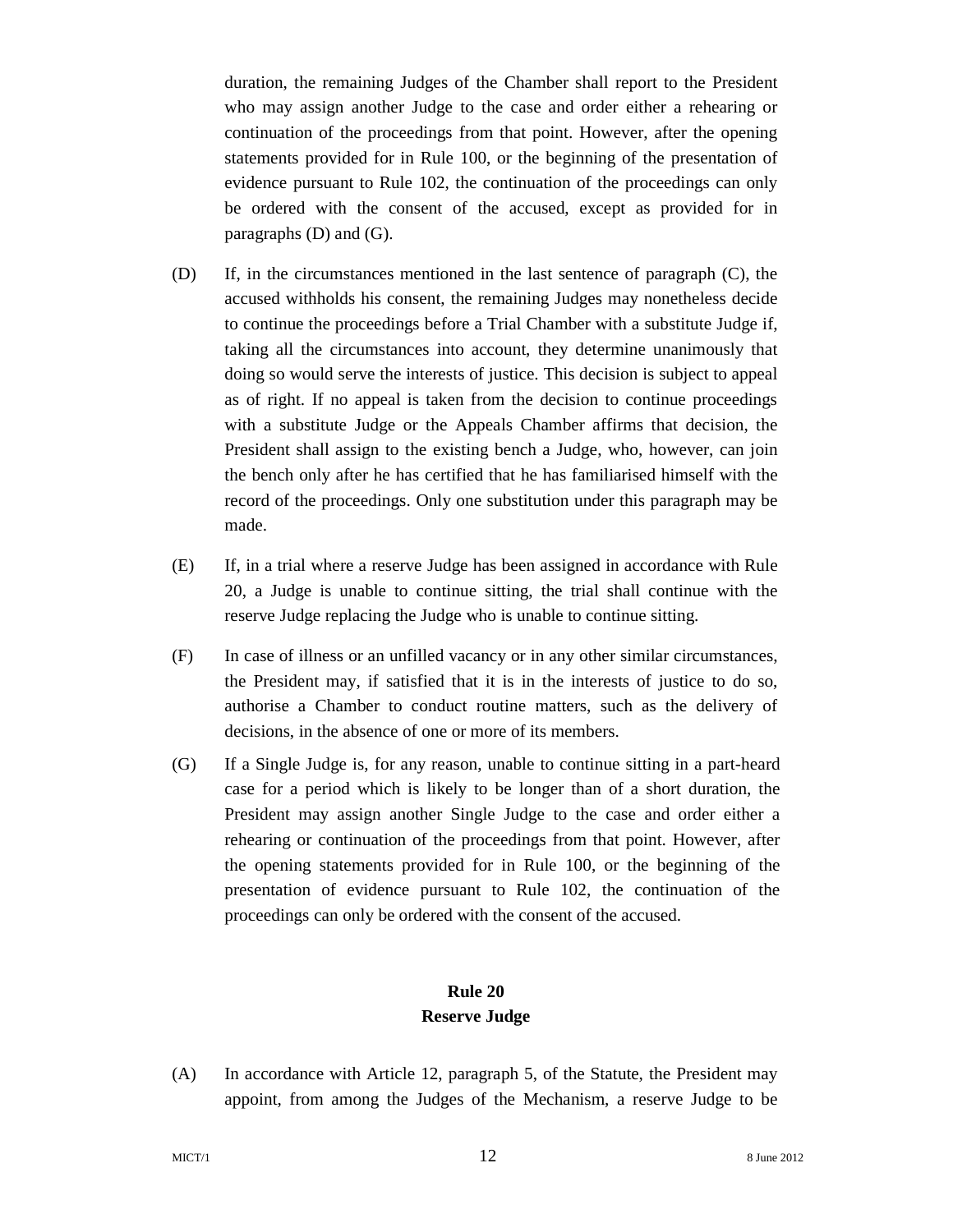duration, the remaining Judges of the Chamber shall report to the President who may assign another Judge to the case and order either a rehearing or continuation of the proceedings from that point. However, after the opening statements provided for in Rule 100, or the beginning of the presentation of evidence pursuant to Rule 102, the continuation of the proceedings can only be ordered with the consent of the accused, except as provided for in paragraphs (D) and (G).

(D) If, in the circumstances mentioned in the last sentence of paragraph (C), the accused withholds his consent, the remaining Judges may nonetheless decide to continue the proceedings before a Trial Chamber with a substitute Judge if, taking all the circumstances into account, they determine unanimously that doing so would serve the interests of justice. This decision is subject to appeal as of right. If no appeal is taken from the decision to continue proceedings with a substitute Judge or the Appeals Chamber affirms that decision, the President shall assign to the existing bench a Judge, who, however, can join the bench only after he has certified that he has familiarised himself with the record of the proceedings. Only one substitution under this paragraph may be made.

(E) If, in a trial where a reserve Judge has been assigned in accordance with Rule 20, a Judge is unable to continue sitting, the trial shall continue with the reserve Judge replacing the Judge who is unable to continue sitting.

(F) In case of illness or an unfilled vacancy or in any other similar circumstances, the President may, if satisfied that it is in the interests of justice to do so, authorise a Chamber to conduct routine matters, such as the delivery of decisions, in the absence of one or more of its members.

(G) If a Single Judge is, for any reason, unable to continue sitting in a part-heard case for a period which is likely to be longer than of a short duration, the President may assign another Single Judge to the case and order either a rehearing or continuation of the proceedings from that point. However, after the opening statements provided for in Rule 100, or the beginning of the presentation of evidence pursuant to Rule 102, the continuation of the proceedings can only be ordered with the consent of the accused.

## Rule 20
## Reserve Judge

(A) In accordance with Article 12, paragraph 5, of the Statute, the President may appoint, from among the Judges of the Mechanism, a reserve Judge to be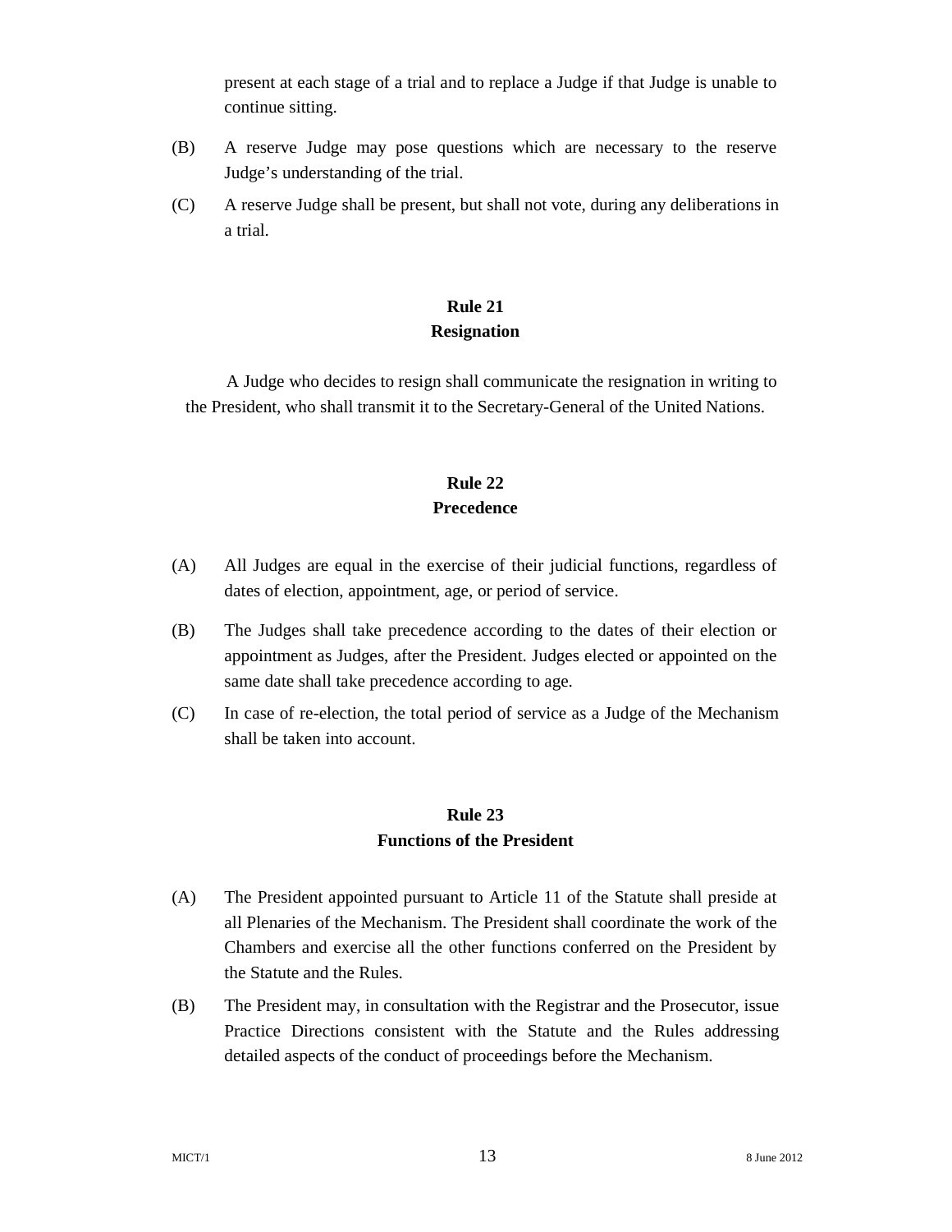present at each stage of a trial and to replace a Judge if that Judge is unable to continue sitting.

(B) A reserve Judge may pose questions which are necessary to the reserve Judge's understanding of the trial.

(C) A reserve Judge shall be present, but shall not vote, during any deliberations in a trial.

**Rule 21**
**Resignation**

A Judge who decides to resign shall communicate the resignation in writing to the President, who shall transmit it to the Secretary-General of the United Nations.

**Rule 22**
**Precedence**

(A) All Judges are equal in the exercise of their judicial functions, regardless of dates of election, appointment, age, or period of service.

(B) The Judges shall take precedence according to the dates of their election or appointment as Judges, after the President. Judges elected or appointed on the same date shall take precedence according to age.

(C) In case of re-election, the total period of service as a Judge of the Mechanism shall be taken into account.

**Rule 23**
**Functions of the President**

(A) The President appointed pursuant to Article 11 of the Statute shall preside at all Plenaries of the Mechanism. The President shall coordinate the work of the Chambers and exercise all the other functions conferred on the President by the Statute and the Rules.

(B) The President may, in consultation with the Registrar and the Prosecutor, issue Practice Directions consistent with the Statute and the Rules addressing detailed aspects of the conduct of proceedings before the Mechanism.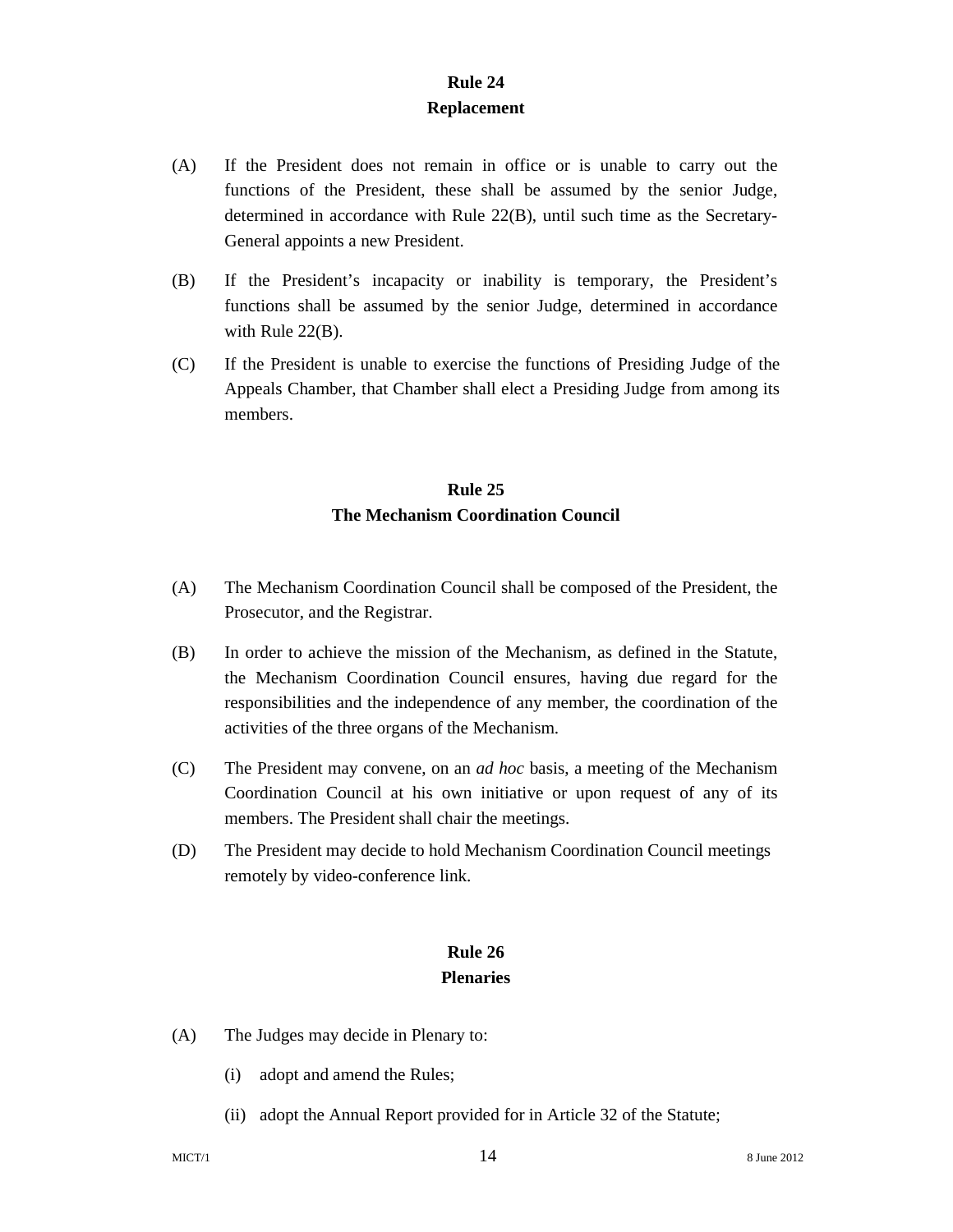## Rule 24
## Replacement

(A) If the President does not remain in office or is unable to carry out the functions of the President, these shall be assumed by the senior Judge, determined in accordance with Rule 22(B), until such time as the Secretary-General appoints a new President.

(B) If the President's incapacity or inability is temporary, the President's functions shall be assumed by the senior Judge, determined in accordance with Rule 22(B).

(C) If the President is unable to exercise the functions of Presiding Judge of the Appeals Chamber, that Chamber shall elect a Presiding Judge from among its members.

## Rule 25
## The Mechanism Coordination Council

(A) The Mechanism Coordination Council shall be composed of the President, the Prosecutor, and the Registrar.

(B) In order to achieve the mission of the Mechanism, as defined in the Statute, the Mechanism Coordination Council ensures, having due regard for the responsibilities and the independence of any member, the coordination of the activities of the three organs of the Mechanism.

(C) The President may convene, on an *ad hoc* basis, a meeting of the Mechanism Coordination Council at his own initiative or upon request of any of its members. The President shall chair the meetings.

(D) The President may decide to hold Mechanism Coordination Council meetings remotely by video-conference link.

## Rule 26
## Plenaries

(A) The Judges may decide in Plenary to:

  (i) adopt and amend the Rules;

  (ii) adopt the Annual Report provided for in Article 32 of the Statute;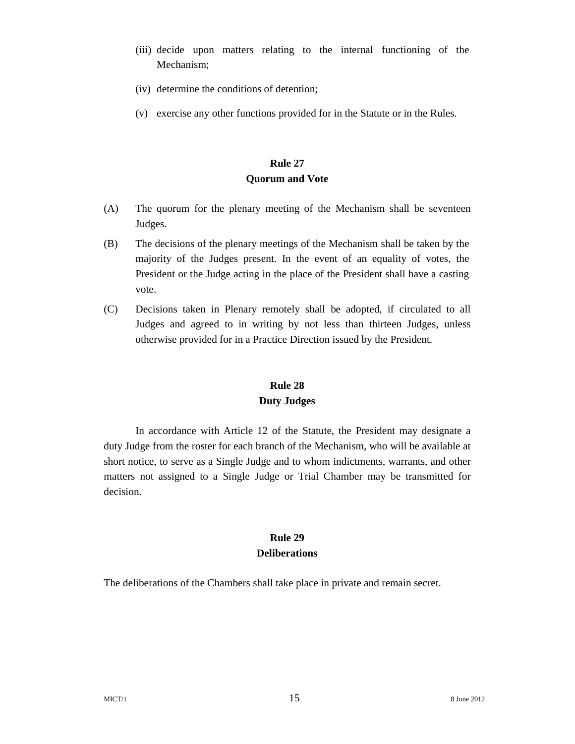(iii) decide upon matters relating to the internal functioning of the Mechanism;

(iv) determine the conditions of detention;

(v) exercise any other functions provided for in the Statute or in the Rules.

**Rule 27**
**Quorum and Vote**

(A) The quorum for the plenary meeting of the Mechanism shall be seventeen Judges.

(B) The decisions of the plenary meetings of the Mechanism shall be taken by the majority of the Judges present. In the event of an equality of votes, the President or the Judge acting in the place of the President shall have a casting vote.

(C) Decisions taken in Plenary remotely shall be adopted, if circulated to all Judges and agreed to in writing by not less than thirteen Judges, unless otherwise provided for in a Practice Direction issued by the President.

**Rule 28**
**Duty Judges**

In accordance with Article 12 of the Statute, the President may designate a duty Judge from the roster for each branch of the Mechanism, who will be available at short notice, to serve as a Single Judge and to whom indictments, warrants, and other matters not assigned to a Single Judge or Trial Chamber may be transmitted for decision.

**Rule 29**
**Deliberations**

The deliberations of the Chambers shall take place in private and remain secret.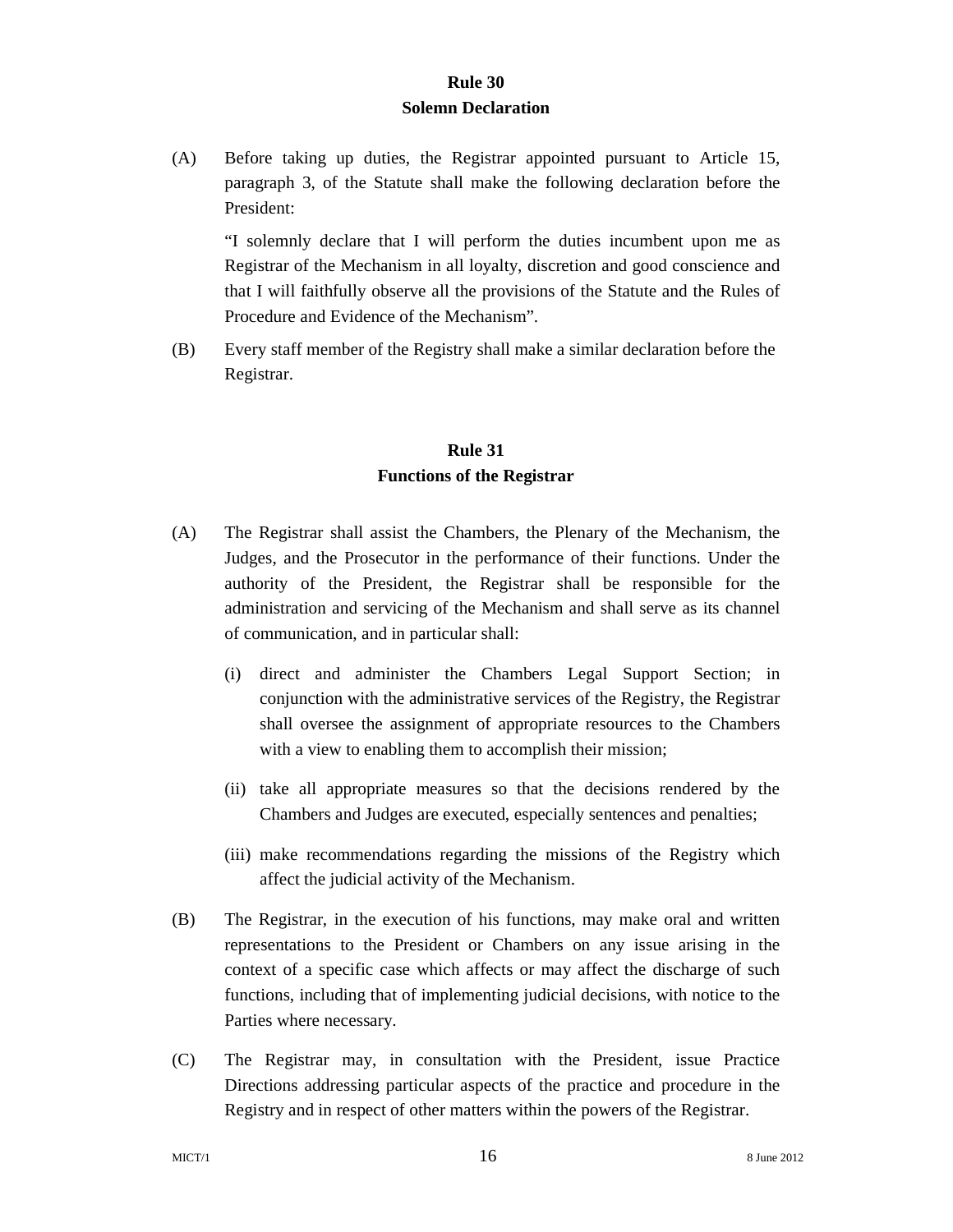## Rule 30
## Solemn Declaration

(A) Before taking up duties, the Registrar appointed pursuant to Article 15, paragraph 3, of the Statute shall make the following declaration before the President:

"I solemnly declare that I will perform the duties incumbent upon me as Registrar of the Mechanism in all loyalty, discretion and good conscience and that I will faithfully observe all the provisions of the Statute and the Rules of Procedure and Evidence of the Mechanism".

(B) Every staff member of the Registry shall make a similar declaration before the Registrar.

## Rule 31
## Functions of the Registrar

(A) The Registrar shall assist the Chambers, the Plenary of the Mechanism, the Judges, and the Prosecutor in the performance of their functions. Under the authority of the President, the Registrar shall be responsible for the administration and servicing of the Mechanism and shall serve as its channel of communication, and in particular shall:

(i) direct and administer the Chambers Legal Support Section; in conjunction with the administrative services of the Registry, the Registrar shall oversee the assignment of appropriate resources to the Chambers with a view to enabling them to accomplish their mission;

(ii) take all appropriate measures so that the decisions rendered by the Chambers and Judges are executed, especially sentences and penalties;

(iii) make recommendations regarding the missions of the Registry which affect the judicial activity of the Mechanism.

(B) The Registrar, in the execution of his functions, may make oral and written representations to the President or Chambers on any issue arising in the context of a specific case which affects or may affect the discharge of such functions, including that of implementing judicial decisions, with notice to the Parties where necessary.

(C) The Registrar may, in consultation with the President, issue Practice Directions addressing particular aspects of the practice and procedure in the Registry and in respect of other matters within the powers of the Registrar.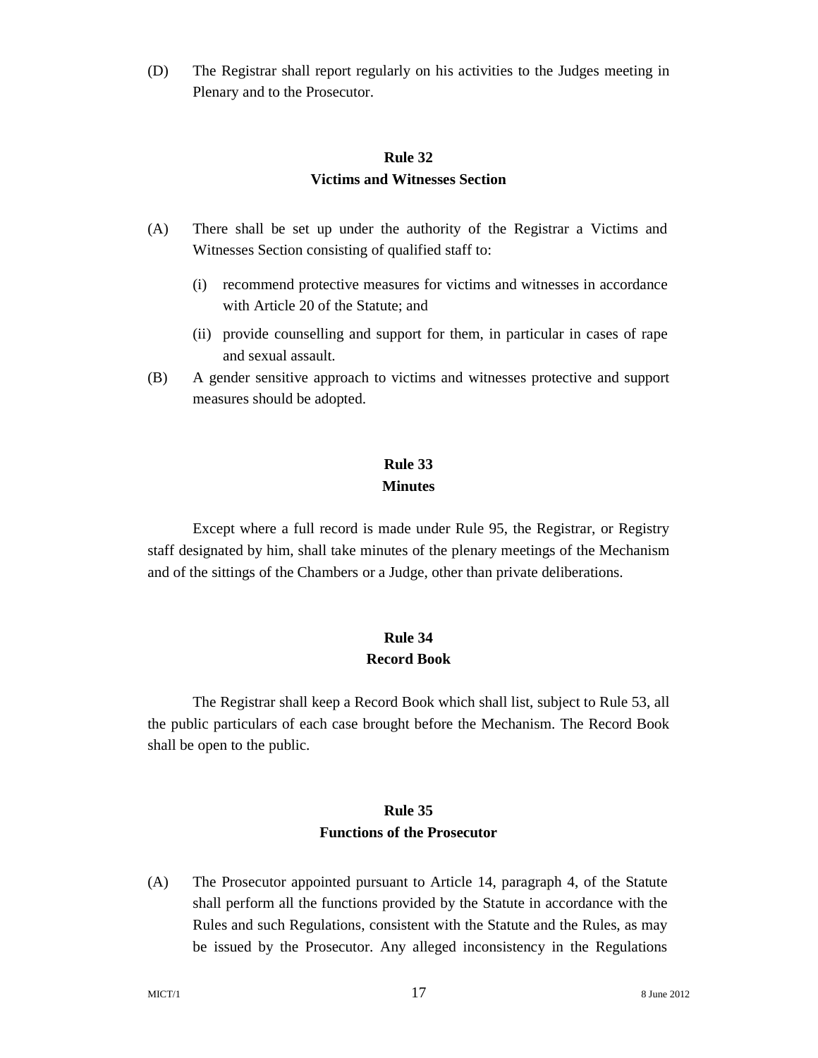(D) The Registrar shall report regularly on his activities to the Judges meeting in Plenary and to the Prosecutor.

### Rule 32
### Victims and Witnesses Section

(A) There shall be set up under the authority of the Registrar a Victims and Witnesses Section consisting of qualified staff to:

   (i) recommend protective measures for victims and witnesses in accordance with Article 20 of the Statute; and

   (ii) provide counselling and support for them, in particular in cases of rape and sexual assault.

(B) A gender sensitive approach to victims and witnesses protective and support measures should be adopted.

### Rule 33
### Minutes

Except where a full record is made under Rule 95, the Registrar, or Registry staff designated by him, shall take minutes of the plenary meetings of the Mechanism and of the sittings of the Chambers or a Judge, other than private deliberations.

### Rule 34
### Record Book

The Registrar shall keep a Record Book which shall list, subject to Rule 53, all the public particulars of each case brought before the Mechanism. The Record Book shall be open to the public.

### Rule 35
### Functions of the Prosecutor

(A) The Prosecutor appointed pursuant to Article 14, paragraph 4, of the Statute shall perform all the functions provided by the Statute in accordance with the Rules and such Regulations, consistent with the Statute and the Rules, as may be issued by the Prosecutor. Any alleged inconsistency in the Regulations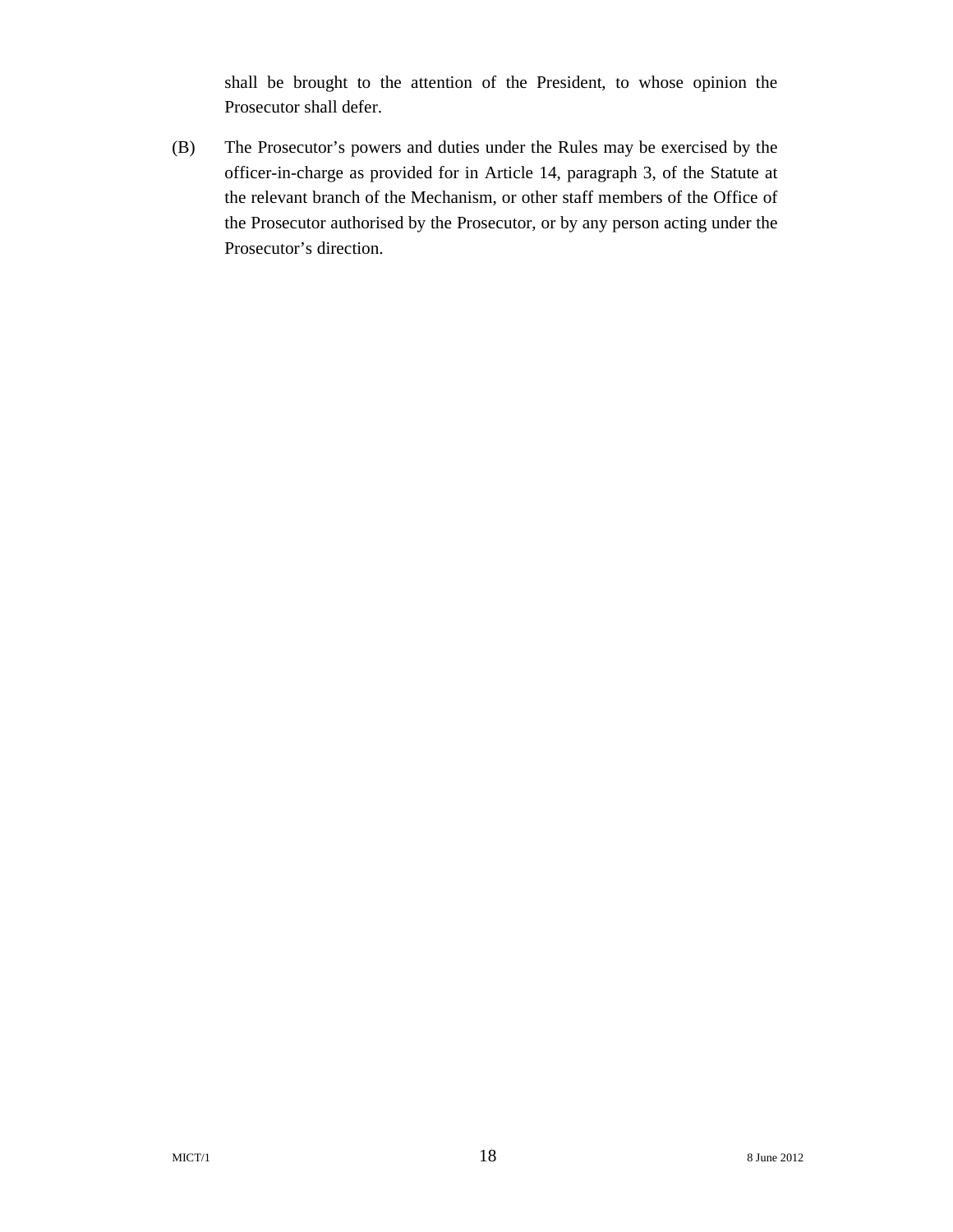shall be brought to the attention of the President, to whose opinion the Prosecutor shall defer.

(B) The Prosecutor's powers and duties under the Rules may be exercised by the officer-in-charge as provided for in Article 14, paragraph 3, of the Statute at the relevant branch of the Mechanism, or other staff members of the Office of the Prosecutor authorised by the Prosecutor, or by any person acting under the Prosecutor's direction.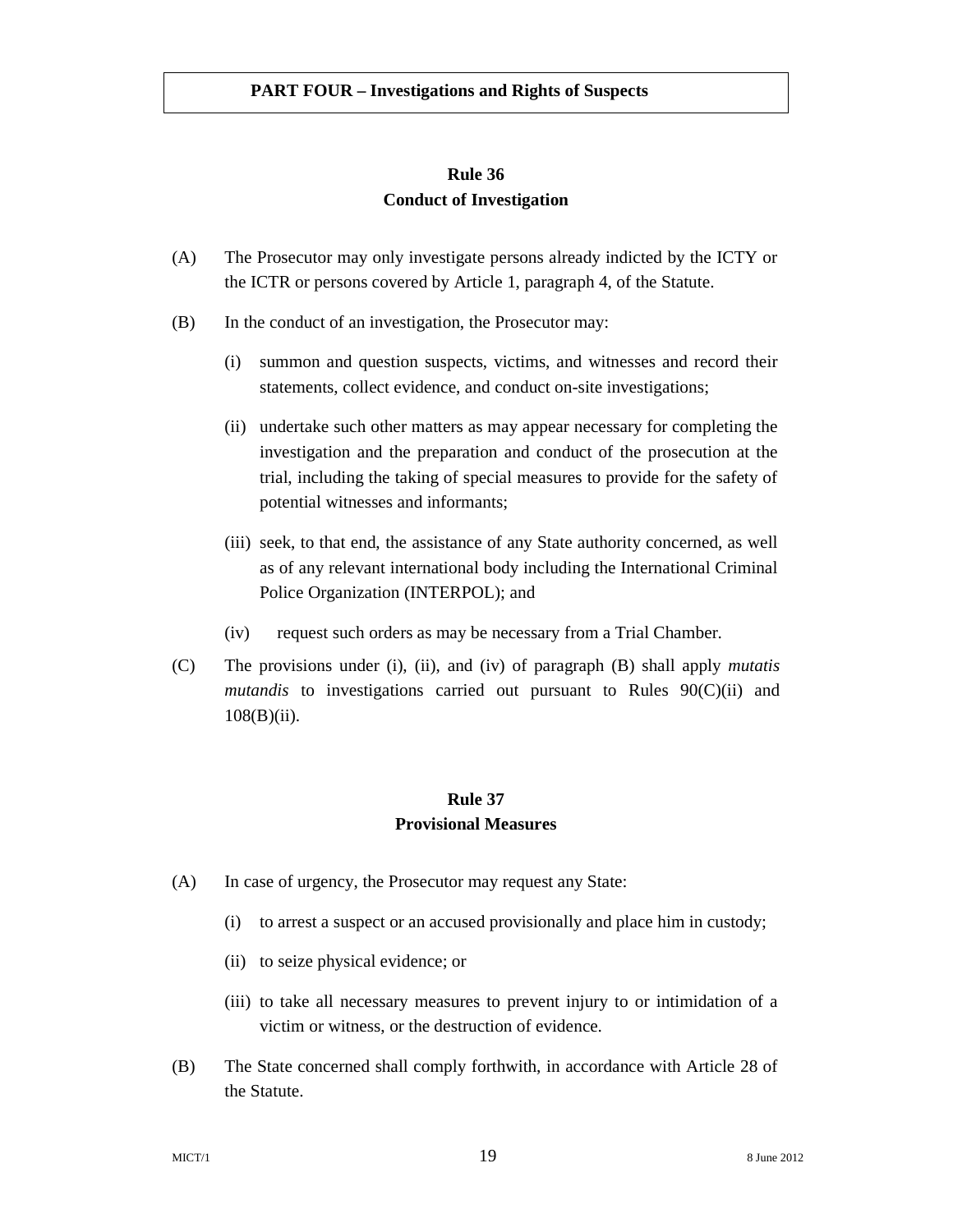## PART FOUR – Investigations and Rights of Suspects

### Rule 36
### Conduct of Investigation

(A) The Prosecutor may only investigate persons already indicted by the ICTY or the ICTR or persons covered by Article 1, paragraph 4, of the Statute.

(B) In the conduct of an investigation, the Prosecutor may:

(i) summon and question suspects, victims, and witnesses and record their statements, collect evidence, and conduct on-site investigations;

(ii) undertake such other matters as may appear necessary for completing the investigation and the preparation and conduct of the prosecution at the trial, including the taking of special measures to provide for the safety of potential witnesses and informants;

(iii) seek, to that end, the assistance of any State authority concerned, as well as of any relevant international body including the International Criminal Police Organization (INTERPOL); and

(iv) request such orders as may be necessary from a Trial Chamber.

(C) The provisions under (i), (ii), and (iv) of paragraph (B) shall apply *mutatis mutandis* to investigations carried out pursuant to Rules 90(C)(ii) and 108(B)(ii).

### Rule 37
### Provisional Measures

(A) In case of urgency, the Prosecutor may request any State:

(i) to arrest a suspect or an accused provisionally and place him in custody;

(ii) to seize physical evidence; or

(iii) to take all necessary measures to prevent injury to or intimidation of a victim or witness, or the destruction of evidence.

(B) The State concerned shall comply forthwith, in accordance with Article 28 of the Statute.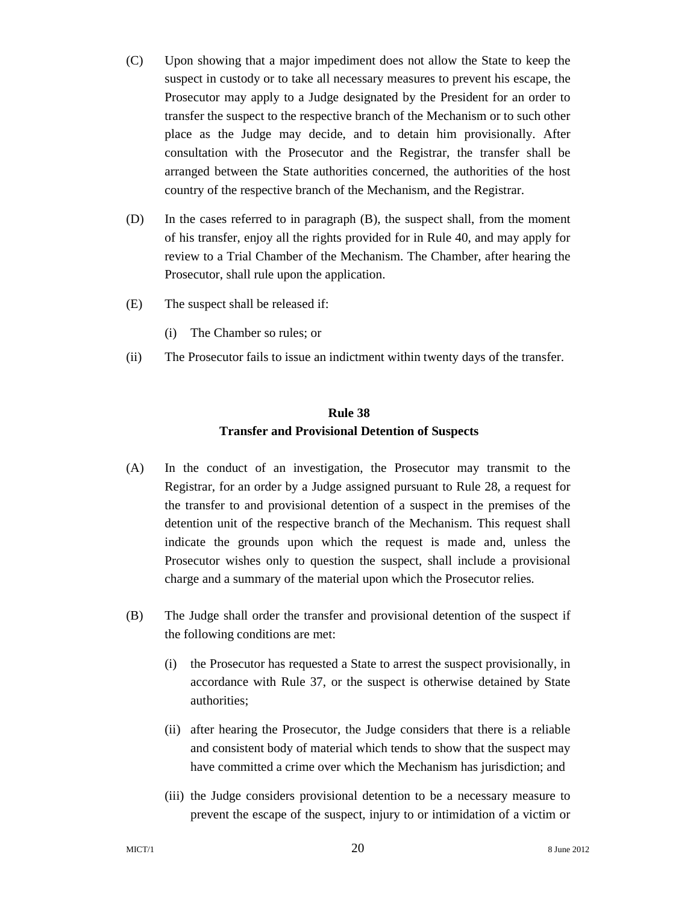(C) Upon showing that a major impediment does not allow the State to keep the suspect in custody or to take all necessary measures to prevent his escape, the Prosecutor may apply to a Judge designated by the President for an order to transfer the suspect to the respective branch of the Mechanism or to such other place as the Judge may decide, and to detain him provisionally. After consultation with the Prosecutor and the Registrar, the transfer shall be arranged between the State authorities concerned, the authorities of the host country of the respective branch of the Mechanism, and the Registrar.

(D) In the cases referred to in paragraph (B), the suspect shall, from the moment of his transfer, enjoy all the rights provided for in Rule 40, and may apply for review to a Trial Chamber of the Mechanism. The Chamber, after hearing the Prosecutor, shall rule upon the application.

(E) The suspect shall be released if:

(i) The Chamber so rules; or

(ii) The Prosecutor fails to issue an indictment within twenty days of the transfer.

**Rule 38**
**Transfer and Provisional Detention of Suspects**

(A) In the conduct of an investigation, the Prosecutor may transmit to the Registrar, for an order by a Judge assigned pursuant to Rule 28, a request for the transfer to and provisional detention of a suspect in the premises of the detention unit of the respective branch of the Mechanism. This request shall indicate the grounds upon which the request is made and, unless the Prosecutor wishes only to question the suspect, shall include a provisional charge and a summary of the material upon which the Prosecutor relies.

(B) The Judge shall order the transfer and provisional detention of the suspect if the following conditions are met:

(i) the Prosecutor has requested a State to arrest the suspect provisionally, in accordance with Rule 37, or the suspect is otherwise detained by State authorities;

(ii) after hearing the Prosecutor, the Judge considers that there is a reliable and consistent body of material which tends to show that the suspect may have committed a crime over which the Mechanism has jurisdiction; and

(iii) the Judge considers provisional detention to be a necessary measure to prevent the escape of the suspect, injury to or intimidation of a victim or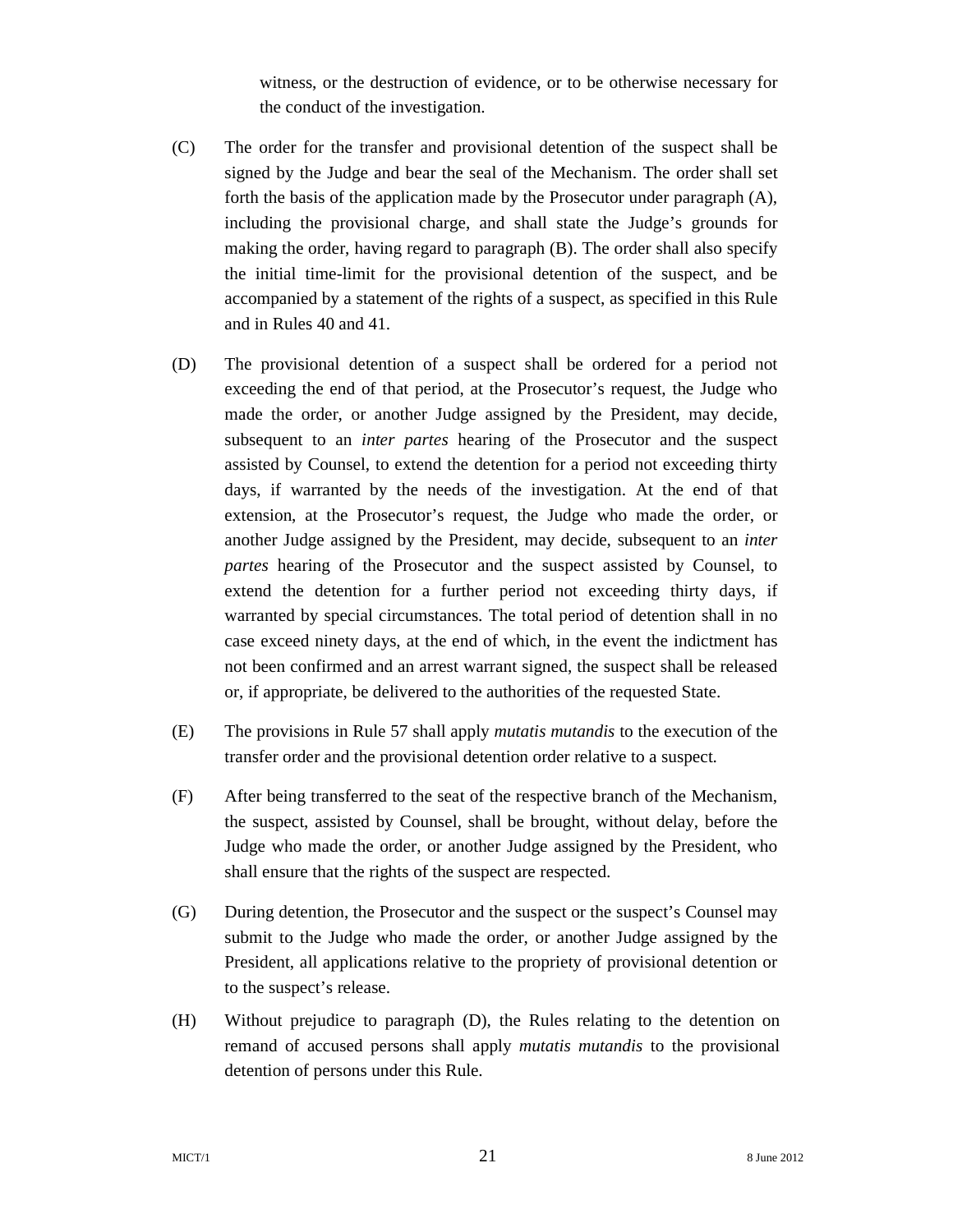witness, or the destruction of evidence, or to be otherwise necessary for the conduct of the investigation.

(C) The order for the transfer and provisional detention of the suspect shall be signed by the Judge and bear the seal of the Mechanism. The order shall set forth the basis of the application made by the Prosecutor under paragraph (A), including the provisional charge, and shall state the Judge's grounds for making the order, having regard to paragraph (B). The order shall also specify the initial time-limit for the provisional detention of the suspect, and be accompanied by a statement of the rights of a suspect, as specified in this Rule and in Rules 40 and 41.

(D) The provisional detention of a suspect shall be ordered for a period not exceeding the end of that period, at the Prosecutor's request, the Judge who made the order, or another Judge assigned by the President, may decide, subsequent to an *inter partes* hearing of the Prosecutor and the suspect assisted by Counsel, to extend the detention for a period not exceeding thirty days, if warranted by the needs of the investigation. At the end of that extension, at the Prosecutor's request, the Judge who made the order, or another Judge assigned by the President, may decide, subsequent to an *inter partes* hearing of the Prosecutor and the suspect assisted by Counsel, to extend the detention for a further period not exceeding thirty days, if warranted by special circumstances. The total period of detention shall in no case exceed ninety days, at the end of which, in the event the indictment has not been confirmed and an arrest warrant signed, the suspect shall be released or, if appropriate, be delivered to the authorities of the requested State.

(E) The provisions in Rule 57 shall apply *mutatis mutandis* to the execution of the transfer order and the provisional detention order relative to a suspect.

(F) After being transferred to the seat of the respective branch of the Mechanism, the suspect, assisted by Counsel, shall be brought, without delay, before the Judge who made the order, or another Judge assigned by the President, who shall ensure that the rights of the suspect are respected.

(G) During detention, the Prosecutor and the suspect or the suspect's Counsel may submit to the Judge who made the order, or another Judge assigned by the President, all applications relative to the propriety of provisional detention or to the suspect's release.

(H) Without prejudice to paragraph (D), the Rules relating to the detention on remand of accused persons shall apply *mutatis mutandis* to the provisional detention of persons under this Rule.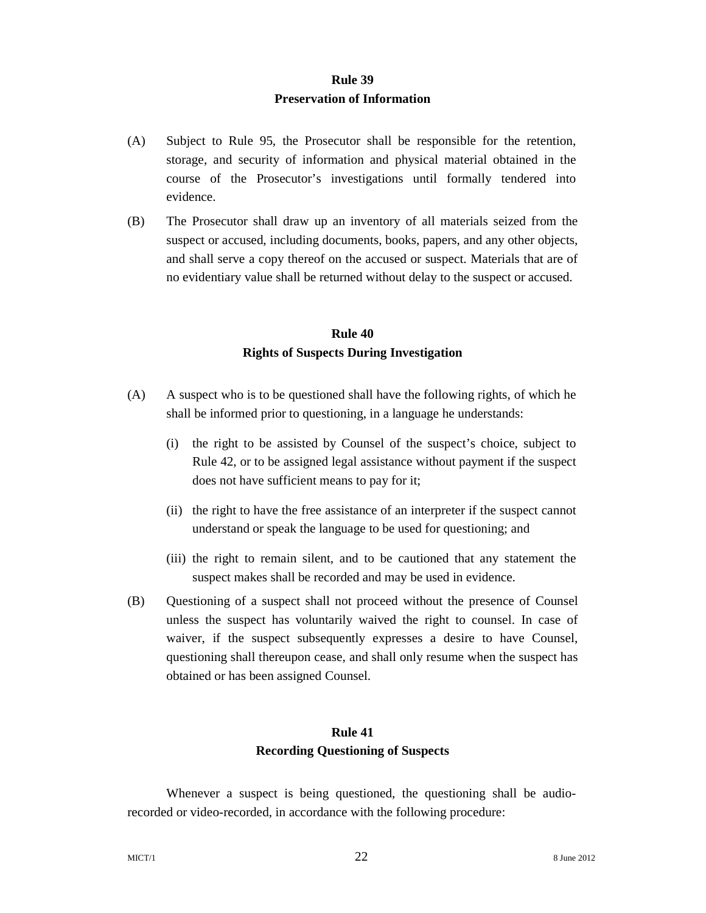**Rule 39**
**Preservation of Information**

(A) Subject to Rule 95, the Prosecutor shall be responsible for the retention, storage, and security of information and physical material obtained in the course of the Prosecutor's investigations until formally tendered into evidence.

(B) The Prosecutor shall draw up an inventory of all materials seized from the suspect or accused, including documents, books, papers, and any other objects, and shall serve a copy thereof on the accused or suspect. Materials that are of no evidentiary value shall be returned without delay to the suspect or accused.

**Rule 40**
**Rights of Suspects During Investigation**

(A) A suspect who is to be questioned shall have the following rights, of which he shall be informed prior to questioning, in a language he understands:

(i) the right to be assisted by Counsel of the suspect's choice, subject to Rule 42, or to be assigned legal assistance without payment if the suspect does not have sufficient means to pay for it;

(ii) the right to have the free assistance of an interpreter if the suspect cannot understand or speak the language to be used for questioning; and

(iii) the right to remain silent, and to be cautioned that any statement the suspect makes shall be recorded and may be used in evidence.

(B) Questioning of a suspect shall not proceed without the presence of Counsel unless the suspect has voluntarily waived the right to counsel. In case of waiver, if the suspect subsequently expresses a desire to have Counsel, questioning shall thereupon cease, and shall only resume when the suspect has obtained or has been assigned Counsel.

**Rule 41**
**Recording Questioning of Suspects**

Whenever a suspect is being questioned, the questioning shall be audio-recorded or video-recorded, in accordance with the following procedure: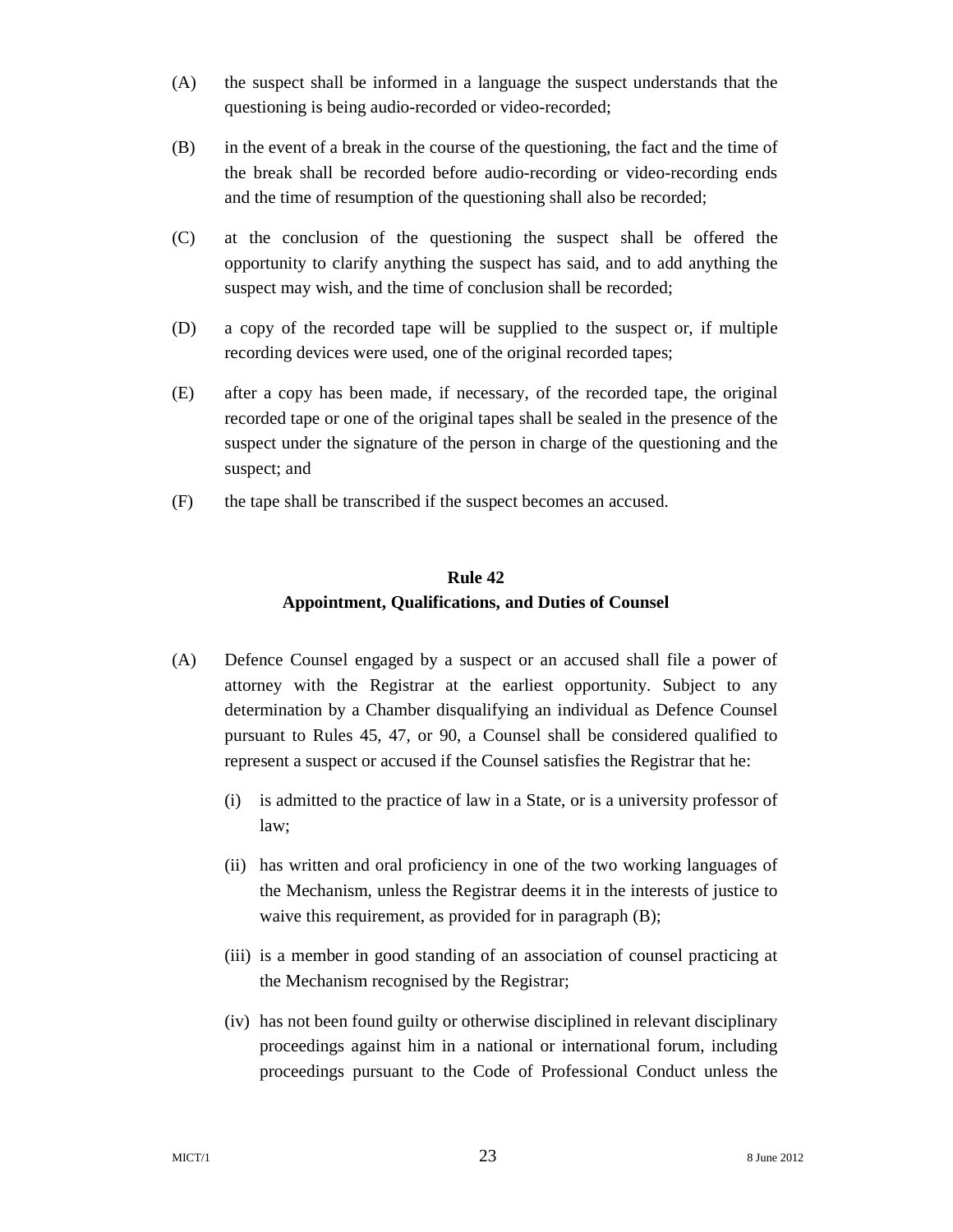(A) the suspect shall be informed in a language the suspect understands that the questioning is being audio-recorded or video-recorded;

(B) in the event of a break in the course of the questioning, the fact and the time of the break shall be recorded before audio-recording or video-recording ends and the time of resumption of the questioning shall also be recorded;

(C) at the conclusion of the questioning the suspect shall be offered the opportunity to clarify anything the suspect has said, and to add anything the suspect may wish, and the time of conclusion shall be recorded;

(D) a copy of the recorded tape will be supplied to the suspect or, if multiple recording devices were used, one of the original recorded tapes;

(E) after a copy has been made, if necessary, of the recorded tape, the original recorded tape or one of the original tapes shall be sealed in the presence of the suspect under the signature of the person in charge of the questioning and the suspect; and

(F) the tape shall be transcribed if the suspect becomes an accused.

**Rule 42**
**Appointment, Qualifications, and Duties of Counsel**

(A) Defence Counsel engaged by a suspect or an accused shall file a power of attorney with the Registrar at the earliest opportunity. Subject to any determination by a Chamber disqualifying an individual as Defence Counsel pursuant to Rules 45, 47, or 90, a Counsel shall be considered qualified to represent a suspect or accused if the Counsel satisfies the Registrar that he:

(i) is admitted to the practice of law in a State, or is a university professor of law;

(ii) has written and oral proficiency in one of the two working languages of the Mechanism, unless the Registrar deems it in the interests of justice to waive this requirement, as provided for in paragraph (B);

(iii) is a member in good standing of an association of counsel practicing at the Mechanism recognised by the Registrar;

(iv) has not been found guilty or otherwise disciplined in relevant disciplinary proceedings against him in a national or international forum, including proceedings pursuant to the Code of Professional Conduct unless the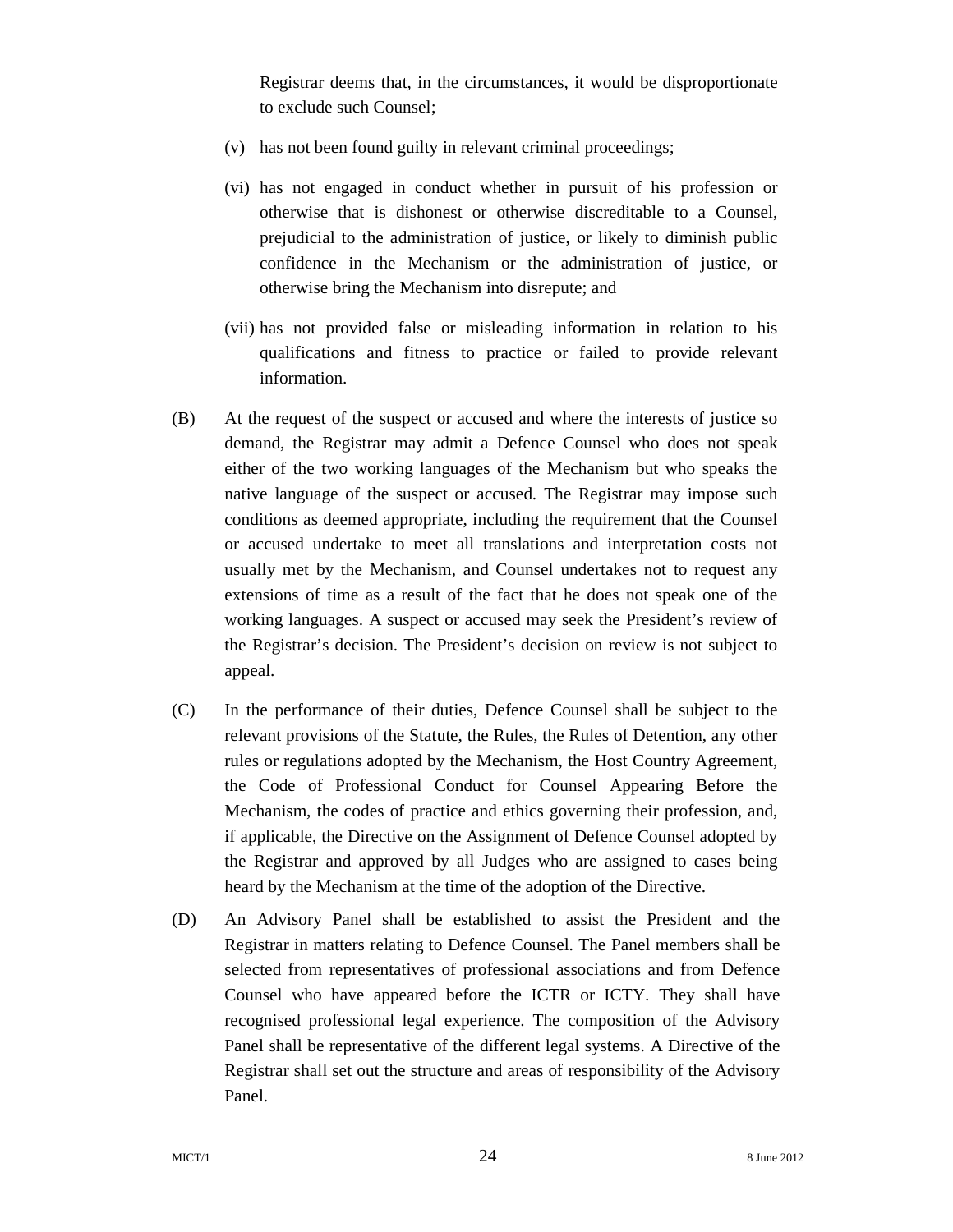Registrar deems that, in the circumstances, it would be disproportionate to exclude such Counsel;

(v) has not been found guilty in relevant criminal proceedings;

(vi) has not engaged in conduct whether in pursuit of his profession or otherwise that is dishonest or otherwise discreditable to a Counsel, prejudicial to the administration of justice, or likely to diminish public confidence in the Mechanism or the administration of justice, or otherwise bring the Mechanism into disrepute; and

(vii) has not provided false or misleading information in relation to his qualifications and fitness to practice or failed to provide relevant information.

(B) At the request of the suspect or accused and where the interests of justice so demand, the Registrar may admit a Defence Counsel who does not speak either of the two working languages of the Mechanism but who speaks the native language of the suspect or accused. The Registrar may impose such conditions as deemed appropriate, including the requirement that the Counsel or accused undertake to meet all translations and interpretation costs not usually met by the Mechanism, and Counsel undertakes not to request any extensions of time as a result of the fact that he does not speak one of the working languages. A suspect or accused may seek the President's review of the Registrar's decision. The President's decision on review is not subject to appeal.

(C) In the performance of their duties, Defence Counsel shall be subject to the relevant provisions of the Statute, the Rules, the Rules of Detention, any other rules or regulations adopted by the Mechanism, the Host Country Agreement, the Code of Professional Conduct for Counsel Appearing Before the Mechanism, the codes of practice and ethics governing their profession, and, if applicable, the Directive on the Assignment of Defence Counsel adopted by the Registrar and approved by all Judges who are assigned to cases being heard by the Mechanism at the time of the adoption of the Directive.

(D) An Advisory Panel shall be established to assist the President and the Registrar in matters relating to Defence Counsel. The Panel members shall be selected from representatives of professional associations and from Defence Counsel who have appeared before the ICTR or ICTY. They shall have recognised professional legal experience. The composition of the Advisory Panel shall be representative of the different legal systems. A Directive of the Registrar shall set out the structure and areas of responsibility of the Advisory Panel.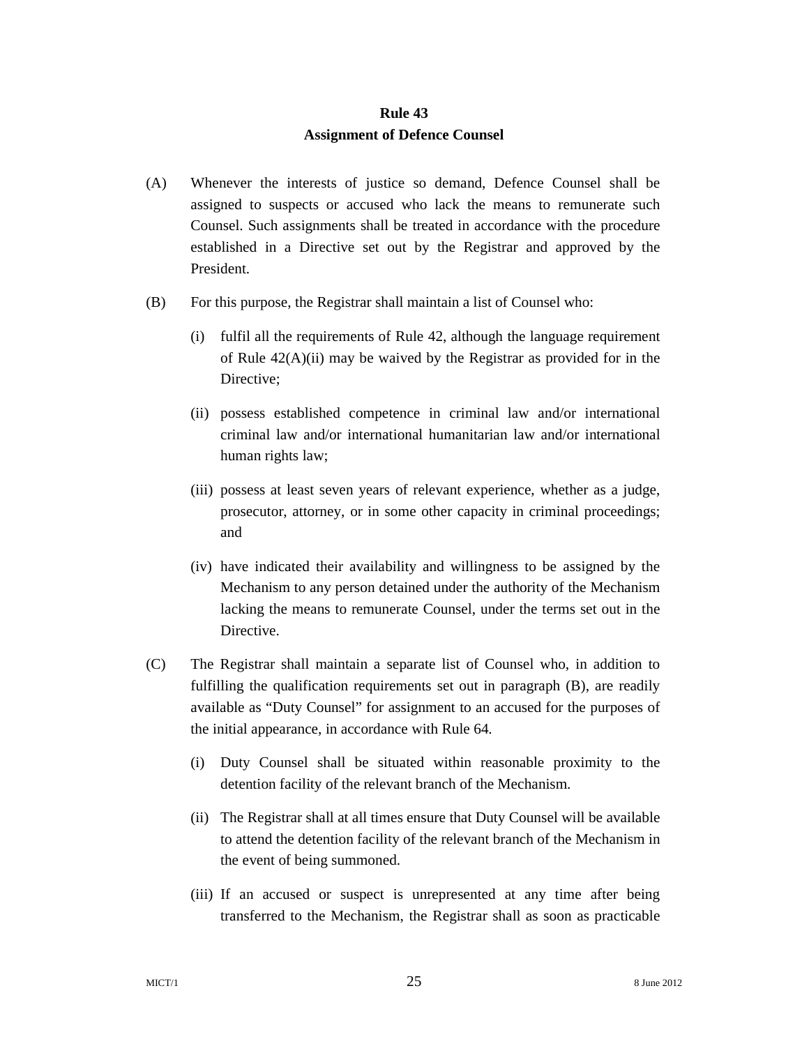## Rule 43
## Assignment of Defence Counsel

(A) Whenever the interests of justice so demand, Defence Counsel shall be assigned to suspects or accused who lack the means to remunerate such Counsel. Such assignments shall be treated in accordance with the procedure established in a Directive set out by the Registrar and approved by the President.

(B) For this purpose, the Registrar shall maintain a list of Counsel who:

   (i) fulfil all the requirements of Rule 42, although the language requirement of Rule 42(A)(ii) may be waived by the Registrar as provided for in the Directive;

   (ii) possess established competence in criminal law and/or international criminal law and/or international humanitarian law and/or international human rights law;

   (iii) possess at least seven years of relevant experience, whether as a judge, prosecutor, attorney, or in some other capacity in criminal proceedings; and

   (iv) have indicated their availability and willingness to be assigned by the Mechanism to any person detained under the authority of the Mechanism lacking the means to remunerate Counsel, under the terms set out in the Directive.

(C) The Registrar shall maintain a separate list of Counsel who, in addition to fulfilling the qualification requirements set out in paragraph (B), are readily available as "Duty Counsel" for assignment to an accused for the purposes of the initial appearance, in accordance with Rule 64.

   (i) Duty Counsel shall be situated within reasonable proximity to the detention facility of the relevant branch of the Mechanism.

   (ii) The Registrar shall at all times ensure that Duty Counsel will be available to attend the detention facility of the relevant branch of the Mechanism in the event of being summoned.

   (iii) If an accused or suspect is unrepresented at any time after being transferred to the Mechanism, the Registrar shall as soon as practicable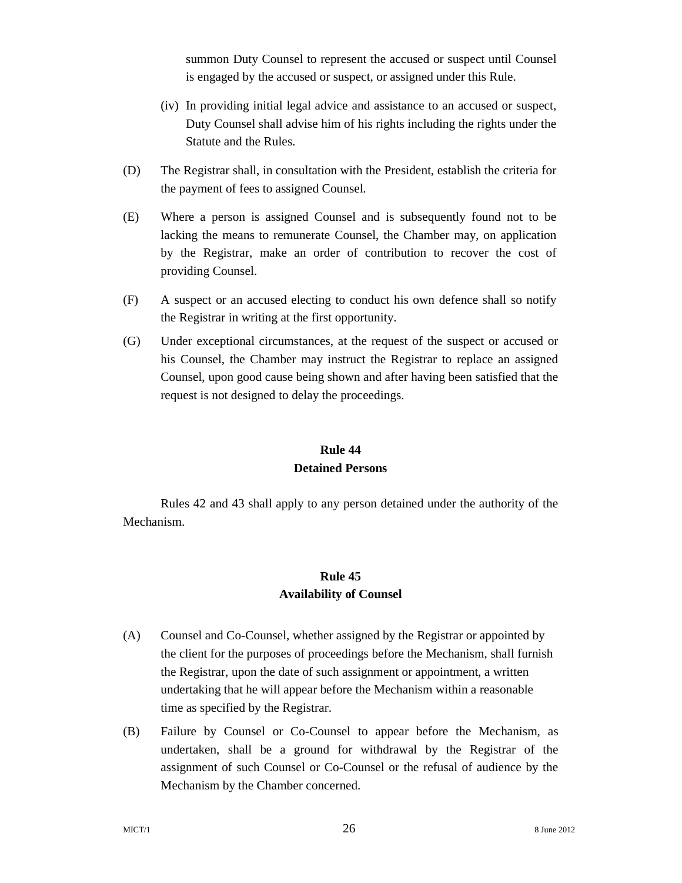summon Duty Counsel to represent the accused or suspect until Counsel is engaged by the accused or suspect, or assigned under this Rule.

(iv) In providing initial legal advice and assistance to an accused or suspect, Duty Counsel shall advise him of his rights including the rights under the Statute and the Rules.

(D) The Registrar shall, in consultation with the President, establish the criteria for the payment of fees to assigned Counsel.

(E) Where a person is assigned Counsel and is subsequently found not to be lacking the means to remunerate Counsel, the Chamber may, on application by the Registrar, make an order of contribution to recover the cost of providing Counsel.

(F) A suspect or an accused electing to conduct his own defence shall so notify the Registrar in writing at the first opportunity.

(G) Under exceptional circumstances, at the request of the suspect or accused or his Counsel, the Chamber may instruct the Registrar to replace an assigned Counsel, upon good cause being shown and after having been satisfied that the request is not designed to delay the proceedings.

### Rule 44
### Detained Persons

Rules 42 and 43 shall apply to any person detained under the authority of the Mechanism.

### Rule 45
### Availability of Counsel

(A) Counsel and Co-Counsel, whether assigned by the Registrar or appointed by the client for the purposes of proceedings before the Mechanism, shall furnish the Registrar, upon the date of such assignment or appointment, a written undertaking that he will appear before the Mechanism within a reasonable time as specified by the Registrar.

(B) Failure by Counsel or Co-Counsel to appear before the Mechanism, as undertaken, shall be a ground for withdrawal by the Registrar of the assignment of such Counsel or Co-Counsel or the refusal of audience by the Mechanism by the Chamber concerned.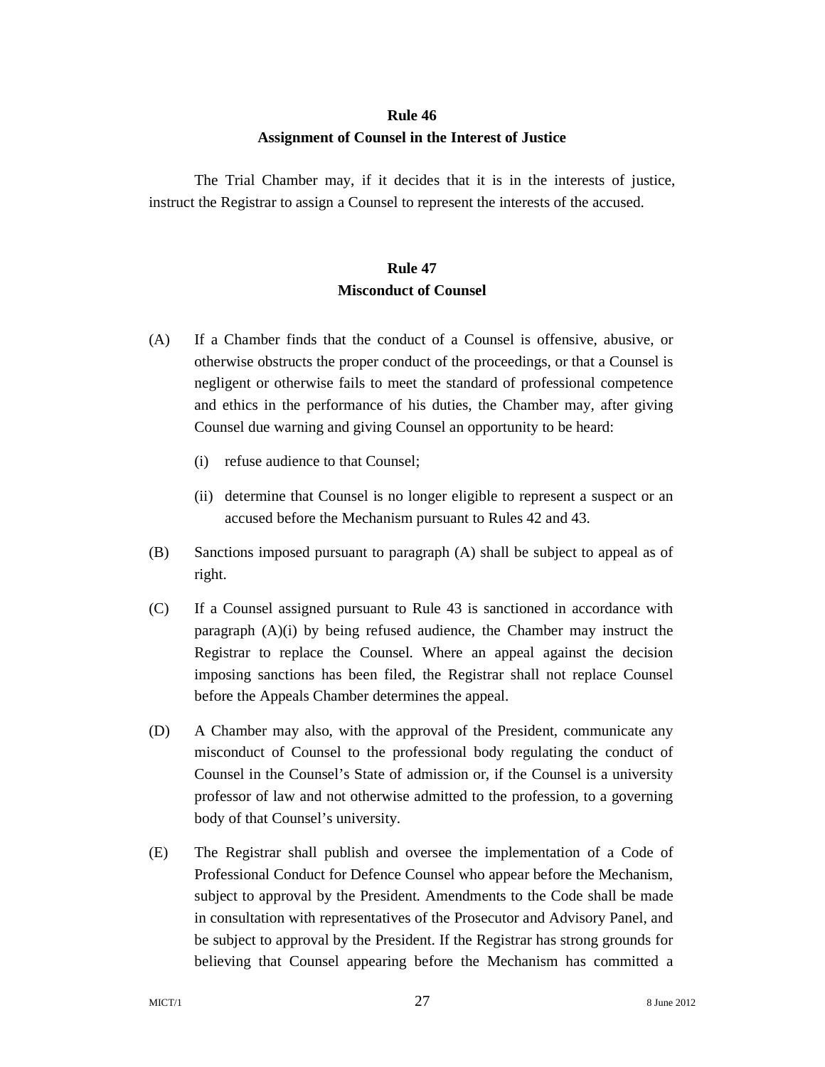## Rule 46
## Assignment of Counsel in the Interest of Justice

The Trial Chamber may, if it decides that it is in the interests of justice, instruct the Registrar to assign a Counsel to represent the interests of the accused.

## Rule 47
## Misconduct of Counsel

(A) If a Chamber finds that the conduct of a Counsel is offensive, abusive, or otherwise obstructs the proper conduct of the proceedings, or that a Counsel is negligent or otherwise fails to meet the standard of professional competence and ethics in the performance of his duties, the Chamber may, after giving Counsel due warning and giving Counsel an opportunity to be heard:

   (i) refuse audience to that Counsel;

   (ii) determine that Counsel is no longer eligible to represent a suspect or an accused before the Mechanism pursuant to Rules 42 and 43.

(B) Sanctions imposed pursuant to paragraph (A) shall be subject to appeal as of right.

(C) If a Counsel assigned pursuant to Rule 43 is sanctioned in accordance with paragraph (A)(i) by being refused audience, the Chamber may instruct the Registrar to replace the Counsel. Where an appeal against the decision imposing sanctions has been filed, the Registrar shall not replace Counsel before the Appeals Chamber determines the appeal.

(D) A Chamber may also, with the approval of the President, communicate any misconduct of Counsel to the professional body regulating the conduct of Counsel in the Counsel's State of admission or, if the Counsel is a university professor of law and not otherwise admitted to the profession, to a governing body of that Counsel's university.

(E) The Registrar shall publish and oversee the implementation of a Code of Professional Conduct for Defence Counsel who appear before the Mechanism, subject to approval by the President. Amendments to the Code shall be made in consultation with representatives of the Prosecutor and Advisory Panel, and be subject to approval by the President. If the Registrar has strong grounds for believing that Counsel appearing before the Mechanism has committed a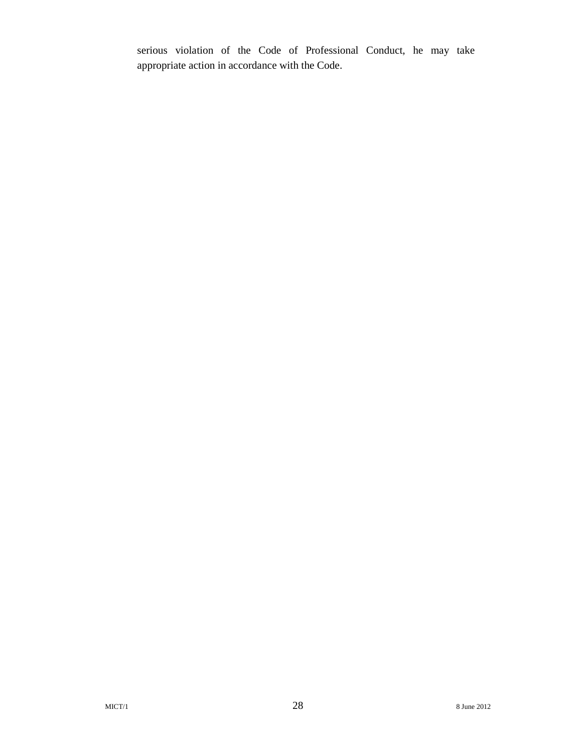serious violation of the Code of Professional Conduct, he may take appropriate action in accordance with the Code.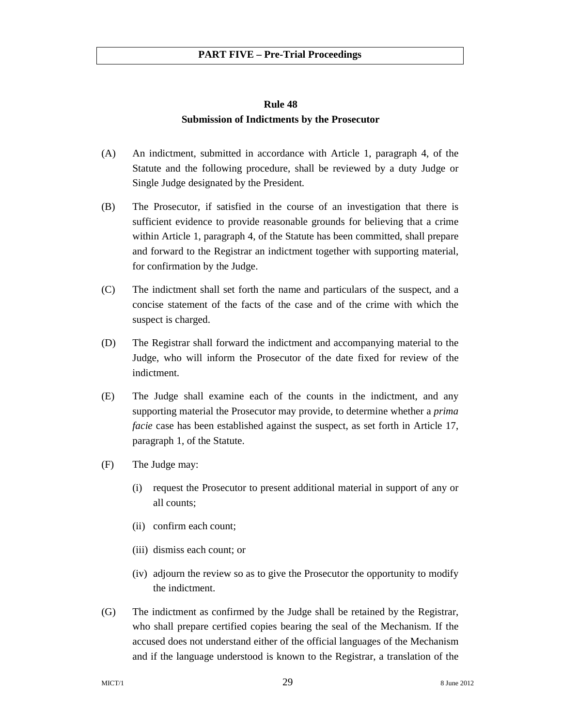**PART FIVE – Pre-Trial Proceedings**

## Rule 48
## Submission of Indictments by the Prosecutor

(A) An indictment, submitted in accordance with Article 1, paragraph 4, of the Statute and the following procedure, shall be reviewed by a duty Judge or Single Judge designated by the President.

(B) The Prosecutor, if satisfied in the course of an investigation that there is sufficient evidence to provide reasonable grounds for believing that a crime within Article 1, paragraph 4, of the Statute has been committed, shall prepare and forward to the Registrar an indictment together with supporting material, for confirmation by the Judge.

(C) The indictment shall set forth the name and particulars of the suspect, and a concise statement of the facts of the case and of the crime with which the suspect is charged.

(D) The Registrar shall forward the indictment and accompanying material to the Judge, who will inform the Prosecutor of the date fixed for review of the indictment.

(E) The Judge shall examine each of the counts in the indictment, and any supporting material the Prosecutor may provide, to determine whether a *prima facie* case has been established against the suspect, as set forth in Article 17, paragraph 1, of the Statute.

(F) The Judge may:

(i) request the Prosecutor to present additional material in support of any or all counts;

(ii) confirm each count;

(iii) dismiss each count; or

(iv) adjourn the review so as to give the Prosecutor the opportunity to modify the indictment.

(G) The indictment as confirmed by the Judge shall be retained by the Registrar, who shall prepare certified copies bearing the seal of the Mechanism. If the accused does not understand either of the official languages of the Mechanism and if the language understood is known to the Registrar, a translation of the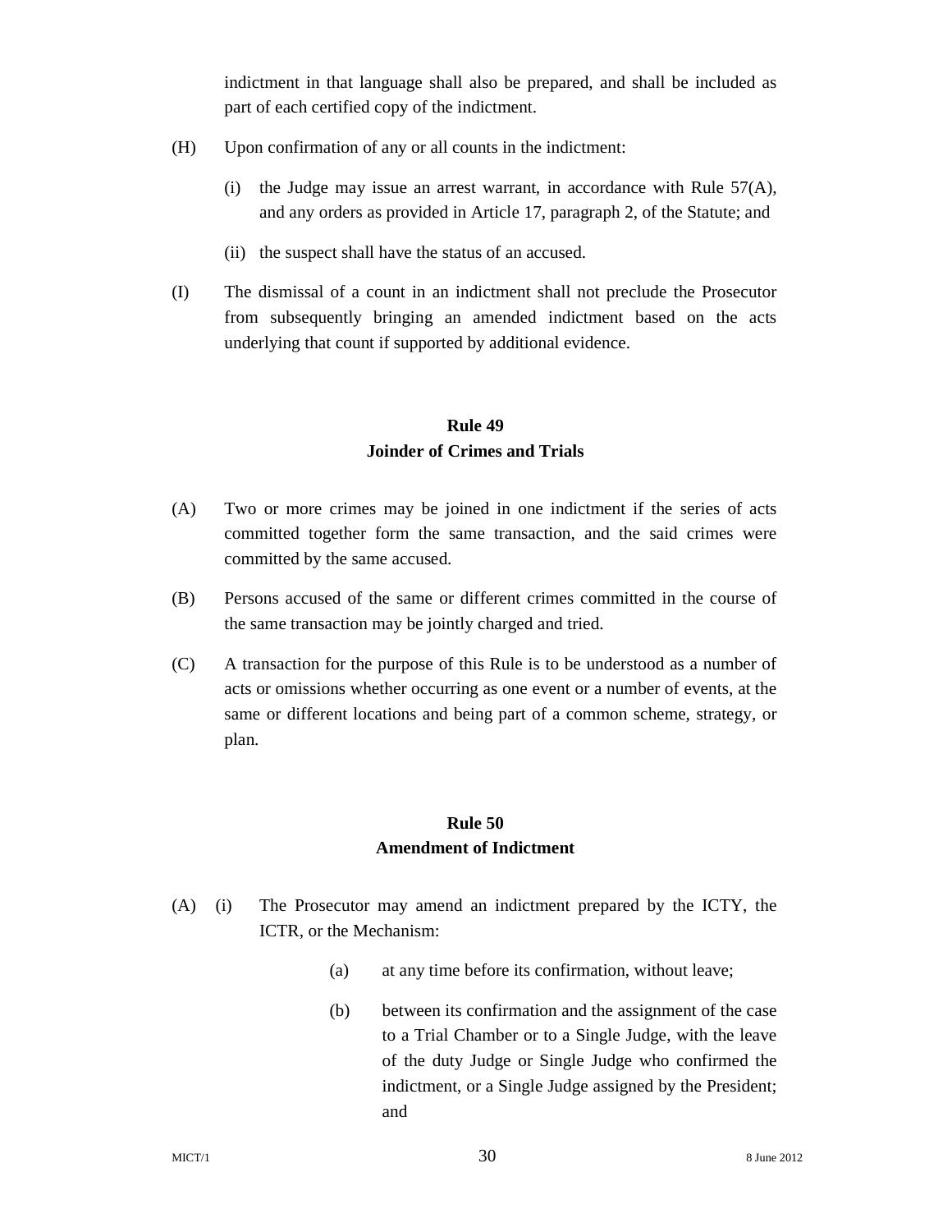indictment in that language shall also be prepared, and shall be included as part of each certified copy of the indictment.

(H) Upon confirmation of any or all counts in the indictment:

(i) the Judge may issue an arrest warrant, in accordance with Rule 57(A), and any orders as provided in Article 17, paragraph 2, of the Statute; and

(ii) the suspect shall have the status of an accused.

(I) The dismissal of a count in an indictment shall not preclude the Prosecutor from subsequently bringing an amended indictment based on the acts underlying that count if supported by additional evidence.

## Rule 49
## Joinder of Crimes and Trials

(A) Two or more crimes may be joined in one indictment if the series of acts committed together form the same transaction, and the said crimes were committed by the same accused.

(B) Persons accused of the same or different crimes committed in the course of the same transaction may be jointly charged and tried.

(C) A transaction for the purpose of this Rule is to be understood as a number of acts or omissions whether occurring as one event or a number of events, at the same or different locations and being part of a common scheme, strategy, or plan.

## Rule 50
## Amendment of Indictment

(A) (i) The Prosecutor may amend an indictment prepared by the ICTY, the ICTR, or the Mechanism:

(a) at any time before its confirmation, without leave;

(b) between its confirmation and the assignment of the case to a Trial Chamber or to a Single Judge, with the leave of the duty Judge or Single Judge who confirmed the indictment, or a Single Judge assigned by the President; and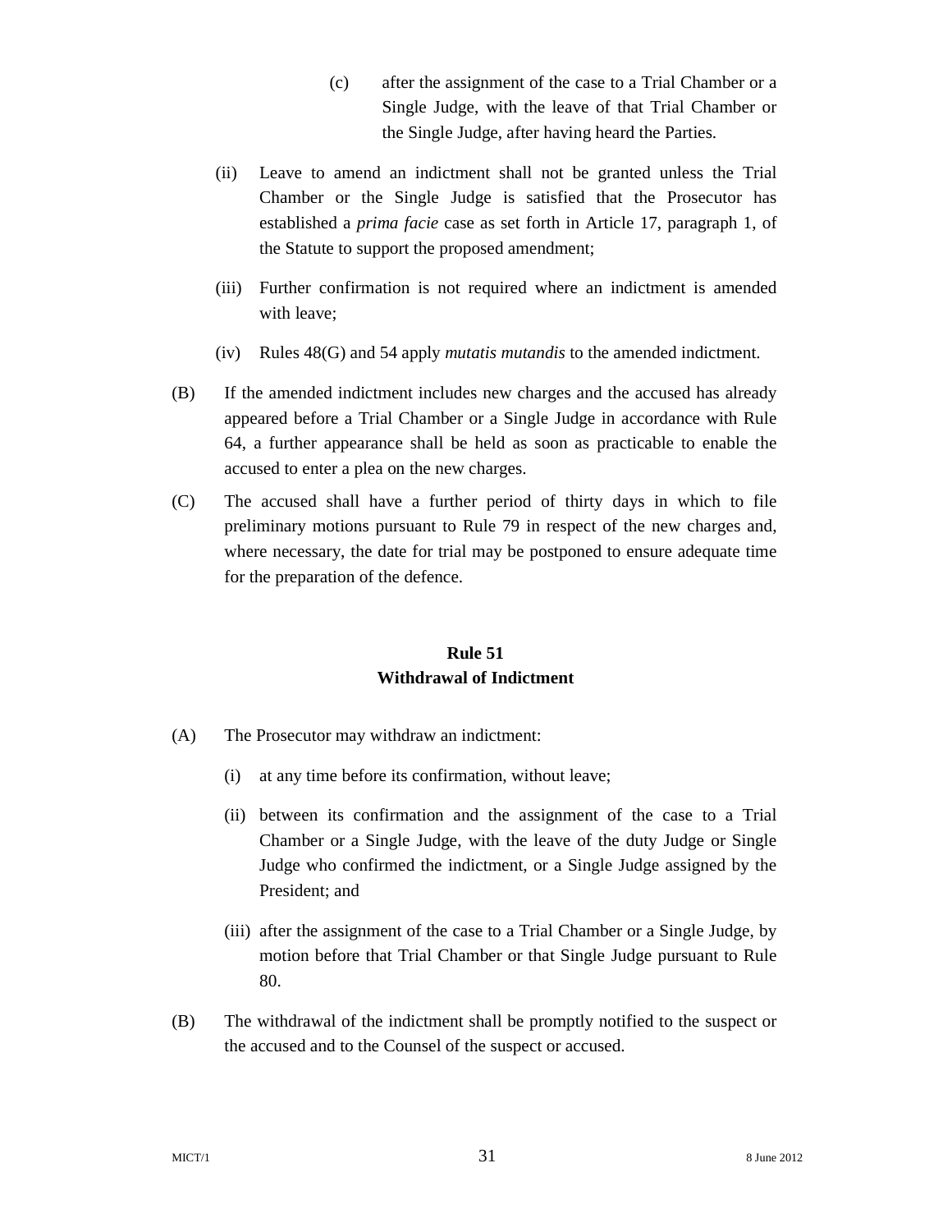(c) after the assignment of the case to a Trial Chamber or a Single Judge, with the leave of that Trial Chamber or the Single Judge, after having heard the Parties.

(ii) Leave to amend an indictment shall not be granted unless the Trial Chamber or the Single Judge is satisfied that the Prosecutor has established a *prima facie* case as set forth in Article 17, paragraph 1, of the Statute to support the proposed amendment;

(iii) Further confirmation is not required where an indictment is amended with leave;

(iv) Rules 48(G) and 54 apply *mutatis mutandis* to the amended indictment.

(B) If the amended indictment includes new charges and the accused has already appeared before a Trial Chamber or a Single Judge in accordance with Rule 64, a further appearance shall be held as soon as practicable to enable the accused to enter a plea on the new charges.

(C) The accused shall have a further period of thirty days in which to file preliminary motions pursuant to Rule 79 in respect of the new charges and, where necessary, the date for trial may be postponed to ensure adequate time for the preparation of the defence.

## Rule 51
## Withdrawal of Indictment

(A) The Prosecutor may withdraw an indictment:

(i) at any time before its confirmation, without leave;

(ii) between its confirmation and the assignment of the case to a Trial Chamber or a Single Judge, with the leave of the duty Judge or Single Judge who confirmed the indictment, or a Single Judge assigned by the President; and

(iii) after the assignment of the case to a Trial Chamber or a Single Judge, by motion before that Trial Chamber or that Single Judge pursuant to Rule 80.

(B) The withdrawal of the indictment shall be promptly notified to the suspect or the accused and to the Counsel of the suspect or accused.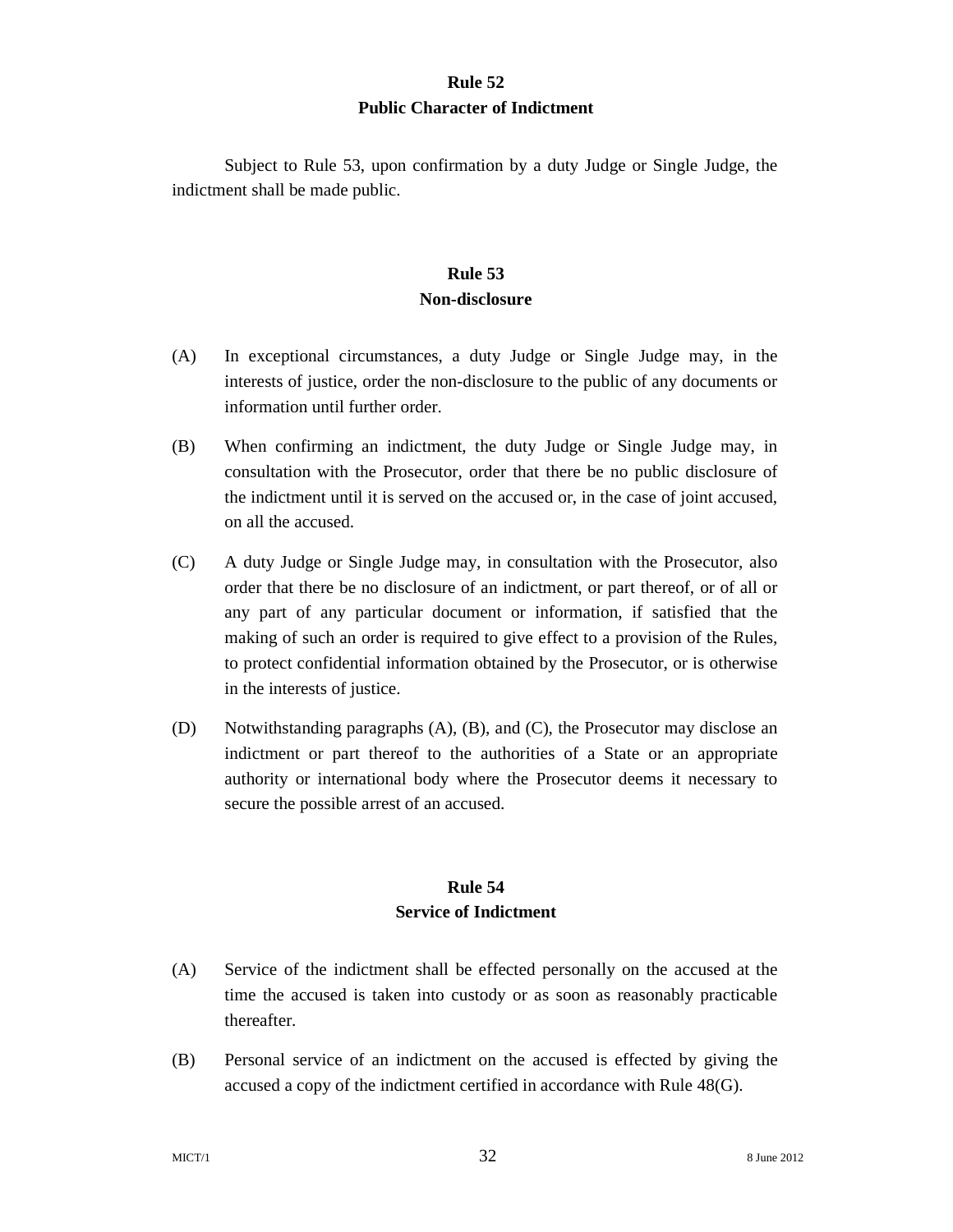## Rule 52
## Public Character of Indictment

Subject to Rule 53, upon confirmation by a duty Judge or Single Judge, the indictment shall be made public.

## Rule 53
## Non-disclosure

(A) In exceptional circumstances, a duty Judge or Single Judge may, in the interests of justice, order the non-disclosure to the public of any documents or information until further order.

(B) When confirming an indictment, the duty Judge or Single Judge may, in consultation with the Prosecutor, order that there be no public disclosure of the indictment until it is served on the accused or, in the case of joint accused, on all the accused.

(C) A duty Judge or Single Judge may, in consultation with the Prosecutor, also order that there be no disclosure of an indictment, or part thereof, or of all or any part of any particular document or information, if satisfied that the making of such an order is required to give effect to a provision of the Rules, to protect confidential information obtained by the Prosecutor, or is otherwise in the interests of justice.

(D) Notwithstanding paragraphs (A), (B), and (C), the Prosecutor may disclose an indictment or part thereof to the authorities of a State or an appropriate authority or international body where the Prosecutor deems it necessary to secure the possible arrest of an accused.

## Rule 54
## Service of Indictment

(A) Service of the indictment shall be effected personally on the accused at the time the accused is taken into custody or as soon as reasonably practicable thereafter.

(B) Personal service of an indictment on the accused is effected by giving the accused a copy of the indictment certified in accordance with Rule 48(G).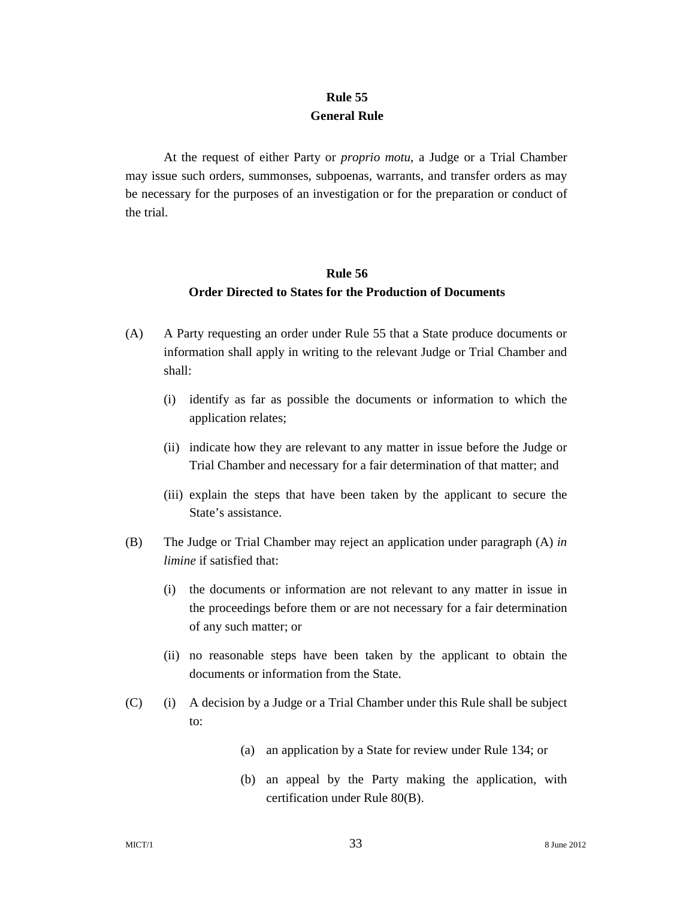## Rule 55
## General Rule

At the request of either Party or *proprio motu*, a Judge or a Trial Chamber may issue such orders, summonses, subpoenas, warrants, and transfer orders as may be necessary for the purposes of an investigation or for the preparation or conduct of the trial.

## Rule 56
## Order Directed to States for the Production of Documents

(A) A Party requesting an order under Rule 55 that a State produce documents or information shall apply in writing to the relevant Judge or Trial Chamber and shall:

- (i) identify as far as possible the documents or information to which the application relates;
- (ii) indicate how they are relevant to any matter in issue before the Judge or Trial Chamber and necessary for a fair determination of that matter; and
- (iii) explain the steps that have been taken by the applicant to secure the State's assistance.

(B) The Judge or Trial Chamber may reject an application under paragraph (A) *in limine* if satisfied that:

- (i) the documents or information are not relevant to any matter in issue in the proceedings before them or are not necessary for a fair determination of any such matter; or
- (ii) no reasonable steps have been taken by the applicant to obtain the documents or information from the State.

(C) (i) A decision by a Judge or a Trial Chamber under this Rule shall be subject to:

- (a) an application by a State for review under Rule 134; or
- (b) an appeal by the Party making the application, with certification under Rule 80(B).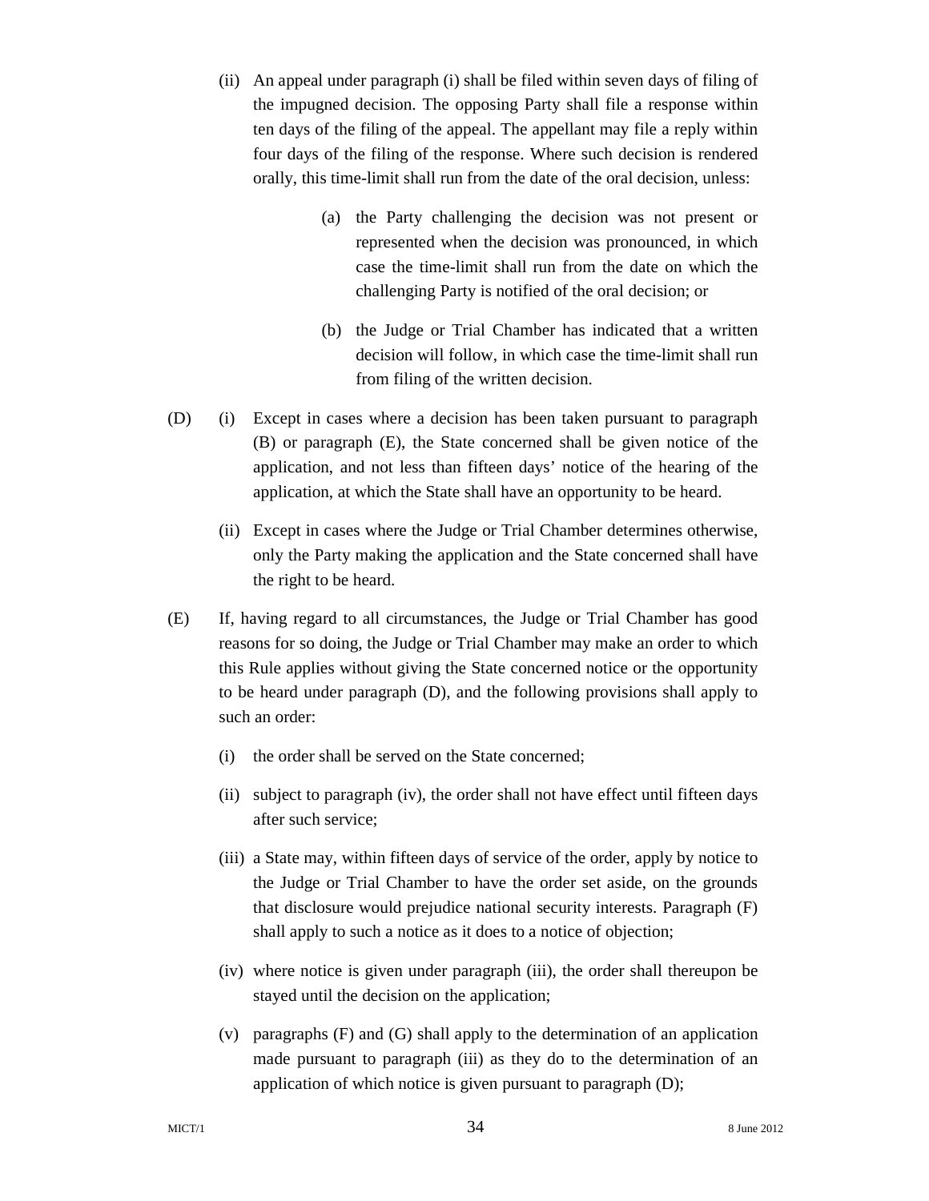(ii) An appeal under paragraph (i) shall be filed within seven days of filing of the impugned decision. The opposing Party shall file a response within ten days of the filing of the appeal. The appellant may file a reply within four days of the filing of the response. Where such decision is rendered orally, this time-limit shall run from the date of the oral decision, unless:

(a) the Party challenging the decision was not present or represented when the decision was pronounced, in which case the time-limit shall run from the date on which the challenging Party is notified of the oral decision; or

(b) the Judge or Trial Chamber has indicated that a written decision will follow, in which case the time-limit shall run from filing of the written decision.

(D) (i) Except in cases where a decision has been taken pursuant to paragraph (B) or paragraph (E), the State concerned shall be given notice of the application, and not less than fifteen days' notice of the hearing of the application, at which the State shall have an opportunity to be heard.

(ii) Except in cases where the Judge or Trial Chamber determines otherwise, only the Party making the application and the State concerned shall have the right to be heard.

(E) If, having regard to all circumstances, the Judge or Trial Chamber has good reasons for so doing, the Judge or Trial Chamber may make an order to which this Rule applies without giving the State concerned notice or the opportunity to be heard under paragraph (D), and the following provisions shall apply to such an order:

(i) the order shall be served on the State concerned;

(ii) subject to paragraph (iv), the order shall not have effect until fifteen days after such service;

(iii) a State may, within fifteen days of service of the order, apply by notice to the Judge or Trial Chamber to have the order set aside, on the grounds that disclosure would prejudice national security interests. Paragraph (F) shall apply to such a notice as it does to a notice of objection;

(iv) where notice is given under paragraph (iii), the order shall thereupon be stayed until the decision on the application;

(v) paragraphs (F) and (G) shall apply to the determination of an application made pursuant to paragraph (iii) as they do to the determination of an application of which notice is given pursuant to paragraph (D);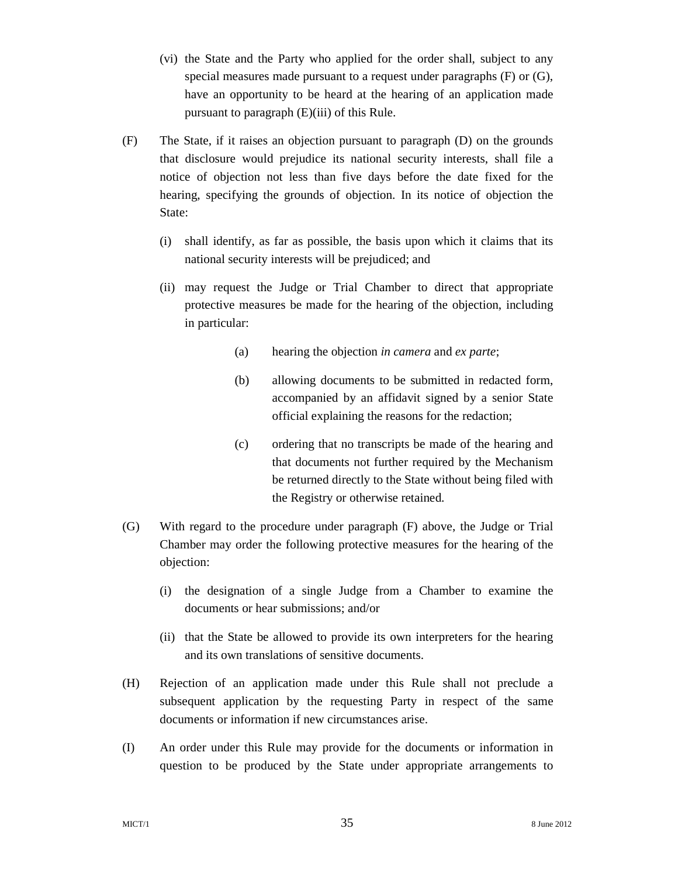(vi) the State and the Party who applied for the order shall, subject to any special measures made pursuant to a request under paragraphs (F) or (G), have an opportunity to be heard at the hearing of an application made pursuant to paragraph (E)(iii) of this Rule.

(F) The State, if it raises an objection pursuant to paragraph (D) on the grounds that disclosure would prejudice its national security interests, shall file a notice of objection not less than five days before the date fixed for the hearing, specifying the grounds of objection. In its notice of objection the State:

(i) shall identify, as far as possible, the basis upon which it claims that its national security interests will be prejudiced; and

(ii) may request the Judge or Trial Chamber to direct that appropriate protective measures be made for the hearing of the objection, including in particular:

(a) hearing the objection *in camera* and *ex parte*;

(b) allowing documents to be submitted in redacted form, accompanied by an affidavit signed by a senior State official explaining the reasons for the redaction;

(c) ordering that no transcripts be made of the hearing and that documents not further required by the Mechanism be returned directly to the State without being filed with the Registry or otherwise retained.

(G) With regard to the procedure under paragraph (F) above, the Judge or Trial Chamber may order the following protective measures for the hearing of the objection:

(i) the designation of a single Judge from a Chamber to examine the documents or hear submissions; and/or

(ii) that the State be allowed to provide its own interpreters for the hearing and its own translations of sensitive documents.

(H) Rejection of an application made under this Rule shall not preclude a subsequent application by the requesting Party in respect of the same documents or information if new circumstances arise.

(I) An order under this Rule may provide for the documents or information in question to be produced by the State under appropriate arrangements to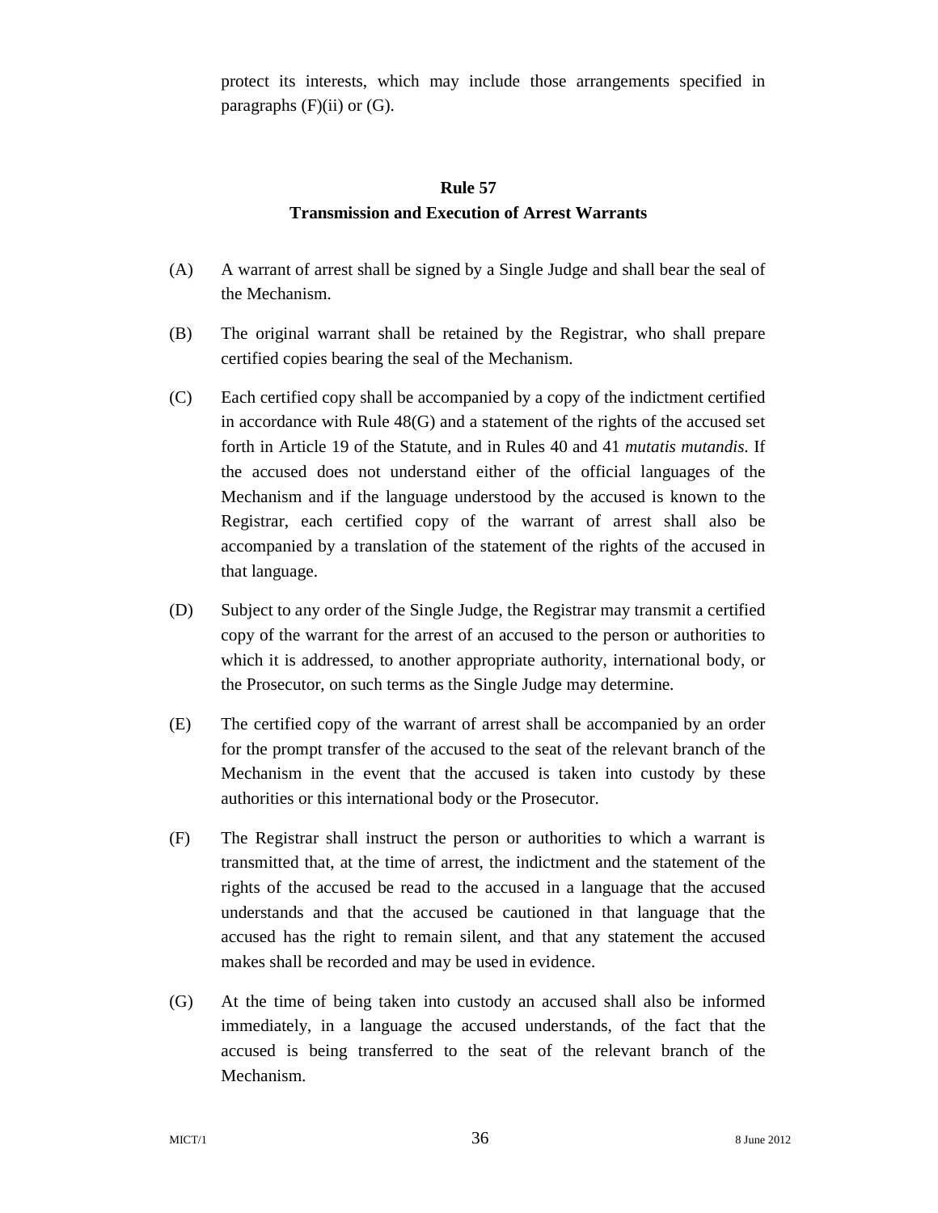protect its interests, which may include those arrangements specified in paragraphs (F)(ii) or (G).

**Rule 57**
**Transmission and Execution of Arrest Warrants**

(A) A warrant of arrest shall be signed by a Single Judge and shall bear the seal of the Mechanism.

(B) The original warrant shall be retained by the Registrar, who shall prepare certified copies bearing the seal of the Mechanism.

(C) Each certified copy shall be accompanied by a copy of the indictment certified in accordance with Rule 48(G) and a statement of the rights of the accused set forth in Article 19 of the Statute, and in Rules 40 and 41 *mutatis mutandis*. If the accused does not understand either of the official languages of the Mechanism and if the language understood by the accused is known to the Registrar, each certified copy of the warrant of arrest shall also be accompanied by a translation of the statement of the rights of the accused in that language.

(D) Subject to any order of the Single Judge, the Registrar may transmit a certified copy of the warrant for the arrest of an accused to the person or authorities to which it is addressed, to another appropriate authority, international body, or the Prosecutor, on such terms as the Single Judge may determine.

(E) The certified copy of the warrant of arrest shall be accompanied by an order for the prompt transfer of the accused to the seat of the relevant branch of the Mechanism in the event that the accused is taken into custody by these authorities or this international body or the Prosecutor.

(F) The Registrar shall instruct the person or authorities to which a warrant is transmitted that, at the time of arrest, the indictment and the statement of the rights of the accused be read to the accused in a language that the accused understands and that the accused be cautioned in that language that the accused has the right to remain silent, and that any statement the accused makes shall be recorded and may be used in evidence.

(G) At the time of being taken into custody an accused shall also be informed immediately, in a language the accused understands, of the fact that the accused is being transferred to the seat of the relevant branch of the Mechanism.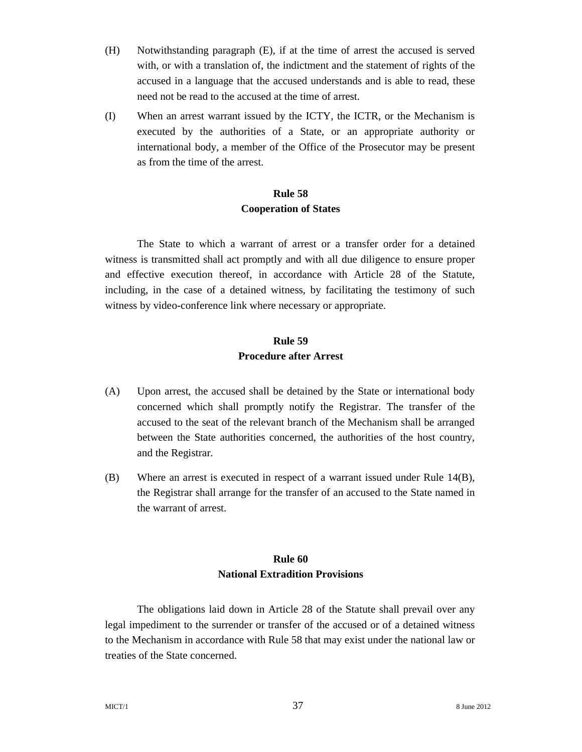(H) Notwithstanding paragraph (E), if at the time of arrest the accused is served with, or with a translation of, the indictment and the statement of rights of the accused in a language that the accused understands and is able to read, these need not be read to the accused at the time of arrest.

(I) When an arrest warrant issued by the ICTY, the ICTR, or the Mechanism is executed by the authorities of a State, or an appropriate authority or international body, a member of the Office of the Prosecutor may be present as from the time of the arrest.

**Rule 58**
**Cooperation of States**

The State to which a warrant of arrest or a transfer order for a detained witness is transmitted shall act promptly and with all due diligence to ensure proper and effective execution thereof, in accordance with Article 28 of the Statute, including, in the case of a detained witness, by facilitating the testimony of such witness by video-conference link where necessary or appropriate.

**Rule 59**
**Procedure after Arrest**

(A) Upon arrest, the accused shall be detained by the State or international body concerned which shall promptly notify the Registrar. The transfer of the accused to the seat of the relevant branch of the Mechanism shall be arranged between the State authorities concerned, the authorities of the host country, and the Registrar.

(B) Where an arrest is executed in respect of a warrant issued under Rule 14(B), the Registrar shall arrange for the transfer of an accused to the State named in the warrant of arrest.

**Rule 60**
**National Extradition Provisions**

The obligations laid down in Article 28 of the Statute shall prevail over any legal impediment to the surrender or transfer of the accused or of a detained witness to the Mechanism in accordance with Rule 58 that may exist under the national law or treaties of the State concerned.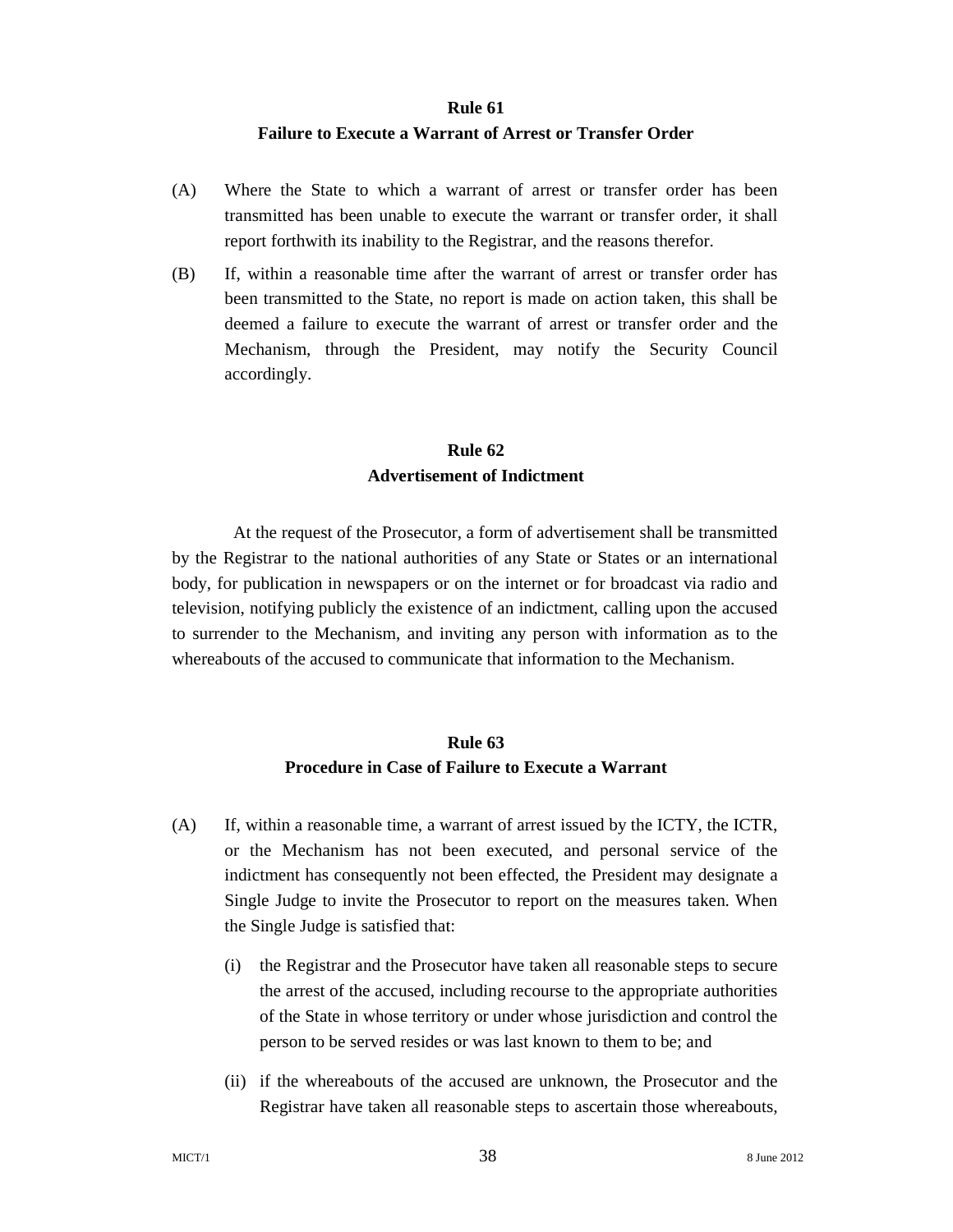**Rule 61**
**Failure to Execute a Warrant of Arrest or Transfer Order**

(A) Where the State to which a warrant of arrest or transfer order has been transmitted has been unable to execute the warrant or transfer order, it shall report forthwith its inability to the Registrar, and the reasons therefor.

(B) If, within a reasonable time after the warrant of arrest or transfer order has been transmitted to the State, no report is made on action taken, this shall be deemed a failure to execute the warrant of arrest or transfer order and the Mechanism, through the President, may notify the Security Council accordingly.

**Rule 62**
**Advertisement of Indictment**

At the request of the Prosecutor, a form of advertisement shall be transmitted by the Registrar to the national authorities of any State or States or an international body, for publication in newspapers or on the internet or for broadcast via radio and television, notifying publicly the existence of an indictment, calling upon the accused to surrender to the Mechanism, and inviting any person with information as to the whereabouts of the accused to communicate that information to the Mechanism.

**Rule 63**
**Procedure in Case of Failure to Execute a Warrant**

(A) If, within a reasonable time, a warrant of arrest issued by the ICTY, the ICTR, or the Mechanism has not been executed, and personal service of the indictment has consequently not been effected, the President may designate a Single Judge to invite the Prosecutor to report on the measures taken. When the Single Judge is satisfied that:

(i) the Registrar and the Prosecutor have taken all reasonable steps to secure the arrest of the accused, including recourse to the appropriate authorities of the State in whose territory or under whose jurisdiction and control the person to be served resides or was last known to them to be; and

(ii) if the whereabouts of the accused are unknown, the Prosecutor and the Registrar have taken all reasonable steps to ascertain those whereabouts,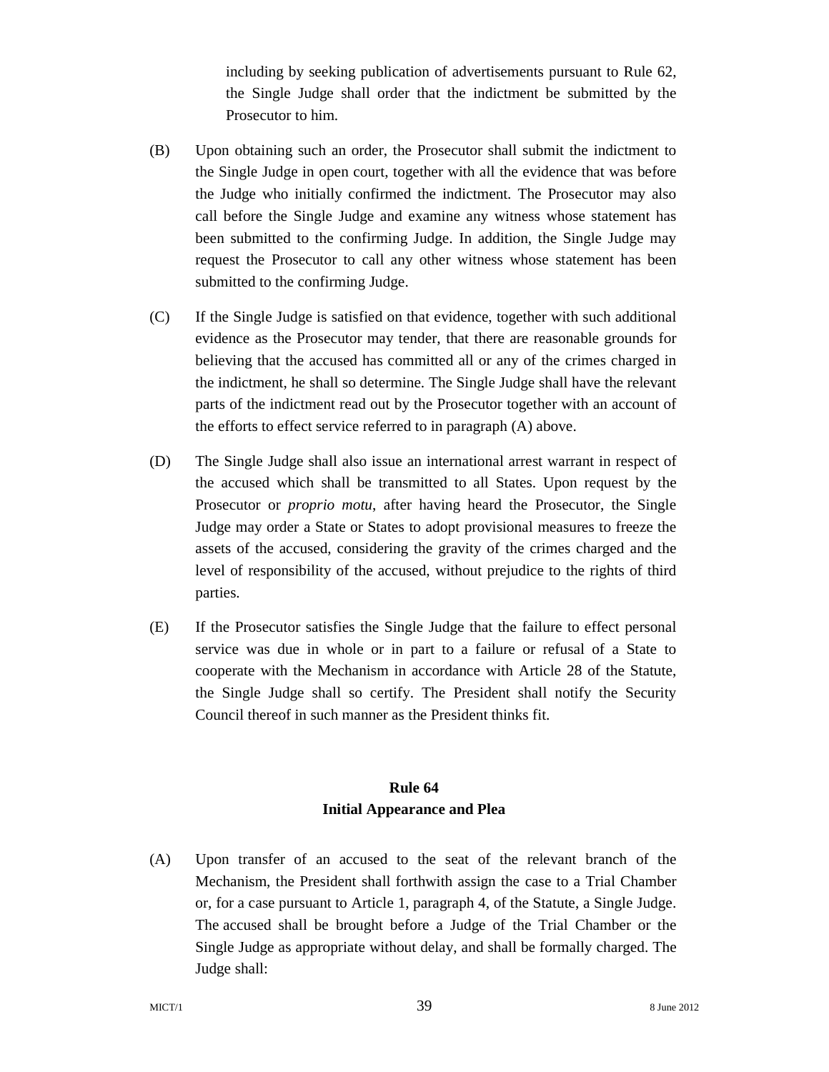including by seeking publication of advertisements pursuant to Rule 62, the Single Judge shall order that the indictment be submitted by the Prosecutor to him.

(B) Upon obtaining such an order, the Prosecutor shall submit the indictment to the Single Judge in open court, together with all the evidence that was before the Judge who initially confirmed the indictment. The Prosecutor may also call before the Single Judge and examine any witness whose statement has been submitted to the confirming Judge. In addition, the Single Judge may request the Prosecutor to call any other witness whose statement has been submitted to the confirming Judge.

(C) If the Single Judge is satisfied on that evidence, together with such additional evidence as the Prosecutor may tender, that there are reasonable grounds for believing that the accused has committed all or any of the crimes charged in the indictment, he shall so determine. The Single Judge shall have the relevant parts of the indictment read out by the Prosecutor together with an account of the efforts to effect service referred to in paragraph (A) above.

(D) The Single Judge shall also issue an international arrest warrant in respect of the accused which shall be transmitted to all States. Upon request by the Prosecutor or *proprio motu*, after having heard the Prosecutor, the Single Judge may order a State or States to adopt provisional measures to freeze the assets of the accused, considering the gravity of the crimes charged and the level of responsibility of the accused, without prejudice to the rights of third parties.

(E) If the Prosecutor satisfies the Single Judge that the failure to effect personal service was due in whole or in part to a failure or refusal of a State to cooperate with the Mechanism in accordance with Article 28 of the Statute, the Single Judge shall so certify. The President shall notify the Security Council thereof in such manner as the President thinks fit.

## Rule 64
## Initial Appearance and Plea

(A) Upon transfer of an accused to the seat of the relevant branch of the Mechanism, the President shall forthwith assign the case to a Trial Chamber or, for a case pursuant to Article 1, paragraph 4, of the Statute, a Single Judge. The accused shall be brought before a Judge of the Trial Chamber or the Single Judge as appropriate without delay, and shall be formally charged. The Judge shall: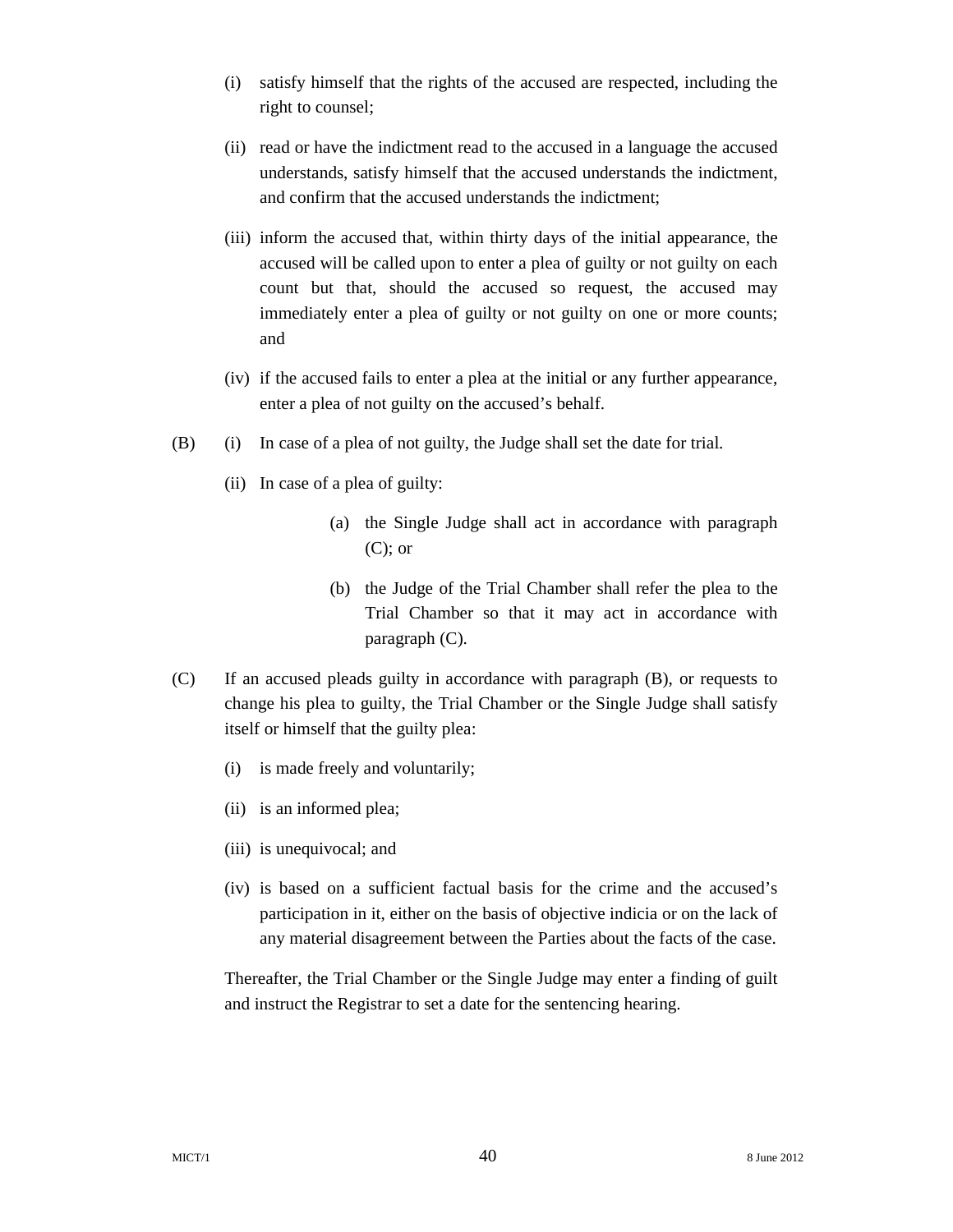(i) satisfy himself that the rights of the accused are respected, including the right to counsel;

(ii) read or have the indictment read to the accused in a language the accused understands, satisfy himself that the accused understands the indictment, and confirm that the accused understands the indictment;

(iii) inform the accused that, within thirty days of the initial appearance, the accused will be called upon to enter a plea of guilty or not guilty on each count but that, should the accused so request, the accused may immediately enter a plea of guilty or not guilty on one or more counts; and

(iv) if the accused fails to enter a plea at the initial or any further appearance, enter a plea of not guilty on the accused's behalf.

(B) (i) In case of a plea of not guilty, the Judge shall set the date for trial.

(ii) In case of a plea of guilty:

(a) the Single Judge shall act in accordance with paragraph (C); or

(b) the Judge of the Trial Chamber shall refer the plea to the Trial Chamber so that it may act in accordance with paragraph (C).

(C) If an accused pleads guilty in accordance with paragraph (B), or requests to change his plea to guilty, the Trial Chamber or the Single Judge shall satisfy itself or himself that the guilty plea:

(i) is made freely and voluntarily;

(ii) is an informed plea;

(iii) is unequivocal; and

(iv) is based on a sufficient factual basis for the crime and the accused's participation in it, either on the basis of objective indicia or on the lack of any material disagreement between the Parties about the facts of the case.

Thereafter, the Trial Chamber or the Single Judge may enter a finding of guilt and instruct the Registrar to set a date for the sentencing hearing.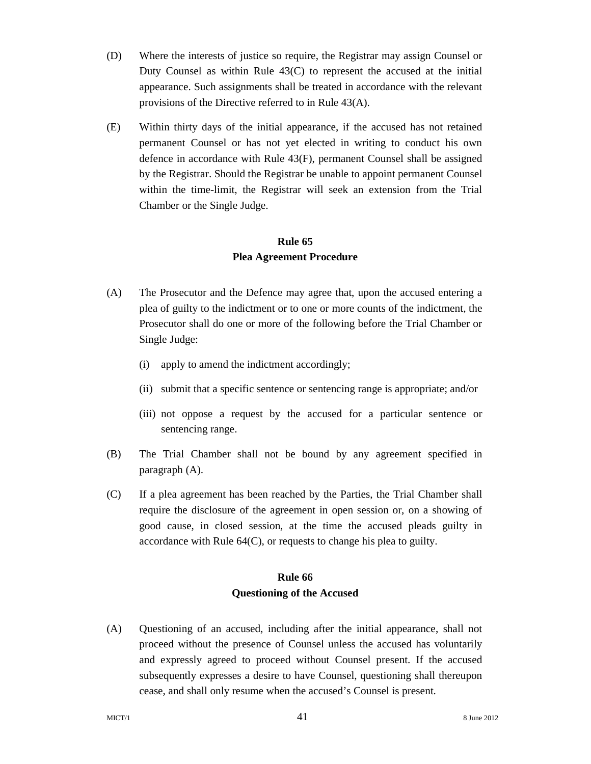(D) Where the interests of justice so require, the Registrar may assign Counsel or Duty Counsel as within Rule 43(C) to represent the accused at the initial appearance. Such assignments shall be treated in accordance with the relevant provisions of the Directive referred to in Rule 43(A).

(E) Within thirty days of the initial appearance, if the accused has not retained permanent Counsel or has not yet elected in writing to conduct his own defence in accordance with Rule 43(F), permanent Counsel shall be assigned by the Registrar. Should the Registrar be unable to appoint permanent Counsel within the time-limit, the Registrar will seek an extension from the Trial Chamber or the Single Judge.

**Rule 65**
**Plea Agreement Procedure**

(A) The Prosecutor and the Defence may agree that, upon the accused entering a plea of guilty to the indictment or to one or more counts of the indictment, the Prosecutor shall do one or more of the following before the Trial Chamber or Single Judge:

(i) apply to amend the indictment accordingly;

(ii) submit that a specific sentence or sentencing range is appropriate; and/or

(iii) not oppose a request by the accused for a particular sentence or sentencing range.

(B) The Trial Chamber shall not be bound by any agreement specified in paragraph (A).

(C) If a plea agreement has been reached by the Parties, the Trial Chamber shall require the disclosure of the agreement in open session or, on a showing of good cause, in closed session, at the time the accused pleads guilty in accordance with Rule 64(C), or requests to change his plea to guilty.

**Rule 66**
**Questioning of the Accused**

(A) Questioning of an accused, including after the initial appearance, shall not proceed without the presence of Counsel unless the accused has voluntarily and expressly agreed to proceed without Counsel present. If the accused subsequently expresses a desire to have Counsel, questioning shall thereupon cease, and shall only resume when the accused's Counsel is present.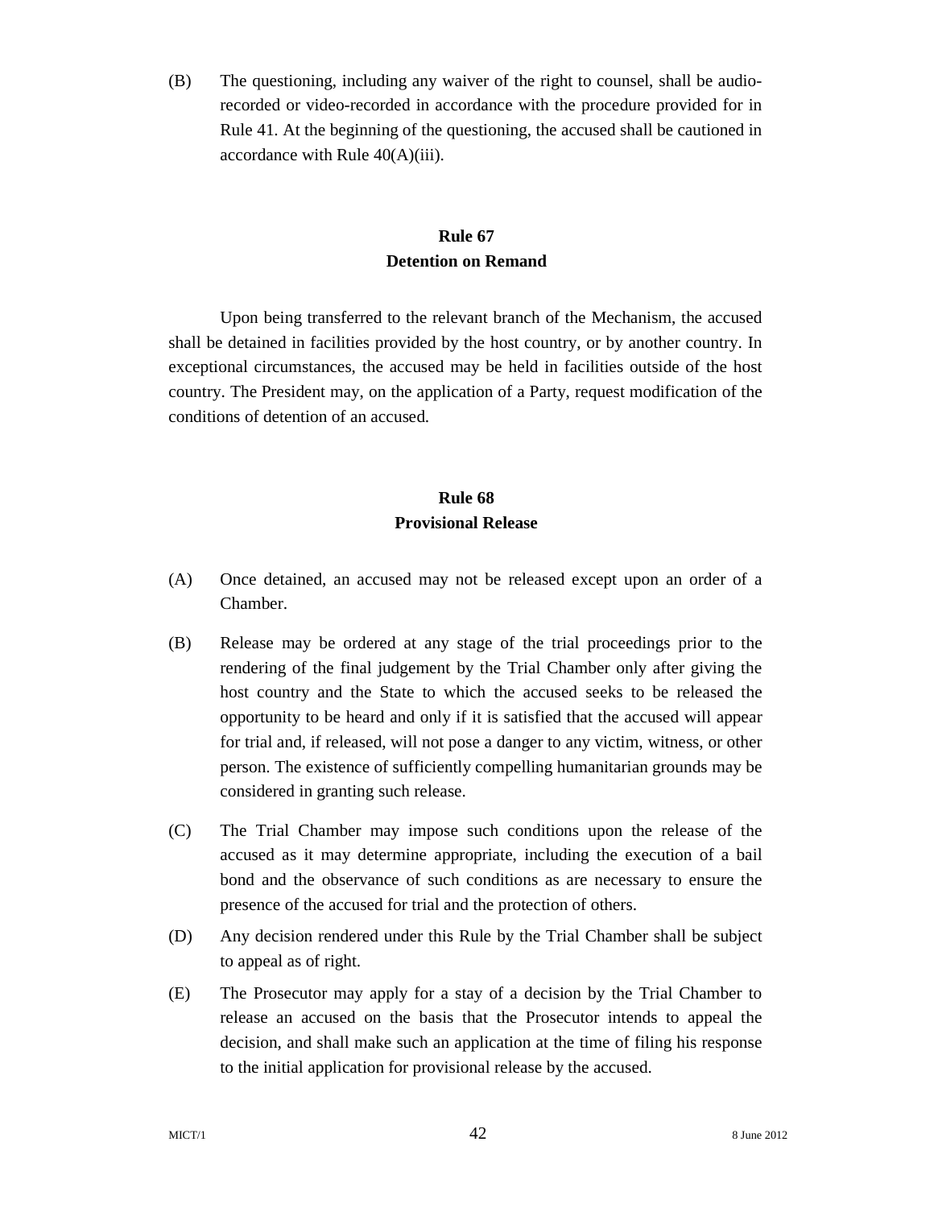(B) The questioning, including any waiver of the right to counsel, shall be audio-recorded or video-recorded in accordance with the procedure provided for in Rule 41. At the beginning of the questioning, the accused shall be cautioned in accordance with Rule 40(A)(iii).

**Rule 67**
**Detention on Remand**

Upon being transferred to the relevant branch of the Mechanism, the accused shall be detained in facilities provided by the host country, or by another country. In exceptional circumstances, the accused may be held in facilities outside of the host country. The President may, on the application of a Party, request modification of the conditions of detention of an accused.

**Rule 68**
**Provisional Release**

(A) Once detained, an accused may not be released except upon an order of a Chamber.

(B) Release may be ordered at any stage of the trial proceedings prior to the rendering of the final judgement by the Trial Chamber only after giving the host country and the State to which the accused seeks to be released the opportunity to be heard and only if it is satisfied that the accused will appear for trial and, if released, will not pose a danger to any victim, witness, or other person. The existence of sufficiently compelling humanitarian grounds may be considered in granting such release.

(C) The Trial Chamber may impose such conditions upon the release of the accused as it may determine appropriate, including the execution of a bail bond and the observance of such conditions as are necessary to ensure the presence of the accused for trial and the protection of others.

(D) Any decision rendered under this Rule by the Trial Chamber shall be subject to appeal as of right.

(E) The Prosecutor may apply for a stay of a decision by the Trial Chamber to release an accused on the basis that the Prosecutor intends to appeal the decision, and shall make such an application at the time of filing his response to the initial application for provisional release by the accused.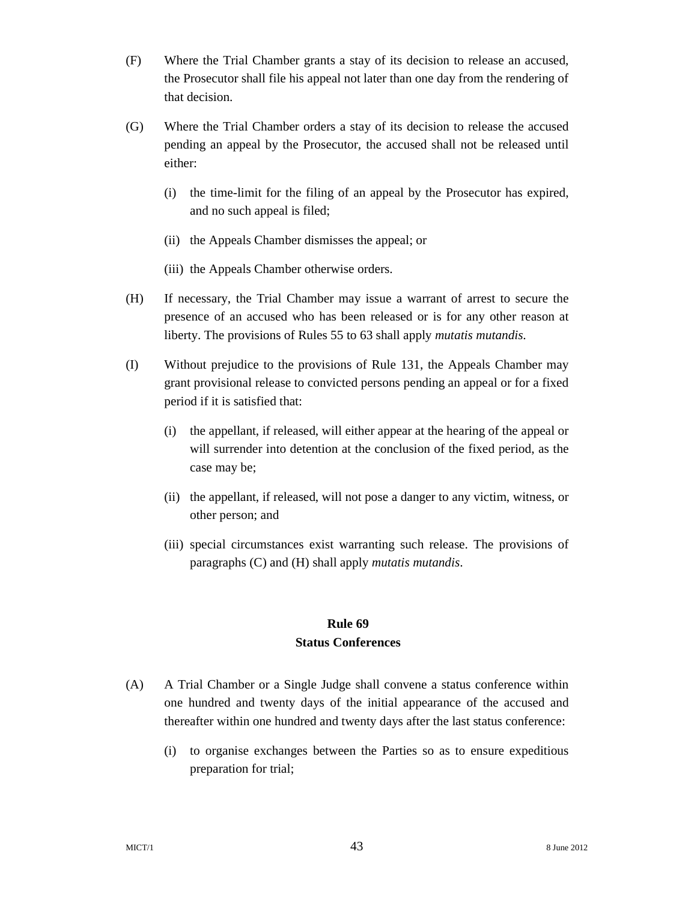(F) Where the Trial Chamber grants a stay of its decision to release an accused, the Prosecutor shall file his appeal not later than one day from the rendering of that decision.

(G) Where the Trial Chamber orders a stay of its decision to release the accused pending an appeal by the Prosecutor, the accused shall not be released until either:

(i) the time-limit for the filing of an appeal by the Prosecutor has expired, and no such appeal is filed;

(ii) the Appeals Chamber dismisses the appeal; or

(iii) the Appeals Chamber otherwise orders.

(H) If necessary, the Trial Chamber may issue a warrant of arrest to secure the presence of an accused who has been released or is for any other reason at liberty. The provisions of Rules 55 to 63 shall apply *mutatis mutandis.*

(I) Without prejudice to the provisions of Rule 131, the Appeals Chamber may grant provisional release to convicted persons pending an appeal or for a fixed period if it is satisfied that:

(i) the appellant, if released, will either appear at the hearing of the appeal or will surrender into detention at the conclusion of the fixed period, as the case may be;

(ii) the appellant, if released, will not pose a danger to any victim, witness, or other person; and

(iii) special circumstances exist warranting such release. The provisions of paragraphs (C) and (H) shall apply *mutatis mutandis*.

## Rule 69
## Status Conferences

(A) A Trial Chamber or a Single Judge shall convene a status conference within one hundred and twenty days of the initial appearance of the accused and thereafter within one hundred and twenty days after the last status conference:

(i) to organise exchanges between the Parties so as to ensure expeditious preparation for trial;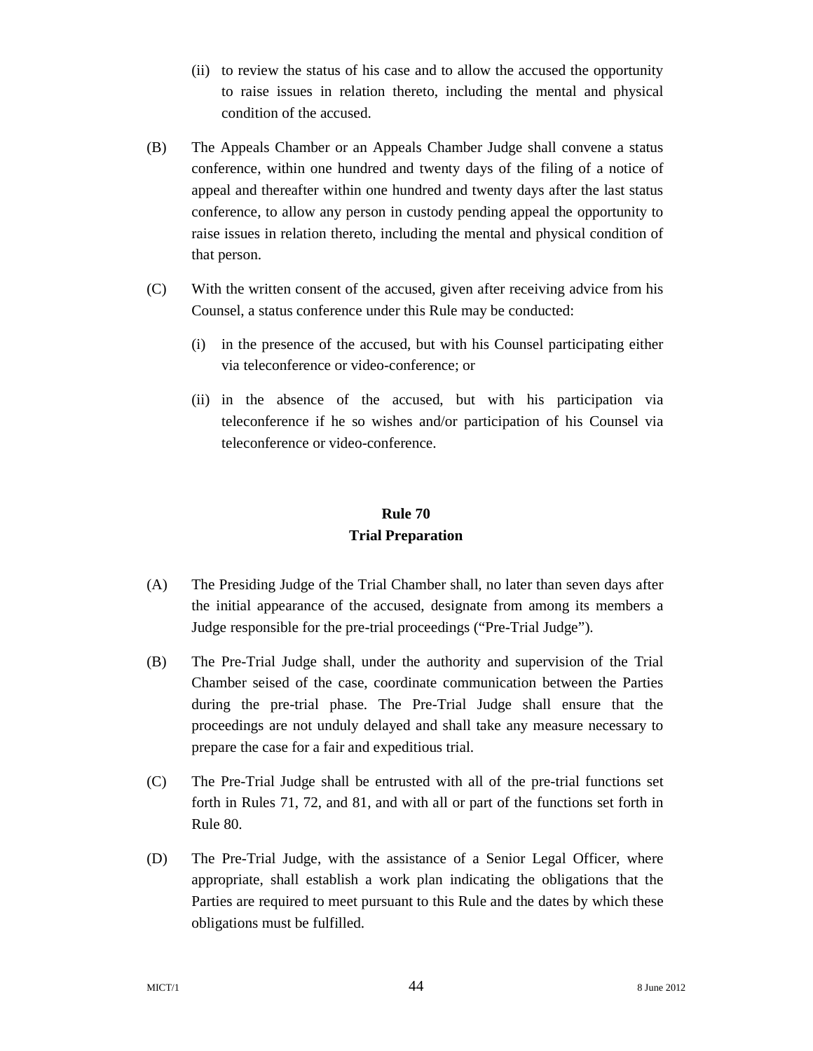(ii) to review the status of his case and to allow the accused the opportunity to raise issues in relation thereto, including the mental and physical condition of the accused.

(B) The Appeals Chamber or an Appeals Chamber Judge shall convene a status conference, within one hundred and twenty days of the filing of a notice of appeal and thereafter within one hundred and twenty days after the last status conference, to allow any person in custody pending appeal the opportunity to raise issues in relation thereto, including the mental and physical condition of that person.

(C) With the written consent of the accused, given after receiving advice from his Counsel, a status conference under this Rule may be conducted:

(i) in the presence of the accused, but with his Counsel participating either via teleconference or video-conference; or

(ii) in the absence of the accused, but with his participation via teleconference if he so wishes and/or participation of his Counsel via teleconference or video-conference.

## Rule 70
## Trial Preparation

(A) The Presiding Judge of the Trial Chamber shall, no later than seven days after the initial appearance of the accused, designate from among its members a Judge responsible for the pre-trial proceedings ("Pre-Trial Judge").

(B) The Pre-Trial Judge shall, under the authority and supervision of the Trial Chamber seised of the case, coordinate communication between the Parties during the pre-trial phase. The Pre-Trial Judge shall ensure that the proceedings are not unduly delayed and shall take any measure necessary to prepare the case for a fair and expeditious trial.

(C) The Pre-Trial Judge shall be entrusted with all of the pre-trial functions set forth in Rules 71, 72, and 81, and with all or part of the functions set forth in Rule 80.

(D) The Pre-Trial Judge, with the assistance of a Senior Legal Officer, where appropriate, shall establish a work plan indicating the obligations that the Parties are required to meet pursuant to this Rule and the dates by which these obligations must be fulfilled.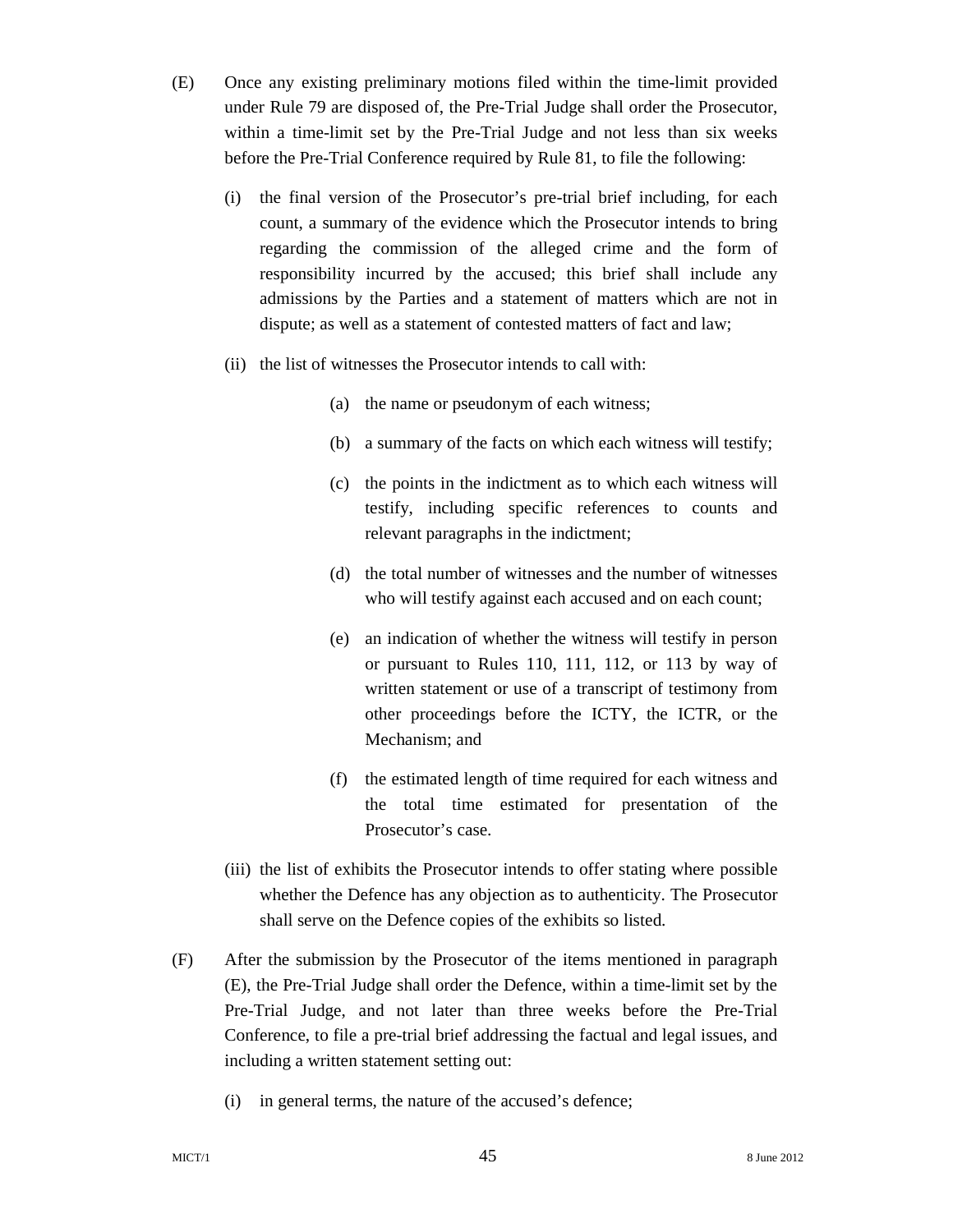(E) Once any existing preliminary motions filed within the time-limit provided under Rule 79 are disposed of, the Pre-Trial Judge shall order the Prosecutor, within a time-limit set by the Pre-Trial Judge and not less than six weeks before the Pre-Trial Conference required by Rule 81, to file the following:

   (i) the final version of the Prosecutor's pre-trial brief including, for each count, a summary of the evidence which the Prosecutor intends to bring regarding the commission of the alleged crime and the form of responsibility incurred by the accused; this brief shall include any admissions by the Parties and a statement of matters which are not in dispute; as well as a statement of contested matters of fact and law;

   (ii) the list of witnesses the Prosecutor intends to call with:

      (a) the name or pseudonym of each witness;

      (b) a summary of the facts on which each witness will testify;

      (c) the points in the indictment as to which each witness will testify, including specific references to counts and relevant paragraphs in the indictment;

      (d) the total number of witnesses and the number of witnesses who will testify against each accused and on each count;

      (e) an indication of whether the witness will testify in person or pursuant to Rules 110, 111, 112, or 113 by way of written statement or use of a transcript of testimony from other proceedings before the ICTY, the ICTR, or the Mechanism; and

      (f) the estimated length of time required for each witness and the total time estimated for presentation of the Prosecutor's case.

   (iii) the list of exhibits the Prosecutor intends to offer stating where possible whether the Defence has any objection as to authenticity. The Prosecutor shall serve on the Defence copies of the exhibits so listed.

(F) After the submission by the Prosecutor of the items mentioned in paragraph (E), the Pre-Trial Judge shall order the Defence, within a time-limit set by the Pre-Trial Judge, and not later than three weeks before the Pre-Trial Conference, to file a pre-trial brief addressing the factual and legal issues, and including a written statement setting out:

   (i) in general terms, the nature of the accused's defence;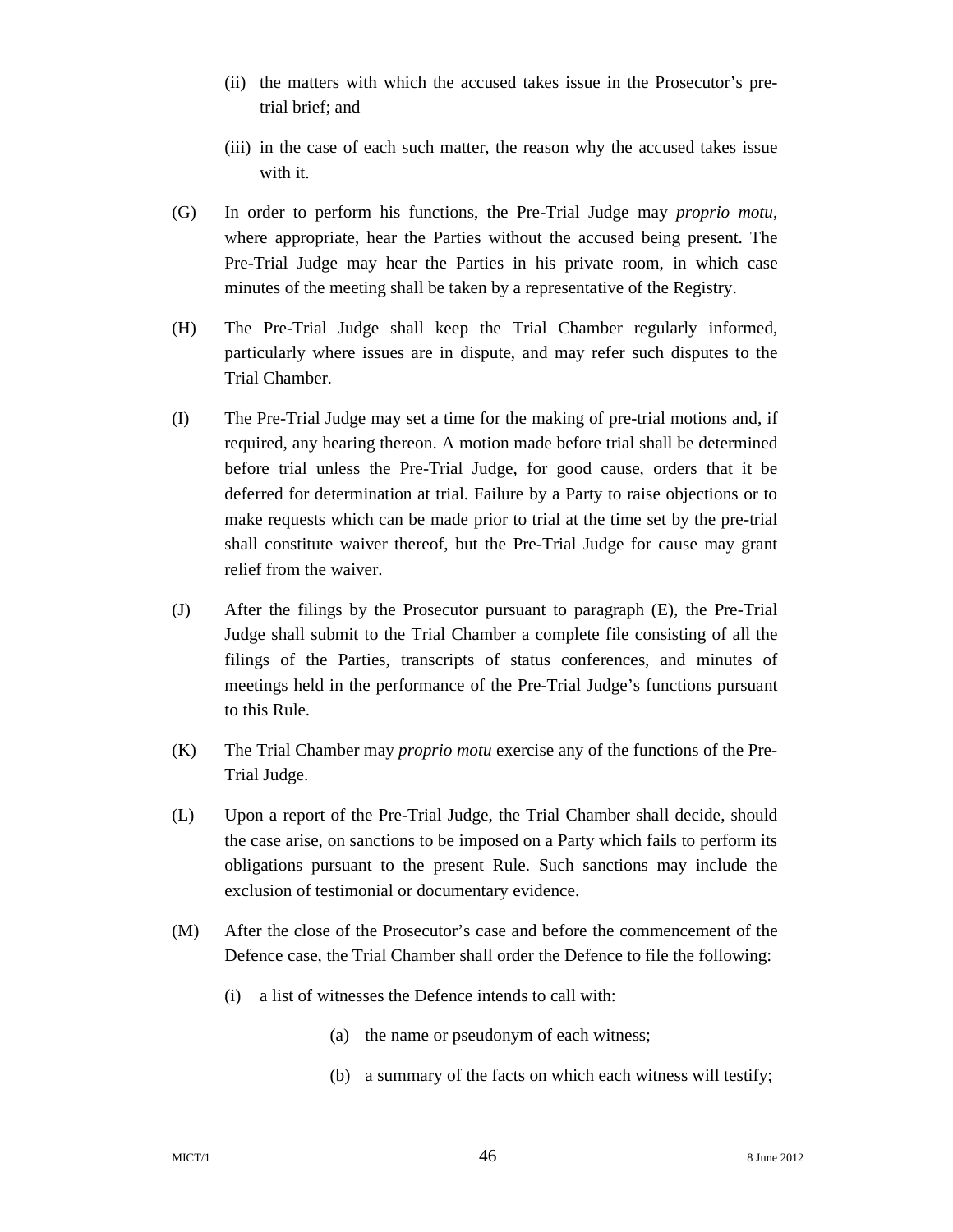(ii) the matters with which the accused takes issue in the Prosecutor's pre-trial brief; and

(iii) in the case of each such matter, the reason why the accused takes issue with it.

(G) In order to perform his functions, the Pre-Trial Judge may *proprio motu*, where appropriate, hear the Parties without the accused being present. The Pre-Trial Judge may hear the Parties in his private room, in which case minutes of the meeting shall be taken by a representative of the Registry.

(H) The Pre-Trial Judge shall keep the Trial Chamber regularly informed, particularly where issues are in dispute, and may refer such disputes to the Trial Chamber.

(I) The Pre-Trial Judge may set a time for the making of pre-trial motions and, if required, any hearing thereon. A motion made before trial shall be determined before trial unless the Pre-Trial Judge, for good cause, orders that it be deferred for determination at trial. Failure by a Party to raise objections or to make requests which can be made prior to trial at the time set by the pre-trial shall constitute waiver thereof, but the Pre-Trial Judge for cause may grant relief from the waiver.

(J) After the filings by the Prosecutor pursuant to paragraph (E), the Pre-Trial Judge shall submit to the Trial Chamber a complete file consisting of all the filings of the Parties, transcripts of status conferences, and minutes of meetings held in the performance of the Pre-Trial Judge's functions pursuant to this Rule.

(K) The Trial Chamber may *proprio motu* exercise any of the functions of the Pre-Trial Judge.

(L) Upon a report of the Pre-Trial Judge, the Trial Chamber shall decide, should the case arise, on sanctions to be imposed on a Party which fails to perform its obligations pursuant to the present Rule. Such sanctions may include the exclusion of testimonial or documentary evidence.

(M) After the close of the Prosecutor's case and before the commencement of the Defence case, the Trial Chamber shall order the Defence to file the following:

(i) a list of witnesses the Defence intends to call with:

(a) the name or pseudonym of each witness;

(b) a summary of the facts on which each witness will testify;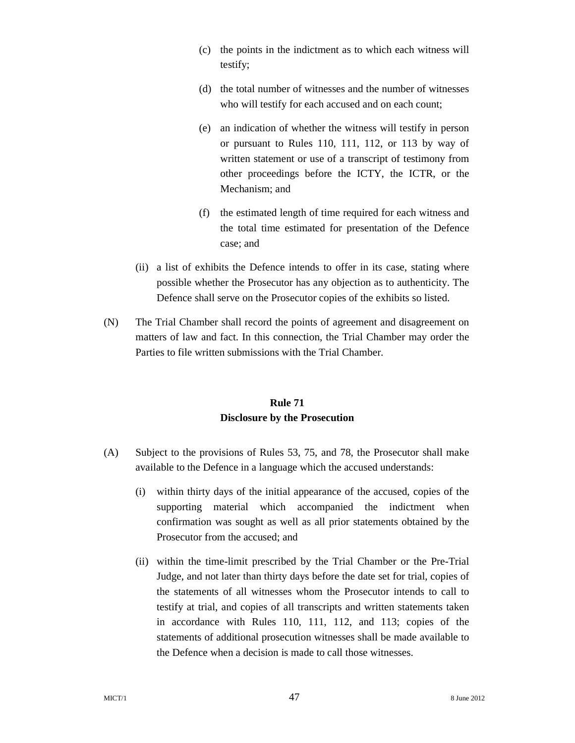(c) the points in the indictment as to which each witness will testify;

(d) the total number of witnesses and the number of witnesses who will testify for each accused and on each count;

(e) an indication of whether the witness will testify in person or pursuant to Rules 110, 111, 112, or 113 by way of written statement or use of a transcript of testimony from other proceedings before the ICTY, the ICTR, or the Mechanism; and

(f) the estimated length of time required for each witness and the total time estimated for presentation of the Defence case; and

(ii) a list of exhibits the Defence intends to offer in its case, stating where possible whether the Prosecutor has any objection as to authenticity. The Defence shall serve on the Prosecutor copies of the exhibits so listed.

(N) The Trial Chamber shall record the points of agreement and disagreement on matters of law and fact. In this connection, the Trial Chamber may order the Parties to file written submissions with the Trial Chamber.

**Rule 71**
**Disclosure by the Prosecution**

(A) Subject to the provisions of Rules 53, 75, and 78, the Prosecutor shall make available to the Defence in a language which the accused understands:

(i) within thirty days of the initial appearance of the accused, copies of the supporting material which accompanied the indictment when confirmation was sought as well as all prior statements obtained by the Prosecutor from the accused; and

(ii) within the time-limit prescribed by the Trial Chamber or the Pre-Trial Judge, and not later than thirty days before the date set for trial, copies of the statements of all witnesses whom the Prosecutor intends to call to testify at trial, and copies of all transcripts and written statements taken in accordance with Rules 110, 111, 112, and 113; copies of the statements of additional prosecution witnesses shall be made available to the Defence when a decision is made to call those witnesses.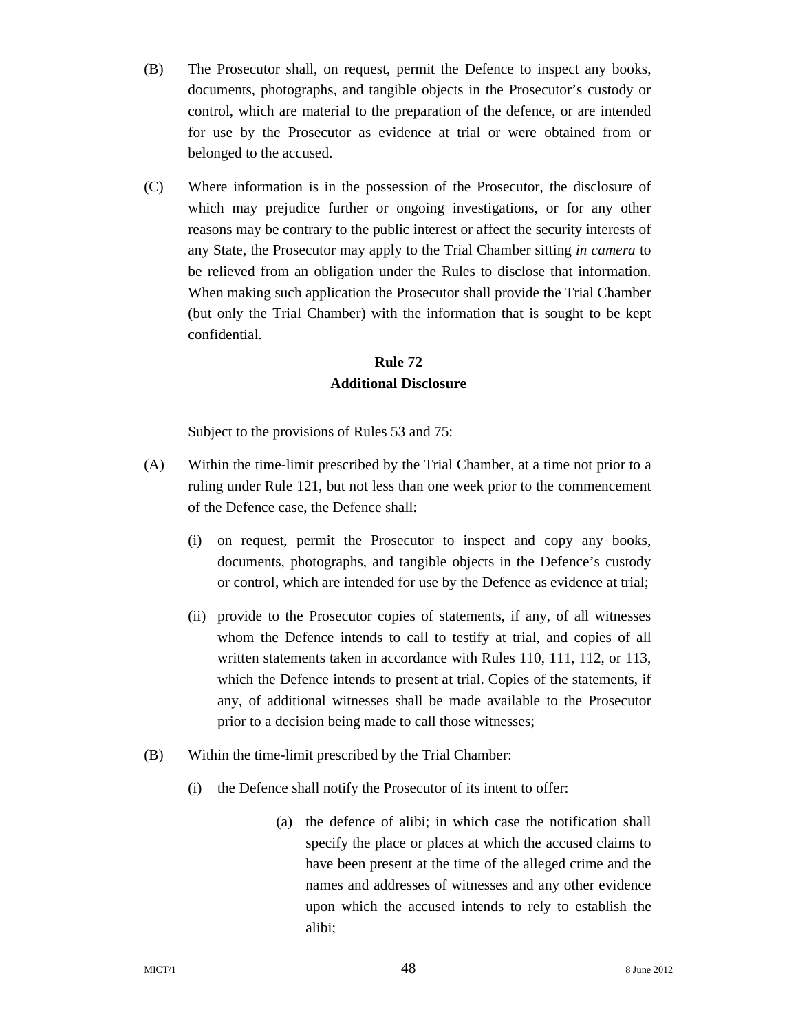(B) The Prosecutor shall, on request, permit the Defence to inspect any books, documents, photographs, and tangible objects in the Prosecutor's custody or control, which are material to the preparation of the defence, or are intended for use by the Prosecutor as evidence at trial or were obtained from or belonged to the accused.

(C) Where information is in the possession of the Prosecutor, the disclosure of which may prejudice further or ongoing investigations, or for any other reasons may be contrary to the public interest or affect the security interests of any State, the Prosecutor may apply to the Trial Chamber sitting *in camera* to be relieved from an obligation under the Rules to disclose that information. When making such application the Prosecutor shall provide the Trial Chamber (but only the Trial Chamber) with the information that is sought to be kept confidential.

### Rule 72
### Additional Disclosure

Subject to the provisions of Rules 53 and 75:

(A) Within the time-limit prescribed by the Trial Chamber, at a time not prior to a ruling under Rule 121, but not less than one week prior to the commencement of the Defence case, the Defence shall:

(i) on request, permit the Prosecutor to inspect and copy any books, documents, photographs, and tangible objects in the Defence's custody or control, which are intended for use by the Defence as evidence at trial;

(ii) provide to the Prosecutor copies of statements, if any, of all witnesses whom the Defence intends to call to testify at trial, and copies of all written statements taken in accordance with Rules 110, 111, 112, or 113, which the Defence intends to present at trial. Copies of the statements, if any, of additional witnesses shall be made available to the Prosecutor prior to a decision being made to call those witnesses;

(B) Within the time-limit prescribed by the Trial Chamber:

(i) the Defence shall notify the Prosecutor of its intent to offer:

(a) the defence of alibi; in which case the notification shall specify the place or places at which the accused claims to have been present at the time of the alleged crime and the names and addresses of witnesses and any other evidence upon which the accused intends to rely to establish the alibi;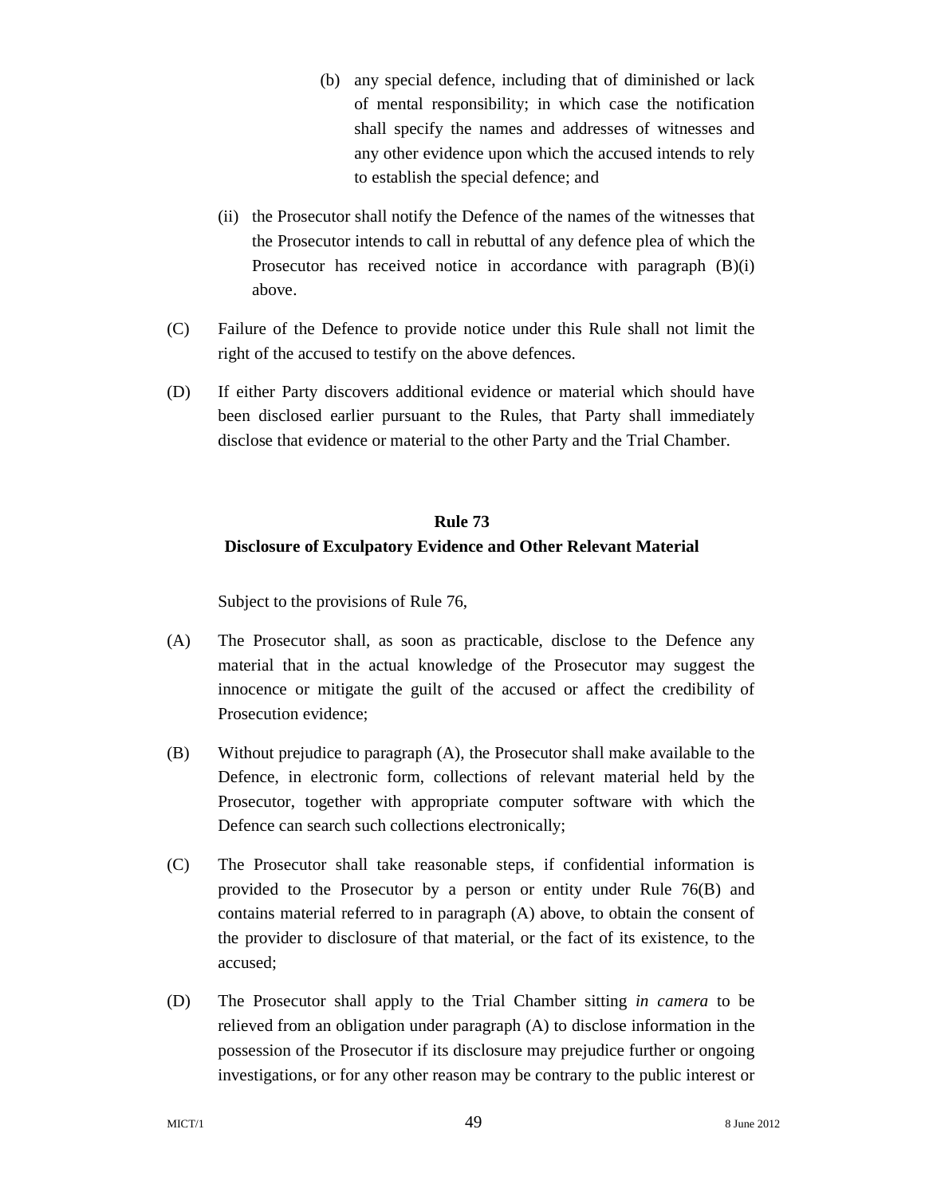(b) any special defence, including that of diminished or lack of mental responsibility; in which case the notification shall specify the names and addresses of witnesses and any other evidence upon which the accused intends to rely to establish the special defence; and

(ii) the Prosecutor shall notify the Defence of the names of the witnesses that the Prosecutor intends to call in rebuttal of any defence plea of which the Prosecutor has received notice in accordance with paragraph (B)(i) above.

(C) Failure of the Defence to provide notice under this Rule shall not limit the right of the accused to testify on the above defences.

(D) If either Party discovers additional evidence or material which should have been disclosed earlier pursuant to the Rules, that Party shall immediately disclose that evidence or material to the other Party and the Trial Chamber.

**Rule 73**
**Disclosure of Exculpatory Evidence and Other Relevant Material**

Subject to the provisions of Rule 76,

(A) The Prosecutor shall, as soon as practicable, disclose to the Defence any material that in the actual knowledge of the Prosecutor may suggest the innocence or mitigate the guilt of the accused or affect the credibility of Prosecution evidence;

(B) Without prejudice to paragraph (A), the Prosecutor shall make available to the Defence, in electronic form, collections of relevant material held by the Prosecutor, together with appropriate computer software with which the Defence can search such collections electronically;

(C) The Prosecutor shall take reasonable steps, if confidential information is provided to the Prosecutor by a person or entity under Rule 76(B) and contains material referred to in paragraph (A) above, to obtain the consent of the provider to disclosure of that material, or the fact of its existence, to the accused;

(D) The Prosecutor shall apply to the Trial Chamber sitting *in camera* to be relieved from an obligation under paragraph (A) to disclose information in the possession of the Prosecutor if its disclosure may prejudice further or ongoing investigations, or for any other reason may be contrary to the public interest or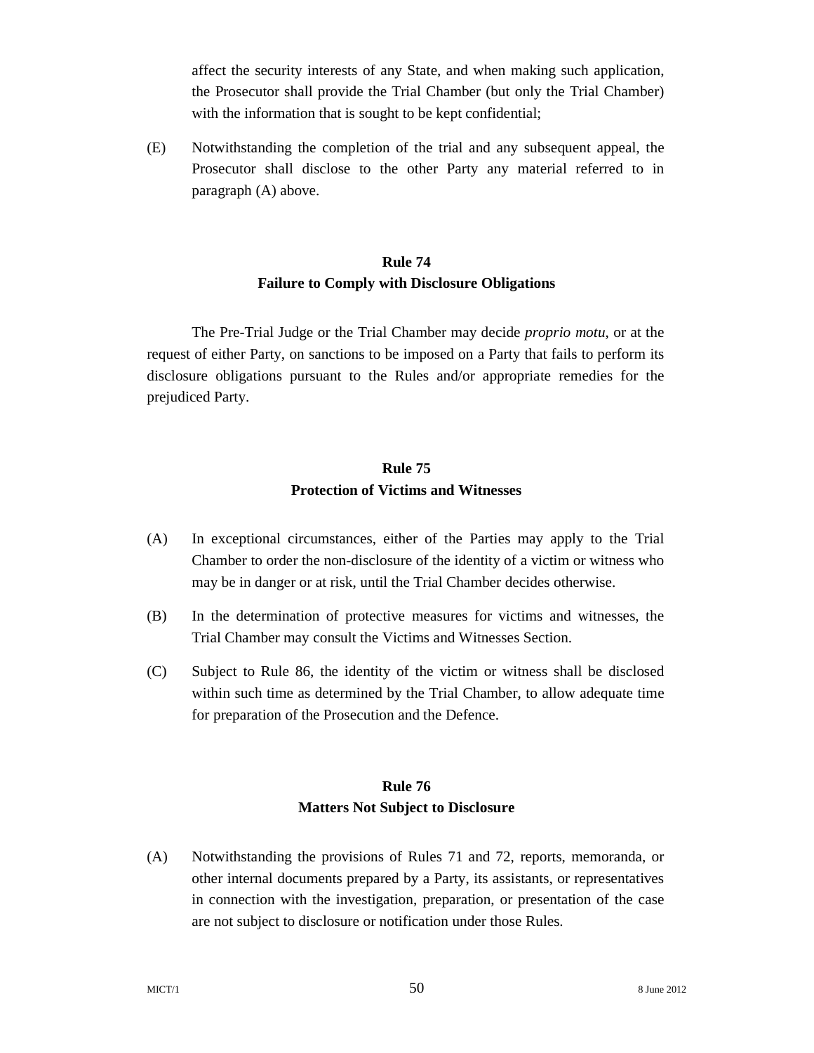affect the security interests of any State, and when making such application, the Prosecutor shall provide the Trial Chamber (but only the Trial Chamber) with the information that is sought to be kept confidential;

(E) Notwithstanding the completion of the trial and any subsequent appeal, the Prosecutor shall disclose to the other Party any material referred to in paragraph (A) above.

### Rule 74
### Failure to Comply with Disclosure Obligations

The Pre-Trial Judge or the Trial Chamber may decide *proprio motu*, or at the request of either Party, on sanctions to be imposed on a Party that fails to perform its disclosure obligations pursuant to the Rules and/or appropriate remedies for the prejudiced Party.

### Rule 75
### Protection of Victims and Witnesses

(A) In exceptional circumstances, either of the Parties may apply to the Trial Chamber to order the non-disclosure of the identity of a victim or witness who may be in danger or at risk, until the Trial Chamber decides otherwise.

(B) In the determination of protective measures for victims and witnesses, the Trial Chamber may consult the Victims and Witnesses Section.

(C) Subject to Rule 86, the identity of the victim or witness shall be disclosed within such time as determined by the Trial Chamber, to allow adequate time for preparation of the Prosecution and the Defence.

### Rule 76
### Matters Not Subject to Disclosure

(A) Notwithstanding the provisions of Rules 71 and 72, reports, memoranda, or other internal documents prepared by a Party, its assistants, or representatives in connection with the investigation, preparation, or presentation of the case are not subject to disclosure or notification under those Rules.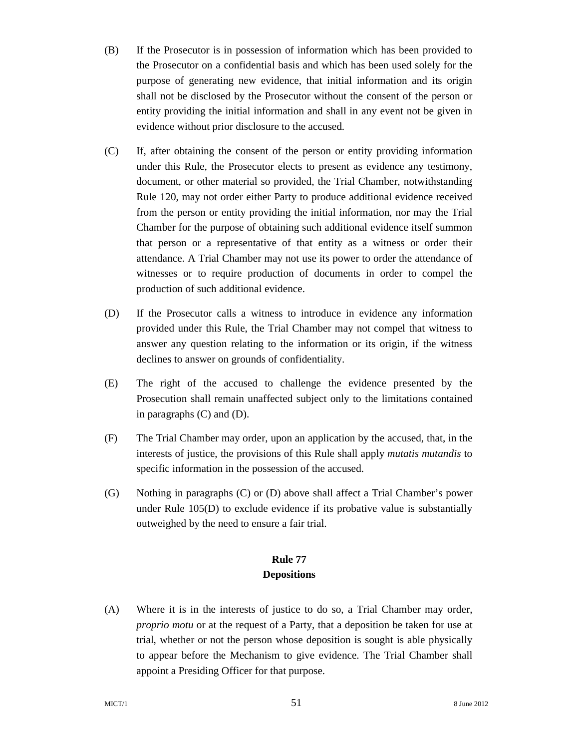(B) If the Prosecutor is in possession of information which has been provided to the Prosecutor on a confidential basis and which has been used solely for the purpose of generating new evidence, that initial information and its origin shall not be disclosed by the Prosecutor without the consent of the person or entity providing the initial information and shall in any event not be given in evidence without prior disclosure to the accused.

(C) If, after obtaining the consent of the person or entity providing information under this Rule, the Prosecutor elects to present as evidence any testimony, document, or other material so provided, the Trial Chamber, notwithstanding Rule 120, may not order either Party to produce additional evidence received from the person or entity providing the initial information, nor may the Trial Chamber for the purpose of obtaining such additional evidence itself summon that person or a representative of that entity as a witness or order their attendance. A Trial Chamber may not use its power to order the attendance of witnesses or to require production of documents in order to compel the production of such additional evidence.

(D) If the Prosecutor calls a witness to introduce in evidence any information provided under this Rule, the Trial Chamber may not compel that witness to answer any question relating to the information or its origin, if the witness declines to answer on grounds of confidentiality.

(E) The right of the accused to challenge the evidence presented by the Prosecution shall remain unaffected subject only to the limitations contained in paragraphs (C) and (D).

(F) The Trial Chamber may order, upon an application by the accused, that, in the interests of justice, the provisions of this Rule shall apply *mutatis mutandis* to specific information in the possession of the accused.

(G) Nothing in paragraphs (C) or (D) above shall affect a Trial Chamber's power under Rule 105(D) to exclude evidence if its probative value is substantially outweighed by the need to ensure a fair trial.

## Rule 77
## Depositions

(A) Where it is in the interests of justice to do so, a Trial Chamber may order, *proprio motu* or at the request of a Party, that a deposition be taken for use at trial, whether or not the person whose deposition is sought is able physically to appear before the Mechanism to give evidence. The Trial Chamber shall appoint a Presiding Officer for that purpose.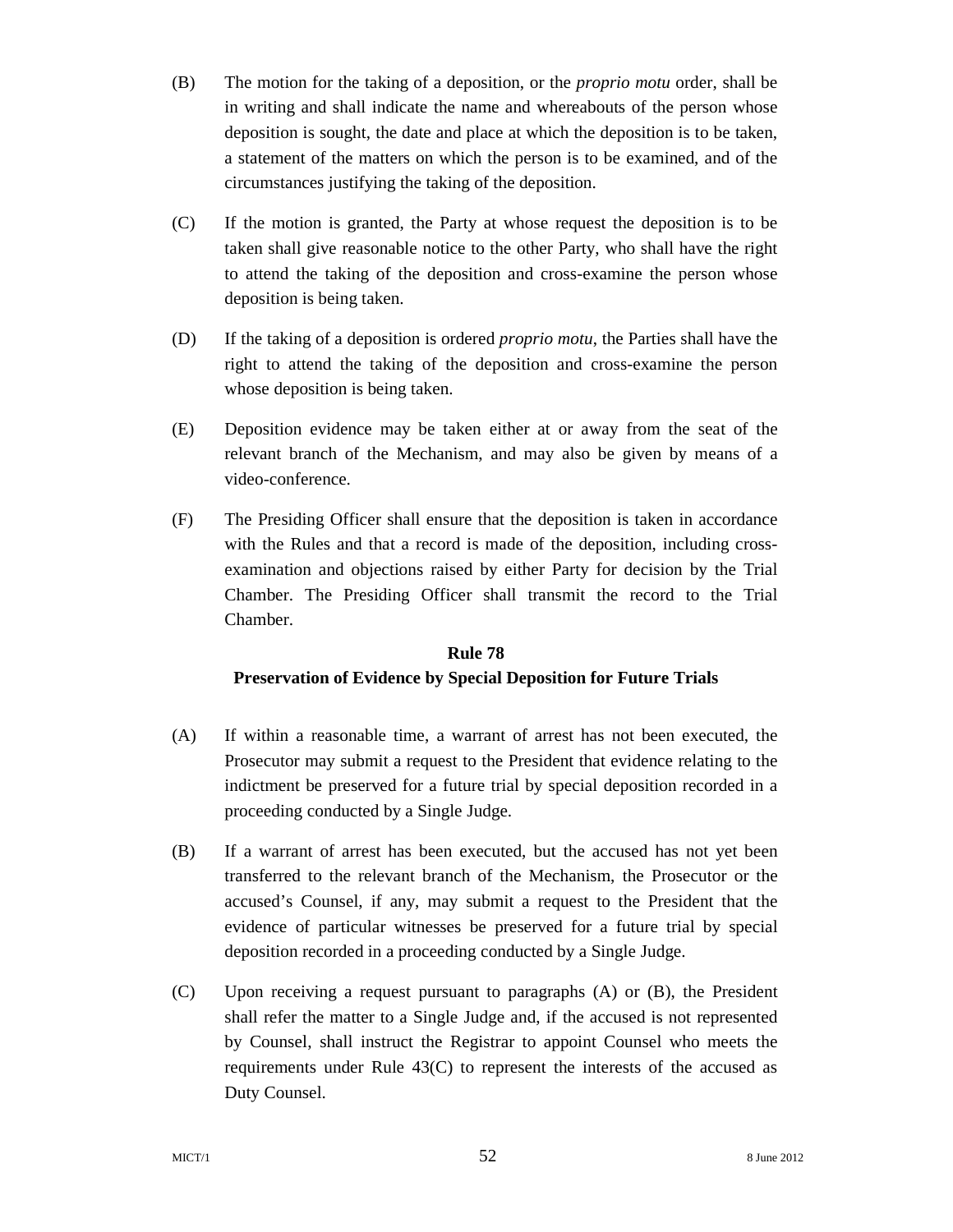(B) The motion for the taking of a deposition, or the *proprio motu* order, shall be in writing and shall indicate the name and whereabouts of the person whose deposition is sought, the date and place at which the deposition is to be taken, a statement of the matters on which the person is to be examined, and of the circumstances justifying the taking of the deposition.

(C) If the motion is granted, the Party at whose request the deposition is to be taken shall give reasonable notice to the other Party, who shall have the right to attend the taking of the deposition and cross-examine the person whose deposition is being taken.

(D) If the taking of a deposition is ordered *proprio motu*, the Parties shall have the right to attend the taking of the deposition and cross-examine the person whose deposition is being taken.

(E) Deposition evidence may be taken either at or away from the seat of the relevant branch of the Mechanism, and may also be given by means of a video-conference.

(F) The Presiding Officer shall ensure that the deposition is taken in accordance with the Rules and that a record is made of the deposition, including cross-examination and objections raised by either Party for decision by the Trial Chamber. The Presiding Officer shall transmit the record to the Trial Chamber.

## Rule 78
## Preservation of Evidence by Special Deposition for Future Trials

(A) If within a reasonable time, a warrant of arrest has not been executed, the Prosecutor may submit a request to the President that evidence relating to the indictment be preserved for a future trial by special deposition recorded in a proceeding conducted by a Single Judge.

(B) If a warrant of arrest has been executed, but the accused has not yet been transferred to the relevant branch of the Mechanism, the Prosecutor or the accused's Counsel, if any, may submit a request to the President that the evidence of particular witnesses be preserved for a future trial by special deposition recorded in a proceeding conducted by a Single Judge.

(C) Upon receiving a request pursuant to paragraphs (A) or (B), the President shall refer the matter to a Single Judge and, if the accused is not represented by Counsel, shall instruct the Registrar to appoint Counsel who meets the requirements under Rule 43(C) to represent the interests of the accused as Duty Counsel.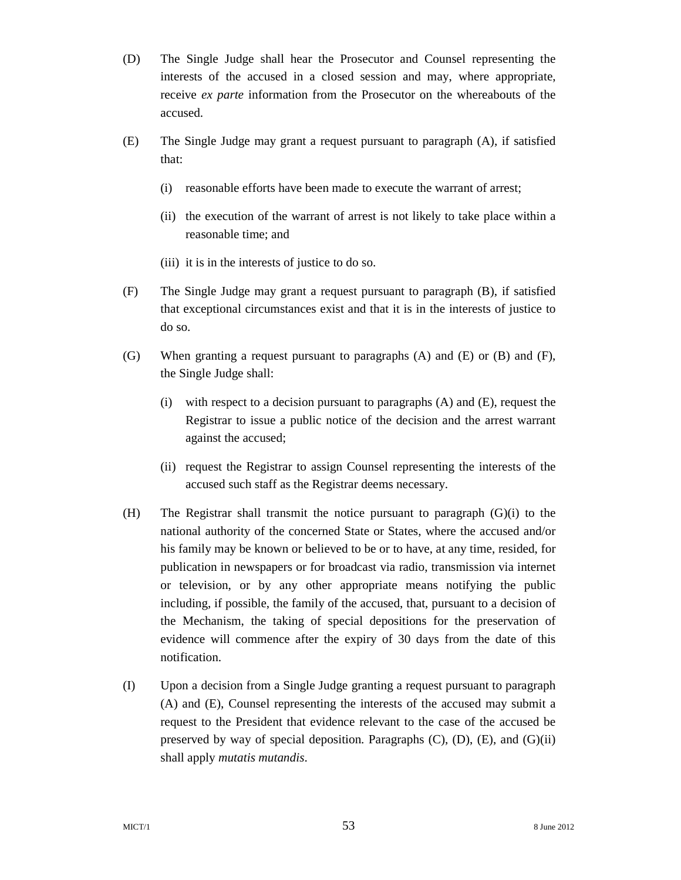(D) The Single Judge shall hear the Prosecutor and Counsel representing the interests of the accused in a closed session and may, where appropriate, receive *ex parte* information from the Prosecutor on the whereabouts of the accused.

(E) The Single Judge may grant a request pursuant to paragraph (A), if satisfied that:

(i) reasonable efforts have been made to execute the warrant of arrest;

(ii) the execution of the warrant of arrest is not likely to take place within a reasonable time; and

(iii) it is in the interests of justice to do so.

(F) The Single Judge may grant a request pursuant to paragraph (B), if satisfied that exceptional circumstances exist and that it is in the interests of justice to do so.

(G) When granting a request pursuant to paragraphs (A) and (E) or (B) and (F), the Single Judge shall:

(i) with respect to a decision pursuant to paragraphs (A) and (E), request the Registrar to issue a public notice of the decision and the arrest warrant against the accused;

(ii) request the Registrar to assign Counsel representing the interests of the accused such staff as the Registrar deems necessary.

(H) The Registrar shall transmit the notice pursuant to paragraph (G)(i) to the national authority of the concerned State or States, where the accused and/or his family may be known or believed to be or to have, at any time, resided, for publication in newspapers or for broadcast via radio, transmission via internet or television, or by any other appropriate means notifying the public including, if possible, the family of the accused, that, pursuant to a decision of the Mechanism, the taking of special depositions for the preservation of evidence will commence after the expiry of 30 days from the date of this notification.

(I) Upon a decision from a Single Judge granting a request pursuant to paragraph (A) and (E), Counsel representing the interests of the accused may submit a request to the President that evidence relevant to the case of the accused be preserved by way of special deposition. Paragraphs (C), (D), (E), and (G)(ii) shall apply *mutatis mutandis*.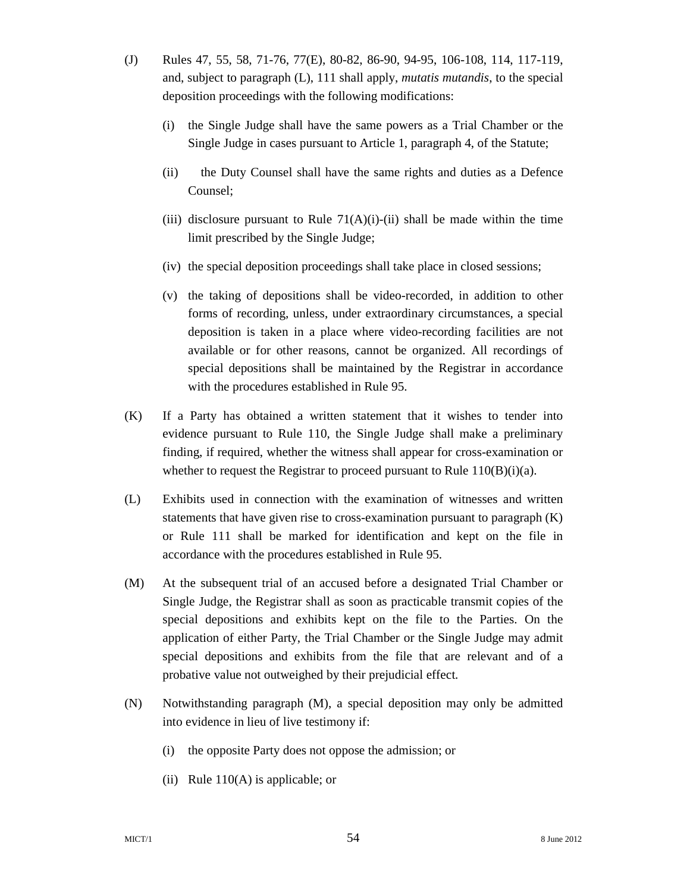(J) Rules 47, 55, 58, 71-76, 77(E), 80-82, 86-90, 94-95, 106-108, 114, 117-119, and, subject to paragraph (L), 111 shall apply, *mutatis mutandis*, to the special deposition proceedings with the following modifications:

   (i) the Single Judge shall have the same powers as a Trial Chamber or the Single Judge in cases pursuant to Article 1, paragraph 4, of the Statute;

   (ii) the Duty Counsel shall have the same rights and duties as a Defence Counsel;

   (iii) disclosure pursuant to Rule 71(A)(i)-(ii) shall be made within the time limit prescribed by the Single Judge;

   (iv) the special deposition proceedings shall take place in closed sessions;

   (v) the taking of depositions shall be video-recorded, in addition to other forms of recording, unless, under extraordinary circumstances, a special deposition is taken in a place where video-recording facilities are not available or for other reasons, cannot be organized. All recordings of special depositions shall be maintained by the Registrar in accordance with the procedures established in Rule 95.

(K) If a Party has obtained a written statement that it wishes to tender into evidence pursuant to Rule 110, the Single Judge shall make a preliminary finding, if required, whether the witness shall appear for cross-examination or whether to request the Registrar to proceed pursuant to Rule 110(B)(i)(a).

(L) Exhibits used in connection with the examination of witnesses and written statements that have given rise to cross-examination pursuant to paragraph (K) or Rule 111 shall be marked for identification and kept on the file in accordance with the procedures established in Rule 95.

(M) At the subsequent trial of an accused before a designated Trial Chamber or Single Judge, the Registrar shall as soon as practicable transmit copies of the special depositions and exhibits kept on the file to the Parties. On the application of either Party, the Trial Chamber or the Single Judge may admit special depositions and exhibits from the file that are relevant and of a probative value not outweighed by their prejudicial effect.

(N) Notwithstanding paragraph (M), a special deposition may only be admitted into evidence in lieu of live testimony if:

   (i) the opposite Party does not oppose the admission; or

   (ii) Rule 110(A) is applicable; or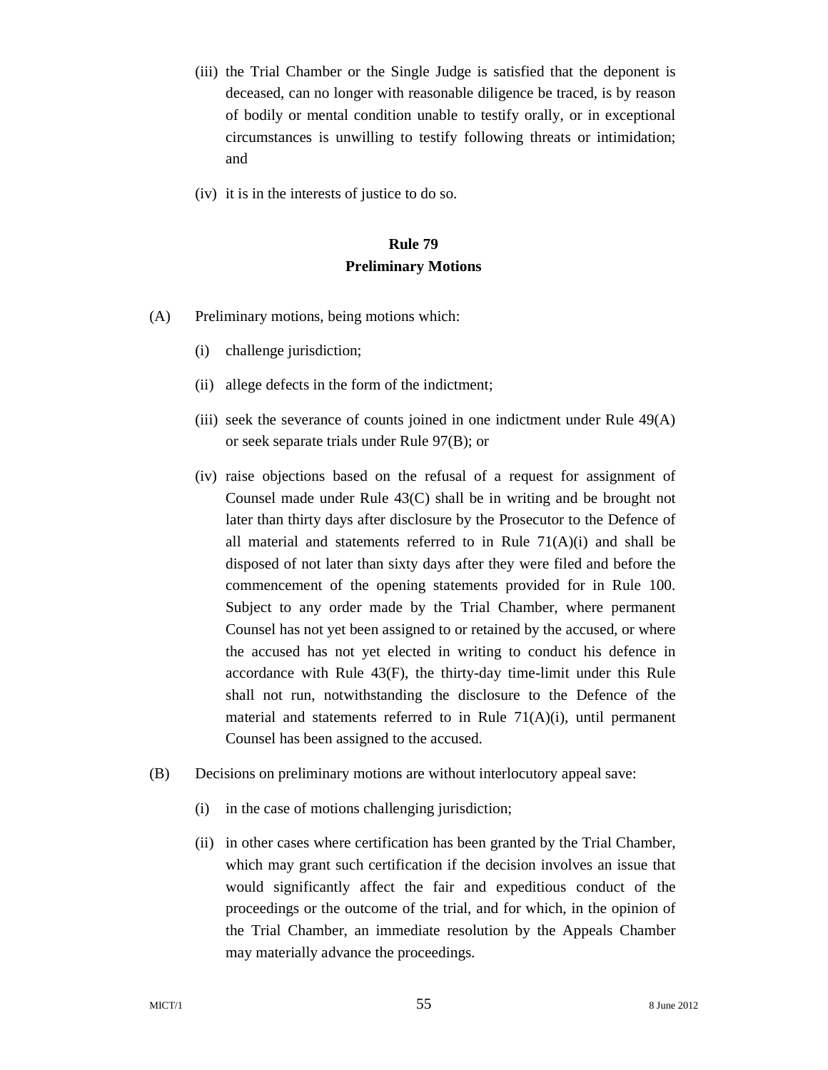(iii) the Trial Chamber or the Single Judge is satisfied that the deponent is deceased, can no longer with reasonable diligence be traced, is by reason of bodily or mental condition unable to testify orally, or in exceptional circumstances is unwilling to testify following threats or intimidation; and

(iv) it is in the interests of justice to do so.

**Rule 79**
**Preliminary Motions**

(A) Preliminary motions, being motions which:

(i) challenge jurisdiction;

(ii) allege defects in the form of the indictment;

(iii) seek the severance of counts joined in one indictment under Rule 49(A) or seek separate trials under Rule 97(B); or

(iv) raise objections based on the refusal of a request for assignment of Counsel made under Rule 43(C) shall be in writing and be brought not later than thirty days after disclosure by the Prosecutor to the Defence of all material and statements referred to in Rule 71(A)(i) and shall be disposed of not later than sixty days after they were filed and before the commencement of the opening statements provided for in Rule 100. Subject to any order made by the Trial Chamber, where permanent Counsel has not yet been assigned to or retained by the accused, or where the accused has not yet elected in writing to conduct his defence in accordance with Rule 43(F), the thirty-day time-limit under this Rule shall not run, notwithstanding the disclosure to the Defence of the material and statements referred to in Rule 71(A)(i), until permanent Counsel has been assigned to the accused.

(B) Decisions on preliminary motions are without interlocutory appeal save:

(i) in the case of motions challenging jurisdiction;

(ii) in other cases where certification has been granted by the Trial Chamber, which may grant such certification if the decision involves an issue that would significantly affect the fair and expeditious conduct of the proceedings or the outcome of the trial, and for which, in the opinion of the Trial Chamber, an immediate resolution by the Appeals Chamber may materially advance the proceedings.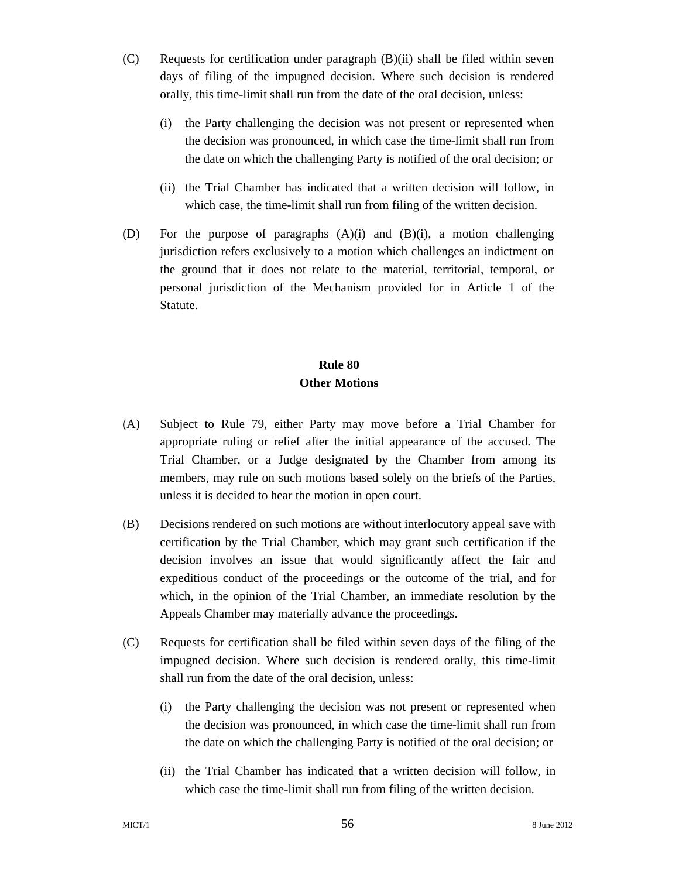(C) Requests for certification under paragraph (B)(ii) shall be filed within seven days of filing of the impugned decision. Where such decision is rendered orally, this time-limit shall run from the date of the oral decision, unless:

   (i) the Party challenging the decision was not present or represented when the decision was pronounced, in which case the time-limit shall run from the date on which the challenging Party is notified of the oral decision; or

   (ii) the Trial Chamber has indicated that a written decision will follow, in which case, the time-limit shall run from filing of the written decision.

(D) For the purpose of paragraphs (A)(i) and (B)(i), a motion challenging jurisdiction refers exclusively to a motion which challenges an indictment on the ground that it does not relate to the material, territorial, temporal, or personal jurisdiction of the Mechanism provided for in Article 1 of the Statute.

## Rule 80
## Other Motions

(A) Subject to Rule 79, either Party may move before a Trial Chamber for appropriate ruling or relief after the initial appearance of the accused. The Trial Chamber, or a Judge designated by the Chamber from among its members, may rule on such motions based solely on the briefs of the Parties, unless it is decided to hear the motion in open court.

(B) Decisions rendered on such motions are without interlocutory appeal save with certification by the Trial Chamber, which may grant such certification if the decision involves an issue that would significantly affect the fair and expeditious conduct of the proceedings or the outcome of the trial, and for which, in the opinion of the Trial Chamber, an immediate resolution by the Appeals Chamber may materially advance the proceedings.

(C) Requests for certification shall be filed within seven days of the filing of the impugned decision. Where such decision is rendered orally, this time-limit shall run from the date of the oral decision, unless:

   (i) the Party challenging the decision was not present or represented when the decision was pronounced, in which case the time-limit shall run from the date on which the challenging Party is notified of the oral decision; or

   (ii) the Trial Chamber has indicated that a written decision will follow, in which case the time-limit shall run from filing of the written decision.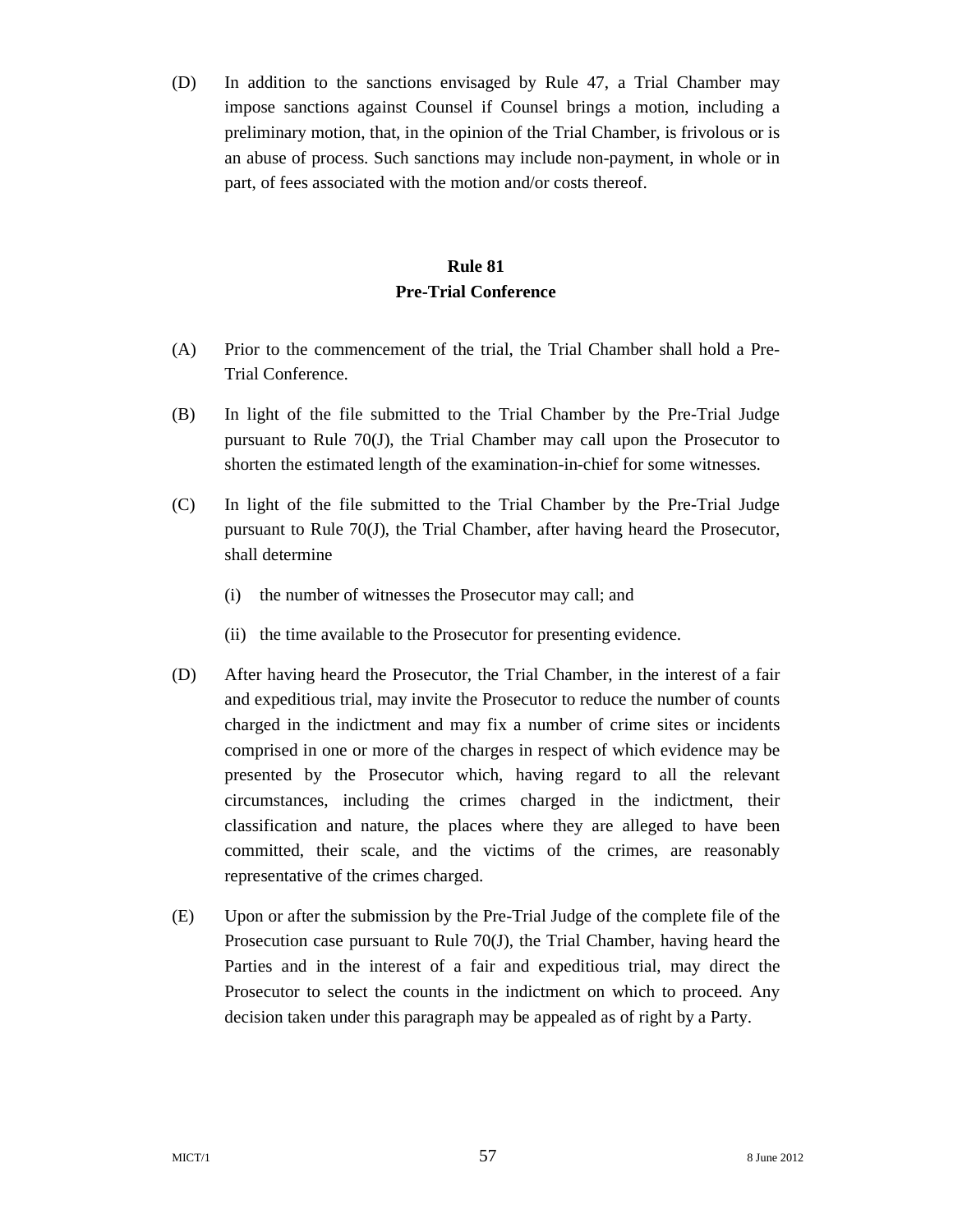(D) In addition to the sanctions envisaged by Rule 47, a Trial Chamber may impose sanctions against Counsel if Counsel brings a motion, including a preliminary motion, that, in the opinion of the Trial Chamber, is frivolous or is an abuse of process. Such sanctions may include non-payment, in whole or in part, of fees associated with the motion and/or costs thereof.

## Rule 81
## Pre-Trial Conference

(A) Prior to the commencement of the trial, the Trial Chamber shall hold a Pre-Trial Conference.

(B) In light of the file submitted to the Trial Chamber by the Pre-Trial Judge pursuant to Rule 70(J), the Trial Chamber may call upon the Prosecutor to shorten the estimated length of the examination-in-chief for some witnesses.

(C) In light of the file submitted to the Trial Chamber by the Pre-Trial Judge pursuant to Rule 70(J), the Trial Chamber, after having heard the Prosecutor, shall determine

(i) the number of witnesses the Prosecutor may call; and

(ii) the time available to the Prosecutor for presenting evidence.

(D) After having heard the Prosecutor, the Trial Chamber, in the interest of a fair and expeditious trial, may invite the Prosecutor to reduce the number of counts charged in the indictment and may fix a number of crime sites or incidents comprised in one or more of the charges in respect of which evidence may be presented by the Prosecutor which, having regard to all the relevant circumstances, including the crimes charged in the indictment, their classification and nature, the places where they are alleged to have been committed, their scale, and the victims of the crimes, are reasonably representative of the crimes charged.

(E) Upon or after the submission by the Pre-Trial Judge of the complete file of the Prosecution case pursuant to Rule 70(J), the Trial Chamber, having heard the Parties and in the interest of a fair and expeditious trial, may direct the Prosecutor to select the counts in the indictment on which to proceed. Any decision taken under this paragraph may be appealed as of right by a Party.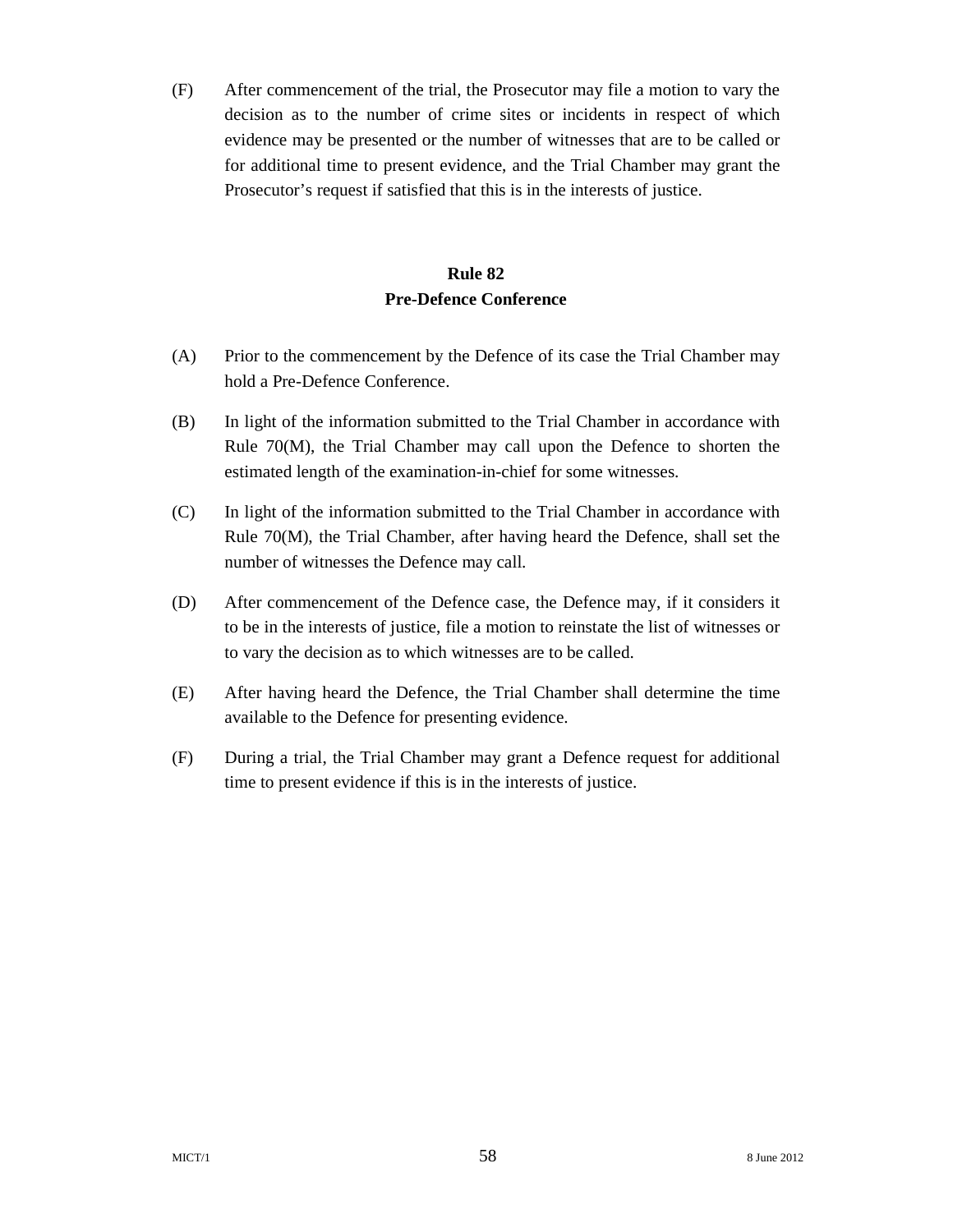(F) After commencement of the trial, the Prosecutor may file a motion to vary the decision as to the number of crime sites or incidents in respect of which evidence may be presented or the number of witnesses that are to be called or for additional time to present evidence, and the Trial Chamber may grant the Prosecutor's request if satisfied that this is in the interests of justice.

## Rule 82
## Pre-Defence Conference

(A) Prior to the commencement by the Defence of its case the Trial Chamber may hold a Pre-Defence Conference.

(B) In light of the information submitted to the Trial Chamber in accordance with Rule 70(M), the Trial Chamber may call upon the Defence to shorten the estimated length of the examination-in-chief for some witnesses.

(C) In light of the information submitted to the Trial Chamber in accordance with Rule 70(M), the Trial Chamber, after having heard the Defence, shall set the number of witnesses the Defence may call.

(D) After commencement of the Defence case, the Defence may, if it considers it to be in the interests of justice, file a motion to reinstate the list of witnesses or to vary the decision as to which witnesses are to be called.

(E) After having heard the Defence, the Trial Chamber shall determine the time available to the Defence for presenting evidence.

(F) During a trial, the Trial Chamber may grant a Defence request for additional time to present evidence if this is in the interests of justice.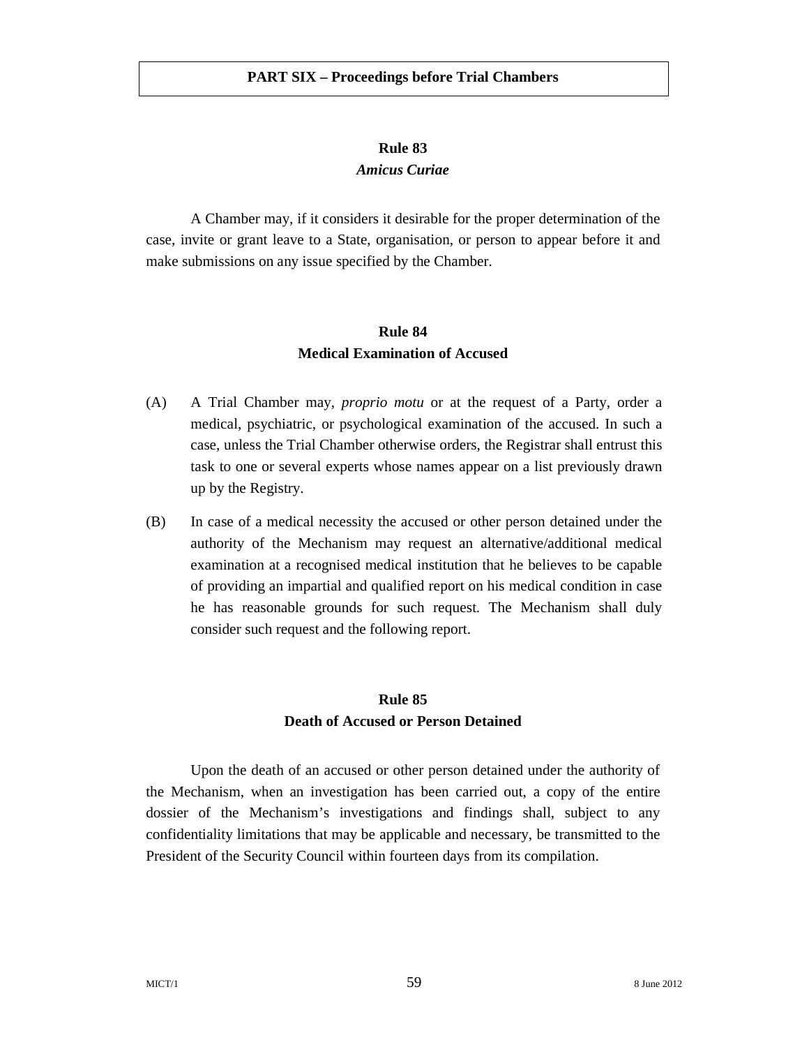## PART SIX – Proceedings before Trial Chambers

### Rule 83
### *Amicus Curiae*

A Chamber may, if it considers it desirable for the proper determination of the case, invite or grant leave to a State, organisation, or person to appear before it and make submissions on any issue specified by the Chamber.

### Rule 84
### Medical Examination of Accused

(A) A Trial Chamber may, *proprio motu* or at the request of a Party, order a medical, psychiatric, or psychological examination of the accused. In such a case, unless the Trial Chamber otherwise orders, the Registrar shall entrust this task to one or several experts whose names appear on a list previously drawn up by the Registry.

(B) In case of a medical necessity the accused or other person detained under the authority of the Mechanism may request an alternative/additional medical examination at a recognised medical institution that he believes to be capable of providing an impartial and qualified report on his medical condition in case he has reasonable grounds for such request. The Mechanism shall duly consider such request and the following report.

### Rule 85
### Death of Accused or Person Detained

Upon the death of an accused or other person detained under the authority of the Mechanism, when an investigation has been carried out, a copy of the entire dossier of the Mechanism's investigations and findings shall, subject to any confidentiality limitations that may be applicable and necessary, be transmitted to the President of the Security Council within fourteen days from its compilation.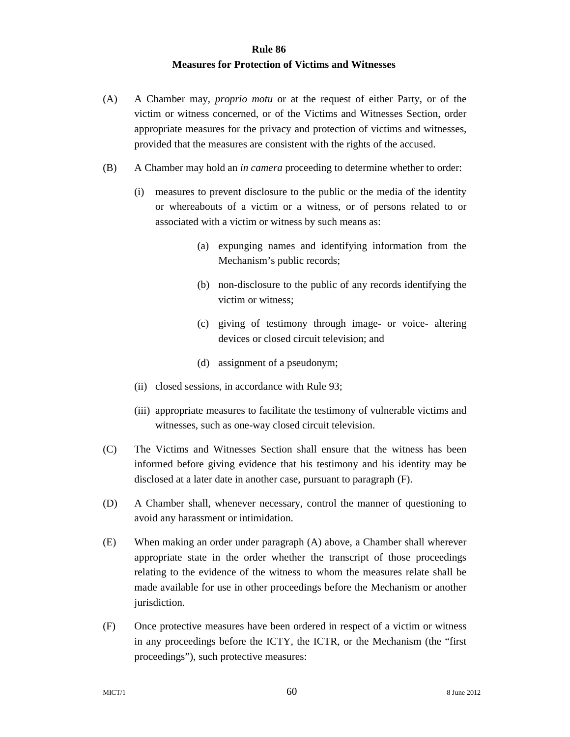## Rule 86
## Measures for Protection of Victims and Witnesses

(A) A Chamber may, *proprio motu* or at the request of either Party, or of the victim or witness concerned, or of the Victims and Witnesses Section, order appropriate measures for the privacy and protection of victims and witnesses, provided that the measures are consistent with the rights of the accused.

(B) A Chamber may hold an *in camera* proceeding to determine whether to order:

- (i) measures to prevent disclosure to the public or the media of the identity or whereabouts of a victim or a witness, or of persons related to or associated with a victim or witness by such means as:
    - (a) expunging names and identifying information from the Mechanism's public records;
    - (b) non-disclosure to the public of any records identifying the victim or witness;
    - (c) giving of testimony through image- or voice- altering devices or closed circuit television; and
    - (d) assignment of a pseudonym;
- (ii) closed sessions, in accordance with Rule 93;
- (iii) appropriate measures to facilitate the testimony of vulnerable victims and witnesses, such as one-way closed circuit television.

(C) The Victims and Witnesses Section shall ensure that the witness has been informed before giving evidence that his testimony and his identity may be disclosed at a later date in another case, pursuant to paragraph (F).

(D) A Chamber shall, whenever necessary, control the manner of questioning to avoid any harassment or intimidation.

(E) When making an order under paragraph (A) above, a Chamber shall wherever appropriate state in the order whether the transcript of those proceedings relating to the evidence of the witness to whom the measures relate shall be made available for use in other proceedings before the Mechanism or another jurisdiction.

(F) Once protective measures have been ordered in respect of a victim or witness in any proceedings before the ICTY, the ICTR, or the Mechanism (the "first proceedings"), such protective measures: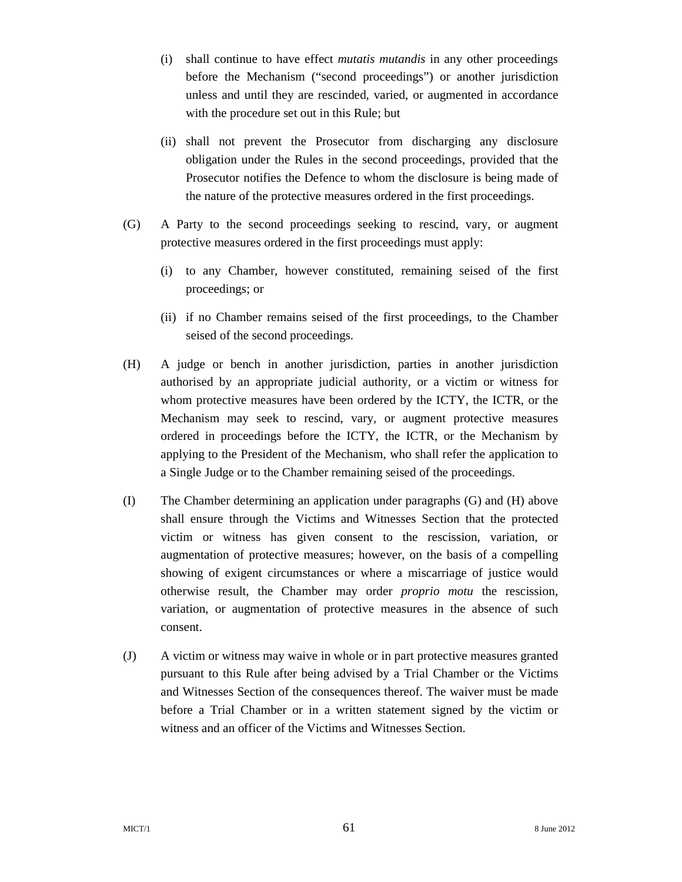(i) shall continue to have effect *mutatis mutandis* in any other proceedings before the Mechanism ("second proceedings") or another jurisdiction unless and until they are rescinded, varied, or augmented in accordance with the procedure set out in this Rule; but

(ii) shall not prevent the Prosecutor from discharging any disclosure obligation under the Rules in the second proceedings, provided that the Prosecutor notifies the Defence to whom the disclosure is being made of the nature of the protective measures ordered in the first proceedings.

(G) A Party to the second proceedings seeking to rescind, vary, or augment protective measures ordered in the first proceedings must apply:

(i) to any Chamber, however constituted, remaining seised of the first proceedings; or

(ii) if no Chamber remains seised of the first proceedings, to the Chamber seised of the second proceedings.

(H) A judge or bench in another jurisdiction, parties in another jurisdiction authorised by an appropriate judicial authority, or a victim or witness for whom protective measures have been ordered by the ICTY, the ICTR, or the Mechanism may seek to rescind, vary, or augment protective measures ordered in proceedings before the ICTY, the ICTR, or the Mechanism by applying to the President of the Mechanism, who shall refer the application to a Single Judge or to the Chamber remaining seised of the proceedings.

(I) The Chamber determining an application under paragraphs (G) and (H) above shall ensure through the Victims and Witnesses Section that the protected victim or witness has given consent to the rescission, variation, or augmentation of protective measures; however, on the basis of a compelling showing of exigent circumstances or where a miscarriage of justice would otherwise result, the Chamber may order *proprio motu* the rescission, variation, or augmentation of protective measures in the absence of such consent.

(J) A victim or witness may waive in whole or in part protective measures granted pursuant to this Rule after being advised by a Trial Chamber or the Victims and Witnesses Section of the consequences thereof. The waiver must be made before a Trial Chamber or in a written statement signed by the victim or witness and an officer of the Victims and Witnesses Section.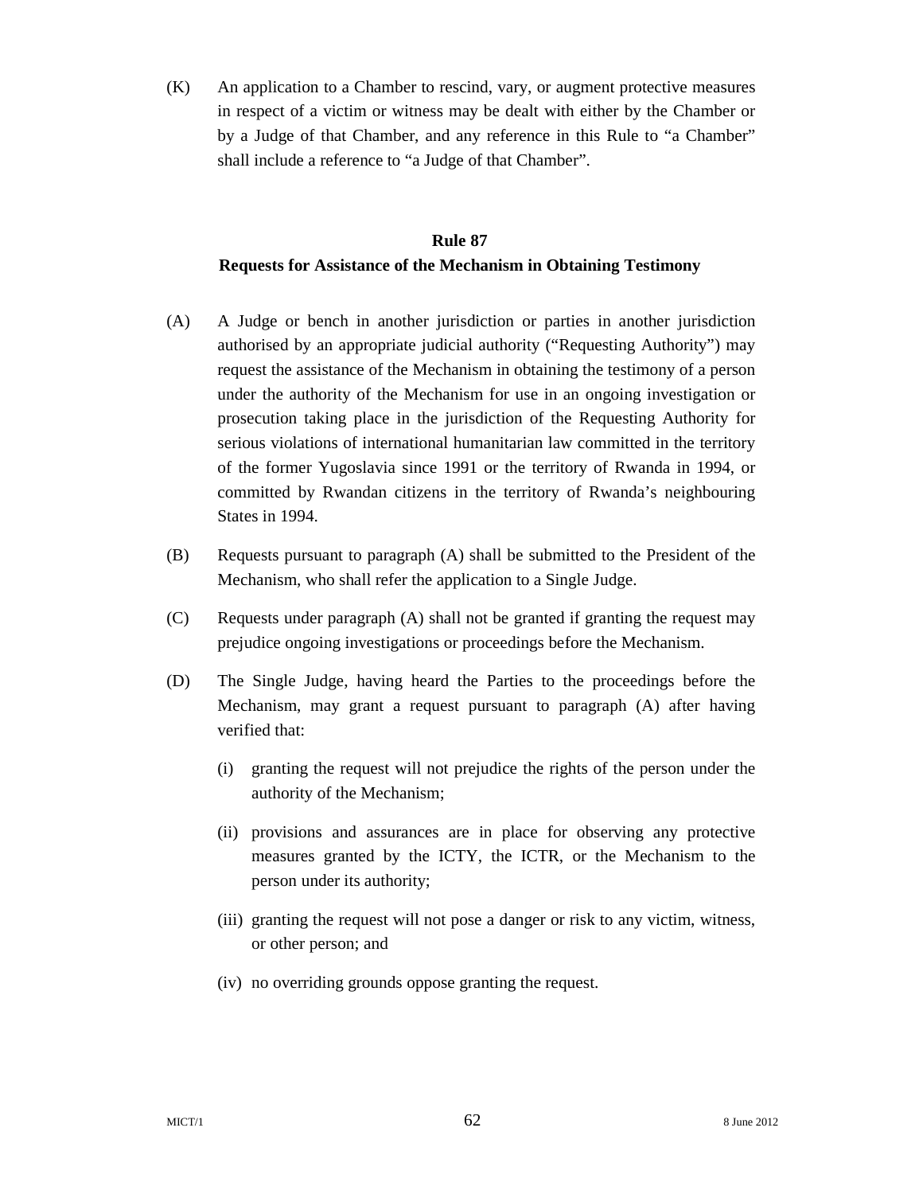(K) An application to a Chamber to rescind, vary, or augment protective measures in respect of a victim or witness may be dealt with either by the Chamber or by a Judge of that Chamber, and any reference in this Rule to "a Chamber" shall include a reference to "a Judge of that Chamber".

## Rule 87

## Requests for Assistance of the Mechanism in Obtaining Testimony

(A) A Judge or bench in another jurisdiction or parties in another jurisdiction authorised by an appropriate judicial authority ("Requesting Authority") may request the assistance of the Mechanism in obtaining the testimony of a person under the authority of the Mechanism for use in an ongoing investigation or prosecution taking place in the jurisdiction of the Requesting Authority for serious violations of international humanitarian law committed in the territory of the former Yugoslavia since 1991 or the territory of Rwanda in 1994, or committed by Rwandan citizens in the territory of Rwanda's neighbouring States in 1994.

(B) Requests pursuant to paragraph (A) shall be submitted to the President of the Mechanism, who shall refer the application to a Single Judge.

(C) Requests under paragraph (A) shall not be granted if granting the request may prejudice ongoing investigations or proceedings before the Mechanism.

(D) The Single Judge, having heard the Parties to the proceedings before the Mechanism, may grant a request pursuant to paragraph (A) after having verified that:

(i) granting the request will not prejudice the rights of the person under the authority of the Mechanism;

(ii) provisions and assurances are in place for observing any protective measures granted by the ICTY, the ICTR, or the Mechanism to the person under its authority;

(iii) granting the request will not pose a danger or risk to any victim, witness, or other person; and

(iv) no overriding grounds oppose granting the request.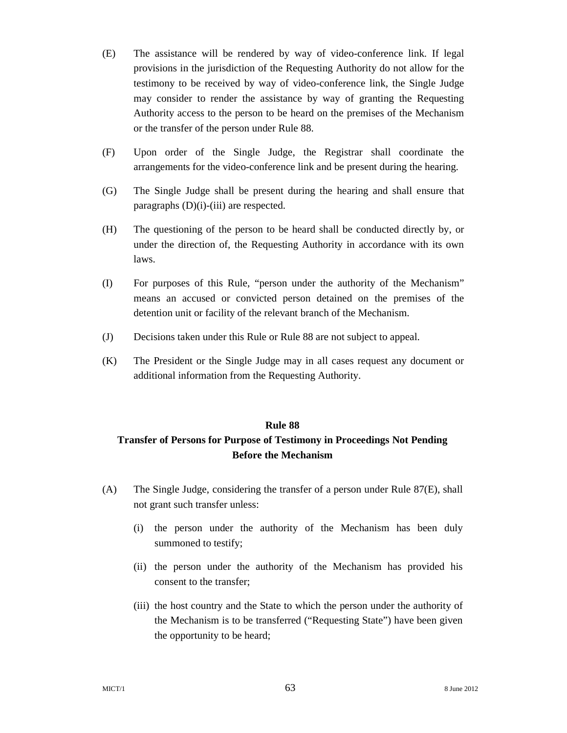(E) The assistance will be rendered by way of video-conference link. If legal provisions in the jurisdiction of the Requesting Authority do not allow for the testimony to be received by way of video-conference link, the Single Judge may consider to render the assistance by way of granting the Requesting Authority access to the person to be heard on the premises of the Mechanism or the transfer of the person under Rule 88.

(F) Upon order of the Single Judge, the Registrar shall coordinate the arrangements for the video-conference link and be present during the hearing.

(G) The Single Judge shall be present during the hearing and shall ensure that paragraphs (D)(i)-(iii) are respected.

(H) The questioning of the person to be heard shall be conducted directly by, or under the direction of, the Requesting Authority in accordance with its own laws.

(I) For purposes of this Rule, "person under the authority of the Mechanism" means an accused or convicted person detained on the premises of the detention unit or facility of the relevant branch of the Mechanism.

(J) Decisions taken under this Rule or Rule 88 are not subject to appeal.

(K) The President or the Single Judge may in all cases request any document or additional information from the Requesting Authority.

## Rule 88
## Transfer of Persons for Purpose of Testimony in Proceedings Not Pending Before the Mechanism

(A) The Single Judge, considering the transfer of a person under Rule 87(E), shall not grant such transfer unless:

(i) the person under the authority of the Mechanism has been duly summoned to testify;

(ii) the person under the authority of the Mechanism has provided his consent to the transfer;

(iii) the host country and the State to which the person under the authority of the Mechanism is to be transferred ("Requesting State") have been given the opportunity to be heard;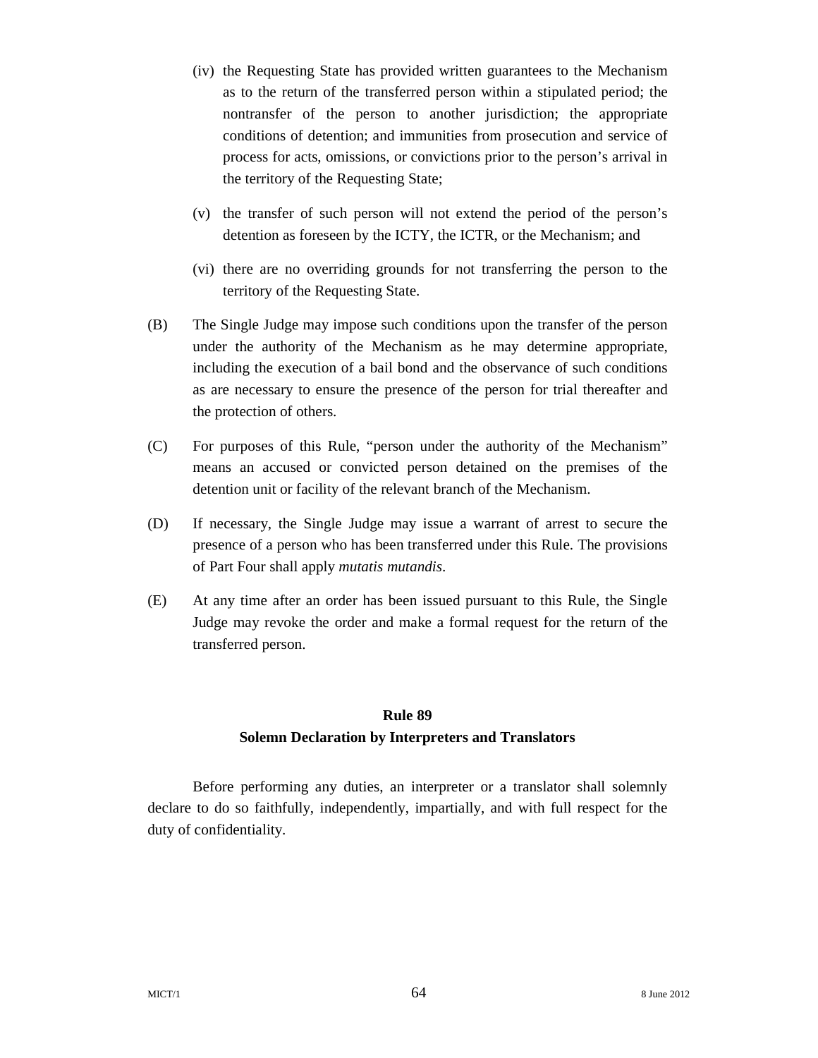(iv) the Requesting State has provided written guarantees to the Mechanism as to the return of the transferred person within a stipulated period; the nontransfer of the person to another jurisdiction; the appropriate conditions of detention; and immunities from prosecution and service of process for acts, omissions, or convictions prior to the person's arrival in the territory of the Requesting State;

(v) the transfer of such person will not extend the period of the person's detention as foreseen by the ICTY, the ICTR, or the Mechanism; and

(vi) there are no overriding grounds for not transferring the person to the territory of the Requesting State.

(B) The Single Judge may impose such conditions upon the transfer of the person under the authority of the Mechanism as he may determine appropriate, including the execution of a bail bond and the observance of such conditions as are necessary to ensure the presence of the person for trial thereafter and the protection of others.

(C) For purposes of this Rule, "person under the authority of the Mechanism" means an accused or convicted person detained on the premises of the detention unit or facility of the relevant branch of the Mechanism.

(D) If necessary, the Single Judge may issue a warrant of arrest to secure the presence of a person who has been transferred under this Rule. The provisions of Part Four shall apply *mutatis mutandis*.

(E) At any time after an order has been issued pursuant to this Rule, the Single Judge may revoke the order and make a formal request for the return of the transferred person.

### Rule 89
### Solemn Declaration by Interpreters and Translators

Before performing any duties, an interpreter or a translator shall solemnly declare to do so faithfully, independently, impartially, and with full respect for the duty of confidentiality.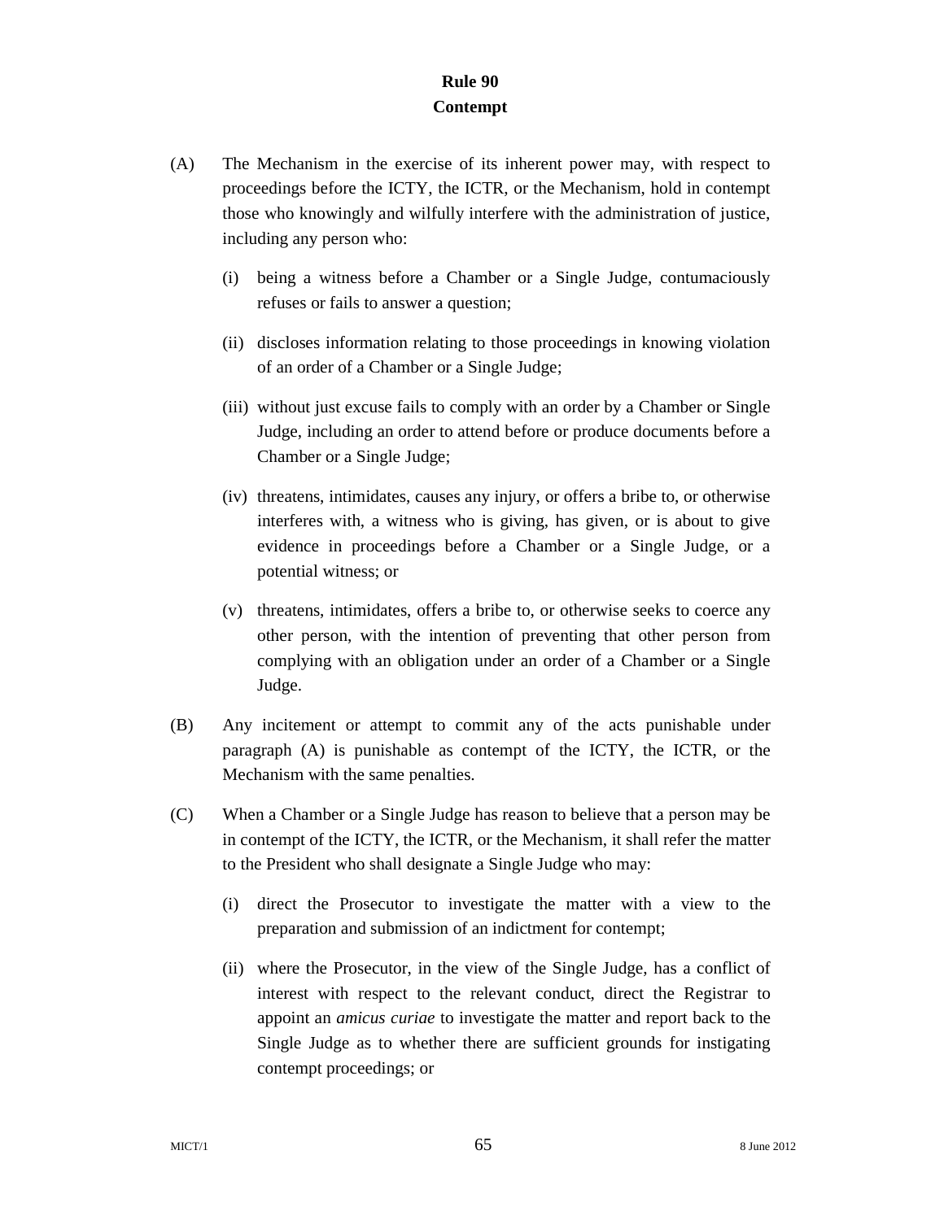## Rule 90
## Contempt

(A) The Mechanism in the exercise of its inherent power may, with respect to proceedings before the ICTY, the ICTR, or the Mechanism, hold in contempt those who knowingly and wilfully interfere with the administration of justice, including any person who:

(i) being a witness before a Chamber or a Single Judge, contumaciously refuses or fails to answer a question;

(ii) discloses information relating to those proceedings in knowing violation of an order of a Chamber or a Single Judge;

(iii) without just excuse fails to comply with an order by a Chamber or Single Judge, including an order to attend before or produce documents before a Chamber or a Single Judge;

(iv) threatens, intimidates, causes any injury, or offers a bribe to, or otherwise interferes with, a witness who is giving, has given, or is about to give evidence in proceedings before a Chamber or a Single Judge, or a potential witness; or

(v) threatens, intimidates, offers a bribe to, or otherwise seeks to coerce any other person, with the intention of preventing that other person from complying with an obligation under an order of a Chamber or a Single Judge.

(B) Any incitement or attempt to commit any of the acts punishable under paragraph (A) is punishable as contempt of the ICTY, the ICTR, or the Mechanism with the same penalties.

(C) When a Chamber or a Single Judge has reason to believe that a person may be in contempt of the ICTY, the ICTR, or the Mechanism, it shall refer the matter to the President who shall designate a Single Judge who may:

(i) direct the Prosecutor to investigate the matter with a view to the preparation and submission of an indictment for contempt;

(ii) where the Prosecutor, in the view of the Single Judge, has a conflict of interest with respect to the relevant conduct, direct the Registrar to appoint an *amicus curiae* to investigate the matter and report back to the Single Judge as to whether there are sufficient grounds for instigating contempt proceedings; or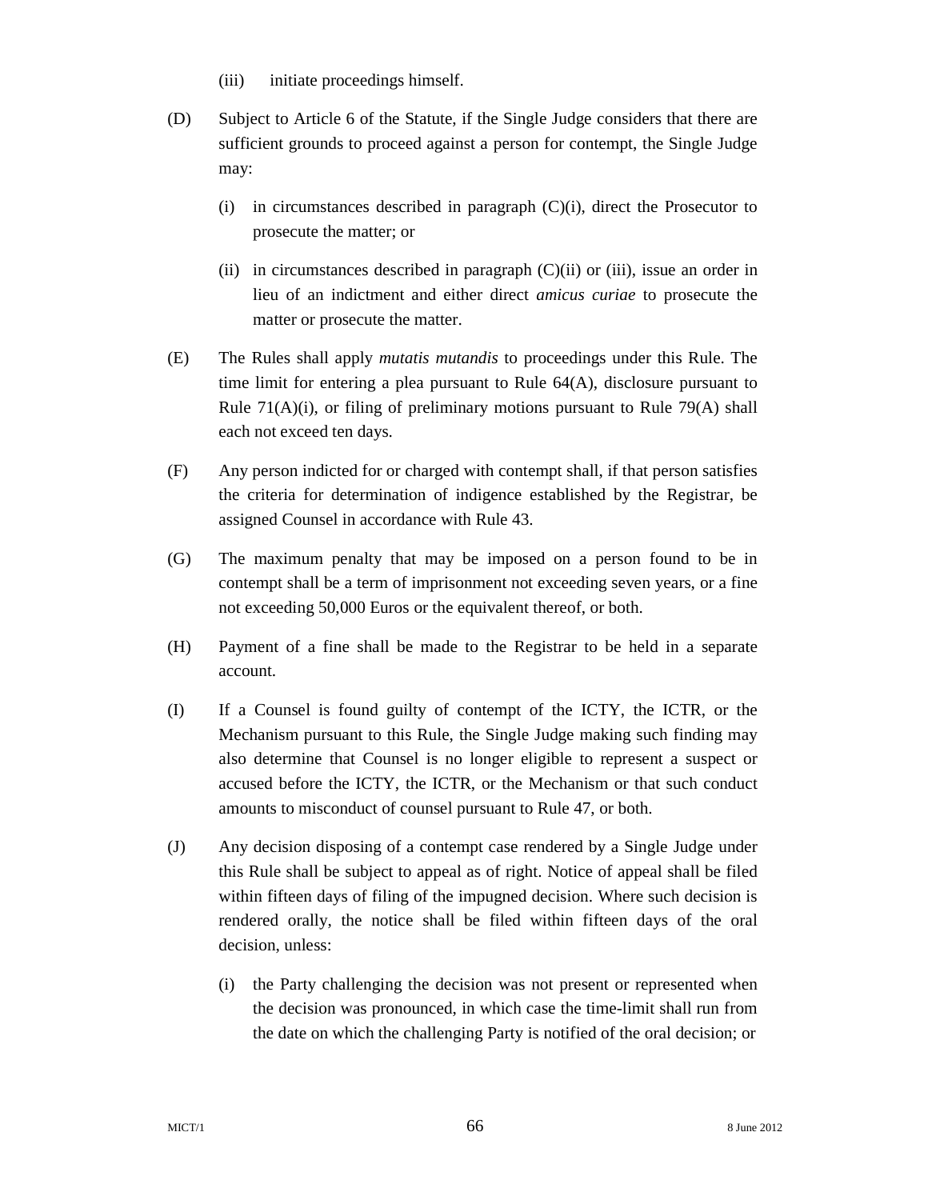(iii) initiate proceedings himself.

(D) Subject to Article 6 of the Statute, if the Single Judge considers that there are sufficient grounds to proceed against a person for contempt, the Single Judge may:

(i) in circumstances described in paragraph (C)(i), direct the Prosecutor to prosecute the matter; or

(ii) in circumstances described in paragraph (C)(ii) or (iii), issue an order in lieu of an indictment and either direct *amicus curiae* to prosecute the matter or prosecute the matter.

(E) The Rules shall apply *mutatis mutandis* to proceedings under this Rule. The time limit for entering a plea pursuant to Rule 64(A), disclosure pursuant to Rule 71(A)(i), or filing of preliminary motions pursuant to Rule 79(A) shall each not exceed ten days.

(F) Any person indicted for or charged with contempt shall, if that person satisfies the criteria for determination of indigence established by the Registrar, be assigned Counsel in accordance with Rule 43.

(G) The maximum penalty that may be imposed on a person found to be in contempt shall be a term of imprisonment not exceeding seven years, or a fine not exceeding 50,000 Euros or the equivalent thereof, or both.

(H) Payment of a fine shall be made to the Registrar to be held in a separate account.

(I) If a Counsel is found guilty of contempt of the ICTY, the ICTR, or the Mechanism pursuant to this Rule, the Single Judge making such finding may also determine that Counsel is no longer eligible to represent a suspect or accused before the ICTY, the ICTR, or the Mechanism or that such conduct amounts to misconduct of counsel pursuant to Rule 47, or both.

(J) Any decision disposing of a contempt case rendered by a Single Judge under this Rule shall be subject to appeal as of right. Notice of appeal shall be filed within fifteen days of filing of the impugned decision. Where such decision is rendered orally, the notice shall be filed within fifteen days of the oral decision, unless:

(i) the Party challenging the decision was not present or represented when the decision was pronounced, in which case the time-limit shall run from the date on which the challenging Party is notified of the oral decision; or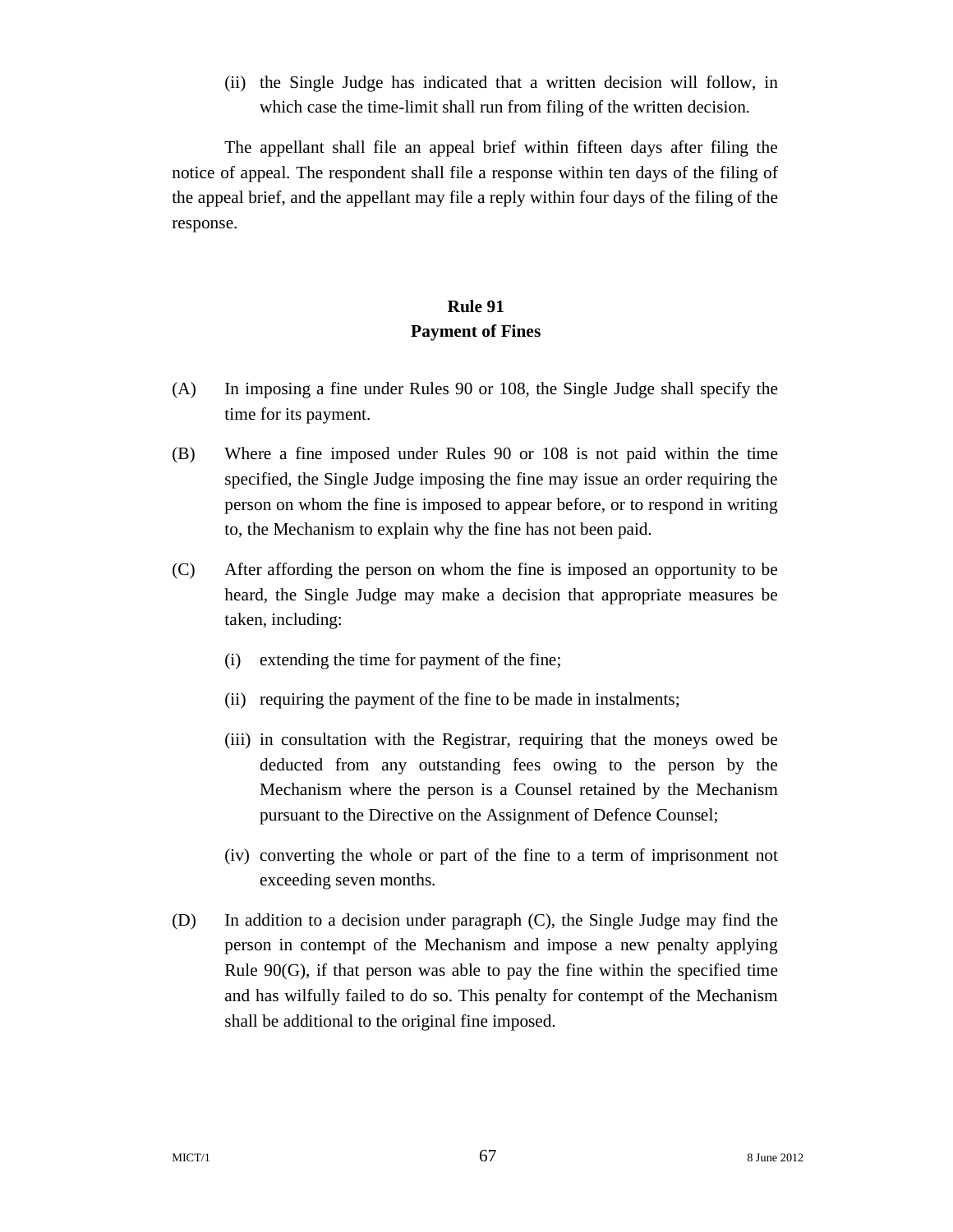(ii) the Single Judge has indicated that a written decision will follow, in which case the time-limit shall run from filing of the written decision.

The appellant shall file an appeal brief within fifteen days after filing the notice of appeal. The respondent shall file a response within ten days of the filing of the appeal brief, and the appellant may file a reply within four days of the filing of the response.

## Rule 91
## Payment of Fines

(A) In imposing a fine under Rules 90 or 108, the Single Judge shall specify the time for its payment.

(B) Where a fine imposed under Rules 90 or 108 is not paid within the time specified, the Single Judge imposing the fine may issue an order requiring the person on whom the fine is imposed to appear before, or to respond in writing to, the Mechanism to explain why the fine has not been paid.

(C) After affording the person on whom the fine is imposed an opportunity to be heard, the Single Judge may make a decision that appropriate measures be taken, including:

(i) extending the time for payment of the fine;

(ii) requiring the payment of the fine to be made in instalments;

(iii) in consultation with the Registrar, requiring that the moneys owed be deducted from any outstanding fees owing to the person by the Mechanism where the person is a Counsel retained by the Mechanism pursuant to the Directive on the Assignment of Defence Counsel;

(iv) converting the whole or part of the fine to a term of imprisonment not exceeding seven months.

(D) In addition to a decision under paragraph (C), the Single Judge may find the person in contempt of the Mechanism and impose a new penalty applying Rule 90(G), if that person was able to pay the fine within the specified time and has wilfully failed to do so. This penalty for contempt of the Mechanism shall be additional to the original fine imposed.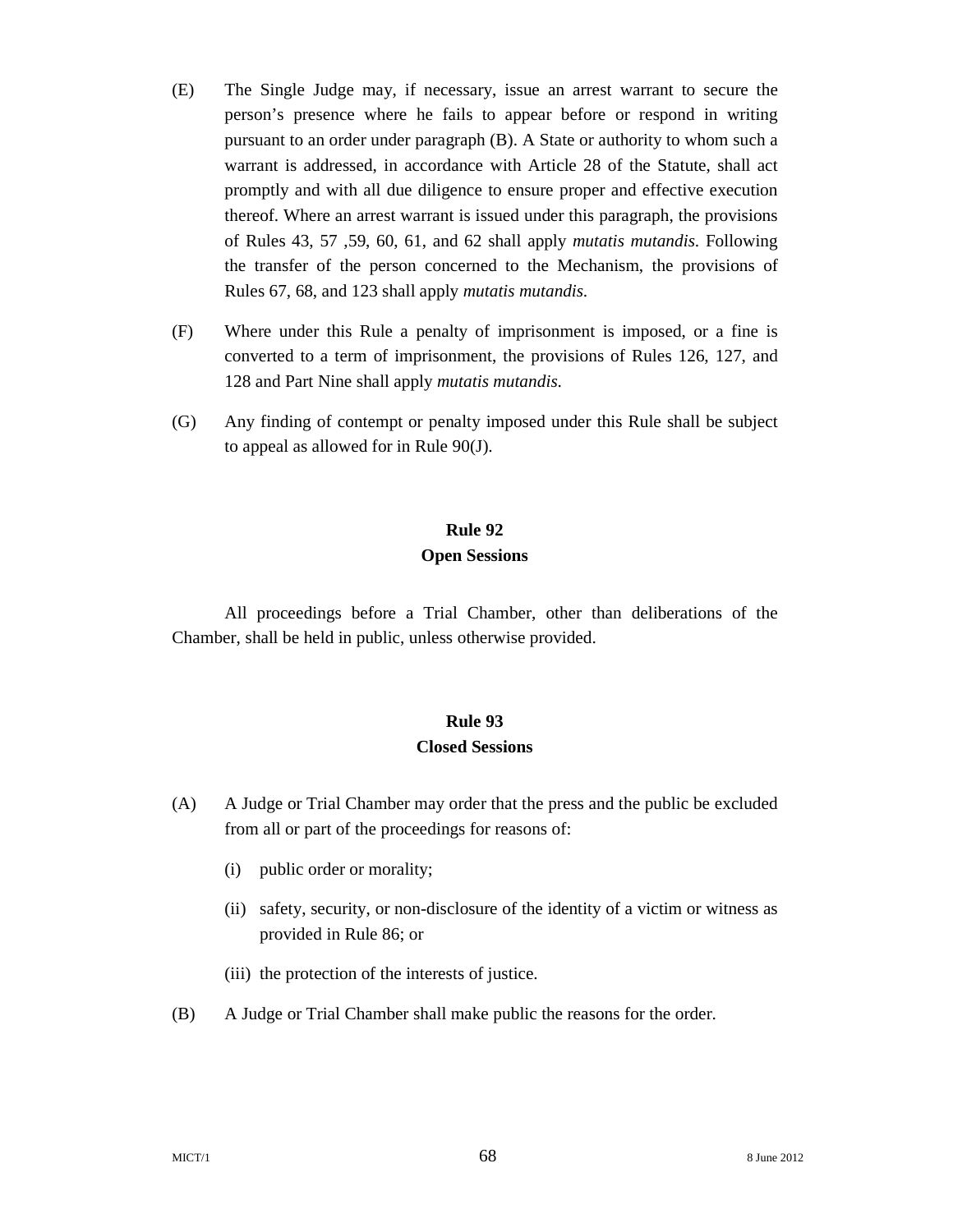(E) The Single Judge may, if necessary, issue an arrest warrant to secure the person's presence where he fails to appear before or respond in writing pursuant to an order under paragraph (B). A State or authority to whom such a warrant is addressed, in accordance with Article 28 of the Statute, shall act promptly and with all due diligence to ensure proper and effective execution thereof. Where an arrest warrant is issued under this paragraph, the provisions of Rules 43, 57 ,59, 60, 61, and 62 shall apply *mutatis mutandis*. Following the transfer of the person concerned to the Mechanism, the provisions of Rules 67, 68, and 123 shall apply *mutatis mutandis*.

(F) Where under this Rule a penalty of imprisonment is imposed, or a fine is converted to a term of imprisonment, the provisions of Rules 126, 127, and 128 and Part Nine shall apply *mutatis mutandis*.

(G) Any finding of contempt or penalty imposed under this Rule shall be subject to appeal as allowed for in Rule 90(J).

## Rule 92
## Open Sessions

All proceedings before a Trial Chamber, other than deliberations of the Chamber, shall be held in public, unless otherwise provided.

## Rule 93
## Closed Sessions

(A) A Judge or Trial Chamber may order that the press and the public be excluded from all or part of the proceedings for reasons of:

(i) public order or morality;

(ii) safety, security, or non-disclosure of the identity of a victim or witness as provided in Rule 86; or

(iii) the protection of the interests of justice.

(B) A Judge or Trial Chamber shall make public the reasons for the order.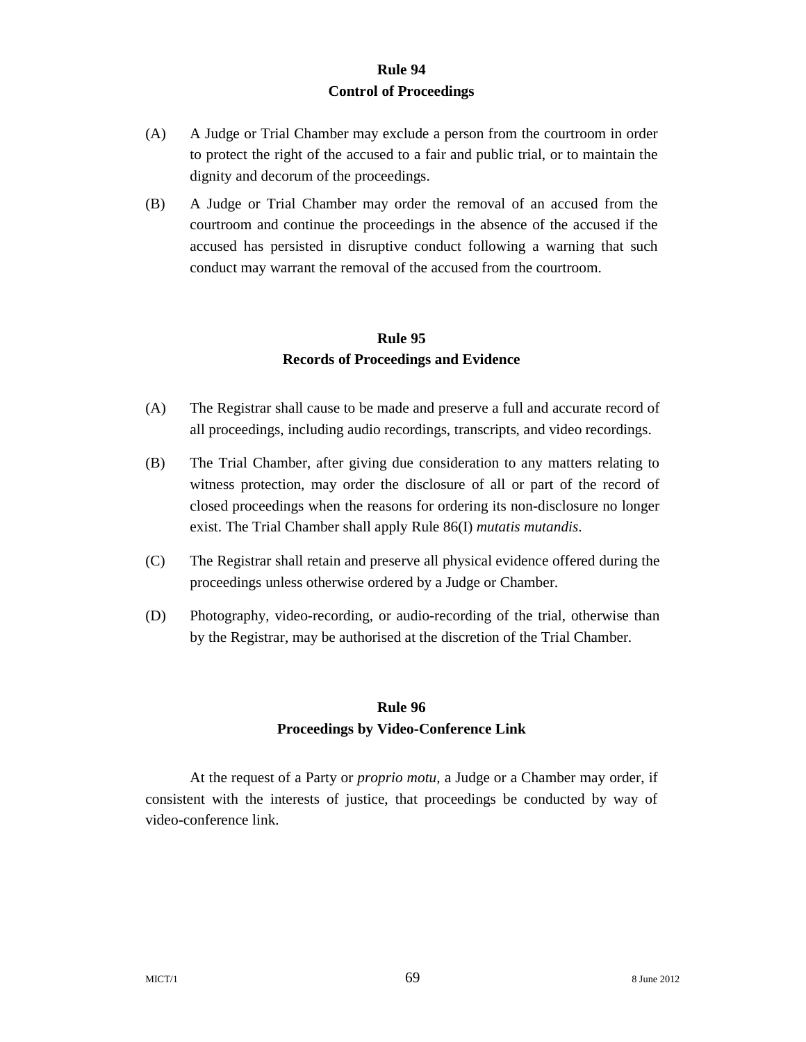## Rule 94
## Control of Proceedings

(A) A Judge or Trial Chamber may exclude a person from the courtroom in order to protect the right of the accused to a fair and public trial, or to maintain the dignity and decorum of the proceedings.

(B) A Judge or Trial Chamber may order the removal of an accused from the courtroom and continue the proceedings in the absence of the accused if the accused has persisted in disruptive conduct following a warning that such conduct may warrant the removal of the accused from the courtroom.

## Rule 95
## Records of Proceedings and Evidence

(A) The Registrar shall cause to be made and preserve a full and accurate record of all proceedings, including audio recordings, transcripts, and video recordings.

(B) The Trial Chamber, after giving due consideration to any matters relating to witness protection, may order the disclosure of all or part of the record of closed proceedings when the reasons for ordering its non-disclosure no longer exist. The Trial Chamber shall apply Rule 86(I) *mutatis mutandis*.

(C) The Registrar shall retain and preserve all physical evidence offered during the proceedings unless otherwise ordered by a Judge or Chamber.

(D) Photography, video-recording, or audio-recording of the trial, otherwise than by the Registrar, may be authorised at the discretion of the Trial Chamber.

## Rule 96
## Proceedings by Video-Conference Link

At the request of a Party or *proprio motu*, a Judge or a Chamber may order, if consistent with the interests of justice, that proceedings be conducted by way of video-conference link.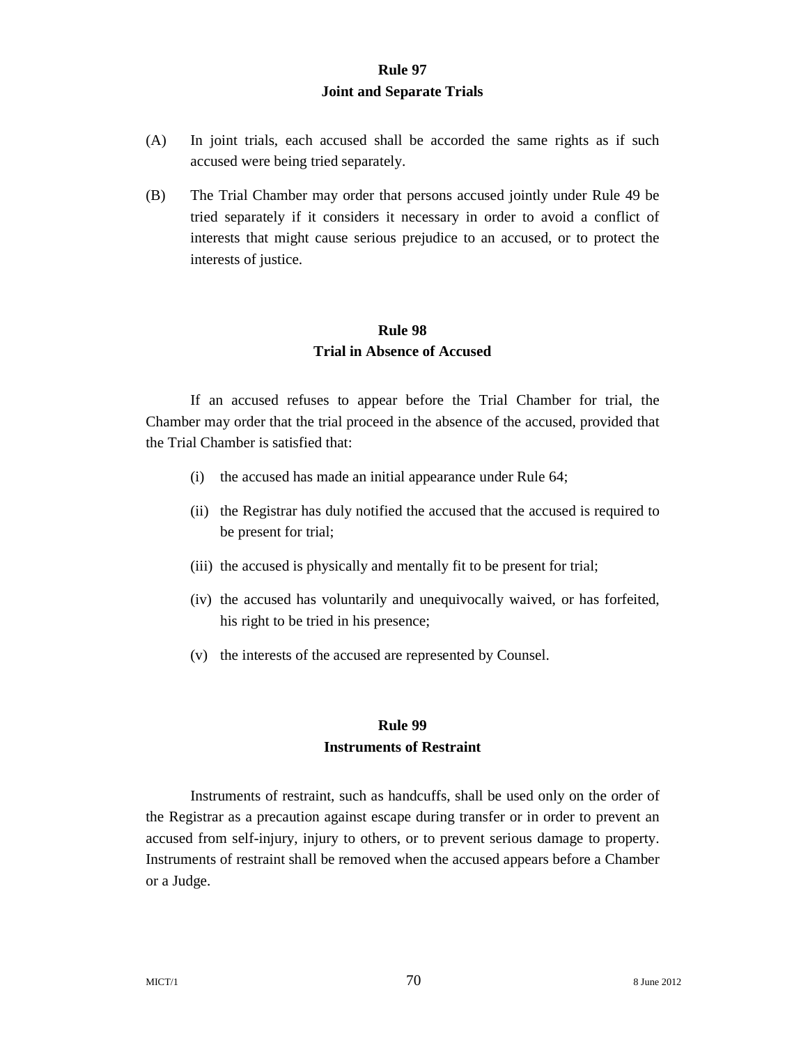## Rule 97
## Joint and Separate Trials

(A) In joint trials, each accused shall be accorded the same rights as if such accused were being tried separately.

(B) The Trial Chamber may order that persons accused jointly under Rule 49 be tried separately if it considers it necessary in order to avoid a conflict of interests that might cause serious prejudice to an accused, or to protect the interests of justice.

## Rule 98
## Trial in Absence of Accused

If an accused refuses to appear before the Trial Chamber for trial, the Chamber may order that the trial proceed in the absence of the accused, provided that the Trial Chamber is satisfied that:

(i) the accused has made an initial appearance under Rule 64;

(ii) the Registrar has duly notified the accused that the accused is required to be present for trial;

(iii) the accused is physically and mentally fit to be present for trial;

(iv) the accused has voluntarily and unequivocally waived, or has forfeited, his right to be tried in his presence;

(v) the interests of the accused are represented by Counsel.

## Rule 99
## Instruments of Restraint

Instruments of restraint, such as handcuffs, shall be used only on the order of the Registrar as a precaution against escape during transfer or in order to prevent an accused from self-injury, injury to others, or to prevent serious damage to property. Instruments of restraint shall be removed when the accused appears before a Chamber or a Judge.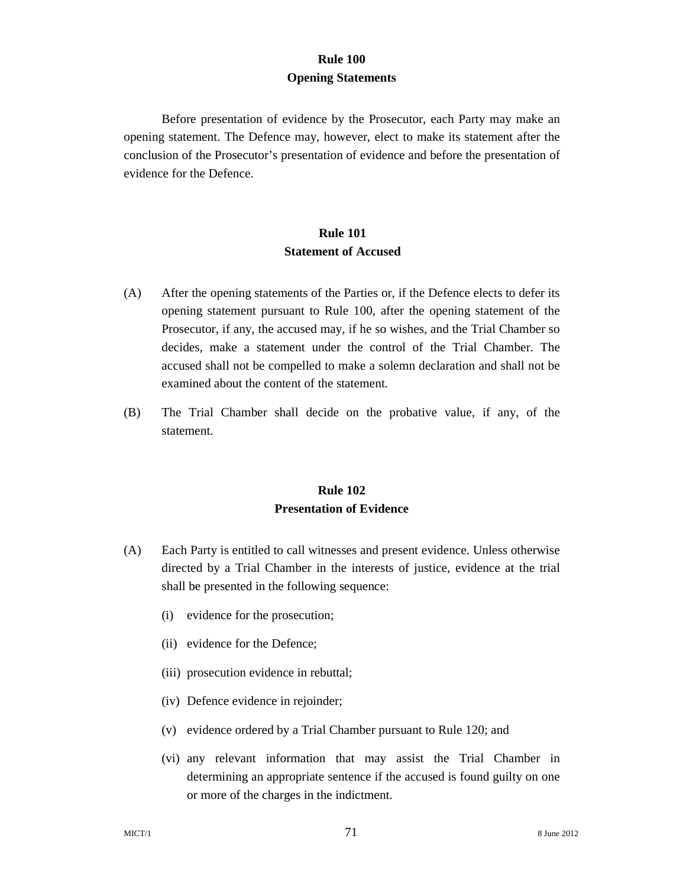## Rule 100
## Opening Statements

Before presentation of evidence by the Prosecutor, each Party may make an opening statement. The Defence may, however, elect to make its statement after the conclusion of the Prosecutor's presentation of evidence and before the presentation of evidence for the Defence.

## Rule 101
## Statement of Accused

(A) After the opening statements of the Parties or, if the Defence elects to defer its opening statement pursuant to Rule 100, after the opening statement of the Prosecutor, if any, the accused may, if he so wishes, and the Trial Chamber so decides, make a statement under the control of the Trial Chamber. The accused shall not be compelled to make a solemn declaration and shall not be examined about the content of the statement.

(B) The Trial Chamber shall decide on the probative value, if any, of the statement.

## Rule 102
## Presentation of Evidence

(A) Each Party is entitled to call witnesses and present evidence. Unless otherwise directed by a Trial Chamber in the interests of justice, evidence at the trial shall be presented in the following sequence:

(i) evidence for the prosecution;

(ii) evidence for the Defence;

(iii) prosecution evidence in rebuttal;

(iv) Defence evidence in rejoinder;

(v) evidence ordered by a Trial Chamber pursuant to Rule 120; and

(vi) any relevant information that may assist the Trial Chamber in determining an appropriate sentence if the accused is found guilty on one or more of the charges in the indictment.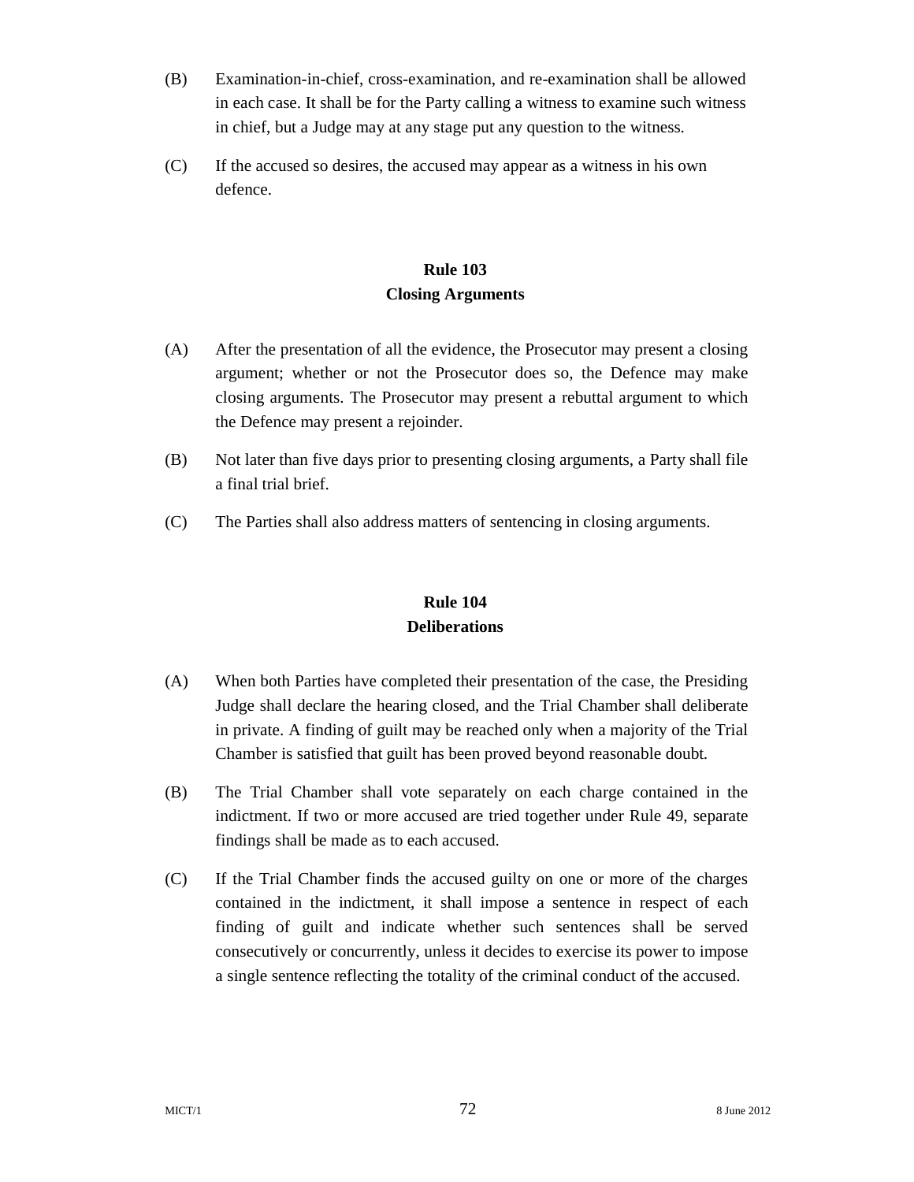(B) Examination-in-chief, cross-examination, and re-examination shall be allowed in each case. It shall be for the Party calling a witness to examine such witness in chief, but a Judge may at any stage put any question to the witness.

(C) If the accused so desires, the accused may appear as a witness in his own defence.

### Rule 103
### Closing Arguments

(A) After the presentation of all the evidence, the Prosecutor may present a closing argument; whether or not the Prosecutor does so, the Defence may make closing arguments. The Prosecutor may present a rebuttal argument to which the Defence may present a rejoinder.

(B) Not later than five days prior to presenting closing arguments, a Party shall file a final trial brief.

(C) The Parties shall also address matters of sentencing in closing arguments.

### Rule 104
### Deliberations

(A) When both Parties have completed their presentation of the case, the Presiding Judge shall declare the hearing closed, and the Trial Chamber shall deliberate in private. A finding of guilt may be reached only when a majority of the Trial Chamber is satisfied that guilt has been proved beyond reasonable doubt.

(B) The Trial Chamber shall vote separately on each charge contained in the indictment. If two or more accused are tried together under Rule 49, separate findings shall be made as to each accused.

(C) If the Trial Chamber finds the accused guilty on one or more of the charges contained in the indictment, it shall impose a sentence in respect of each finding of guilt and indicate whether such sentences shall be served consecutively or concurrently, unless it decides to exercise its power to impose a single sentence reflecting the totality of the criminal conduct of the accused.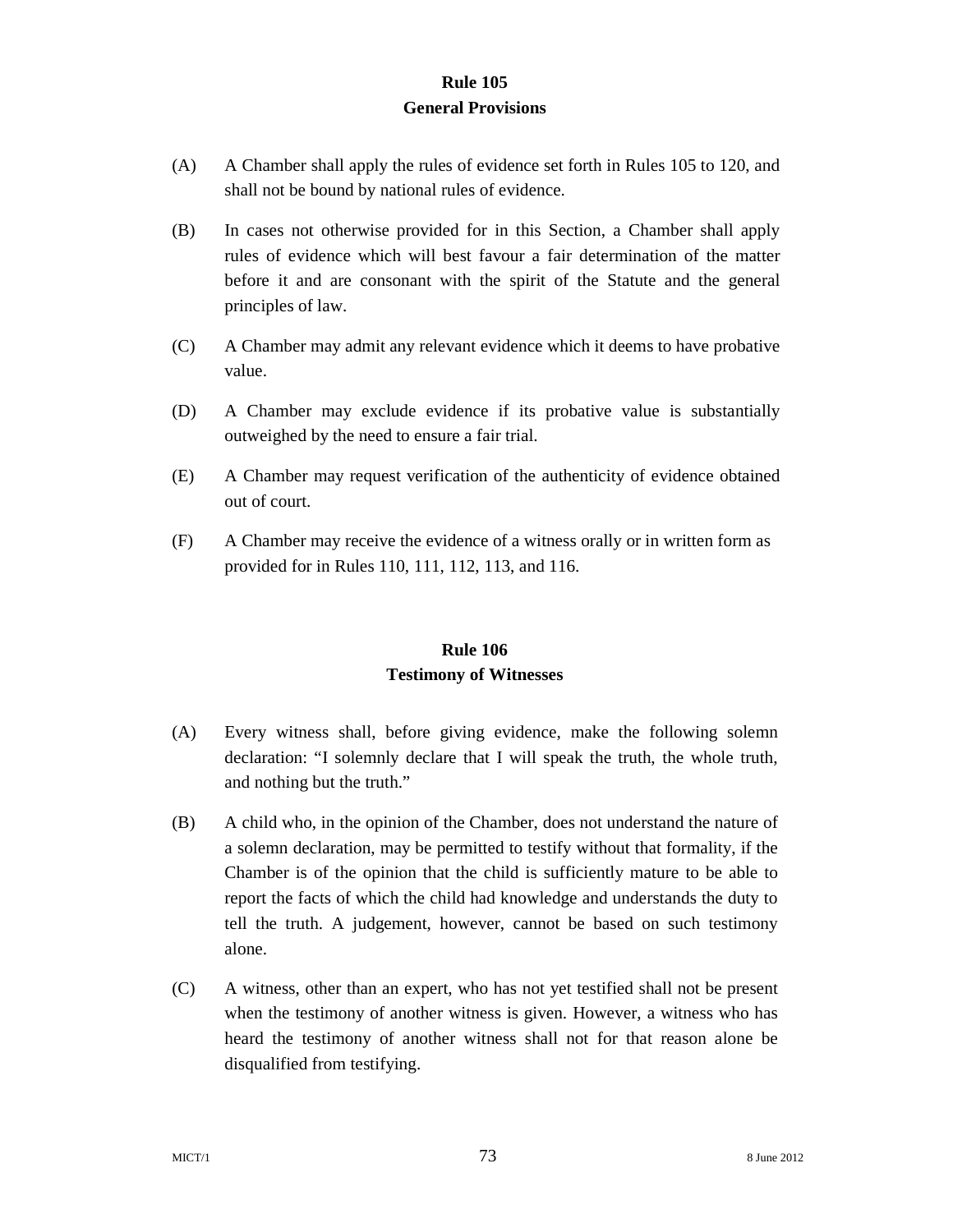## Rule 105
## General Provisions

(A) A Chamber shall apply the rules of evidence set forth in Rules 105 to 120, and shall not be bound by national rules of evidence.

(B) In cases not otherwise provided for in this Section, a Chamber shall apply rules of evidence which will best favour a fair determination of the matter before it and are consonant with the spirit of the Statute and the general principles of law.

(C) A Chamber may admit any relevant evidence which it deems to have probative value.

(D) A Chamber may exclude evidence if its probative value is substantially outweighed by the need to ensure a fair trial.

(E) A Chamber may request verification of the authenticity of evidence obtained out of court.

(F) A Chamber may receive the evidence of a witness orally or in written form as provided for in Rules 110, 111, 112, 113, and 116.

## Rule 106
## Testimony of Witnesses

(A) Every witness shall, before giving evidence, make the following solemn declaration: "I solemnly declare that I will speak the truth, the whole truth, and nothing but the truth."

(B) A child who, in the opinion of the Chamber, does not understand the nature of a solemn declaration, may be permitted to testify without that formality, if the Chamber is of the opinion that the child is sufficiently mature to be able to report the facts of which the child had knowledge and understands the duty to tell the truth. A judgement, however, cannot be based on such testimony alone.

(C) A witness, other than an expert, who has not yet testified shall not be present when the testimony of another witness is given. However, a witness who has heard the testimony of another witness shall not for that reason alone be disqualified from testifying.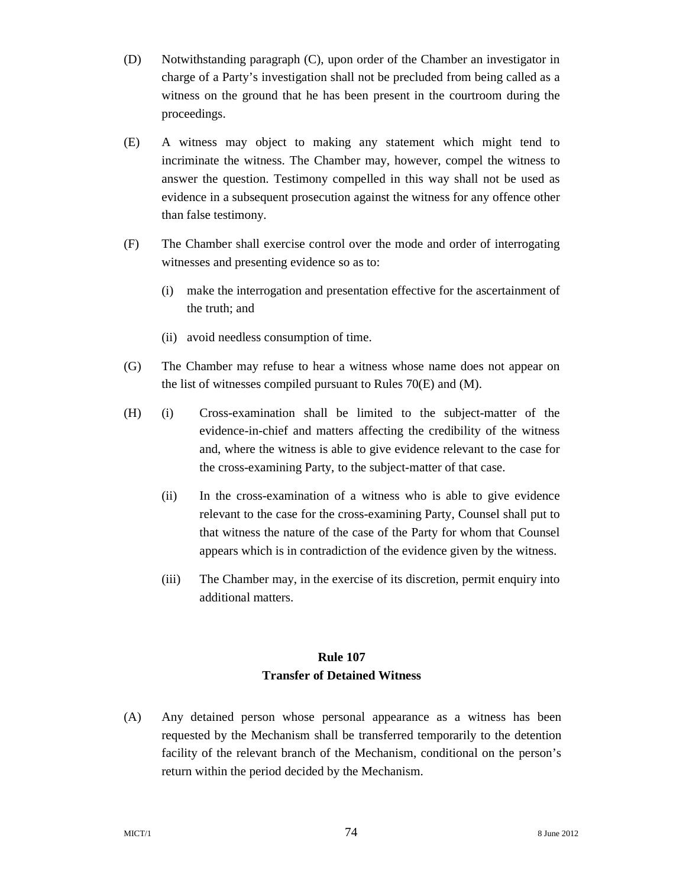(D) Notwithstanding paragraph (C), upon order of the Chamber an investigator in charge of a Party's investigation shall not be precluded from being called as a witness on the ground that he has been present in the courtroom during the proceedings.

(E) A witness may object to making any statement which might tend to incriminate the witness. The Chamber may, however, compel the witness to answer the question. Testimony compelled in this way shall not be used as evidence in a subsequent prosecution against the witness for any offence other than false testimony.

(F) The Chamber shall exercise control over the mode and order of interrogating witnesses and presenting evidence so as to:

(i) make the interrogation and presentation effective for the ascertainment of the truth; and

(ii) avoid needless consumption of time.

(G) The Chamber may refuse to hear a witness whose name does not appear on the list of witnesses compiled pursuant to Rules 70(E) and (M).

(H) (i) Cross-examination shall be limited to the subject-matter of the evidence-in-chief and matters affecting the credibility of the witness and, where the witness is able to give evidence relevant to the case for the cross-examining Party, to the subject-matter of that case.

(ii) In the cross-examination of a witness who is able to give evidence relevant to the case for the cross-examining Party, Counsel shall put to that witness the nature of the case of the Party for whom that Counsel appears which is in contradiction of the evidence given by the witness.

(iii) The Chamber may, in the exercise of its discretion, permit enquiry into additional matters.

## Rule 107
## Transfer of Detained Witness

(A) Any detained person whose personal appearance as a witness has been requested by the Mechanism shall be transferred temporarily to the detention facility of the relevant branch of the Mechanism, conditional on the person's return within the period decided by the Mechanism.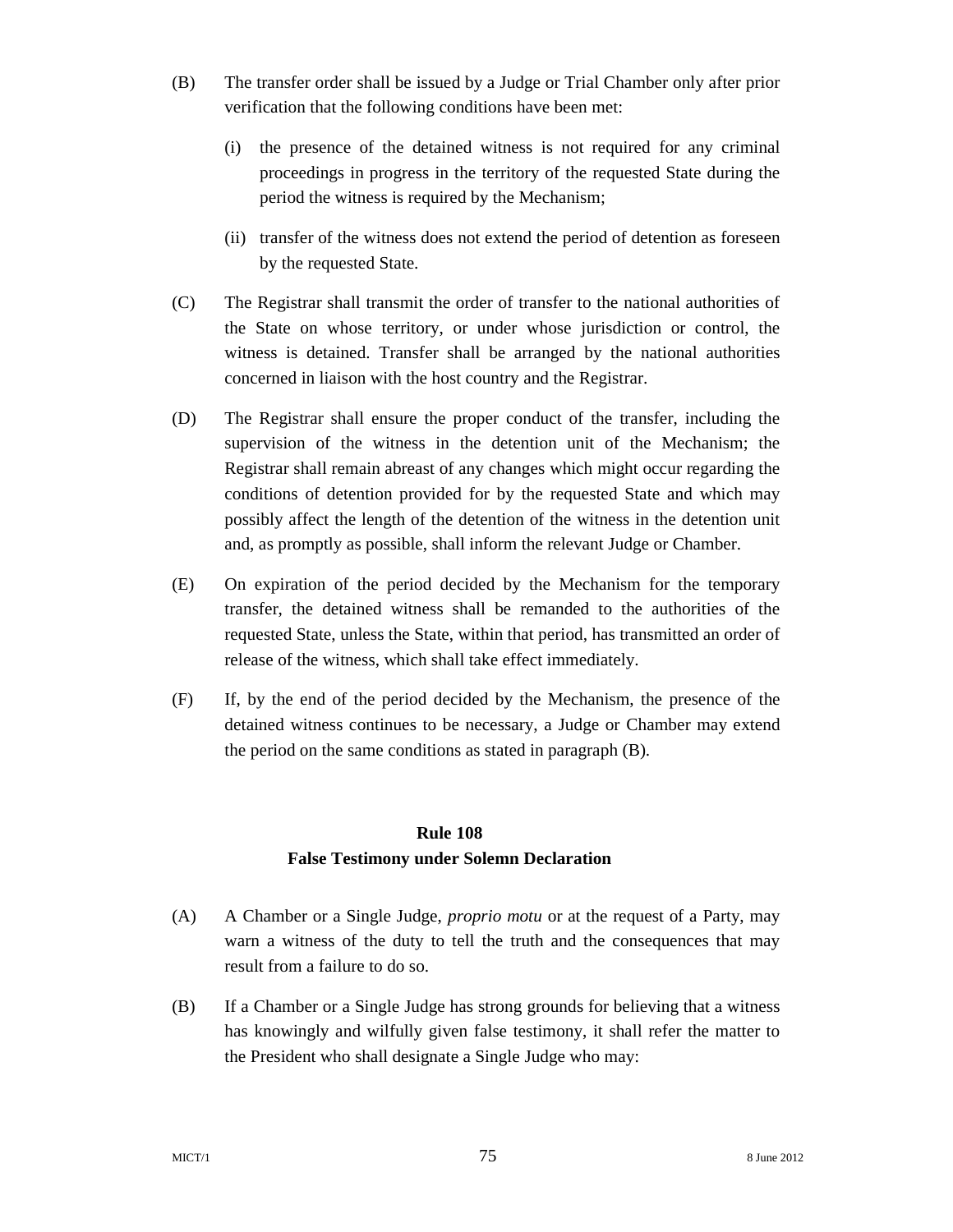(B) The transfer order shall be issued by a Judge or Trial Chamber only after prior verification that the following conditions have been met:

(i) the presence of the detained witness is not required for any criminal proceedings in progress in the territory of the requested State during the period the witness is required by the Mechanism;

(ii) transfer of the witness does not extend the period of detention as foreseen by the requested State.

(C) The Registrar shall transmit the order of transfer to the national authorities of the State on whose territory, or under whose jurisdiction or control, the witness is detained. Transfer shall be arranged by the national authorities concerned in liaison with the host country and the Registrar.

(D) The Registrar shall ensure the proper conduct of the transfer, including the supervision of the witness in the detention unit of the Mechanism; the Registrar shall remain abreast of any changes which might occur regarding the conditions of detention provided for by the requested State and which may possibly affect the length of the detention of the witness in the detention unit and, as promptly as possible, shall inform the relevant Judge or Chamber.

(E) On expiration of the period decided by the Mechanism for the temporary transfer, the detained witness shall be remanded to the authorities of the requested State, unless the State, within that period, has transmitted an order of release of the witness, which shall take effect immediately.

(F) If, by the end of the period decided by the Mechanism, the presence of the detained witness continues to be necessary, a Judge or Chamber may extend the period on the same conditions as stated in paragraph (B).

## Rule 108
## False Testimony under Solemn Declaration

(A) A Chamber or a Single Judge, *proprio motu* or at the request of a Party, may warn a witness of the duty to tell the truth and the consequences that may result from a failure to do so.

(B) If a Chamber or a Single Judge has strong grounds for believing that a witness has knowingly and wilfully given false testimony, it shall refer the matter to the President who shall designate a Single Judge who may: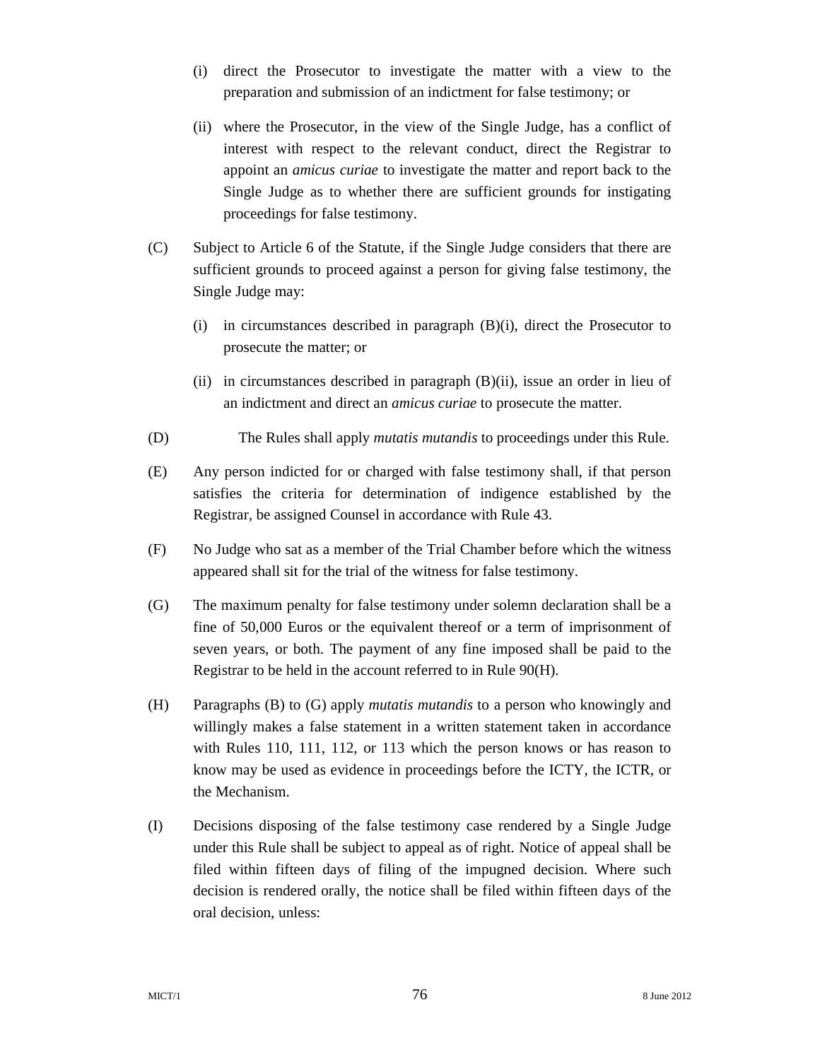(i) direct the Prosecutor to investigate the matter with a view to the preparation and submission of an indictment for false testimony; or

(ii) where the Prosecutor, in the view of the Single Judge, has a conflict of interest with respect to the relevant conduct, direct the Registrar to appoint an *amicus curiae* to investigate the matter and report back to the Single Judge as to whether there are sufficient grounds for instigating proceedings for false testimony.

(C) Subject to Article 6 of the Statute, if the Single Judge considers that there are sufficient grounds to proceed against a person for giving false testimony, the Single Judge may:

(i) in circumstances described in paragraph (B)(i), direct the Prosecutor to prosecute the matter; or

(ii) in circumstances described in paragraph (B)(ii), issue an order in lieu of an indictment and direct an *amicus curiae* to prosecute the matter.

(D) The Rules shall apply *mutatis mutandis* to proceedings under this Rule.

(E) Any person indicted for or charged with false testimony shall, if that person satisfies the criteria for determination of indigence established by the Registrar, be assigned Counsel in accordance with Rule 43.

(F) No Judge who sat as a member of the Trial Chamber before which the witness appeared shall sit for the trial of the witness for false testimony.

(G) The maximum penalty for false testimony under solemn declaration shall be a fine of 50,000 Euros or the equivalent thereof or a term of imprisonment of seven years, or both. The payment of any fine imposed shall be paid to the Registrar to be held in the account referred to in Rule 90(H).

(H) Paragraphs (B) to (G) apply *mutatis mutandis* to a person who knowingly and willingly makes a false statement in a written statement taken in accordance with Rules 110, 111, 112, or 113 which the person knows or has reason to know may be used as evidence in proceedings before the ICTY, the ICTR, or the Mechanism.

(I) Decisions disposing of the false testimony case rendered by a Single Judge under this Rule shall be subject to appeal as of right. Notice of appeal shall be filed within fifteen days of filing of the impugned decision. Where such decision is rendered orally, the notice shall be filed within fifteen days of the oral decision, unless: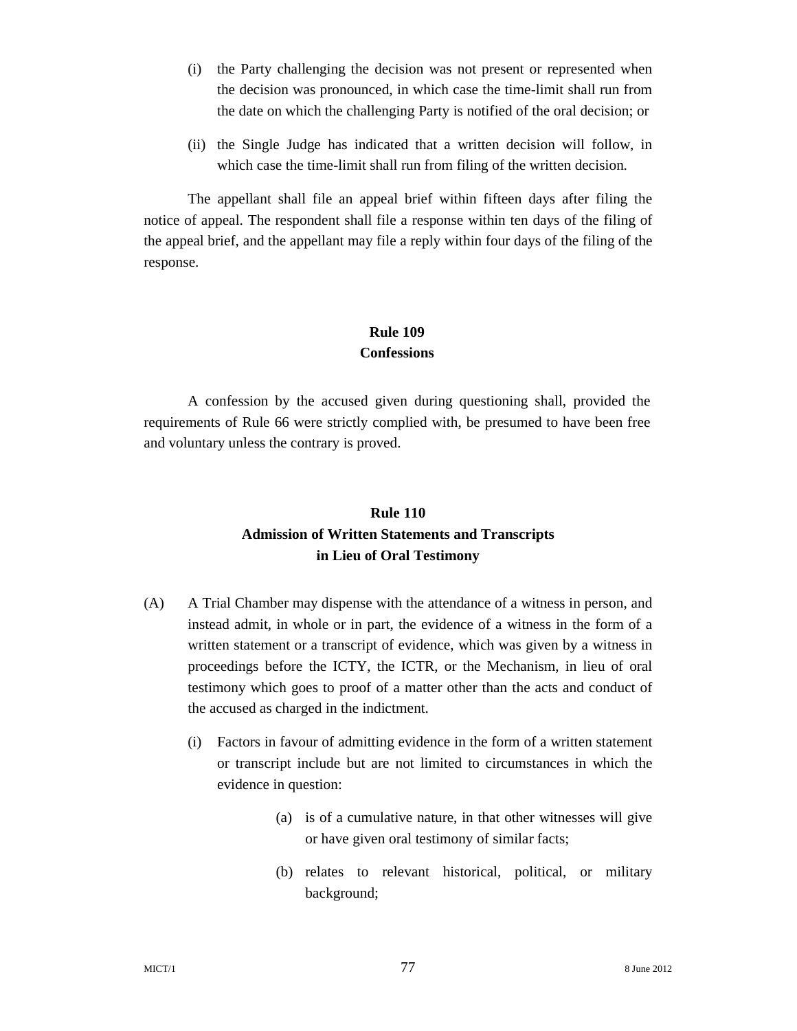(i) the Party challenging the decision was not present or represented when the decision was pronounced, in which case the time-limit shall run from the date on which the challenging Party is notified of the oral decision; or

(ii) the Single Judge has indicated that a written decision will follow, in which case the time-limit shall run from filing of the written decision.

The appellant shall file an appeal brief within fifteen days after filing the notice of appeal. The respondent shall file a response within ten days of the filing of the appeal brief, and the appellant may file a reply within four days of the filing of the response.

## Rule 109
## Confessions

A confession by the accused given during questioning shall, provided the requirements of Rule 66 were strictly complied with, be presumed to have been free and voluntary unless the contrary is proved.

## Rule 110
## Admission of Written Statements and Transcripts in Lieu of Oral Testimony

(A) A Trial Chamber may dispense with the attendance of a witness in person, and instead admit, in whole or in part, the evidence of a witness in the form of a written statement or a transcript of evidence, which was given by a witness in proceedings before the ICTY, the ICTR, or the Mechanism, in lieu of oral testimony which goes to proof of a matter other than the acts and conduct of the accused as charged in the indictment.

(i) Factors in favour of admitting evidence in the form of a written statement or transcript include but are not limited to circumstances in which the evidence in question:

(a) is of a cumulative nature, in that other witnesses will give or have given oral testimony of similar facts;

(b) relates to relevant historical, political, or military background;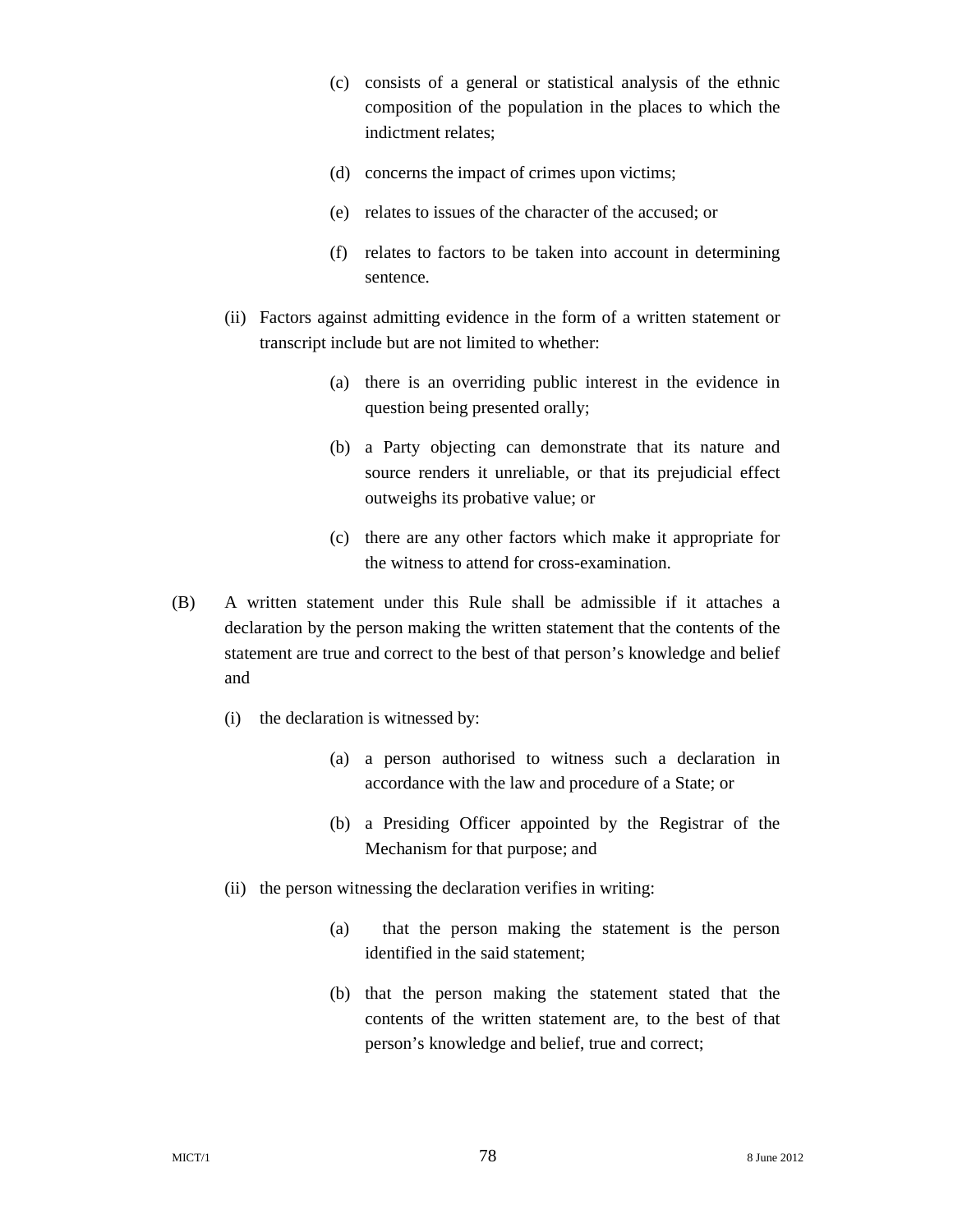(c) consists of a general or statistical analysis of the ethnic composition of the population in the places to which the indictment relates;

(d) concerns the impact of crimes upon victims;

(e) relates to issues of the character of the accused; or

(f) relates to factors to be taken into account in determining sentence.

(ii) Factors against admitting evidence in the form of a written statement or transcript include but are not limited to whether:

(a) there is an overriding public interest in the evidence in question being presented orally;

(b) a Party objecting can demonstrate that its nature and source renders it unreliable, or that its prejudicial effect outweighs its probative value; or

(c) there are any other factors which make it appropriate for the witness to attend for cross-examination.

(B) A written statement under this Rule shall be admissible if it attaches a declaration by the person making the written statement that the contents of the statement are true and correct to the best of that person's knowledge and belief and

(i) the declaration is witnessed by:

(a) a person authorised to witness such a declaration in accordance with the law and procedure of a State; or

(b) a Presiding Officer appointed by the Registrar of the Mechanism for that purpose; and

(ii) the person witnessing the declaration verifies in writing:

(a) that the person making the statement is the person identified in the said statement;

(b) that the person making the statement stated that the contents of the written statement are, to the best of that person's knowledge and belief, true and correct;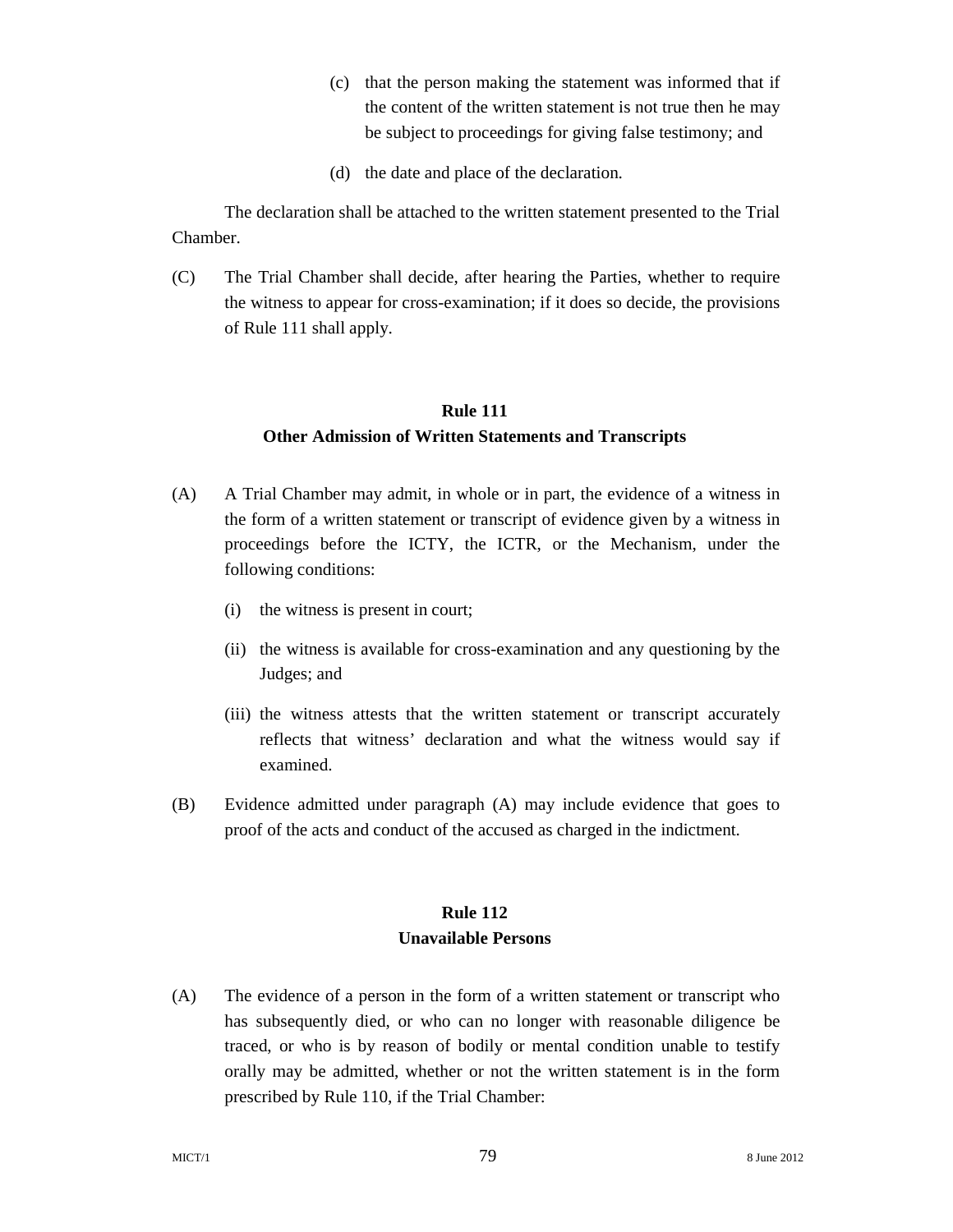(c) that the person making the statement was informed that if the content of the written statement is not true then he may be subject to proceedings for giving false testimony; and

(d) the date and place of the declaration.

The declaration shall be attached to the written statement presented to the Trial Chamber.

(C) The Trial Chamber shall decide, after hearing the Parties, whether to require the witness to appear for cross-examination; if it does so decide, the provisions of Rule 111 shall apply.

## Rule 111
## Other Admission of Written Statements and Transcripts

(A) A Trial Chamber may admit, in whole or in part, the evidence of a witness in the form of a written statement or transcript of evidence given by a witness in proceedings before the ICTY, the ICTR, or the Mechanism, under the following conditions:

(i) the witness is present in court;

(ii) the witness is available for cross-examination and any questioning by the Judges; and

(iii) the witness attests that the written statement or transcript accurately reflects that witness' declaration and what the witness would say if examined.

(B) Evidence admitted under paragraph (A) may include evidence that goes to proof of the acts and conduct of the accused as charged in the indictment.

## Rule 112
## Unavailable Persons

(A) The evidence of a person in the form of a written statement or transcript who has subsequently died, or who can no longer with reasonable diligence be traced, or who is by reason of bodily or mental condition unable to testify orally may be admitted, whether or not the written statement is in the form prescribed by Rule 110, if the Trial Chamber: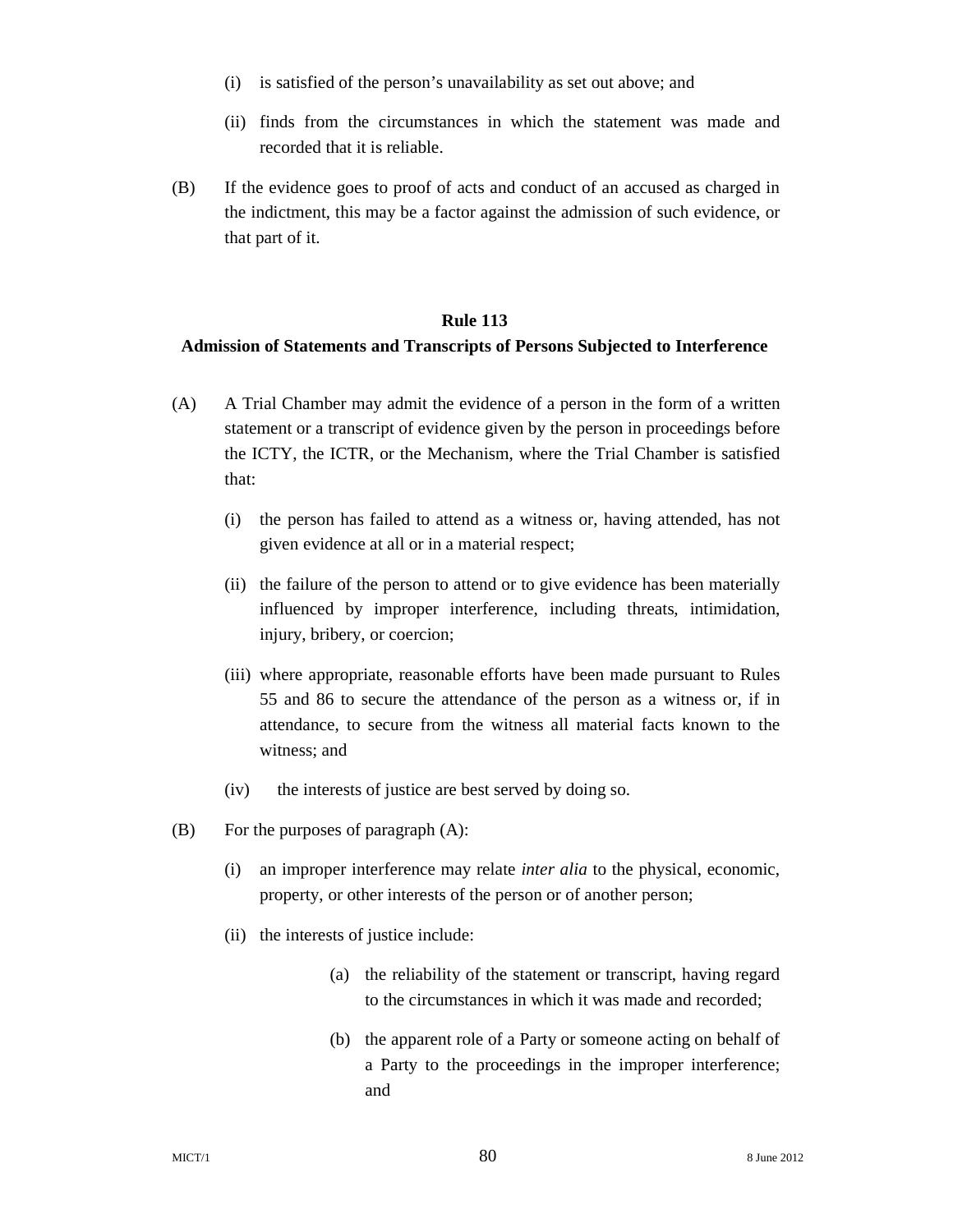(i) is satisfied of the person's unavailability as set out above; and

(ii) finds from the circumstances in which the statement was made and recorded that it is reliable.

(B) If the evidence goes to proof of acts and conduct of an accused as charged in the indictment, this may be a factor against the admission of such evidence, or that part of it.

**Rule 113**

**Admission of Statements and Transcripts of Persons Subjected to Interference**

(A) A Trial Chamber may admit the evidence of a person in the form of a written statement or a transcript of evidence given by the person in proceedings before the ICTY, the ICTR, or the Mechanism, where the Trial Chamber is satisfied that:

(i) the person has failed to attend as a witness or, having attended, has not given evidence at all or in a material respect;

(ii) the failure of the person to attend or to give evidence has been materially influenced by improper interference, including threats, intimidation, injury, bribery, or coercion;

(iii) where appropriate, reasonable efforts have been made pursuant to Rules 55 and 86 to secure the attendance of the person as a witness or, if in attendance, to secure from the witness all material facts known to the witness; and

(iv) the interests of justice are best served by doing so.

(B) For the purposes of paragraph (A):

(i) an improper interference may relate *inter alia* to the physical, economic, property, or other interests of the person or of another person;

(ii) the interests of justice include:

(a) the reliability of the statement or transcript, having regard to the circumstances in which it was made and recorded;

(b) the apparent role of a Party or someone acting on behalf of a Party to the proceedings in the improper interference; and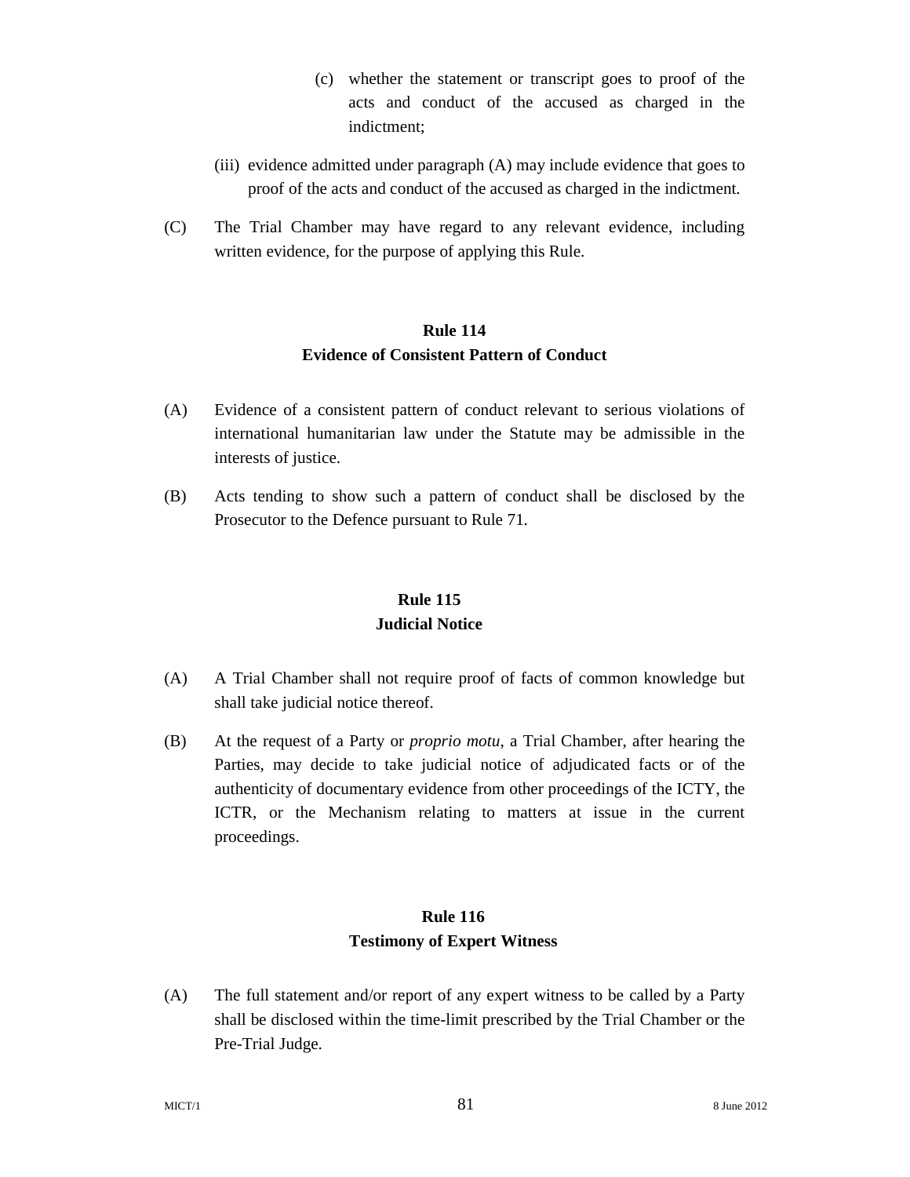(c) whether the statement or transcript goes to proof of the acts and conduct of the accused as charged in the indictment;

(iii) evidence admitted under paragraph (A) may include evidence that goes to proof of the acts and conduct of the accused as charged in the indictment.

(C) The Trial Chamber may have regard to any relevant evidence, including written evidence, for the purpose of applying this Rule.

## Rule 114
## Evidence of Consistent Pattern of Conduct

(A) Evidence of a consistent pattern of conduct relevant to serious violations of international humanitarian law under the Statute may be admissible in the interests of justice.

(B) Acts tending to show such a pattern of conduct shall be disclosed by the Prosecutor to the Defence pursuant to Rule 71.

## Rule 115
## Judicial Notice

(A) A Trial Chamber shall not require proof of facts of common knowledge but shall take judicial notice thereof.

(B) At the request of a Party or *proprio motu*, a Trial Chamber, after hearing the Parties, may decide to take judicial notice of adjudicated facts or of the authenticity of documentary evidence from other proceedings of the ICTY, the ICTR, or the Mechanism relating to matters at issue in the current proceedings.

## Rule 116
## Testimony of Expert Witness

(A) The full statement and/or report of any expert witness to be called by a Party shall be disclosed within the time-limit prescribed by the Trial Chamber or the Pre-Trial Judge.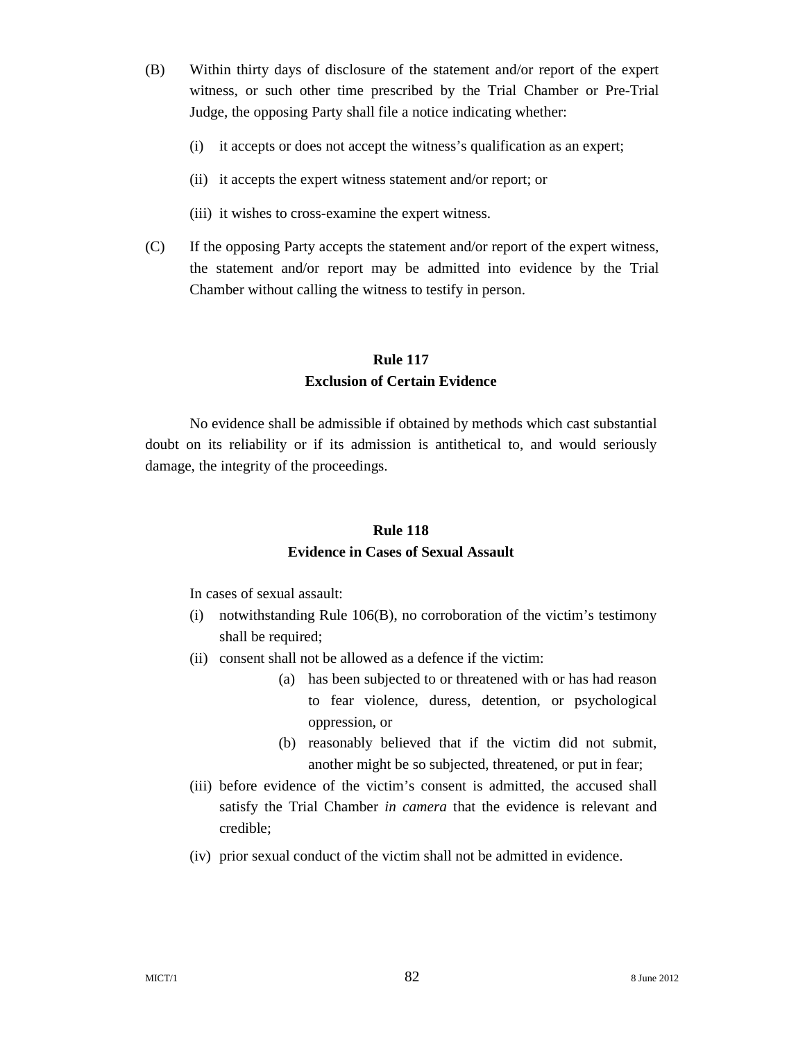(B) Within thirty days of disclosure of the statement and/or report of the expert witness, or such other time prescribed by the Trial Chamber or Pre-Trial Judge, the opposing Party shall file a notice indicating whether:

  (i) it accepts or does not accept the witness's qualification as an expert;

  (ii) it accepts the expert witness statement and/or report; or

  (iii) it wishes to cross-examine the expert witness.

(C) If the opposing Party accepts the statement and/or report of the expert witness, the statement and/or report may be admitted into evidence by the Trial Chamber without calling the witness to testify in person.

## Rule 117
## Exclusion of Certain Evidence

No evidence shall be admissible if obtained by methods which cast substantial doubt on its reliability or if its admission is antithetical to, and would seriously damage, the integrity of the proceedings.

## Rule 118
## Evidence in Cases of Sexual Assault

In cases of sexual assault:

(i) notwithstanding Rule 106(B), no corroboration of the victim's testimony shall be required;

(ii) consent shall not be allowed as a defence if the victim:

  (a) has been subjected to or threatened with or has had reason to fear violence, duress, detention, or psychological oppression, or

  (b) reasonably believed that if the victim did not submit, another might be so subjected, threatened, or put in fear;

(iii) before evidence of the victim's consent is admitted, the accused shall satisfy the Trial Chamber *in camera* that the evidence is relevant and credible;

(iv) prior sexual conduct of the victim shall not be admitted in evidence.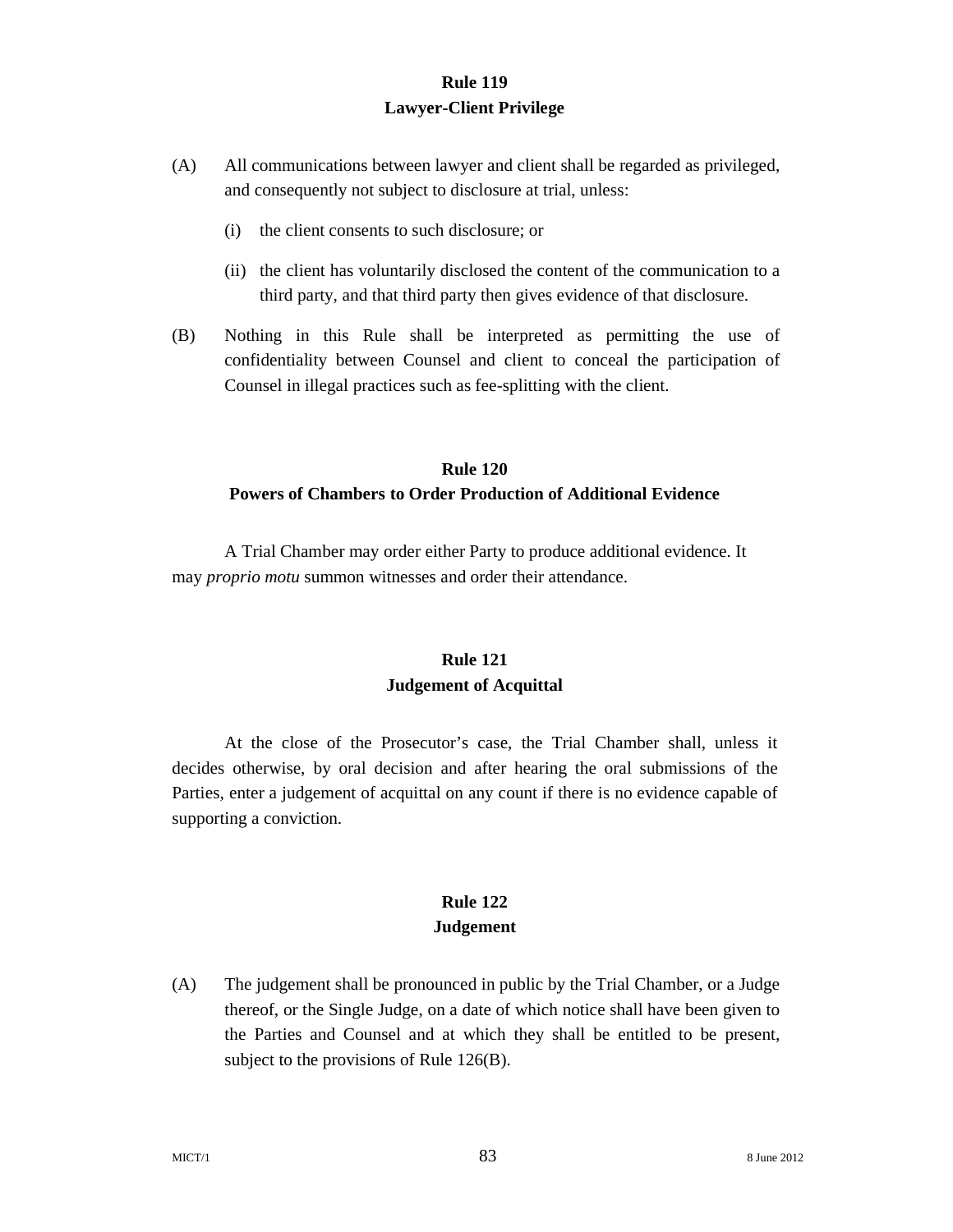## Rule 119
## Lawyer-Client Privilege

(A) All communications between lawyer and client shall be regarded as privileged, and consequently not subject to disclosure at trial, unless:

(i) the client consents to such disclosure; or

(ii) the client has voluntarily disclosed the content of the communication to a third party, and that third party then gives evidence of that disclosure.

(B) Nothing in this Rule shall be interpreted as permitting the use of confidentiality between Counsel and client to conceal the participation of Counsel in illegal practices such as fee-splitting with the client.

## Rule 120
## Powers of Chambers to Order Production of Additional Evidence

A Trial Chamber may order either Party to produce additional evidence. It may *proprio motu* summon witnesses and order their attendance.

## Rule 121
## Judgement of Acquittal

At the close of the Prosecutor's case, the Trial Chamber shall, unless it decides otherwise, by oral decision and after hearing the oral submissions of the Parties, enter a judgement of acquittal on any count if there is no evidence capable of supporting a conviction.

## Rule 122
## Judgement

(A) The judgement shall be pronounced in public by the Trial Chamber, or a Judge thereof, or the Single Judge, on a date of which notice shall have been given to the Parties and Counsel and at which they shall be entitled to be present, subject to the provisions of Rule 126(B).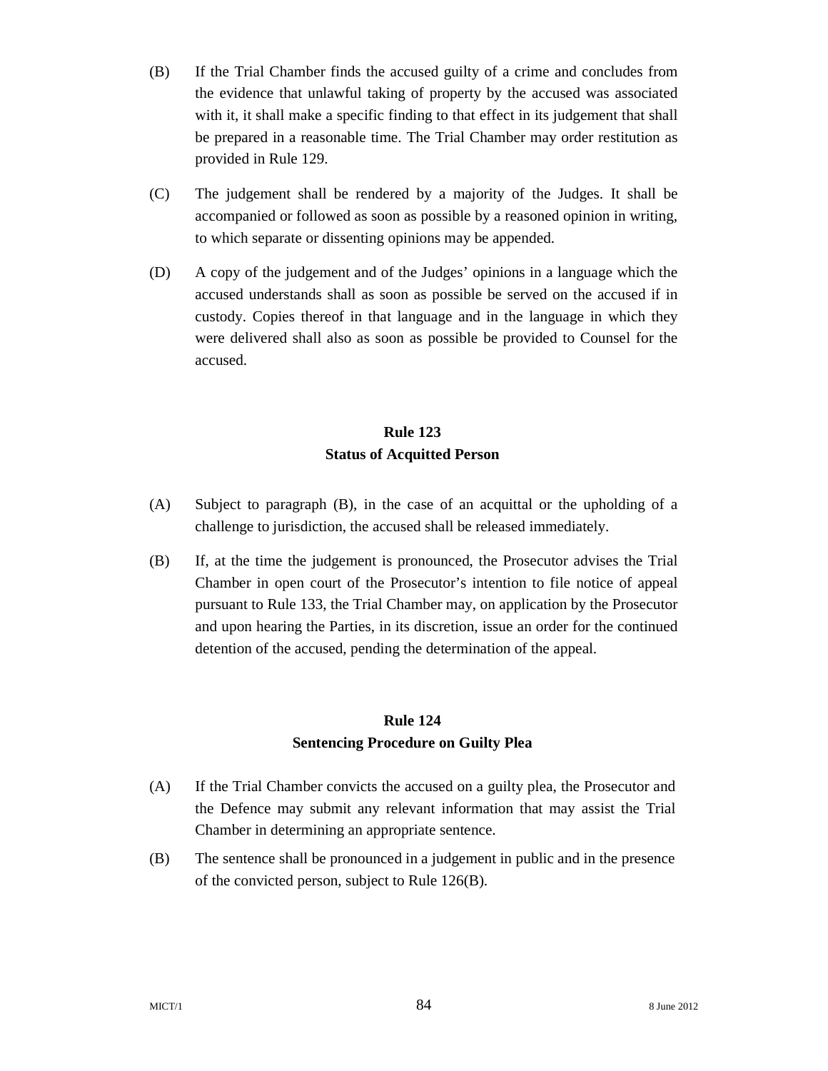(B) If the Trial Chamber finds the accused guilty of a crime and concludes from the evidence that unlawful taking of property by the accused was associated with it, it shall make a specific finding to that effect in its judgement that shall be prepared in a reasonable time. The Trial Chamber may order restitution as provided in Rule 129.

(C) The judgement shall be rendered by a majority of the Judges. It shall be accompanied or followed as soon as possible by a reasoned opinion in writing, to which separate or dissenting opinions may be appended.

(D) A copy of the judgement and of the Judges' opinions in a language which the accused understands shall as soon as possible be served on the accused if in custody. Copies thereof in that language and in the language in which they were delivered shall also as soon as possible be provided to Counsel for the accused.

**Rule 123**
**Status of Acquitted Person**

(A) Subject to paragraph (B), in the case of an acquittal or the upholding of a challenge to jurisdiction, the accused shall be released immediately.

(B) If, at the time the judgement is pronounced, the Prosecutor advises the Trial Chamber in open court of the Prosecutor's intention to file notice of appeal pursuant to Rule 133, the Trial Chamber may, on application by the Prosecutor and upon hearing the Parties, in its discretion, issue an order for the continued detention of the accused, pending the determination of the appeal.

**Rule 124**
**Sentencing Procedure on Guilty Plea**

(A) If the Trial Chamber convicts the accused on a guilty plea, the Prosecutor and the Defence may submit any relevant information that may assist the Trial Chamber in determining an appropriate sentence.

(B) The sentence shall be pronounced in a judgement in public and in the presence of the convicted person, subject to Rule 126(B).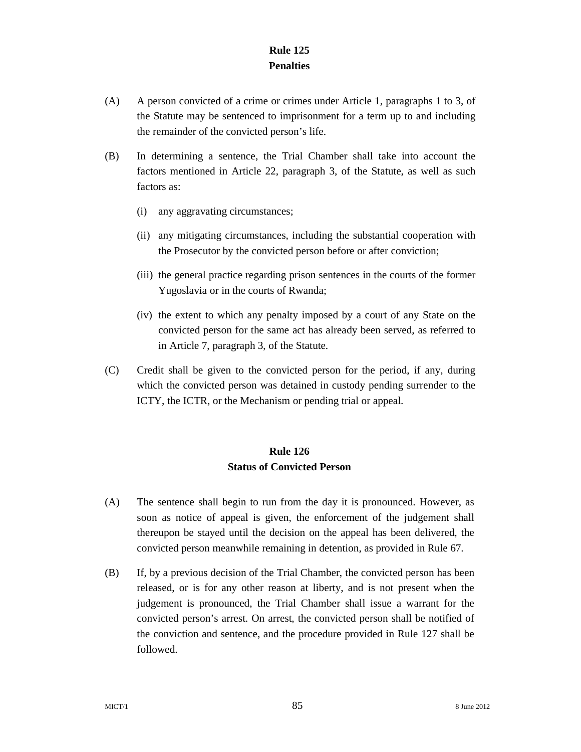## Rule 125
## Penalties

(A) A person convicted of a crime or crimes under Article 1, paragraphs 1 to 3, of the Statute may be sentenced to imprisonment for a term up to and including the remainder of the convicted person's life.

(B) In determining a sentence, the Trial Chamber shall take into account the factors mentioned in Article 22, paragraph 3, of the Statute, as well as such factors as:

(i) any aggravating circumstances;

(ii) any mitigating circumstances, including the substantial cooperation with the Prosecutor by the convicted person before or after conviction;

(iii) the general practice regarding prison sentences in the courts of the former Yugoslavia or in the courts of Rwanda;

(iv) the extent to which any penalty imposed by a court of any State on the convicted person for the same act has already been served, as referred to in Article 7, paragraph 3, of the Statute.

(C) Credit shall be given to the convicted person for the period, if any, during which the convicted person was detained in custody pending surrender to the ICTY, the ICTR, or the Mechanism or pending trial or appeal.

## Rule 126
## Status of Convicted Person

(A) The sentence shall begin to run from the day it is pronounced. However, as soon as notice of appeal is given, the enforcement of the judgement shall thereupon be stayed until the decision on the appeal has been delivered, the convicted person meanwhile remaining in detention, as provided in Rule 67.

(B) If, by a previous decision of the Trial Chamber, the convicted person has been released, or is for any other reason at liberty, and is not present when the judgement is pronounced, the Trial Chamber shall issue a warrant for the convicted person's arrest. On arrest, the convicted person shall be notified of the conviction and sentence, and the procedure provided in Rule 127 shall be followed.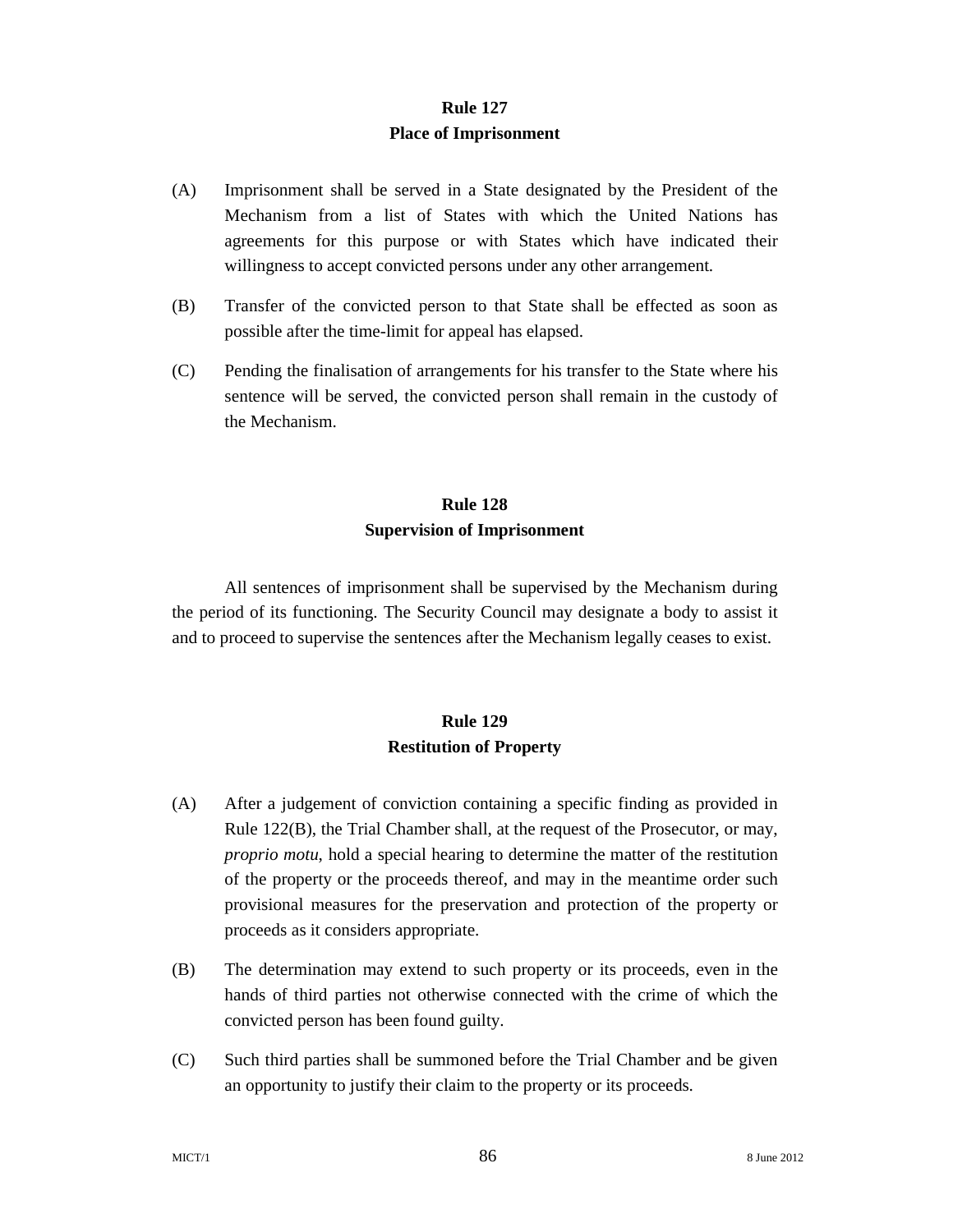## Rule 127
## Place of Imprisonment

(A) Imprisonment shall be served in a State designated by the President of the Mechanism from a list of States with which the United Nations has agreements for this purpose or with States which have indicated their willingness to accept convicted persons under any other arrangement.

(B) Transfer of the convicted person to that State shall be effected as soon as possible after the time-limit for appeal has elapsed.

(C) Pending the finalisation of arrangements for his transfer to the State where his sentence will be served, the convicted person shall remain in the custody of the Mechanism.

## Rule 128
## Supervision of Imprisonment

All sentences of imprisonment shall be supervised by the Mechanism during the period of its functioning. The Security Council may designate a body to assist it and to proceed to supervise the sentences after the Mechanism legally ceases to exist.

## Rule 129
## Restitution of Property

(A) After a judgement of conviction containing a specific finding as provided in Rule 122(B), the Trial Chamber shall, at the request of the Prosecutor, or may, *proprio motu*, hold a special hearing to determine the matter of the restitution of the property or the proceeds thereof, and may in the meantime order such provisional measures for the preservation and protection of the property or proceeds as it considers appropriate.

(B) The determination may extend to such property or its proceeds, even in the hands of third parties not otherwise connected with the crime of which the convicted person has been found guilty.

(C) Such third parties shall be summoned before the Trial Chamber and be given an opportunity to justify their claim to the property or its proceeds.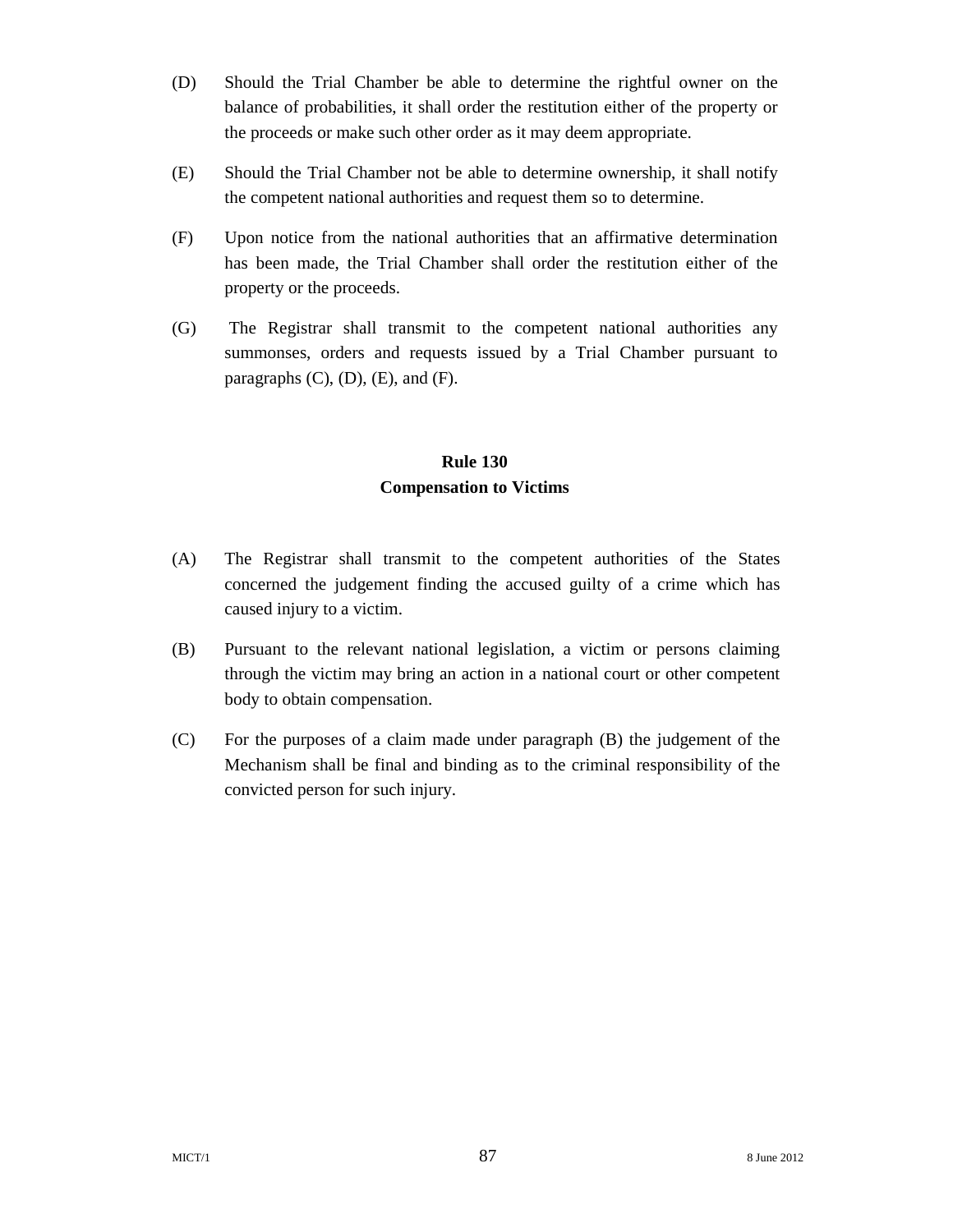(D) Should the Trial Chamber be able to determine the rightful owner on the balance of probabilities, it shall order the restitution either of the property or the proceeds or make such other order as it may deem appropriate.

(E) Should the Trial Chamber not be able to determine ownership, it shall notify the competent national authorities and request them so to determine.

(F) Upon notice from the national authorities that an affirmative determination has been made, the Trial Chamber shall order the restitution either of the property or the proceeds.

(G) The Registrar shall transmit to the competent national authorities any summonses, orders and requests issued by a Trial Chamber pursuant to paragraphs (C), (D), (E), and (F).

## Rule 130
## Compensation to Victims

(A) The Registrar shall transmit to the competent authorities of the States concerned the judgement finding the accused guilty of a crime which has caused injury to a victim.

(B) Pursuant to the relevant national legislation, a victim or persons claiming through the victim may bring an action in a national court or other competent body to obtain compensation.

(C) For the purposes of a claim made under paragraph (B) the judgement of the Mechanism shall be final and binding as to the criminal responsibility of the convicted person for such injury.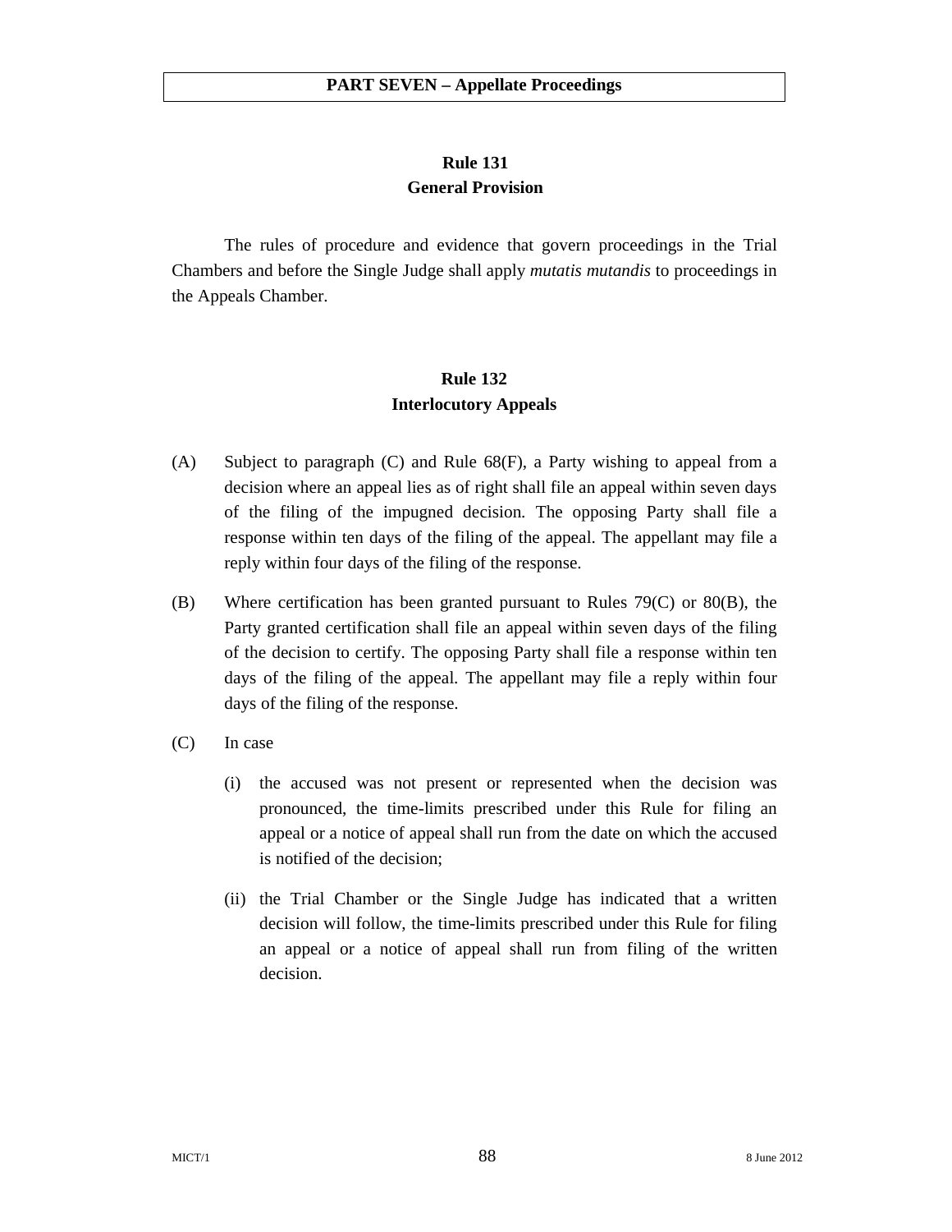## PART SEVEN – Appellate Proceedings

### Rule 131
### General Provision

The rules of procedure and evidence that govern proceedings in the Trial Chambers and before the Single Judge shall apply *mutatis mutandis* to proceedings in the Appeals Chamber.

### Rule 132
### Interlocutory Appeals

(A) Subject to paragraph (C) and Rule 68(F), a Party wishing to appeal from a decision where an appeal lies as of right shall file an appeal within seven days of the filing of the impugned decision. The opposing Party shall file a response within ten days of the filing of the appeal. The appellant may file a reply within four days of the filing of the response.

(B) Where certification has been granted pursuant to Rules 79(C) or 80(B), the Party granted certification shall file an appeal within seven days of the filing of the decision to certify. The opposing Party shall file a response within ten days of the filing of the appeal. The appellant may file a reply within four days of the filing of the response.

(C) In case

(i) the accused was not present or represented when the decision was pronounced, the time-limits prescribed under this Rule for filing an appeal or a notice of appeal shall run from the date on which the accused is notified of the decision;

(ii) the Trial Chamber or the Single Judge has indicated that a written decision will follow, the time-limits prescribed under this Rule for filing an appeal or a notice of appeal shall run from filing of the written decision.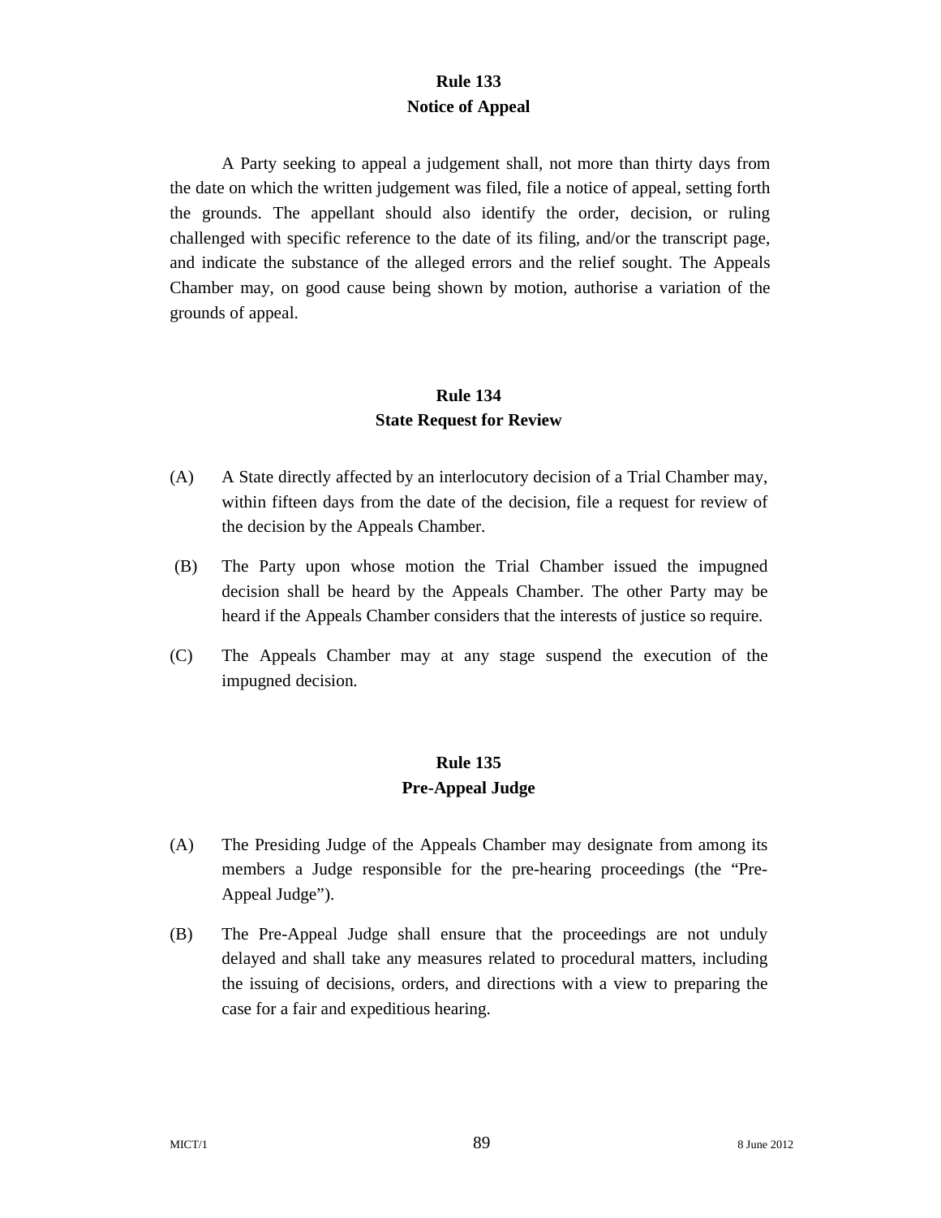## Rule 133
## Notice of Appeal

A Party seeking to appeal a judgement shall, not more than thirty days from the date on which the written judgement was filed, file a notice of appeal, setting forth the grounds. The appellant should also identify the order, decision, or ruling challenged with specific reference to the date of its filing, and/or the transcript page, and indicate the substance of the alleged errors and the relief sought. The Appeals Chamber may, on good cause being shown by motion, authorise a variation of the grounds of appeal.

## Rule 134
## State Request for Review

(A) A State directly affected by an interlocutory decision of a Trial Chamber may, within fifteen days from the date of the decision, file a request for review of the decision by the Appeals Chamber.

(B) The Party upon whose motion the Trial Chamber issued the impugned decision shall be heard by the Appeals Chamber. The other Party may be heard if the Appeals Chamber considers that the interests of justice so require.

(C) The Appeals Chamber may at any stage suspend the execution of the impugned decision.

## Rule 135
## Pre-Appeal Judge

(A) The Presiding Judge of the Appeals Chamber may designate from among its members a Judge responsible for the pre-hearing proceedings (the "Pre-Appeal Judge").

(B) The Pre-Appeal Judge shall ensure that the proceedings are not unduly delayed and shall take any measures related to procedural matters, including the issuing of decisions, orders, and directions with a view to preparing the case for a fair and expeditious hearing.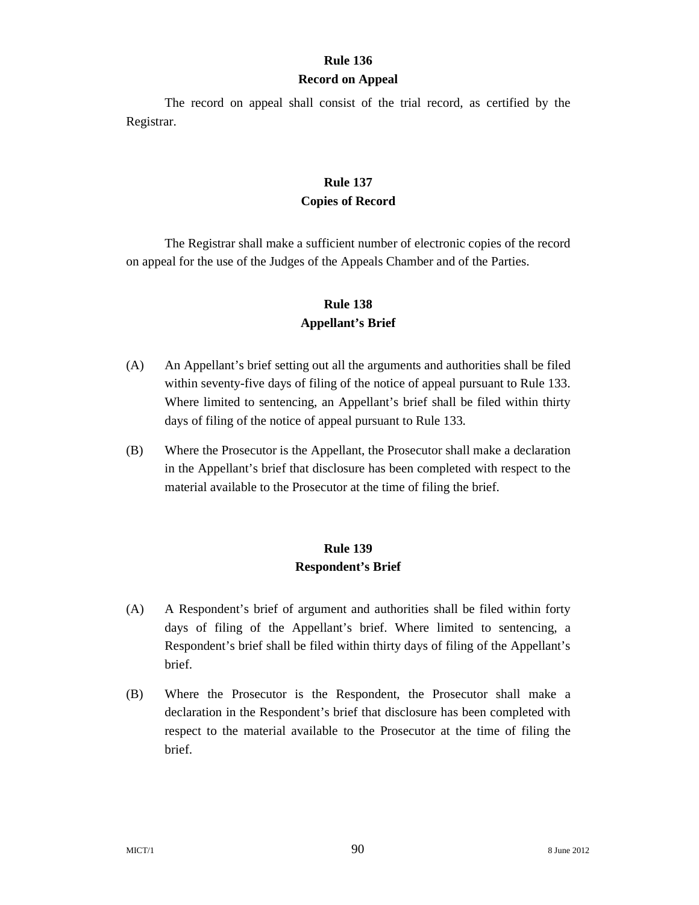## Rule 136
## Record on Appeal

The record on appeal shall consist of the trial record, as certified by the Registrar.

## Rule 137
## Copies of Record

The Registrar shall make a sufficient number of electronic copies of the record on appeal for the use of the Judges of the Appeals Chamber and of the Parties.

## Rule 138
## Appellant's Brief

(A) An Appellant's brief setting out all the arguments and authorities shall be filed within seventy-five days of filing of the notice of appeal pursuant to Rule 133. Where limited to sentencing, an Appellant's brief shall be filed within thirty days of filing of the notice of appeal pursuant to Rule 133.

(B) Where the Prosecutor is the Appellant, the Prosecutor shall make a declaration in the Appellant's brief that disclosure has been completed with respect to the material available to the Prosecutor at the time of filing the brief.

## Rule 139
## Respondent's Brief

(A) A Respondent's brief of argument and authorities shall be filed within forty days of filing of the Appellant's brief. Where limited to sentencing, a Respondent's brief shall be filed within thirty days of filing of the Appellant's brief.

(B) Where the Prosecutor is the Respondent, the Prosecutor shall make a declaration in the Respondent's brief that disclosure has been completed with respect to the material available to the Prosecutor at the time of filing the brief.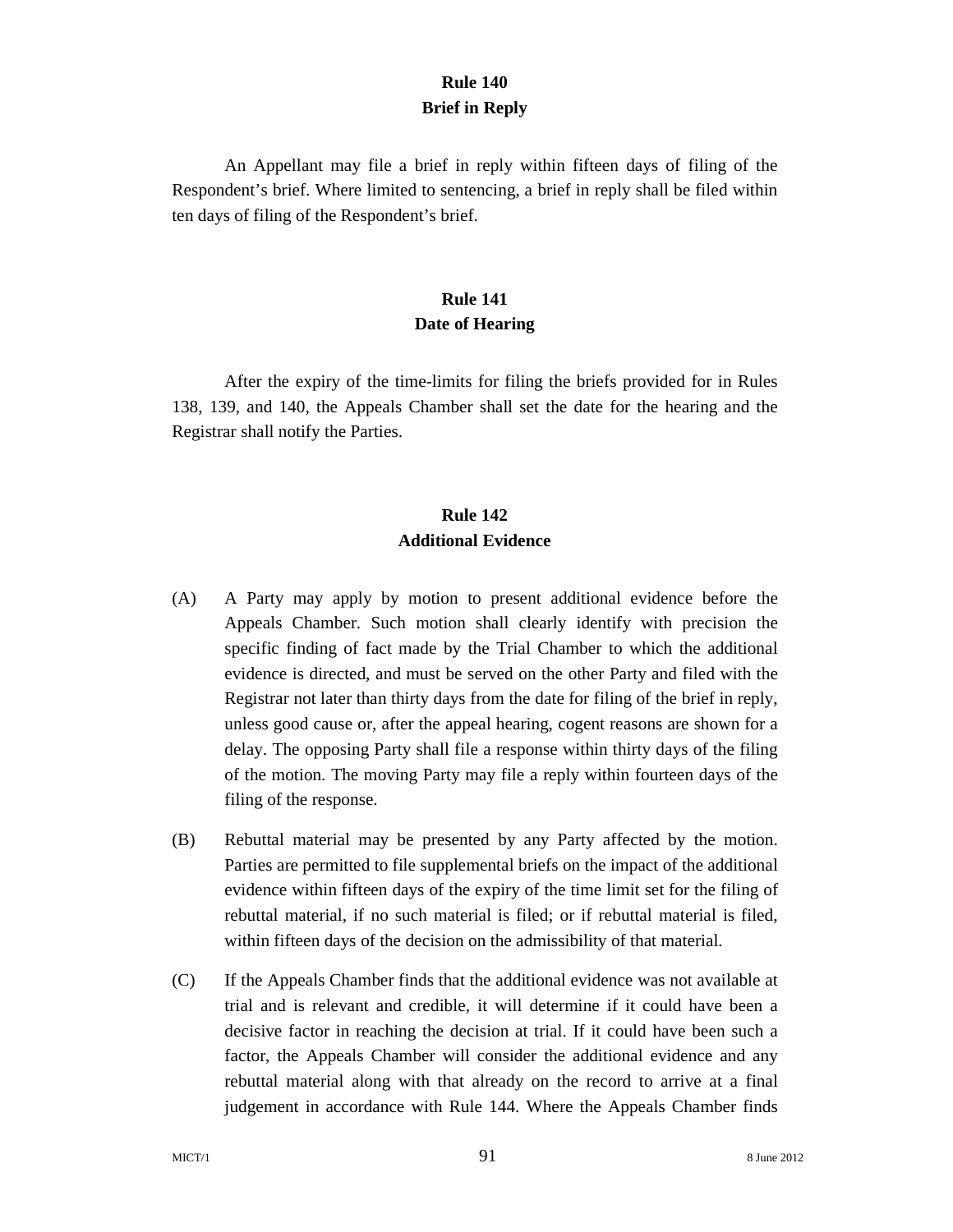## Rule 140
## Brief in Reply

An Appellant may file a brief in reply within fifteen days of filing of the Respondent's brief. Where limited to sentencing, a brief in reply shall be filed within ten days of filing of the Respondent's brief.

## Rule 141
## Date of Hearing

After the expiry of the time-limits for filing the briefs provided for in Rules 138, 139, and 140, the Appeals Chamber shall set the date for the hearing and the Registrar shall notify the Parties.

## Rule 142
## Additional Evidence

(A) A Party may apply by motion to present additional evidence before the Appeals Chamber. Such motion shall clearly identify with precision the specific finding of fact made by the Trial Chamber to which the additional evidence is directed, and must be served on the other Party and filed with the Registrar not later than thirty days from the date for filing of the brief in reply, unless good cause or, after the appeal hearing, cogent reasons are shown for a delay. The opposing Party shall file a response within thirty days of the filing of the motion. The moving Party may file a reply within fourteen days of the filing of the response.

(B) Rebuttal material may be presented by any Party affected by the motion. Parties are permitted to file supplemental briefs on the impact of the additional evidence within fifteen days of the expiry of the time limit set for the filing of rebuttal material, if no such material is filed; or if rebuttal material is filed, within fifteen days of the decision on the admissibility of that material.

(C) If the Appeals Chamber finds that the additional evidence was not available at trial and is relevant and credible, it will determine if it could have been a decisive factor in reaching the decision at trial. If it could have been such a factor, the Appeals Chamber will consider the additional evidence and any rebuttal material along with that already on the record to arrive at a final judgement in accordance with Rule 144. Where the Appeals Chamber finds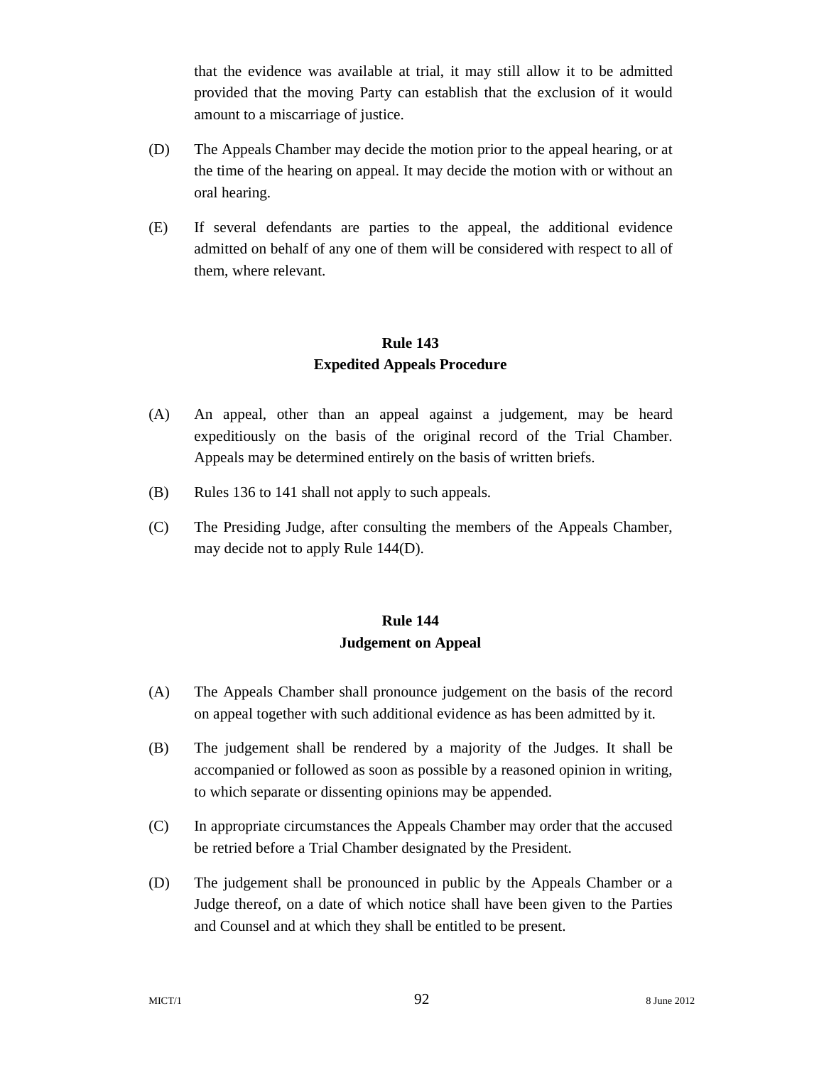that the evidence was available at trial, it may still allow it to be admitted provided that the moving Party can establish that the exclusion of it would amount to a miscarriage of justice.

(D) The Appeals Chamber may decide the motion prior to the appeal hearing, or at the time of the hearing on appeal. It may decide the motion with or without an oral hearing.

(E) If several defendants are parties to the appeal, the additional evidence admitted on behalf of any one of them will be considered with respect to all of them, where relevant.

### Rule 143
### Expedited Appeals Procedure

(A) An appeal, other than an appeal against a judgement, may be heard expeditiously on the basis of the original record of the Trial Chamber. Appeals may be determined entirely on the basis of written briefs.

(B) Rules 136 to 141 shall not apply to such appeals.

(C) The Presiding Judge, after consulting the members of the Appeals Chamber, may decide not to apply Rule 144(D).

### Rule 144
### Judgement on Appeal

(A) The Appeals Chamber shall pronounce judgement on the basis of the record on appeal together with such additional evidence as has been admitted by it.

(B) The judgement shall be rendered by a majority of the Judges. It shall be accompanied or followed as soon as possible by a reasoned opinion in writing, to which separate or dissenting opinions may be appended.

(C) In appropriate circumstances the Appeals Chamber may order that the accused be retried before a Trial Chamber designated by the President.

(D) The judgement shall be pronounced in public by the Appeals Chamber or a Judge thereof, on a date of which notice shall have been given to the Parties and Counsel and at which they shall be entitled to be present.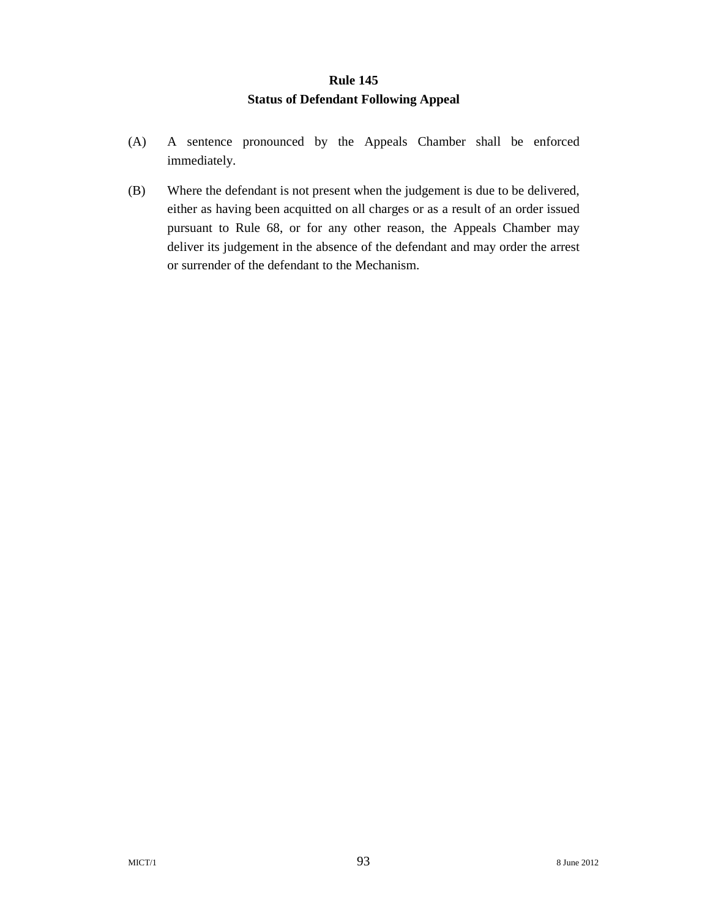**Rule 145**
**Status of Defendant Following Appeal**

(A) A sentence pronounced by the Appeals Chamber shall be enforced immediately.

(B) Where the defendant is not present when the judgement is due to be delivered, either as having been acquitted on all charges or as a result of an order issued pursuant to Rule 68, or for any other reason, the Appeals Chamber may deliver its judgement in the absence of the defendant and may order the arrest or surrender of the defendant to the Mechanism.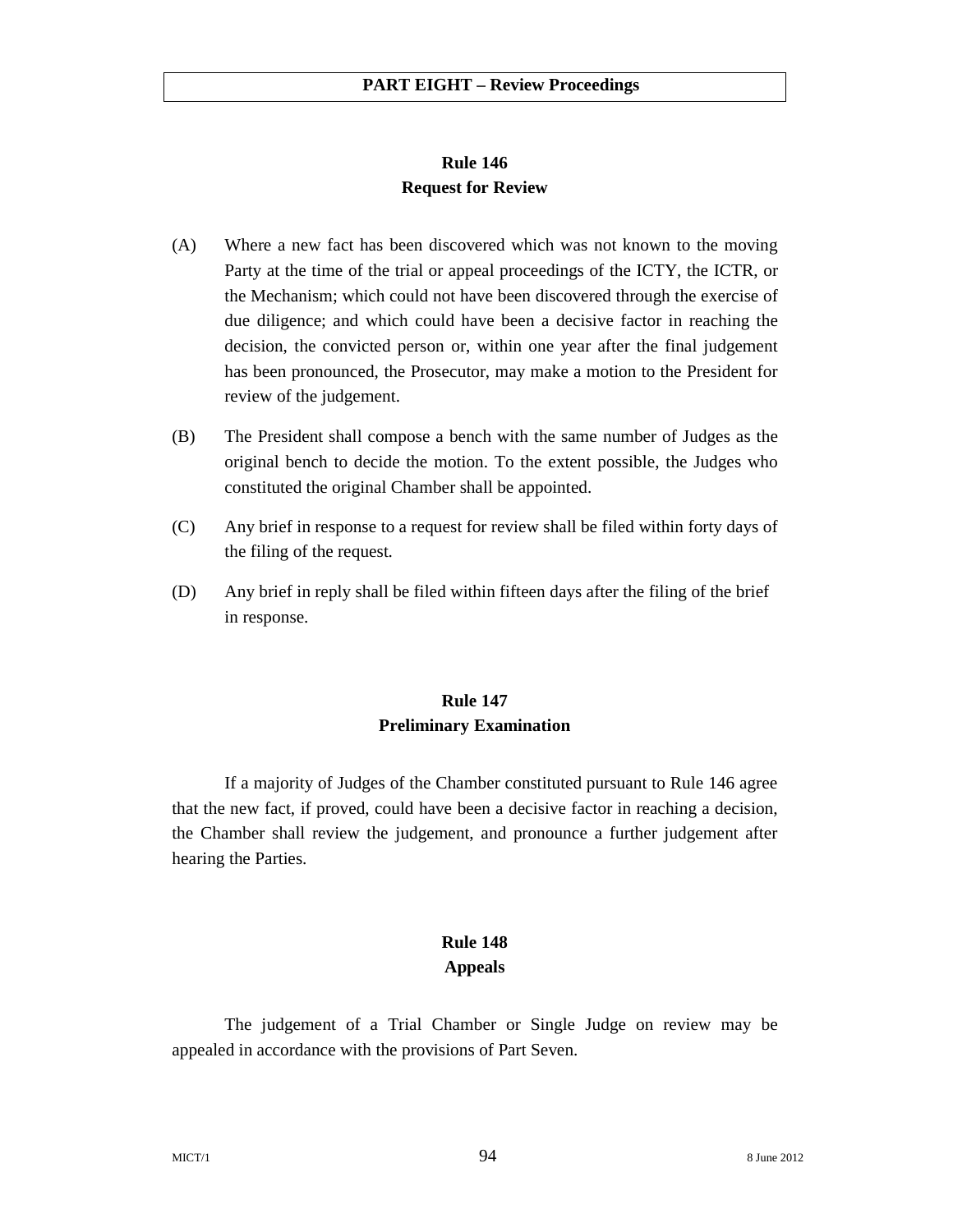# PART EIGHT – Review Proceedings

## Rule 146
## Request for Review

(A) Where a new fact has been discovered which was not known to the moving Party at the time of the trial or appeal proceedings of the ICTY, the ICTR, or the Mechanism; which could not have been discovered through the exercise of due diligence; and which could have been a decisive factor in reaching the decision, the convicted person or, within one year after the final judgement has been pronounced, the Prosecutor, may make a motion to the President for review of the judgement.

(B) The President shall compose a bench with the same number of Judges as the original bench to decide the motion. To the extent possible, the Judges who constituted the original Chamber shall be appointed.

(C) Any brief in response to a request for review shall be filed within forty days of the filing of the request.

(D) Any brief in reply shall be filed within fifteen days after the filing of the brief in response.

## Rule 147
## Preliminary Examination

If a majority of Judges of the Chamber constituted pursuant to Rule 146 agree that the new fact, if proved, could have been a decisive factor in reaching a decision, the Chamber shall review the judgement, and pronounce a further judgement after hearing the Parties.

## Rule 148
## Appeals

The judgement of a Trial Chamber or Single Judge on review may be appealed in accordance with the provisions of Part Seven.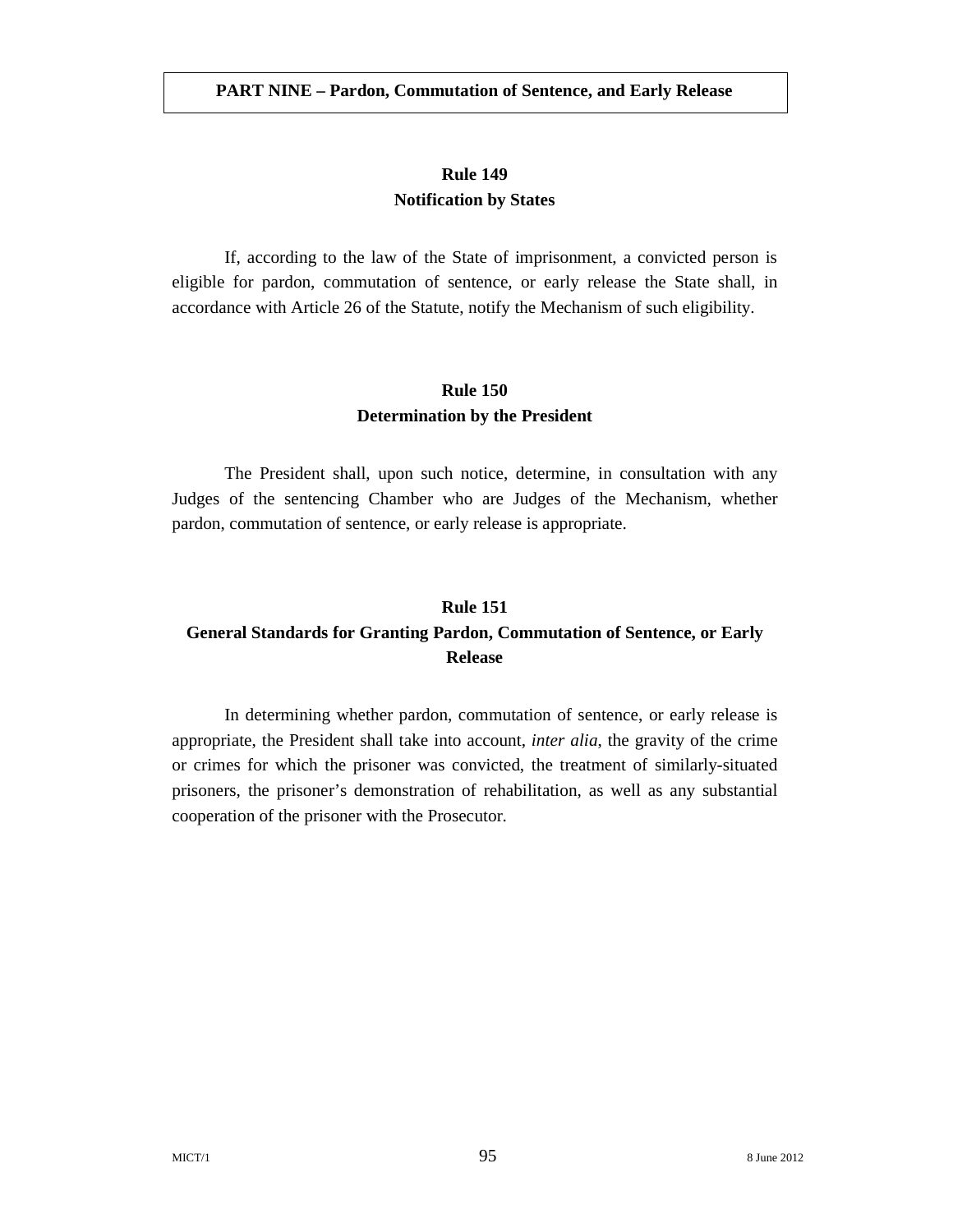## PART NINE – Pardon, Commutation of Sentence, and Early Release

### Rule 149
### Notification by States

If, according to the law of the State of imprisonment, a convicted person is eligible for pardon, commutation of sentence, or early release the State shall, in accordance with Article 26 of the Statute, notify the Mechanism of such eligibility.

### Rule 150
### Determination by the President

The President shall, upon such notice, determine, in consultation with any Judges of the sentencing Chamber who are Judges of the Mechanism, whether pardon, commutation of sentence, or early release is appropriate.

### Rule 151
### General Standards for Granting Pardon, Commutation of Sentence, or Early Release

In determining whether pardon, commutation of sentence, or early release is appropriate, the President shall take into account, *inter alia*, the gravity of the crime or crimes for which the prisoner was convicted, the treatment of similarly-situated prisoners, the prisoner's demonstration of rehabilitation, as well as any substantial cooperation of the prisoner with the Prosecutor.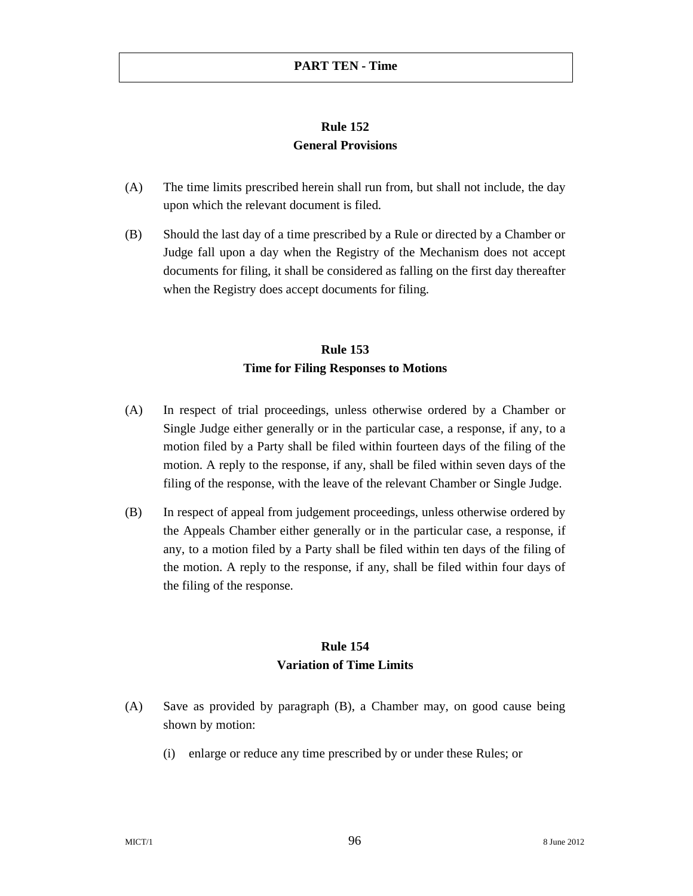## PART TEN - Time

### Rule 152
### General Provisions

(A) The time limits prescribed herein shall run from, but shall not include, the day upon which the relevant document is filed.

(B) Should the last day of a time prescribed by a Rule or directed by a Chamber or Judge fall upon a day when the Registry of the Mechanism does not accept documents for filing, it shall be considered as falling on the first day thereafter when the Registry does accept documents for filing.

### Rule 153
### Time for Filing Responses to Motions

(A) In respect of trial proceedings, unless otherwise ordered by a Chamber or Single Judge either generally or in the particular case, a response, if any, to a motion filed by a Party shall be filed within fourteen days of the filing of the motion. A reply to the response, if any, shall be filed within seven days of the filing of the response, with the leave of the relevant Chamber or Single Judge.

(B) In respect of appeal from judgement proceedings, unless otherwise ordered by the Appeals Chamber either generally or in the particular case, a response, if any, to a motion filed by a Party shall be filed within ten days of the filing of the motion. A reply to the response, if any, shall be filed within four days of the filing of the response.

### Rule 154
### Variation of Time Limits

(A) Save as provided by paragraph (B), a Chamber may, on good cause being shown by motion:

(i) enlarge or reduce any time prescribed by or under these Rules; or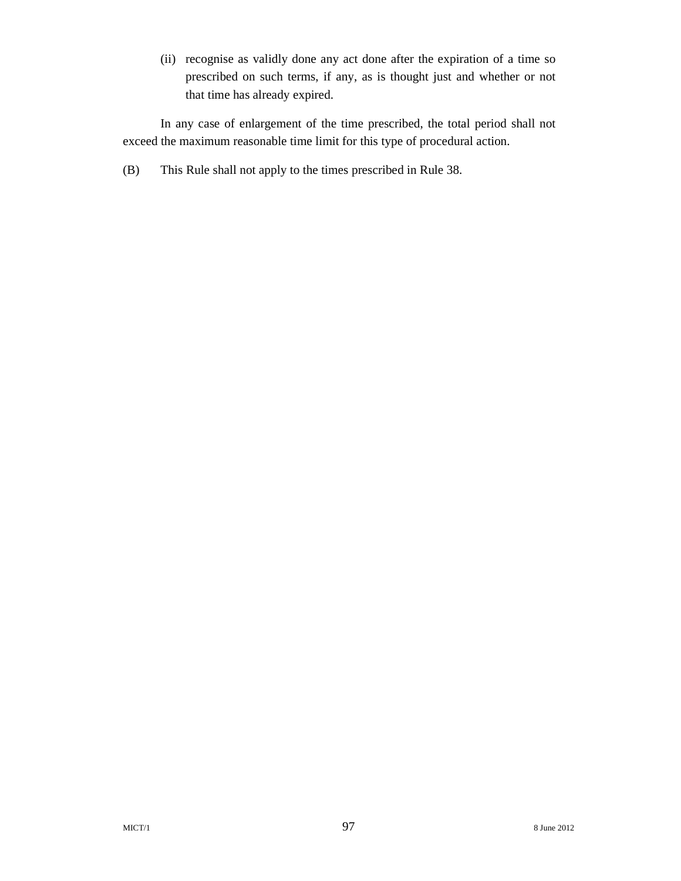(ii) recognise as validly done any act done after the expiration of a time so prescribed on such terms, if any, as is thought just and whether or not that time has already expired.

In any case of enlargement of the time prescribed, the total period shall not exceed the maximum reasonable time limit for this type of procedural action.

(B) This Rule shall not apply to the times prescribed in Rule 38.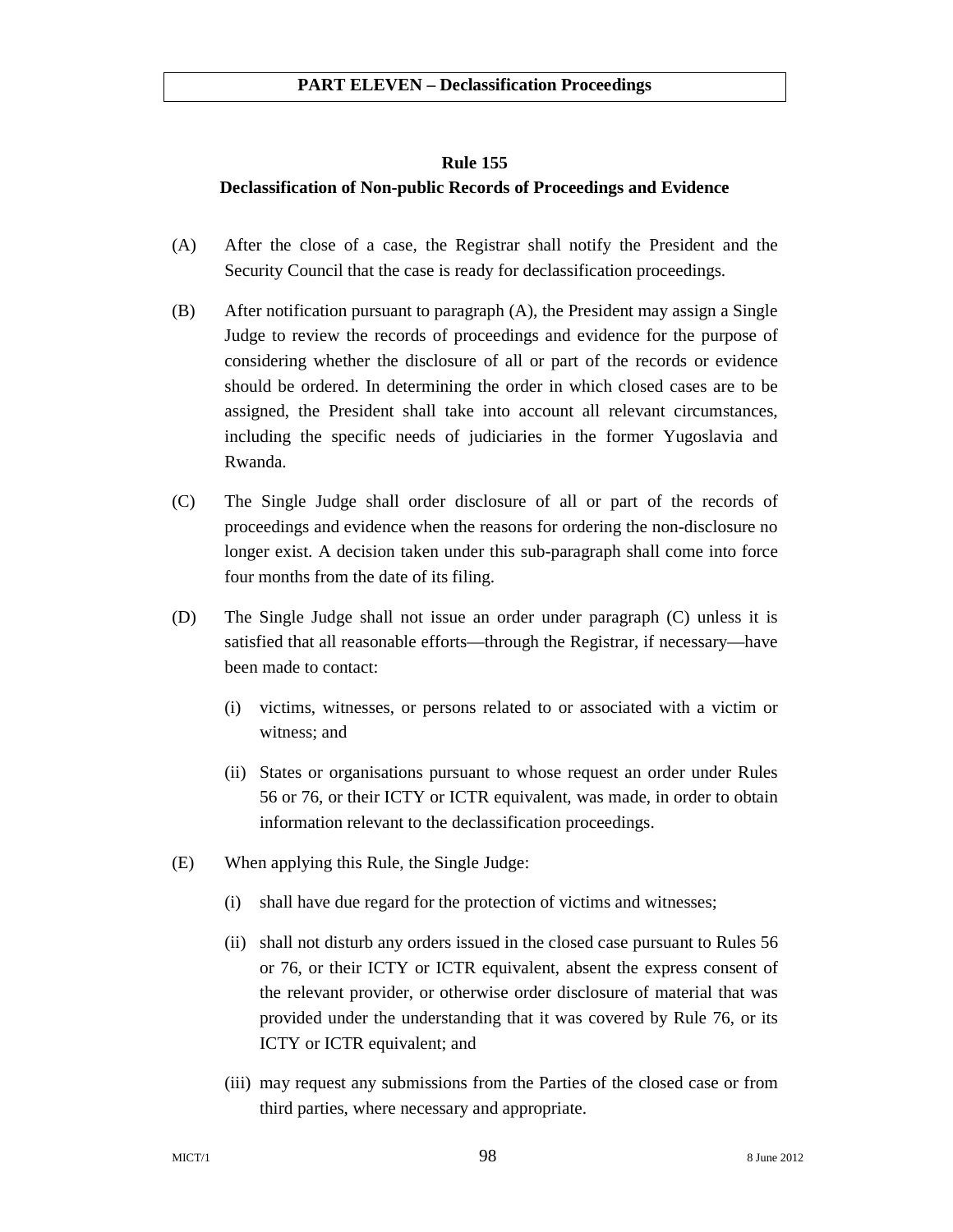## PART ELEVEN – Declassification Proceedings

### Rule 155
### Declassification of Non-public Records of Proceedings and Evidence

(A) After the close of a case, the Registrar shall notify the President and the Security Council that the case is ready for declassification proceedings.

(B) After notification pursuant to paragraph (A), the President may assign a Single Judge to review the records of proceedings and evidence for the purpose of considering whether the disclosure of all or part of the records or evidence should be ordered. In determining the order in which closed cases are to be assigned, the President shall take into account all relevant circumstances, including the specific needs of judiciaries in the former Yugoslavia and Rwanda.

(C) The Single Judge shall order disclosure of all or part of the records of proceedings and evidence when the reasons for ordering the non-disclosure no longer exist. A decision taken under this sub-paragraph shall come into force four months from the date of its filing.

(D) The Single Judge shall not issue an order under paragraph (C) unless it is satisfied that all reasonable efforts—through the Registrar, if necessary—have been made to contact:

(i) victims, witnesses, or persons related to or associated with a victim or witness; and

(ii) States or organisations pursuant to whose request an order under Rules 56 or 76, or their ICTY or ICTR equivalent, was made, in order to obtain information relevant to the declassification proceedings.

(E) When applying this Rule, the Single Judge:

(i) shall have due regard for the protection of victims and witnesses;

(ii) shall not disturb any orders issued in the closed case pursuant to Rules 56 or 76, or their ICTY or ICTR equivalent, absent the express consent of the relevant provider, or otherwise order disclosure of material that was provided under the understanding that it was covered by Rule 76, or its ICTY or ICTR equivalent; and

(iii) may request any submissions from the Parties of the closed case or from third parties, where necessary and appropriate.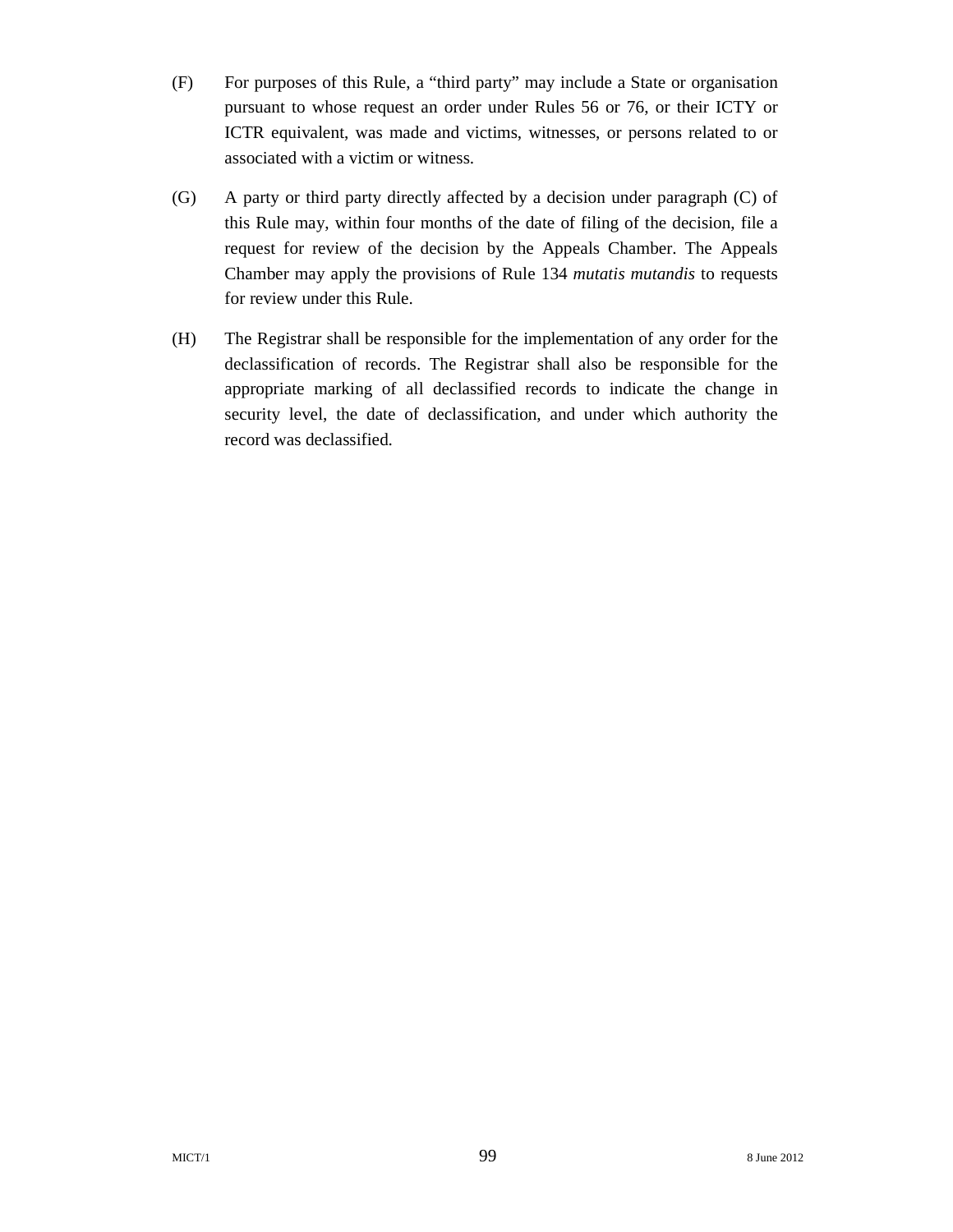(F) For purposes of this Rule, a “third party” may include a State or organisation pursuant to whose request an order under Rules 56 or 76, or their ICTY or ICTR equivalent, was made and victims, witnesses, or persons related to or associated with a victim or witness.

(G) A party or third party directly affected by a decision under paragraph (C) of this Rule may, within four months of the date of filing of the decision, file a request for review of the decision by the Appeals Chamber. The Appeals Chamber may apply the provisions of Rule 134 *mutatis mutandis* to requests for review under this Rule.

(H) The Registrar shall be responsible for the implementation of any order for the declassification of records. The Registrar shall also be responsible for the appropriate marking of all declassified records to indicate the change in security level, the date of declassification, and under which authority the record was declassified.